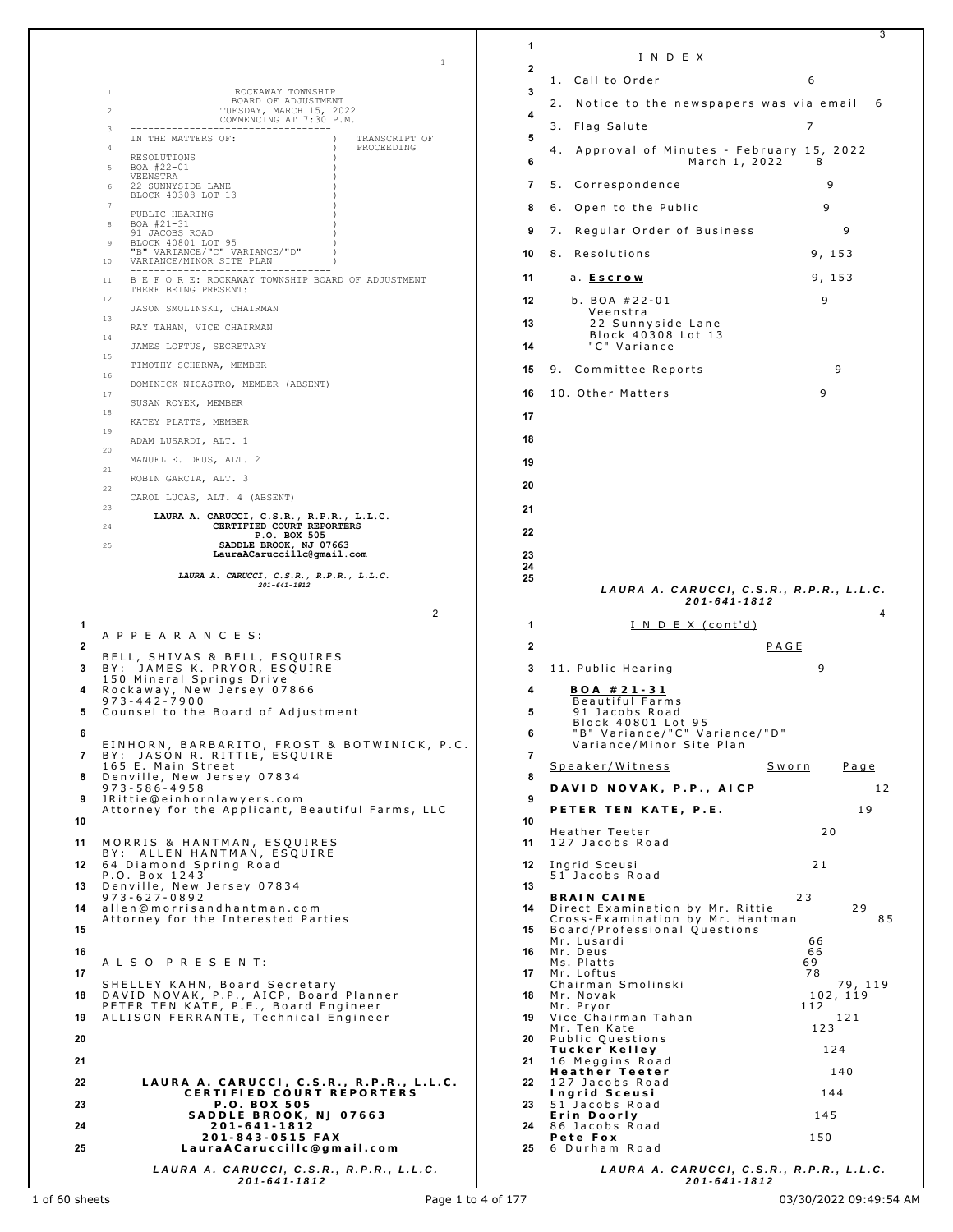ROCKAWAY TOWNSHIP
BOARD OF ADJUSTMENT
TUESDAY, MARCH 15, 2022
COMMENCING AT 7:30 P.M.

IN THE MATTERS OF: ) TRANSCRIPT OF PROCEEDING

RESOLUTIONS
BOA #22-01
VEENSTRA
22 SUNNYSIDE LANE
BLOCK 40308 LOT 13

PUBLIC HEARING
BOA #21-31
91 JACOBS ROAD
BLOCK 40801 LOT 95
"B" VARIANCE/"C" VARIANCE/"D" VARIANCE/MINOR SITE PLAN

B E F O R E: ROCKAWAY TOWNSHIP BOARD OF ADJUSTMENT
THERE BEING PRESENT:

JASON SMOLINSKI, CHAIRMAN
RAY TAHAN, VICE CHAIRMAN
JAMES LOFTUS, SECRETARY
TIMOTHY SCHERWA, MEMBER
DOMINICK NICASTRO, MEMBER (ABSENT)
SUSAN ROYEK, MEMBER
KATEY PLATTS, MEMBER
ADAM LUSARDI, ALT. 1
MANUEL E. DEUS, ALT. 2
ROBIN GARCIA, ALT. 3
CAROL LUCAS, ALT. 4 (ABSENT)

**LAURA A. CARUCCI, C.S.R., R.P.R., L.L.C.**
**CERTIFIED COURT REPORTERS**
**P.O. BOX 505**
**SADDLE BROOK, NJ 07663**
**LauraACaruccillc@gmail.com**

---

A P P E A R A N C E S:

BELL, SHIVAS & BELL, ESQUIRES
BY: JAMES K. PRYOR, ESQUIRE
150 Mineral Springs Drive
Rockaway, New Jersey 07866
973-442-7900
Counsel to the Board of Adjustment

EINHORN, BARBARITO, FROST & BOTWINICK, P.C.
BY: JASON R. RITTIE, ESQUIRE
165 E. Main Street
Denville, New Jersey 07834
973-586-4958
JRittie@einhornlawyers.com
Attorney for the Applicant, Beautiful Farms, LLC

MORRIS & HANTMAN, ESQUIRES
BY: ALLEN HANTMAN, ESQUIRE
64 Diamond Spring Road
P.O. Box 1243
Denville, New Jersey 07834
973-627-0892
allen@morrisandhantman.com
Attorney for the Interested Parties

A L S O P R E S E N T:

SHELLEY KAHN, Board Secretary
DAVID NOVAK, P.P., AICP, Board Planner
PETER TEN KATE, P.E., Board Engineer
ALLISON FERRANTE, Technical Engineer

**LAURA A. CARUCCI, C.S.R., R.P.R., L.L.C.**
**CERTIFIED COURT REPORTERS**
**P.O. BOX 505**
**SADDLE BROOK, NJ 07663**
**201-641-1812**
**201-843-0515 FAX**
**LauraACaruccillc@gmail.com**

---

I N D E X

| Item | Page |
|---|---|
| 1. Call to Order | 6 |
| 2. Notice to the newspapers was via email | 6 |
| 3. Flag Salute | 7 |
| 4. Approval of Minutes - February 15, 2022 / March 1, 2022 | 8 |
| 5. Correspondence | 9 |
| 6. Open to the Public | 9 |
| 7. Regular Order of Business | 9 |
| 8. Resolutions | 9, 153 |
| a. **Escrow** | 9, 153 |
| b. BOA #22-01 Veenstra 22 Sunnyside Lane Block 40308 Lot 13 "C" Variance | 9 |
| 9. Committee Reports | 9 |
| 10. Other Matters | 9 |

---

I N D E X (cont'd)

| | PAGE |
|---|---|
| 11. Public Hearing | 9 |

**BOA #21-31**
Beautiful Farms
91 Jacobs Road
Block 40801 Lot 95
"B" Variance/"C" Variance/"D" Variance/Minor Site Plan

| Speaker/Witness | Sworn | Page |
|---|---|---|
| **DAVID NOVAK, P.P., AICP** | | 12 |
| **PETER TEN KATE, P.E.** | | 19 |
| Heather Teeter 127 Jacobs Road | | 20 |
| Ingrid Sceusi 51 Jacobs Road | | 21 |
| **BRAIN CAINE** | 23 | |
| Direct Examination by Mr. Rittie | | 29 |
| Cross-Examination by Mr. Hantman | | 85 |
| Board/Professional Questions | | |
| Mr. Lusardi | | 66 |
| Mr. Deus | | 66 |
| Ms. Platts | | 69 |
| Mr. Loftus | | 78 |
| Chairman Smolinski | | 79, 119 |
| Mr. Novak | | 102, 119 |
| Mr. Pryor | | 112 |
| Vice Chairman Tahan | | 121 |
| Mr. Ten Kate | | 123 |
| Public Questions | | |
| **Tucker Kelley** 16 Meggins Road | | 124 |
| **Heather Teeter** 127 Jacobs Road | | 140 |
| **Ingrid Sceusi** 51 Jacobs Road | | 144 |
| **Erin Doorly** 86 Jacobs Road | | 145 |
| **Pete Fox** 6 Durham Road | | 150 |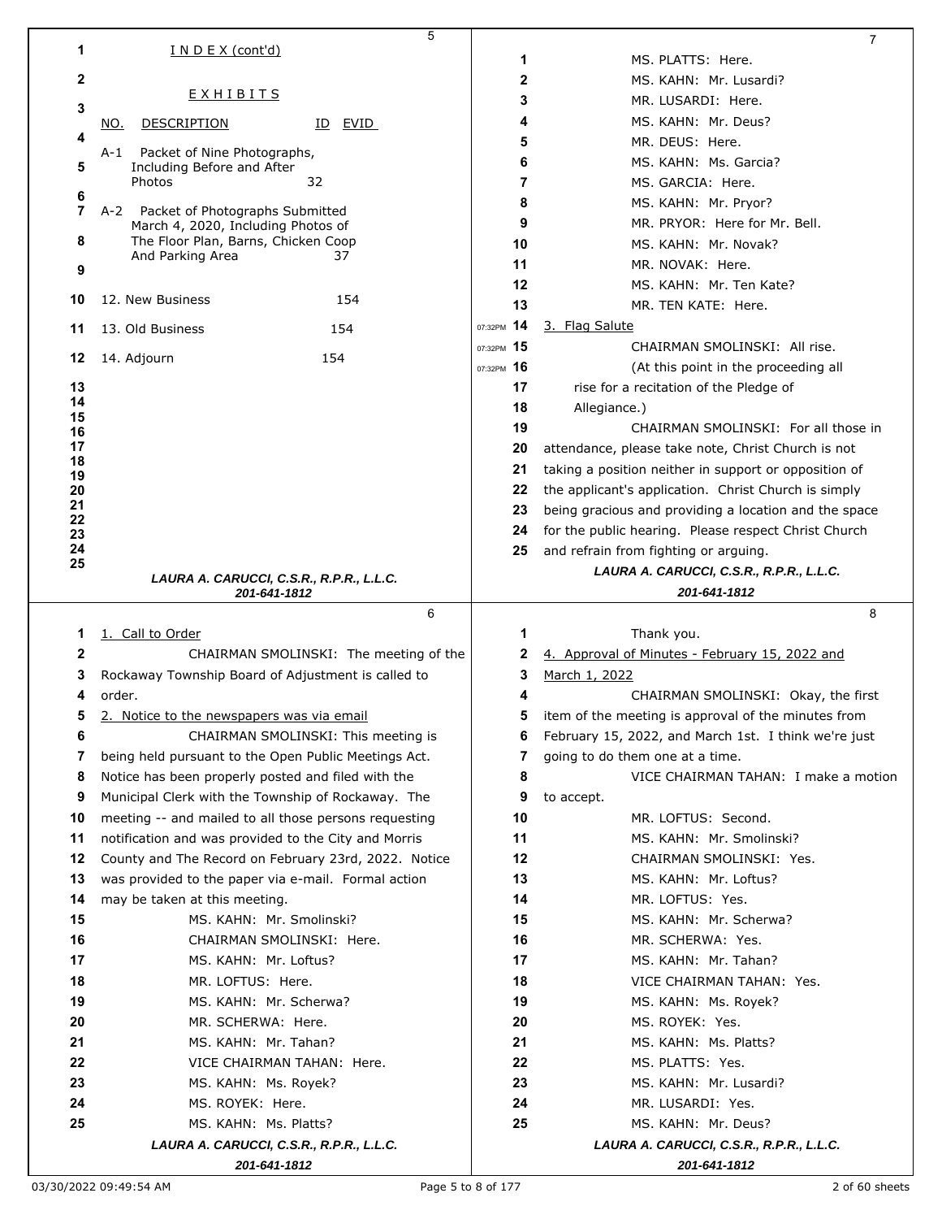I N D E X (cont'd)

E X H I B I T S

| NO. | DESCRIPTION | ID | EVID |
|---|---|---|---|
| A-1 | Packet of Nine Photographs, Including Before and After Photos | 32 | |
| A-2 | Packet of Photographs Submitted March 4, 2020, Including Photos of The Floor Plan, Barns, Chicken Coop And Parking Area | 37 | |

12. New Business 154

13. Old Business 154

14. Adjourn 154

1. Call to Order

CHAIRMAN SMOLINSKI: The meeting of the Rockaway Township Board of Adjustment is called to order.

2. Notice to the newspapers was via email

CHAIRMAN SMOLINSKI: This meeting is being held pursuant to the Open Public Meetings Act. Notice has been properly posted and filed with the Municipal Clerk with the Township of Rockaway. The meeting -- and mailed to all those persons requesting notification and was provided to the City and Morris County and The Record on February 23rd, 2022. Notice was provided to the paper via e-mail. Formal action may be taken at this meeting.

MS. KAHN: Mr. Smolinski?

CHAIRMAN SMOLINSKI: Here.

MS. KAHN: Mr. Loftus?

MR. LOFTUS: Here.

MS. KAHN: Mr. Scherwa?

MR. SCHERWA: Here.

MS. KAHN: Mr. Tahan?

VICE CHAIRMAN TAHAN: Here.

MS. KAHN: Ms. Royek?

MS. ROYEK: Here.

MS. KAHN: Ms. Platts?

MS. PLATTS: Here.

MS. KAHN: Mr. Lusardi?

MR. LUSARDI: Here.

MS. KAHN: Mr. Deus?

MR. DEUS: Here.

MS. KAHN: Ms. Garcia?

MS. GARCIA: Here.

MS. KAHN: Mr. Pryor?

MR. PRYOR: Here for Mr. Bell.

MS. KAHN: Mr. Novak?

MR. NOVAK: Here.

MS. KAHN: Mr. Ten Kate?

MR. TEN KATE: Here.

3. Flag Salute

CHAIRMAN SMOLINSKI: All rise.

(At this point in the proceeding all rise for a recitation of the Pledge of Allegiance.)

CHAIRMAN SMOLINSKI: For all those in attendance, please take note, Christ Church is not taking a position neither in support or opposition of the applicant's application. Christ Church is simply being gracious and providing a location and the space for the public hearing. Please respect Christ Church and refrain from fighting or arguing.

Thank you.

4. Approval of Minutes - February 15, 2022 and March 1, 2022

CHAIRMAN SMOLINSKI: Okay, the first item of the meeting is approval of the minutes from February 15, 2022, and March 1st. I think we're just going to do them one at a time.

VICE CHAIRMAN TAHAN: I make a motion to accept.

MR. LOFTUS: Second.

MS. KAHN: Mr. Smolinski?

CHAIRMAN SMOLINSKI: Yes.

MS. KAHN: Mr. Loftus?

MR. LOFTUS: Yes.

MS. KAHN: Mr. Scherwa?

MR. SCHERWA: Yes.

MS. KAHN: Mr. Tahan?

VICE CHAIRMAN TAHAN: Yes.

MS. KAHN: Ms. Royek?

MS. ROYEK: Yes.

MS. KAHN: Ms. Platts?

MS. PLATTS: Yes.

MS. KAHN: Mr. Lusardi?

MR. LUSARDI: Yes.

MS. KAHN: Mr. Deus?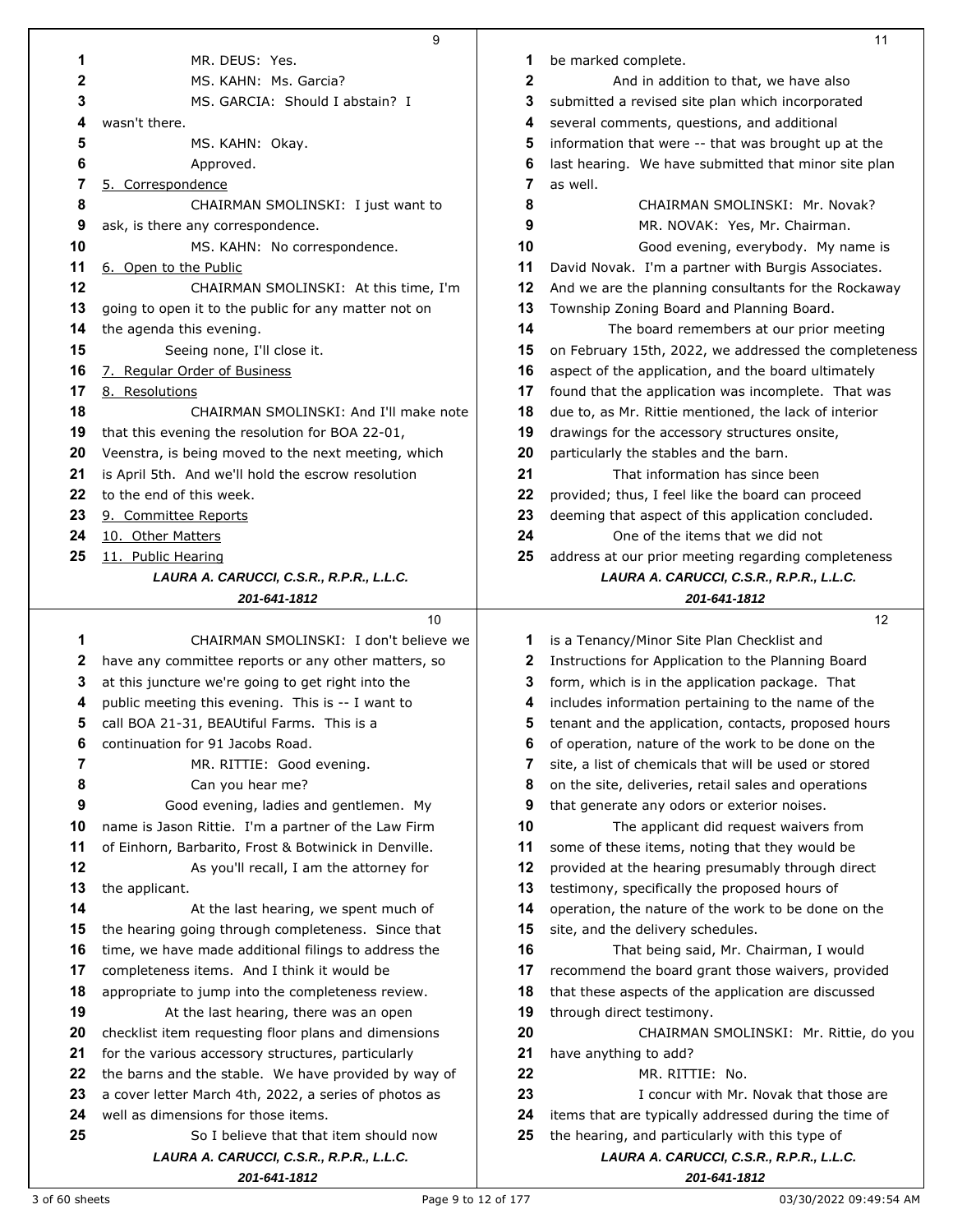MR. DEUS: Yes.

MS. KAHN: Ms. Garcia?

MS. GARCIA: Should I abstain? I wasn't there.

MS. KAHN: Okay.

Approved.

5. Correspondence

CHAIRMAN SMOLINSKI: I just want to ask, is there any correspondence.

MS. KAHN: No correspondence.

6. Open to the Public

CHAIRMAN SMOLINSKI: At this time, I'm going to open it to the public for any matter not on the agenda this evening.

Seeing none, I'll close it.

7. Regular Order of Business

8. Resolutions

CHAIRMAN SMOLINSKI: And I'll make note that this evening the resolution for BOA 22-01, Veenstra, is being moved to the next meeting, which is April 5th. And we'll hold the escrow resolution to the end of this week.

9. Committee Reports

10. Other Matters

11. Public Hearing

CHAIRMAN SMOLINSKI: I don't believe we have any committee reports or any other matters, so at this juncture we're going to get right into the public meeting this evening. This is -- I want to call BOA 21-31, BEAUtiful Farms. This is a continuation for 91 Jacobs Road.

MR. RITTIE: Good evening.

Can you hear me?

Good evening, ladies and gentlemen. My name is Jason Rittie. I'm a partner of the Law Firm of Einhorn, Barbarito, Frost & Botwinick in Denville.

As you'll recall, I am the attorney for the applicant.

At the last hearing, we spent much of the hearing going through completeness. Since that time, we have made additional filings to address the completeness items. And I think it would be appropriate to jump into the completeness review.

At the last hearing, there was an open checklist item requesting floor plans and dimensions for the various accessory structures, particularly the barns and the stable. We have provided by way of a cover letter March 4th, 2022, a series of photos as well as dimensions for those items.

So I believe that that item should now be marked complete.

And in addition to that, we have also submitted a revised site plan which incorporated several comments, questions, and additional information that were -- that was brought up at the last hearing. We have submitted minor site plan as well.

CHAIRMAN SMOLINSKI: Mr. Novak?

MR. NOVAK: Yes, Mr. Chairman.

Good evening, everybody. My name is David Novak. I'm a partner with Burgis Associates. And we are the planning consultants for the Rockaway Township Zoning Board and Planning Board.

The board remembers at our prior meeting on February 15th, 2022, we addressed the completeness aspect of the application, and the board ultimately found that the application was incomplete. That was due to, as Mr. Rittie mentioned, the lack of interior drawings for the accessory structures onsite, particularly the stables and the barn.

That information has since been provided; thus, I feel like the board can proceed deeming that aspect of this application concluded.

One of the items that we did not address at our prior meeting regarding completeness is a Tenancy/Minor Site Plan Checklist and Instructions for Application to the Planning Board form, which is in the application package. That includes information pertaining to the name of the tenant and the application, contacts, proposed hours of operation, nature of the work to be done on the site, a list of chemicals that will be used or stored on the site, deliveries, retail sales and operations that generate any odors or exterior noises.

The applicant did request waivers from some of these items, noting that they would be provided at the hearing presumably through direct testimony, specifically the proposed hours of operation, the nature of the work to be done on the site, and the delivery schedules.

That being said, Mr. Chairman, I would recommend the board grant those waivers, provided that these aspects of the application are discussed through direct testimony.

CHAIRMAN SMOLINSKI: Mr. Rittie, do you have anything to add?

MR. RITTIE: No.

I concur with Mr. Novak that those are items that are typically addressed during the time of the hearing, and particularly with this type of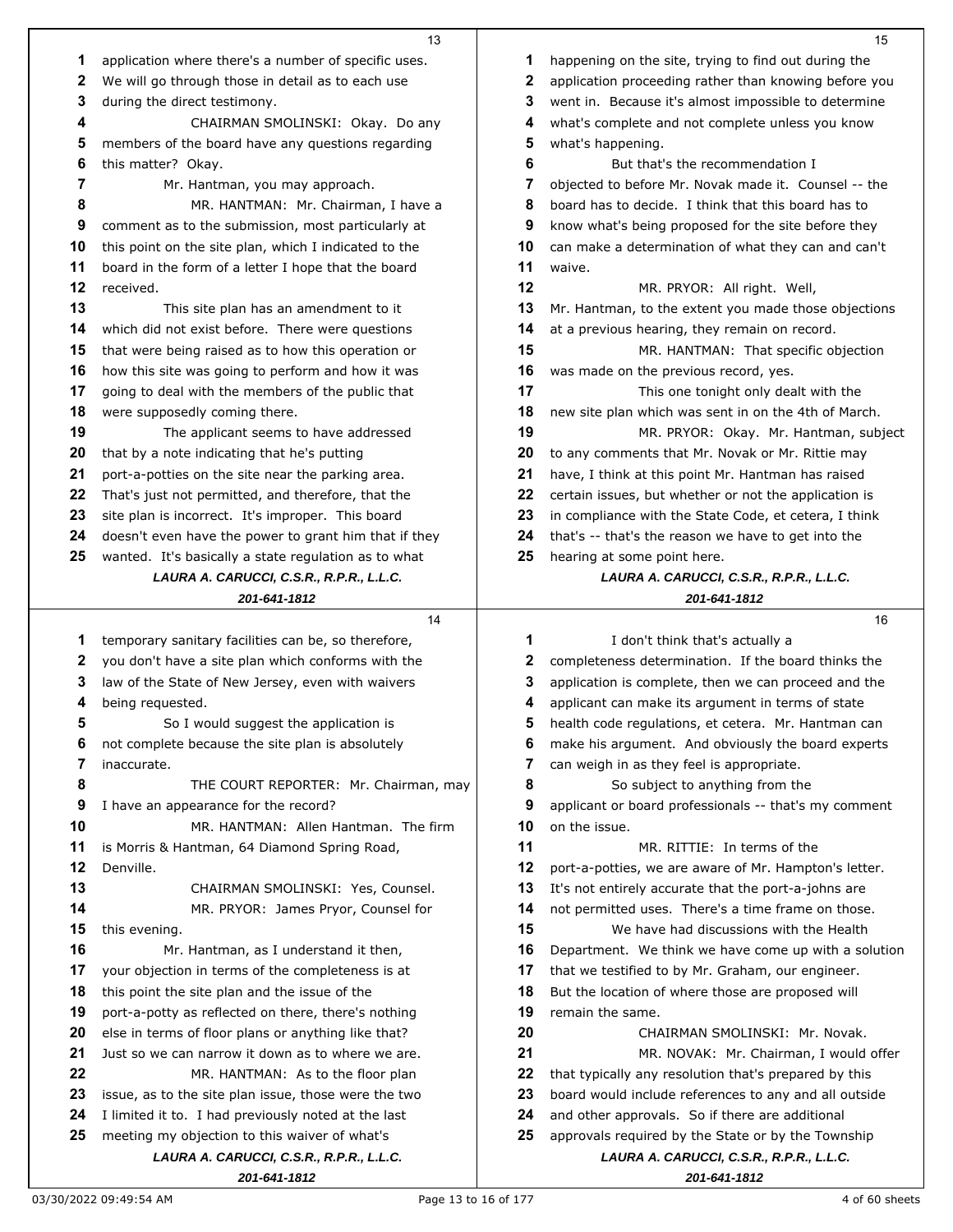application where there's a number of specific uses. We will go through those in detail as to each use during the direct testimony.

CHAIRMAN SMOLINSKI: Okay. Do any members of the board have any questions regarding this matter? Okay.

Mr. Hantman, you may approach.

MR. HANTMAN: Mr. Chairman, I have a comment as to the submission, most particularly at this point on the site plan, which I indicated to the board in the form of a letter I hope that the board received.

This site plan has an amendment to it which did not exist before. There were questions that were being raised as to how this operation or how this site was going to perform and how it was going to deal with the members of the public that were supposedly coming there.

The applicant seems to have addressed that by a note indicating that he's putting port-a-potties on the site near the parking area. That's just not permitted, and therefore, that the site plan is incorrect. It's improper. This board doesn't even have the power to grant him that if they wanted. It's basically a state regulation as to what temporary sanitary facilities can be, so therefore, you don't have a site plan which conforms with the law of the State of New Jersey, even with waivers being requested.

So I would suggest the application is not complete because the site plan is absolutely inaccurate.

THE COURT REPORTER: Mr. Chairman, may I have an appearance for the record?

MR. HANTMAN: Allen Hantman. The firm is Morris & Hantman, 64 Diamond Spring Road, Denville.

CHAIRMAN SMOLINSKI: Yes, Counsel.

MR. PRYOR: James Pryor, Counsel for this evening.

Mr. Hantman, as I understand it then, your objection in terms of the completeness is at this point the site plan and the issue of the port-a-potty as reflected on there, there's nothing else in terms of floor plans or anything like that? Just so we can narrow it down as to where we are.

MR. HANTMAN: As to the floor plan issue, as to the site plan issue, those were the two I limited it to. I had previously noted at the last meeting my objection to this waiver of what's happening on the site, trying to find out during the application proceeding rather than knowing before you went in. Because it's almost impossible to determine what's complete and not complete unless you know what's happening.

But that's the recommendation I objected to before Mr. Novak made it. Counsel -- the board has to decide. I think that this board has to know what's being proposed for the site before they can make a determination of what they can and can't waive.

MR. PRYOR: All right. Well, Mr. Hantman, to the extent you made those objections at a previous hearing, they remain on record.

MR. HANTMAN: That specific objection was made on the previous record, yes.

This one tonight only dealt with the new site plan which was sent in on the 4th of March.

MR. PRYOR: Okay. Mr. Hantman, subject to any comments that Mr. Novak or Mr. Rittie may have, I think at this point Mr. Hantman has raised certain issues, but whether or not the application is in compliance with the State Code, et cetera, I think that's -- that's the reason we have to get into the hearing at some point here.

I don't think that's actually a completeness determination. If the board thinks the application is complete, then we can proceed and the applicant can make its argument in terms of state health code regulations, et cetera. Mr. Hantman can make his argument. And obviously the board experts can weigh in as they feel is appropriate.

So subject to anything from the applicant or board professionals -- that's my comment on the issue.

MR. RITTIE: In terms of the port-a-potties, we are aware of Mr. Hampton's letter. It's not entirely accurate that the port-a-johns are not permitted uses. There's a time frame on those.

We have had discussions with the Health Department. We think we have come up with a solution that we testified to by Mr. Graham, our engineer. But the location of where those are proposed will remain the same.

CHAIRMAN SMOLINSKI: Mr. Novak.

MR. NOVAK: Mr. Chairman, I would offer that typically any resolution that's prepared by this board would include references to any and all outside and other approvals. So if there are additional approvals required by the State or by the Township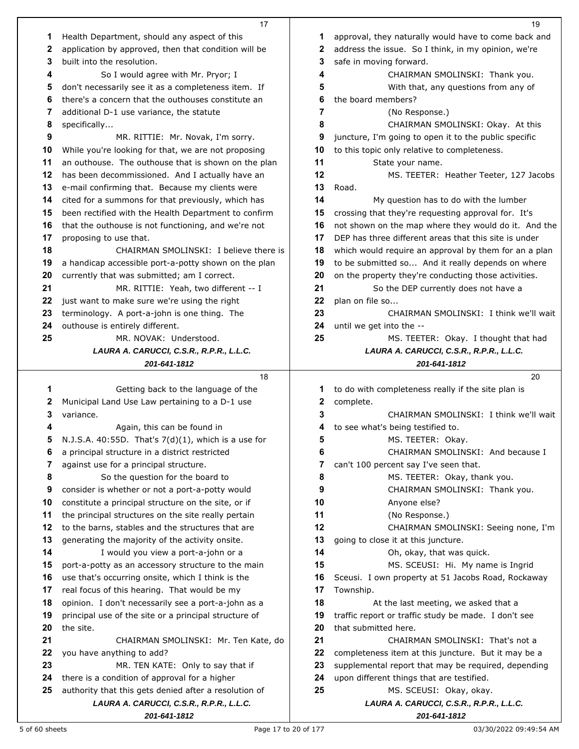Health Department, should any aspect of this application by approved, then that condition will be built into the resolution.

So I would agree with Mr. Pryor; I don't necessarily see it as a completeness item. If there's a concern that the outhouses constitute an additional D-1 use variance, the statute specifically...

MR. RITTIE: Mr. Novak, I'm sorry. While you're looking for that, we are not proposing an outhouse. The outhouse that is shown on the plan has been decommissioned. And I actually have an e-mail confirming that. Because my clients were cited for a summons for that previously, which has been rectified with the Health Department to confirm that the outhouse is not functioning, and we're not proposing to use that.

CHAIRMAN SMOLINSKI: I believe there is a handicap accessible port-a-potty shown on the plan currently that was submitted; am I correct.

MR. RITTIE: Yeah, two different -- I just want to make sure we're using the right terminology. A port-a-john is one thing. The outhouse is entirely different.

MR. NOVAK: Understood.

Getting back to the language of the Municipal Land Use Law pertaining to a D-1 use variance.

Again, this can be found in N.J.S.A. 40:55D. That's 7(d)(1), which is a use for a principal structure in a district restricted against use for a principal structure.

So the question for the board to consider is whether or not a port-a-potty would constitute a principal structure on the site, or if the principal structures on the site really pertain to the barns, stables and the structures that are generating the majority of the activity onsite.

I would you view a port-a-john or a port-a-potty as an accessory structure to the main use that's occurring onsite, which I think is the real focus of this hearing. That would be my opinion. I don't necessarily see a port-a-john as a principal use of the site or a principal structure of the site.

CHAIRMAN SMOLINSKI: Mr. Ten Kate, do you have anything to add?

MR. TEN KATE: Only to say that if there is a condition of approval for a higher authority that this gets denied after a resolution of approval, they naturally would have to come back and address the issue. So I think, in my opinion, we're safe in moving forward.

CHAIRMAN SMOLINSKI: Thank you.

With that, any questions from any of the board members?

(No Response.)

CHAIRMAN SMOLINSKI: Okay. At this juncture, I'm going to open it to the public specific to this topic only relative to completeness.

State your name.

MS. TEETER: Heather Teeter, 127 Jacobs Road.

My question has to do with the lumber crossing that they're requesting approval for. It's not shown on the map where they would do it. And the DEP has three different areas that this site is under which would require an approval by them for an a plan to be submitted so... And it really depends on where on the property they're conducting those activities.

So the DEP currently does not have a plan on file so...

CHAIRMAN SMOLINSKI: I think we'll wait until we get into the --

MS. TEETER: Okay. I thought that had to do with completeness really if the site plan is complete.

CHAIRMAN SMOLINSKI: I think we'll wait to see what's being testified to.

MS. TEETER: Okay.

CHAIRMAN SMOLINSKI: And because I can't 100 percent say I've seen that.

MS. TEETER: Okay, thank you.

CHAIRMAN SMOLINSKI: Thank you.

Anyone else?

(No Response.)

CHAIRMAN SMOLINSKI: Seeing none, I'm going to close it at this juncture.

Oh, okay, that was quick.

MS. SCEUSI: Hi. My name is Ingrid Sceusi. I own property at 51 Jacobs Road, Rockaway Township.

At the last meeting, we asked that a traffic report or traffic study be made. I don't see that submitted here.

CHAIRMAN SMOLINSKI: That's not a completeness item at this juncture. But it may be a supplemental report that may be required, depending upon different things that are testified.

MS. SCEUSI: Okay, okay.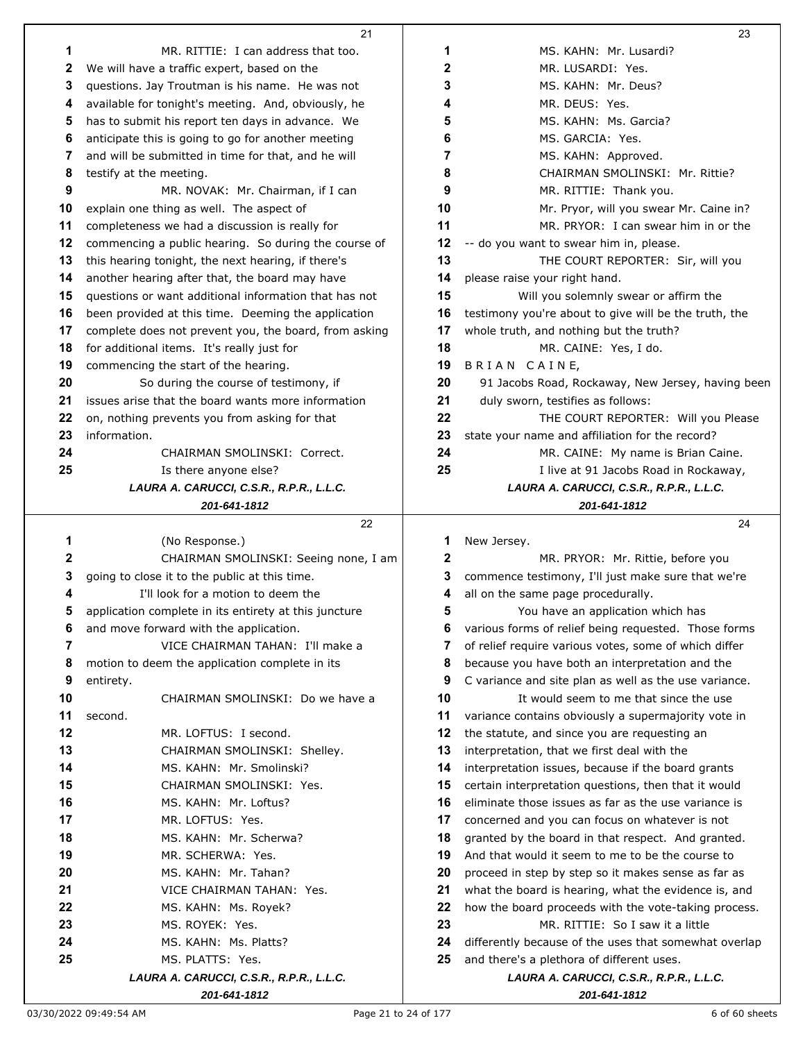MR. RITTIE: I can address that too. We will have a traffic expert, based on the questions. Jay Troutman is his name. He was not available for tonight's meeting. And, obviously, he has to submit his report ten days in advance. We anticipate this is going to go for another meeting and will be submitted in time for that, and he will testify at the meeting.

MR. NOVAK: Mr. Chairman, if I can explain one thing as well. The aspect of completeness we had a discussion is really for commencing a public hearing. So during the course of this hearing tonight, the next hearing, if there's another hearing after that, the board may have questions or want additional information that has not been provided at this time. Deeming the application complete does not prevent you, the board, from asking for additional items. It's really just for commencing the start of the hearing.

So during the course of testimony, if issues arise that the board wants more information on, nothing prevents you from asking for that information.

CHAIRMAN SMOLINSKI: Correct.

Is there anyone else?

(No Response.)

CHAIRMAN SMOLINSKI: Seeing none, I am going to close it to the public at this time.

I'll look for a motion to deem the application complete in its entirety at this juncture and move forward with the application.

VICE CHAIRMAN TAHAN: I'll make a motion to deem the application complete in its entirety.

CHAIRMAN SMOLINSKI: Do we have a second.

MR. LOFTUS: I second.

CHAIRMAN SMOLINSKI: Shelley.

MS. KAHN: Mr. Smolinski?

CHAIRMAN SMOLINSKI: Yes.

MS. KAHN: Mr. Loftus?

MR. LOFTUS: Yes.

MS. KAHN: Mr. Scherwa?

MR. SCHERWA: Yes.

MS. KAHN: Mr. Tahan?

VICE CHAIRMAN TAHAN: Yes.

MS. KAHN: Ms. Royek?

MS. ROYEK: Yes.

MS. KAHN: Ms. Platts?

MS. PLATTS: Yes.

MS. KAHN: Mr. Lusardi?

MR. LUSARDI: Yes.

MS. KAHN: Mr. Deus?

MR. DEUS: Yes.

MS. KAHN: Ms. Garcia?

MS. GARCIA: Yes.

MS. KAHN: Approved.

CHAIRMAN SMOLINSKI: Mr. Rittie?

MR. RITTIE: Thank you.

Mr. Pryor, will you swear Mr. Caine in?

MR. PRYOR: I can swear him in or the -- do you want to swear him in, please.

THE COURT REPORTER: Sir, will you please raise your right hand.

Will you solemnly swear or affirm the testimony you're about to give will be the truth, the whole truth, and nothing but the truth?

MR. CAINE: Yes, I do.

B R I A N  C A I N E,

91 Jacobs Road, Rockaway, New Jersey, having been duly sworn, testifies as follows:

THE COURT REPORTER: Will you Please state your name and affiliation for the record?

MR. CAINE: My name is Brian Caine.

I live at 91 Jacobs Road in Rockaway, New Jersey.

MR. PRYOR: Mr. Rittie, before you commence testimony, I'll just make sure that we're all on the same page procedurally.

You have an application which has various forms of relief being requested. Those forms of relief require various votes, some of which differ because you have both an interpretation and the C variance and site plan as well as the use variance.

It would seem to me that since the use variance contains obviously a supermajority vote in the statute, and since you are requesting an interpretation, that we first deal with the interpretation issues, because if the board grants certain interpretation questions, then that it would eliminate those issues as far as the use variance is concerned and you can focus on whatever is not granted by the board in that respect. And granted. And that would it seem to me to be the course to proceed in step by step so it makes sense as far as what the board is hearing, what the evidence is, and how the board proceeds with the vote-taking process.

MR. RITTIE: So I saw it a little differently because of the uses that somewhat overlap and there's a plethora of different uses.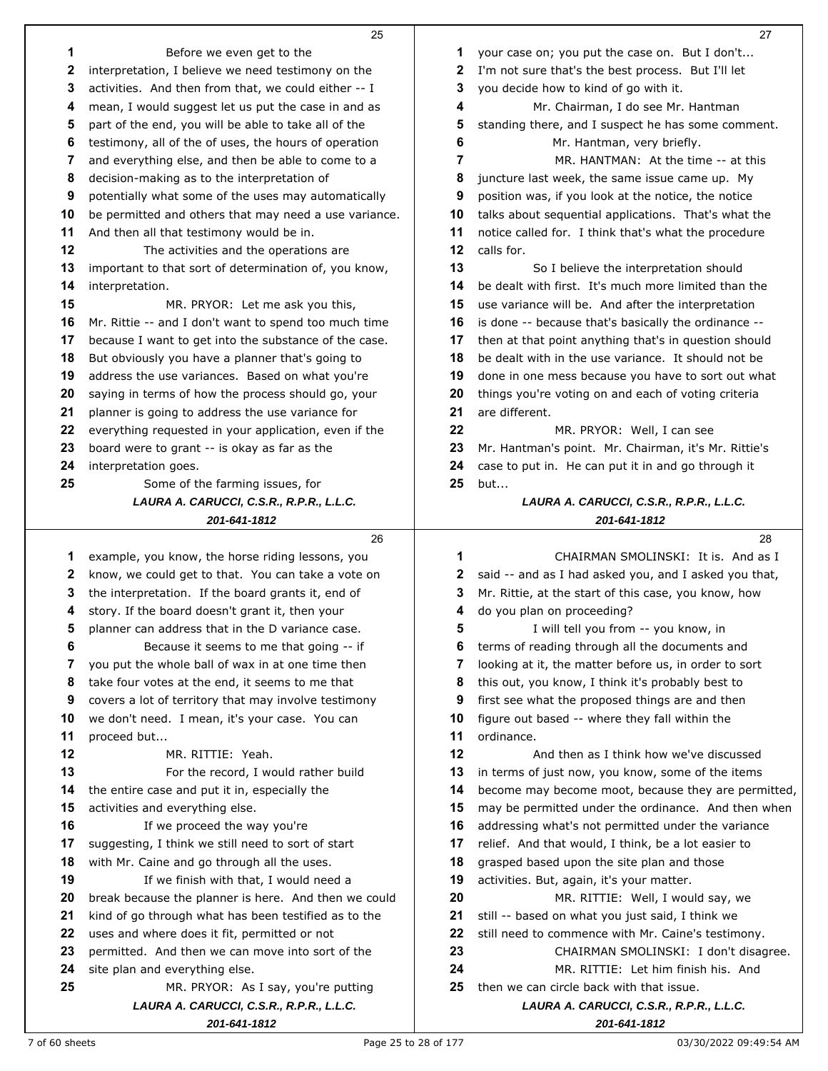Before we even get to the interpretation, I believe we need testimony on the activities. And then from that, we could either -- I mean, I would suggest let us put the case in and as part of the end, you will be able to take all of the testimony, all of the of uses, the hours of operation and everything else, and then be able to come to a decision-making as to the interpretation of potentially what some of the uses may automatically be permitted and others that may need a use variance. And then all that testimony would be in.

The activities and the operations are important to that sort of determination of, you know, interpretation.

MR. PRYOR: Let me ask you this, Mr. Rittie -- and I don't want to spend too much time because I want to get into the substance of the case. But obviously you have a planner that's going to address the use variances. Based on what you're saying in terms of how the process should go, your planner is going to address the use variance for everything requested in your application, even if the board were to grant -- is okay as far as the interpretation goes.

Some of the farming issues, for example, you know, the horse riding lessons, you know, we could get to that. You can take a vote on the interpretation. If the board grants it, end of story. If the board doesn't grant it, then your planner can address that in the D variance case.

Because it seems to me that going -- if you put the whole ball of wax in at one time then take four votes at the end, it seems to me that covers a lot of territory that may involve testimony we don't need. I mean, it's your case. You can proceed but...

MR. RITTIE: Yeah.

For the record, I would rather build the entire case and put it in, especially the activities and everything else.

If we proceed the way you're suggesting, I think we still need to sort of start with Mr. Caine and go through all the uses.

If we finish with that, I would need a break because the planner is here. And then we could kind of go through what has been testified as to the uses and where does it fit, permitted or not permitted. And then we can move into sort of the site plan and everything else.

MR. PRYOR: As I say, you're putting your case on; you put the case on. But I don't... I'm not sure that's the best process. But I'll let you decide how to kind of go with it.

Mr. Chairman, I do see Mr. Hantman standing there, and I suspect he has some comment.

Mr. Hantman, very briefly.

MR. HANTMAN: At the time -- at this juncture last week, the same issue came up. My position was, if you look at the notice, the notice talks about sequential applications. That's what the notice called for. I think that's what the procedure calls for.

So I believe the interpretation should be dealt with first. It's much more limited than the use variance will be. And after the interpretation is done -- because that's basically the ordinance -- then at that point anything that's in question should be dealt with in the use variance. It should not be done in one mess because you have to sort out what things you're voting on and each of voting criteria are different.

MR. PRYOR: Well, I can see Mr. Hantman's point. Mr. Chairman, it's Mr. Rittie's case to put in. He can put it in and go through it but...

CHAIRMAN SMOLINSKI: It is. And as I said -- and as I had asked you, and I asked you that, Mr. Rittie, at the start of this case, you know, how do you plan on proceeding?

I will tell you from -- you know, in terms of reading through all the documents and looking at it, the matter before us, in order to sort this out, you know, I think it's probably best to first see what the proposed things are and then figure out based -- where they fall within the ordinance.

And then as I think how we've discussed in terms of just now, you know, some of the items become may become moot, because they are permitted, may be permitted under the ordinance. And then when addressing what's not permitted under the variance relief. And that would, I think, be a lot easier to grasped based upon the site plan and those activities. But, again, it's your matter.

MR. RITTIE: Well, I would say, we still -- based on what you just said, I think we still need to commence with Mr. Caine's testimony.

CHAIRMAN SMOLINSKI: I don't disagree.

MR. RITTIE: Let him finish his. And then we can circle back with that issue.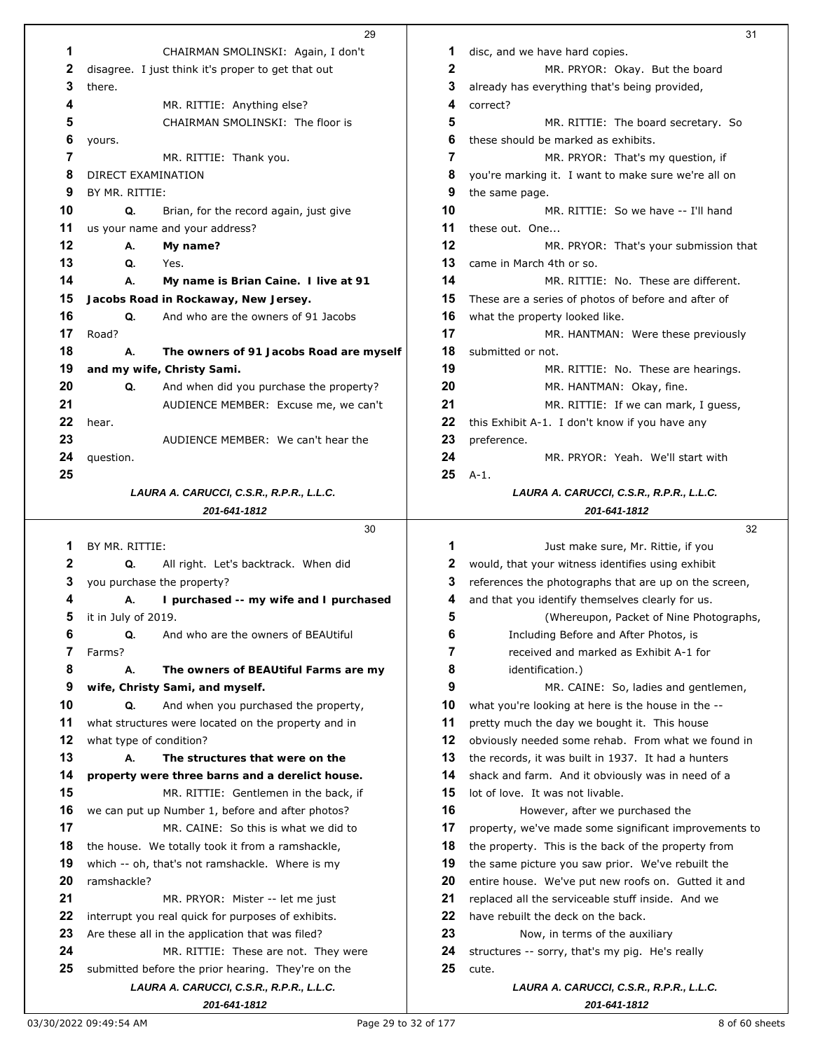CHAIRMAN SMOLINSKI: Again, I don't disagree. I just think it's proper to get that out there.

MR. RITTIE: Anything else?

CHAIRMAN SMOLINSKI: The floor is yours.

MR. RITTIE: Thank you.

DIRECT EXAMINATION

BY MR. RITTIE:

Q. Brian, for the record again, just give us your name and your address?

A. **My name?**

Q. Yes.

A. **My name is Brian Caine. I live at 91 Jacobs Road in Rockaway, New Jersey.**

Q. And who are the owners of 91 Jacobs Road?

A. **The owners of 91 Jacobs Road are myself and my wife, Christy Sami.**

Q. And when did you purchase the property?

AUDIENCE MEMBER: Excuse me, we can't hear.

AUDIENCE MEMBER: We can't hear the question.

BY MR. RITTIE:

Q. All right. Let's backtrack. When did you purchase the property?

A. **I purchased -- my wife and I purchased** it in July of 2019.

Q. And who are the owners of BEAUtiful Farms?

A. **The owners of BEAUtiful Farms are my wife, Christy Sami, and myself.**

Q. And when you purchased the property, what structures were located on the property and in what type of condition?

A. **The structures that were on the property were three barns and a derelict house.**

MR. RITTIE: Gentlemen in the back, if we can put up Number 1, before and after photos?

MR. CAINE: So this is what we did to the house. We totally took it from a ramshackle, which -- oh, that's not ramshackle. Where is my ramshackle?

MR. PRYOR: Mister -- let me just interrupt you real quick for purposes of exhibits. Are these all in the application that was filed?

MR. RITTIE: These are not. They were submitted before the prior hearing. They're on the disc, and we have hard copies.

MR. PRYOR: Okay. But the board already has everything that's being provided, correct?

MR. RITTIE: The board secretary. So these should be marked as exhibits.

MR. PRYOR: That's my question, if you're marking it. I want to make sure we're all on the same page.

MR. RITTIE: So we have -- I'll hand these out. One...

MR. PRYOR: That's your submission that came in March 4th or so.

MR. RITTIE: No. These are different. These are a series of photos of before and after of what the property looked like.

MR. HANTMAN: Were these previously submitted or not.

MR. RITTIE: No. These are hearings.

MR. HANTMAN: Okay, fine.

MR. RITTIE: If we can mark, I guess, this Exhibit A-1. I don't know if you have any preference.

MR. PRYOR: Yeah. We'll start with A-1.

Just make sure, Mr. Rittie, if you would, that your witness identifies using exhibit references the photographs that are up on the screen, and that you identify themselves clearly for us.

(Whereupon, Packet of Nine Photographs, Including Before and After Photos, is received and marked as Exhibit A-1 for identification.)

MR. CAINE: So, ladies and gentlemen, what you're looking at here is the house in the -- pretty much the day we bought it. This house obviously needed some rehab. From what we found in the records, it was built in 1937. It had a hunters shack and farm. And it obviously was in need of a lot of love. It was not livable.

However, after we purchased the property, we've made some significant improvements to the property. This is the back of the property from the same picture you saw prior. We've rebuilt the entire house. We've put new roofs on. Gutted it and replaced all the serviceable stuff inside. And we have rebuilt the deck on the back.

Now, in terms of the auxiliary structures -- sorry, that's my pig. He's really cute.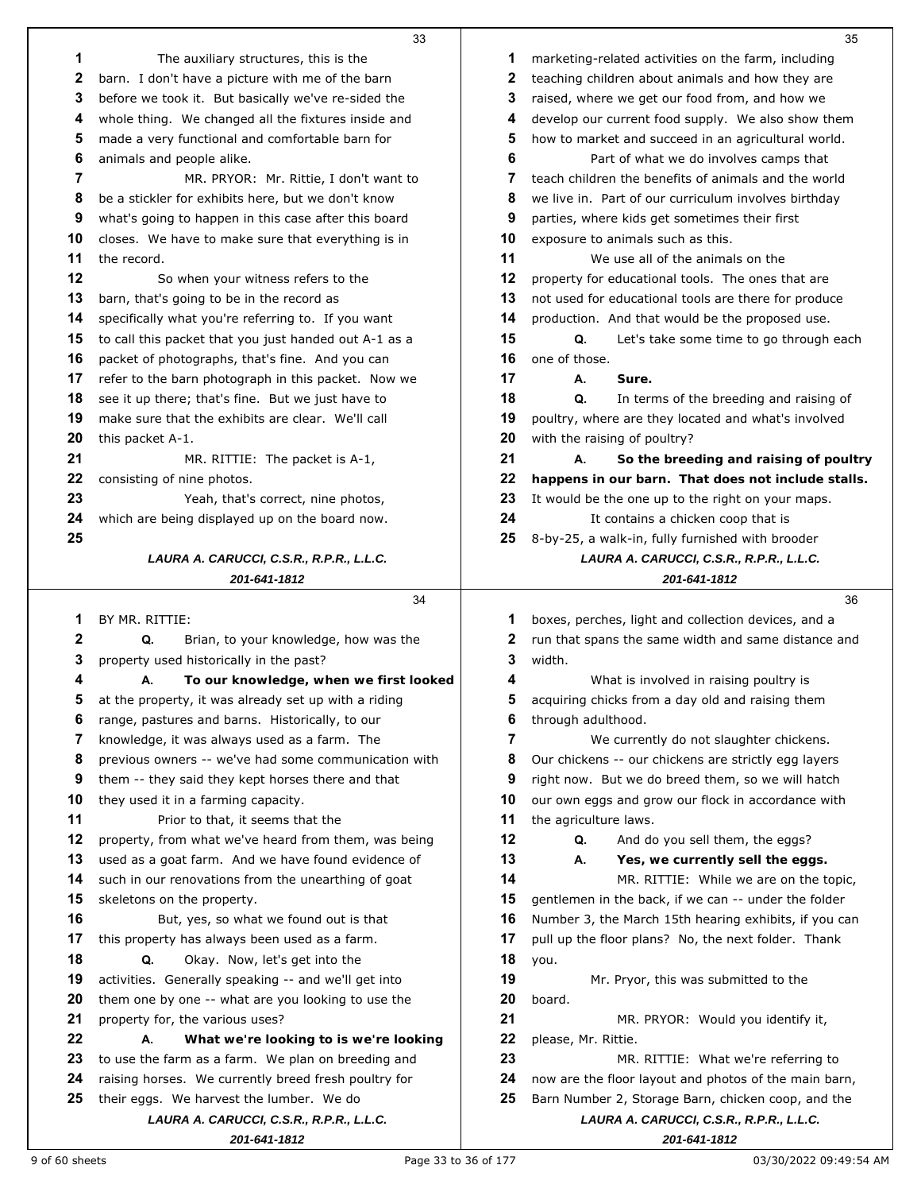The auxiliary structures, this is the barn. I don't have a picture with me of the barn before we took it. But basically we've re-sided the whole thing. We changed all the fixtures inside and made a very functional and comfortable barn for animals and people alike.

MR. PRYOR: Mr. Rittie, I don't want to be a stickler for exhibits here, but we don't know what's going to happen in this case after this board closes. We have to make sure that everything is in the record.

So when your witness refers to the barn, that's going to be in the record as specifically what you're referring to. If you want to call this packet that you just handed out A-1 as a packet of photographs, that's fine. And you can refer to the barn photograph in this packet. Now we see it up there; that's fine. But we just have to make sure that the exhibits are clear. We'll call this packet A-1.

MR. RITTIE: The packet is A-1, consisting of nine photos.

Yeah, that's correct, nine photos, which are being displayed up on the board now.

BY MR. RITTIE:

Q. Brian, to your knowledge, how was the property used historically in the past?

A. **To our knowledge, when we first looked** at the property, it was already set up with a riding range, pastures and barns. Historically, to our knowledge, it was always used as a farm. The previous owners -- we've had some communication with them -- they said they kept horses there and that they used it in a farming capacity.

Prior to that, it seems that the property, from what we've heard from them, was being used as a goat farm. And we have found evidence of such in our renovations from the unearthing of goat skeletons on the property.

But, yes, so what we found out is that this property has always been used as a farm.

Q. Okay. Now, let's get into the activities. Generally speaking -- and we'll get into them one by one -- what are you looking to use the property for, the various uses?

A. **What we're looking to is we're looking** to use the farm as a farm. We plan on breeding and raising horses. We currently breed fresh poultry for their eggs. We harvest the lumber. We do marketing-related activities on the farm, including teaching children about animals and how they are raised, where we get our food from, and how we develop our current food supply. We also show them how to market and succeed in an agricultural world.

Part of what we do involves camps that teach children the benefits of animals and the world we live in. Part of our curriculum involves birthday parties, where kids get sometimes their first exposure to animals such as this.

We use all of the animals on the property for educational tools. The ones that are not used for educational tools are there for produce production. And that would be the proposed use.

Q. Let's take some time to go through each one of those.

A. **Sure.**

Q. In terms of the breeding and raising of poultry, where are they located and what's involved with the raising of poultry?

A. **So the breeding and raising of poultry happens in our barn. That does not include stalls.** It would be the one up to the right on your maps.

It contains a chicken coop that is 8-by-25, a walk-in, fully furnished with brooder boxes, perches, light and collection devices, and a run that spans the same width and same distance and width.

What is involved in raising poultry is acquiring chicks from a day old and raising them through adulthood.

We currently do not slaughter chickens. Our chickens -- our chickens are strictly egg layers right now. But we do breed them, so we will hatch our own eggs and grow our flock in accordance with the agriculture laws.

Q. And do you sell them, the eggs?

A. **Yes, we currently sell the eggs.**

MR. RITTIE: While we are on the topic, gentlemen in the back, if we can -- under the folder Number 3, the March 15th hearing exhibits, if you can pull up the floor plans? No, the next folder. Thank you.

Mr. Pryor, this was submitted to the board.

MR. PRYOR: Would you identify it, please, Mr. Rittie.

MR. RITTIE: What we're referring to now are the floor layout and photos of the main barn, Barn Number 2, Storage Barn, chicken coop, and the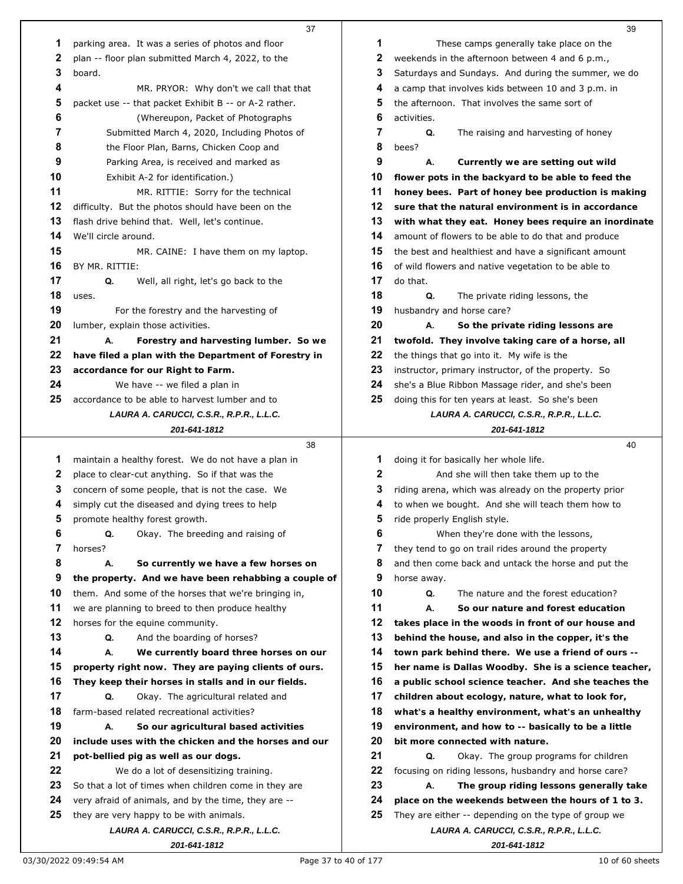parking area. It was a series of photos and floor plan -- floor plan submitted March 4, 2022, to the board.

MR. PRYOR: Why don't we call that that packet use -- that packet Exhibit B -- or A-2 rather.

(Whereupon, Packet of Photographs Submitted March 4, 2020, Including Photos of the Floor Plan, Barns, Chicken Coop and Parking Area, is received and marked as Exhibit A-2 for identification.)

MR. RITTIE: Sorry for the technical difficulty. But the photos should have been on the flash drive behind that. Well, let's continue. We'll circle around.

MR. CAINE: I have them on my laptop.

BY MR. RITTIE:

**Q.** Well, all right, let's go back to the uses.

For the forestry and the harvesting of lumber, explain those activities.

**A.** **Forestry and harvesting lumber. So we have filed a plan with the Department of Forestry in accordance for our Right to Farm.**

We have -- we filed a plan in accordance to be able to harvest lumber and to maintain a healthy forest. We do not have a plan in place to clear-cut anything. So if that was the concern of some people, that is not the case. We simply cut the diseased and dying trees to help promote healthy forest growth.

**Q.** Okay. The breeding and raising of horses?

**A.** **So currently we have a few horses on the property. And we have been rehabbing a couple of** them. And some of the horses that we're bringing in, we are planning to breed to then produce healthy horses for the equine community.

**Q.** And the boarding of horses?

**A.** **We currently board three horses on our property right now. They are paying clients of ours. They keep their horses in stalls and in our fields.**

**Q.** Okay. The agricultural related and farm-based related recreational activities?

**A.** **So our agricultural based activities include uses with the chicken and the horses and our pot-bellied pig as well as our dogs.**

We do a lot of desensitizing training. So that a lot of times when children come in they are very afraid of animals, and by the time, they are -- they are very happy to be with animals.

These camps generally take place on the weekends in the afternoon between 4 and 6 p.m., Saturdays and Sundays. And during the summer, we do a camp that involves kids between 10 and 3 p.m. in the afternoon. That involves the same sort of activities.

**Q.** The raising and harvesting of honey bees?

**A.** **Currently we are setting out wild flower pots in the backyard to be able to feed the honey bees. Part of honey bee production is making sure that the natural environment is in accordance with what they eat. Honey bees require an inordinate** amount of flowers to be able to do that and produce the best and healthiest and have a significant amount of wild flowers and native vegetation to be able to do that.

**Q.** The private riding lessons, the husbandry and horse care?

**A.** **So the private riding lessons are twofold. They involve taking care of a horse, all** the things that go into it. My wife is the instructor, primary instructor, of the property. So she's a Blue Ribbon Massage rider, and she's been doing this for ten years at least. So she's been doing it for basically her whole life.

And she will then take them up to the riding arena, which was already on the property prior to when we bought. And she will teach them how to ride properly English style.

When they're done with the lessons, they tend to go on trail rides around the property and then come back and untack the horse and put the horse away.

**Q.** The nature and the forest education?

**A.** **So our nature and forest education takes place in the woods in front of our house and behind the house, and also in the copper, it's the town park behind there. We use a friend of ours -- her name is Dallas Woodby. She is a science teacher, a public school science teacher. And she teaches the children about ecology, nature, what to look for, what's a healthy environment, what's an unhealthy environment, and how to -- basically to be a little bit more connected with nature.**

**Q.** Okay. The group programs for children focusing on riding lessons, husbandry and horse care?

**A.** **The group riding lessons generally take place on the weekends between the hours of 1 to 3.** They are either -- depending on the type of group we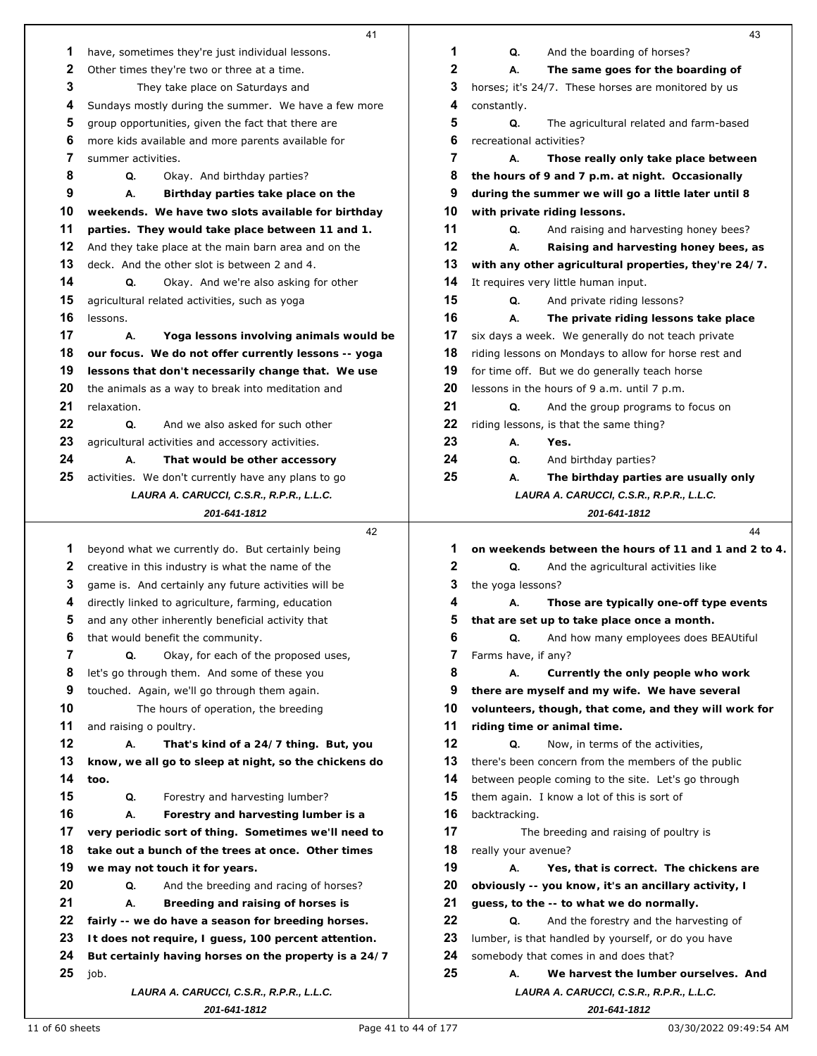have, sometimes they're just individual lessons. Other times they're two or three at a time.

They take place on Saturdays and Sundays mostly during the summer. We have a few more group opportunities, given the fact that there are more kids available and more parents available for summer activities.

Q. Okay. And birthday parties?

A. **Birthday parties take place on the weekends. We have two slots available for birthday parties. They would take place between 11 and 1.** And they take place at the main barn area and on the deck. And the other slot is between 2 and 4.

Q. Okay. And we're also asking for other agricultural related activities, such as yoga lessons.

A. **Yoga lessons involving animals would be our focus. We do not offer currently lessons -- yoga lessons that don't necessarily change that. We use** the animals as a way to break into meditation and relaxation.

Q. And we also asked for such other agricultural activities and accessory activities.

A. **That would be other accessory** activities. We don't currently have any plans to go beyond what we currently do. But certainly being creative in this industry is what the name of the game is. And certainly any future activities will be directly linked to agriculture, farming, education and any other inherently beneficial activity that that would benefit the community.

Q. Okay, for each of the proposed uses, let's go through them. And some of these you touched. Again, we'll go through them again.

The hours of operation, the breeding and raising o poultry.

A. **That's kind of a 24/7 thing. But, you know, we all go to sleep at night, so the chickens do too.**

Q. Forestry and harvesting lumber?

A. **Forestry and harvesting lumber is a very periodic sort of thing. Sometimes we'll need to take out a bunch of the trees at once. Other times we may not touch it for years.**

Q. And the breeding and racing of horses?

A. **Breeding and raising of horses is fairly -- we do have a season for breeding horses. It does not require, I guess, 100 percent attention. But certainly having horses on the property is a 24/7** job.

Q. And the boarding of horses?

A. **The same goes for the boarding of** horses; it's 24/7. These horses are monitored by us constantly.

Q. The agricultural related and farm-based recreational activities?

A. **Those really only take place between the hours of 9 and 7 p.m. at night. Occasionally during the summer we will go a little later until 8 with private riding lessons.**

Q. And raising and harvesting honey bees?

A. **Raising and harvesting honey bees, as with any other agricultural properties, they're 24/7.** It requires very little human input.

Q. And private riding lessons?

A. **The private riding lessons take place** six days a week. We generally do not teach private riding lessons on Mondays to allow for horse rest and for time off. But we do generally teach horse lessons in the hours of 9 a.m. until 7 p.m.

Q. And the group programs to focus on riding lessons, is that the same thing?

A. **Yes.**

Q. And birthday parties?

A. **The birthday parties are usually only on weekends between the hours of 11 and 1 and 2 to 4.**

Q. And the agricultural activities like the yoga lessons?

A. **Those are typically one-off type events that are set up to take place once a month.**

Q. And how many employees does BEAUtiful Farms have, if any?

A. **Currently the only people who work there are myself and my wife. We have several volunteers, though, that come, and they will work for riding time or animal time.**

Q. Now, in terms of the activities, there's been concern from the members of the public between people coming to the site. Let's go through them again. I know a lot of this is sort of backtracking.

The breeding and raising of poultry is really your avenue?

A. **Yes, that is correct. The chickens are obviously -- you know, it's an ancillary activity, I guess, to the -- to what we do normally.**

Q. And the forestry and the harvesting of lumber, is that handled by yourself, or do you have somebody that comes in and does that?

A. **We harvest the lumber ourselves. And**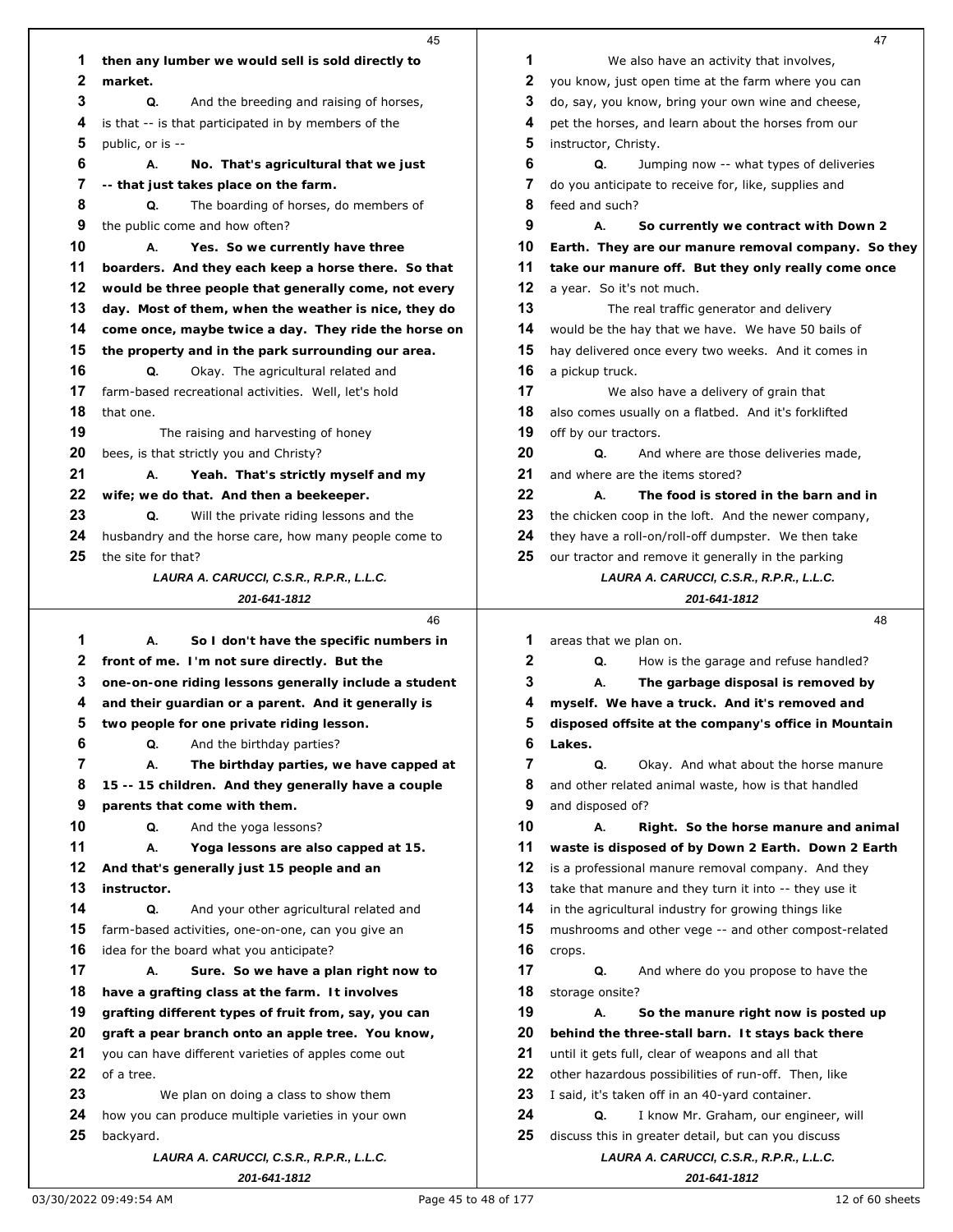45

1 then any lumber we would sell is sold directly to
2 market.
3 Q. And the breeding and raising of horses,
4 is that -- is that participated in by members of the
5 public, or is --
6 A. No. That's agricultural that we just
7 -- that just takes place on the farm.
8 Q. The boarding of horses, do members of
9 the public come and how often?
10 A. Yes. So we currently have three
11 boarders. And they each keep a horse there. So that
12 would be three people that generally come, not every
13 day. Most of them, when the weather is nice, they do
14 come once, maybe twice a day. They ride the horse on
15 the property and in the park surrounding our area.
16 Q. Okay. The agricultural related and
17 farm-based recreational activities. Well, let's hold
18 that one.
19 The raising and harvesting of honey
20 bees, is that strictly you and Christy?
21 A. Yeah. That's strictly myself and my
22 wife; we do that. And then a beekeeper.
23 Q. Will the private riding lessons and the
24 husbandry and the horse care, how many people come to
25 the site for that?

46

1 A. So I don't have the specific numbers in
2 front of me. I'm not sure directly. But the
3 one-on-one riding lessons generally include a student
4 and their guardian or a parent. And it generally is
5 two people for one private riding lesson.
6 Q. And the birthday parties?
7 A. The birthday parties, we have capped at
8 15 -- 15 children. And they generally have a couple
9 parents that come with them.
10 Q. And the yoga lessons?
11 A. Yoga lessons are also capped at 15.
12 And that's generally just 15 people and an
13 instructor.
14 Q. And your other agricultural related and
15 farm-based activities, one-on-one, can you give an
16 idea for the board what you anticipate?
17 A. Sure. So we have a plan right now to
18 have a grafting class at the farm. It involves
19 grafting different types of fruit from, say, you can
20 graft a pear branch onto an apple tree. You know,
21 you can have different varieties of apples come out
22 of a tree.
23 We plan on doing a class to show them
24 how you can produce multiple varieties in your own
25 backyard.

47

1 We also have an activity that involves,
2 you know, just open time at the farm where you can
3 do, say, you know, bring your own wine and cheese,
4 pet the horses, and learn about the horses from our
5 instructor, Christy.
6 Q. Jumping now -- what types of deliveries
7 do you anticipate to receive for, like, supplies and
8 feed and such?
9 A. So currently we contract with Down 2
10 Earth. They are our manure removal company. So they
11 take our manure off. But they only really come once
12 a year. So it's not much.
13 The real traffic generator and delivery
14 would be the hay that we have. We have 50 bails of
15 hay delivered once every two weeks. And it comes in
16 a pickup truck.
17 We also have a delivery of grain that
18 also comes usually on a flatbed. And it's forklifted
19 off by our tractors.
20 Q. And where are those deliveries made,
21 and where are the items stored?
22 A. The food is stored in the barn and in
23 the chicken coop in the loft. And the newer company,
24 they have a roll-on/roll-off dumpster. We then take
25 our tractor and remove it generally in the parking

48

1 areas that we plan on.
2 Q. How is the garage and refuse handled?
3 A. The garbage disposal is removed by
4 myself. We have a truck. And it's removed and
5 disposed offsite at the company's office in Mountain
6 Lakes.
7 Q. Okay. And what about the horse manure
8 and other related animal waste, how is that handled
9 and disposed of?
10 A. Right. So the horse manure and animal
11 waste is disposed of by Down 2 Earth. Down 2 Earth
12 is a professional manure removal company. And they
13 take that manure and they turn it into -- they use it
14 in the agricultural industry for growing things like
15 mushrooms and other vege -- and other compost-related
16 crops.
17 Q. And where do you propose to have the
18 storage onsite?
19 A. So the manure right now is posted up
20 behind the three-stall barn. It stays back there
21 until it gets full, clear of weapons and all that
22 other hazardous possibilities of run-off. Then, like
23 I said, it's taken off in an 40-yard container.
24 Q. I know Mr. Graham, our engineer, will
25 discuss this in greater detail, but can you discuss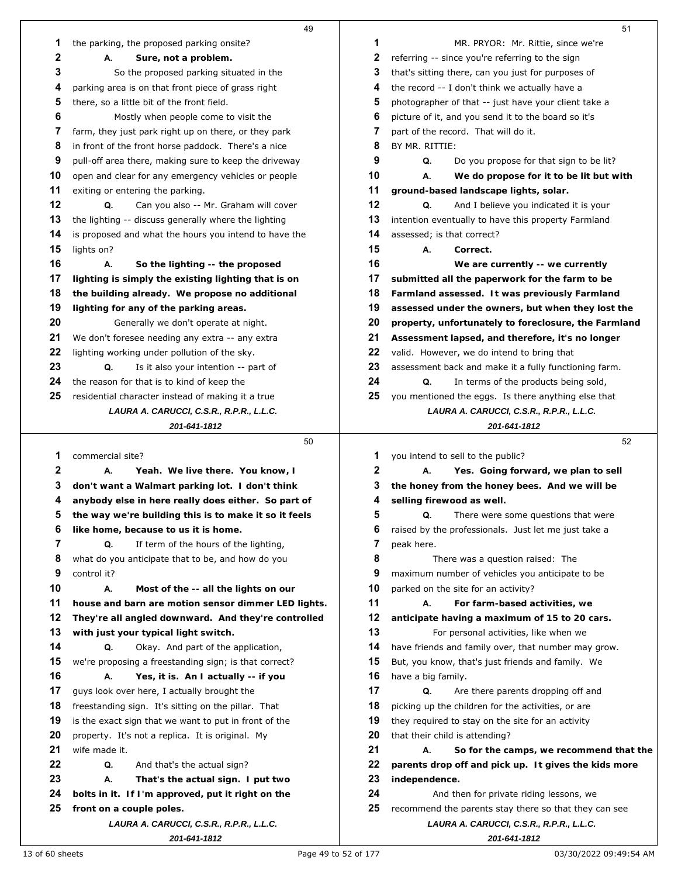the parking, the proposed parking onsite?

**A. Sure, not a problem.**

So the proposed parking situated in the parking area is on that front piece of grass right there, so a little bit of the front field.

Mostly when people come to visit the farm, they just park right up on there, or they park in front of the front horse paddock. There's a nice pull-off area there, making sure to keep the driveway open and clear for any emergency vehicles or people exiting or entering the parking.

Q. Can you also -- Mr. Graham will cover the lighting -- discuss generally where the lighting is proposed and what the hours you intend to have the lights on?

**A. So the lighting -- the proposed lighting is simply the existing lighting that is on the building already. We propose no additional lighting for any of the parking areas.**

Generally we don't operate at night. We don't foresee needing any extra -- any extra lighting working under pollution of the sky.

Q. Is it also your intention -- part of the reason for that is to kind of keep the residential character instead of making it a true commercial site?

**A. Yeah. We live there. You know, I don't want a Walmart parking lot. I don't think anybody else in here really does either. So part of the way we're building this is to make it so it feels like home, because to us it is home.**

Q. If term of the hours of the lighting, what do you anticipate that to be, and how do you control it?

**A. Most of the -- all the lights on our house and barn are motion sensor dimmer LED lights. They're all angled downward. And they're controlled with just your typical light switch.**

Q. Okay. And part of the application, we're proposing a freestanding sign; is that correct?

**A. Yes, it is. An I actually -- if you** guys look over here, I actually brought the freestanding sign. It's sitting on the pillar. That is the exact sign that we want to put in front of the property. It's not a replica. It is original. My wife made it.

Q. And that's the actual sign?

**A. That's the actual sign. I put two bolts in it. If I'm approved, put it right on the front on a couple poles.**

MR. PRYOR: Mr. Rittie, since we're referring -- since you're referring to the sign that's sitting there, can you just for purposes of the record -- I don't think we actually have a photographer of that -- just have your client take a picture of it, and you send it to the board so it's part of the record. That will do it.

BY MR. RITTIE:

Q. Do you propose for that sign to be lit?

**A. We do propose for it to be lit but with ground-based landscape lights, solar.**

Q. And I believe you indicated it is your intention eventually to have this property Farmland assessed; is that correct?

**A. Correct.**

**We are currently -- we currently submitted all the paperwork for the farm to be Farmland assessed. It was previously Farmland assessed under the owners, but when they lost the property, unfortunately to foreclosure, the Farmland Assessment lapsed, and therefore, it's no longer** valid. However, we do intend to bring that assessment back and make it a fully functioning farm.

Q. In terms of the products being sold, you mentioned the eggs. Is there anything else that you intend to sell to the public?

**A. Yes. Going forward, we plan to sell the honey from the honey bees. And we will be selling firewood as well.**

Q. There were some questions that were raised by the professionals. Just let me just take a peak here.

There was a question raised: The maximum number of vehicles you anticipate to be parked on the site for an activity?

**A. For farm-based activities, we anticipate having a maximum of 15 to 20 cars.**

For personal activities, like when we have friends and family over, that number may grow. But, you know, that's just friends and family. We have a big family.

Q. Are there parents dropping off and picking up the children for the activities, or are they required to stay on the site for an activity that their child is attending?

**A. So for the camps, we recommend that the parents drop off and pick up. It gives the kids more independence.**

And then for private riding lessons, we recommend the parents stay there so that they can see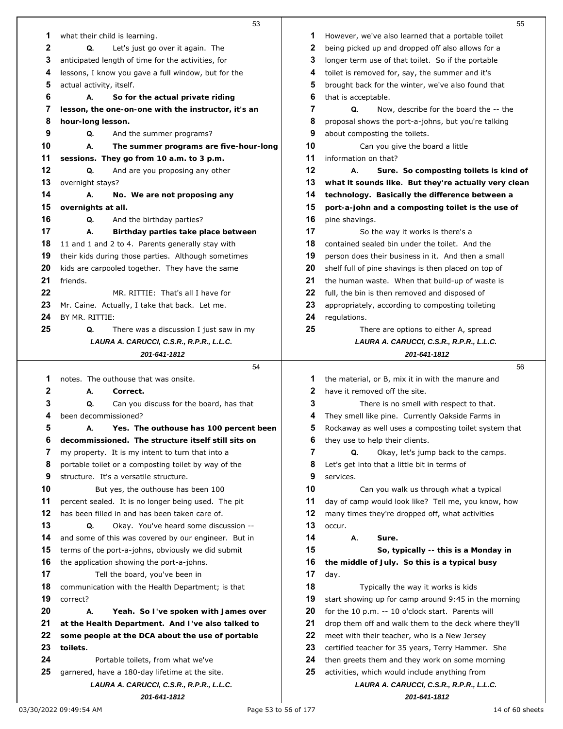what their child is learning.

**Q.** Let's just go over it again. The anticipated length of time for the activities, for lessons, I know you gave a full window, but for the actual activity, itself.

**A. So for the actual private riding lesson, the one-on-one with the instructor, it's an hour-long lesson.**

**Q.** And the summer programs?

**A. The summer programs are five-hour-long sessions. They go from 10 a.m. to 3 p.m.**

**Q.** And are you proposing any other overnight stays?

**A. No. We are not proposing any overnights at all.**

**Q.** And the birthday parties?

**A. Birthday parties take place between** 11 and 1 and 2 to 4. Parents generally stay with their kids during those parties. Although sometimes kids are carpooled together. They have the same friends.

MR. RITTIE: That's all I have for Mr. Caine. Actually, I take that back. Let me.

BY MR. RITTIE:

**Q.** There was a discussion I just saw in my notes. The outhouse that was onsite.

**A. Correct.**

**Q.** Can you discuss for the board, has that been decommissioned?

**A. Yes. The outhouse has 100 percent been decommissioned. The structure itself still sits on** my property. It is my intent to turn that into a portable toilet or a composting toilet by way of the structure. It's a versatile structure.

But yes, the outhouse has been 100 percent sealed. It is no longer being used. The pit has been filled in and has been taken care of.

**Q.** Okay. You've heard some discussion -- and some of this was covered by our engineer. But in terms of the port-a-johns, obviously we did submit the application showing the port-a-johns.

Tell the board, you've been in communication with the Health Department; is that correct?

**A. Yeah. So I've spoken with James over at the Health Department. And I've also talked to some people at the DCA about the use of portable toilets.**

Portable toilets, from what we've garnered, have a 180-day lifetime at the site.

However, we've also learned that a portable toilet being picked up and dropped off also allows for a longer term use of that toilet. So if the portable toilet is removed for, say, the summer and it's brought back for the winter, we've also found that that is acceptable.

**Q.** Now, describe for the board the -- the proposal shows the port-a-johns, but you're talking about composting the toilets.

Can you give the board a little information on that?

**A. Sure. So composting toilets is kind of what it sounds like. But they're actually very clean technology. Basically the difference between a port-a-john and a composting toilet is the use of** pine shavings.

So the way it works is there's a contained sealed bin under the toilet. And the person does their business in it. And then a small shelf full of pine shavings is then placed on top of the human waste. When that build-up of waste is full, the bin is then removed and disposed of appropriately, according to composting toileting regulations.

There are options to either A, spread the material, or B, mix it in with the manure and have it removed off the site.

There is no smell with respect to that. They smell like pine. Currently Oakside Farms in Rockaway as well uses a composting toilet system that they use to help their clients.

**Q.** Okay, let's jump back to the camps. Let's get into that a little bit in terms of services.

Can you walk us through what a typical day of camp would look like? Tell me, you know, how many times they're dropped off, what activities occur.

**A. Sure.**

**So, typically -- this is a Monday in the middle of July. So this is a typical busy** day.

Typically the way it works is kids start showing up for camp around 9:45 in the morning for the 10 p.m. -- 10 o'clock start. Parents will drop them off and walk them to the deck where they'll meet with their teacher, who is a New Jersey certified teacher for 35 years, Terry Hammer. She then greets them and they work on some morning activities, which would include anything from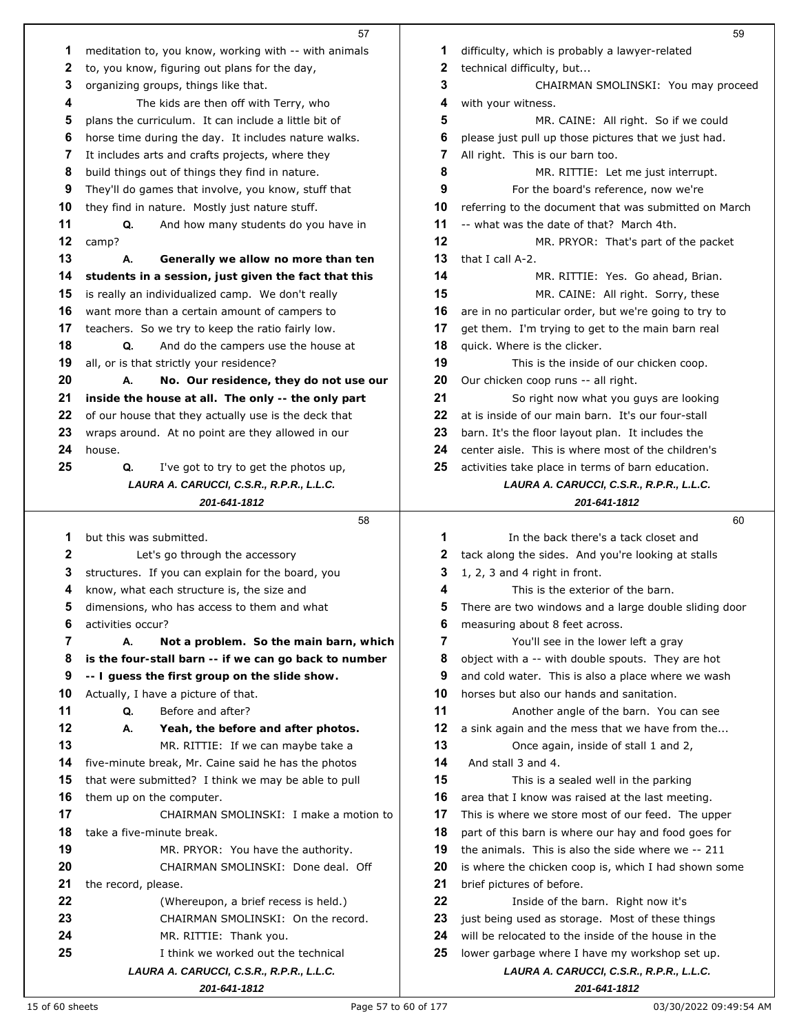meditation to, you know, working with -- with animals to, you know, figuring out plans for the day, organizing groups, things like that.

The kids are then off with Terry, who plans the curriculum. It can include a little bit of horse time during the day. It includes nature walks. It includes arts and crafts projects, where they build things out of things they find in nature. They'll do games that involve, you know, stuff that they find in nature. Mostly just nature stuff.

Q. And how many students do you have in camp?

A. **Generally we allow no more than ten students in a session, just given the fact that this** is really an individualized camp. We don't really want more than a certain amount of campers to teachers. So we try to keep the ratio fairly low.

Q. And do the campers use the house at all, or is that strictly your residence?

A. **No. Our residence, they do not use our inside the house at all. The only -- the only part** of our house that they actually use is the deck that wraps around. At no point are they allowed in our house.

Q. I've got to try to get the photos up, but this was submitted.

Let's go through the accessory structures. If you can explain for the board, you know, what each structure is, the size and dimensions, who has access to them and what activities occur?

A. **Not a problem. So the main barn, which is the four-stall barn -- if we can go back to number -- I guess the first group on the slide show.** Actually, I have a picture of that.

Q. Before and after?

A. **Yeah, the before and after photos.**

MR. RITTIE: If we can maybe take a five-minute break, Mr. Caine said he has the photos that were submitted? I think we may be able to pull them up on the computer.

CHAIRMAN SMOLINSKI: I make a motion to take a five-minute break.

MR. PRYOR: You have the authority.

CHAIRMAN SMOLINSKI: Done deal. Off the record, please.

(Whereupon, a brief recess is held.)

CHAIRMAN SMOLINSKI: On the record.

MR. RITTIE: Thank you.

I think we worked out the technical difficulty, which is probably a lawyer-related technical difficulty, but...

CHAIRMAN SMOLINSKI: You may proceed with your witness.

MR. CAINE: All right. So if we could please just pull up those pictures that we just had. All right. This is our barn too.

MR. RITTIE: Let me just interrupt.

For the board's reference, now we're referring to the document that was submitted on March -- what was the date of that? March 4th.

MR. PRYOR: That's part of the packet that I call A-2.

MR. RITTIE: Yes. Go ahead, Brian.

MR. CAINE: All right. Sorry, these are in no particular order, but we're going to try to get them. I'm trying to get to the main barn real quick. Where is the clicker.

This is the inside of our chicken coop. Our chicken coop runs -- all right.

So right now what you guys are looking at is inside of our main barn. It's our four-stall barn. It's the floor layout plan. It includes the center aisle. This is where most of the children's activities take place in terms of barn education.

In the back there's a tack closet and tack along the sides. And you're looking at stalls 1, 2, 3 and 4 right in front.

This is the exterior of the barn. There are two windows and a large double sliding door measuring about 8 feet across.

You'll see in the lower left a gray object with a -- with double spouts. They are hot and cold water. This is also a place where we wash horses but also our hands and sanitation.

Another angle of the barn. You can see a sink again and the mess that we have from the...

Once again, inside of stall 1 and 2, And stall 3 and 4.

This is a sealed well in the parking area that I know was raised at the last meeting. This is where we store most of our feed. The upper part of this barn is where our hay and food goes for the animals. This is also the side where we -- 211 is where the chicken coop is, which I had shown some brief pictures of before.

Inside of the barn. Right now it's just being used as storage. Most of these things will be relocated to the inside of the house in the lower garbage where I have my workshop set up.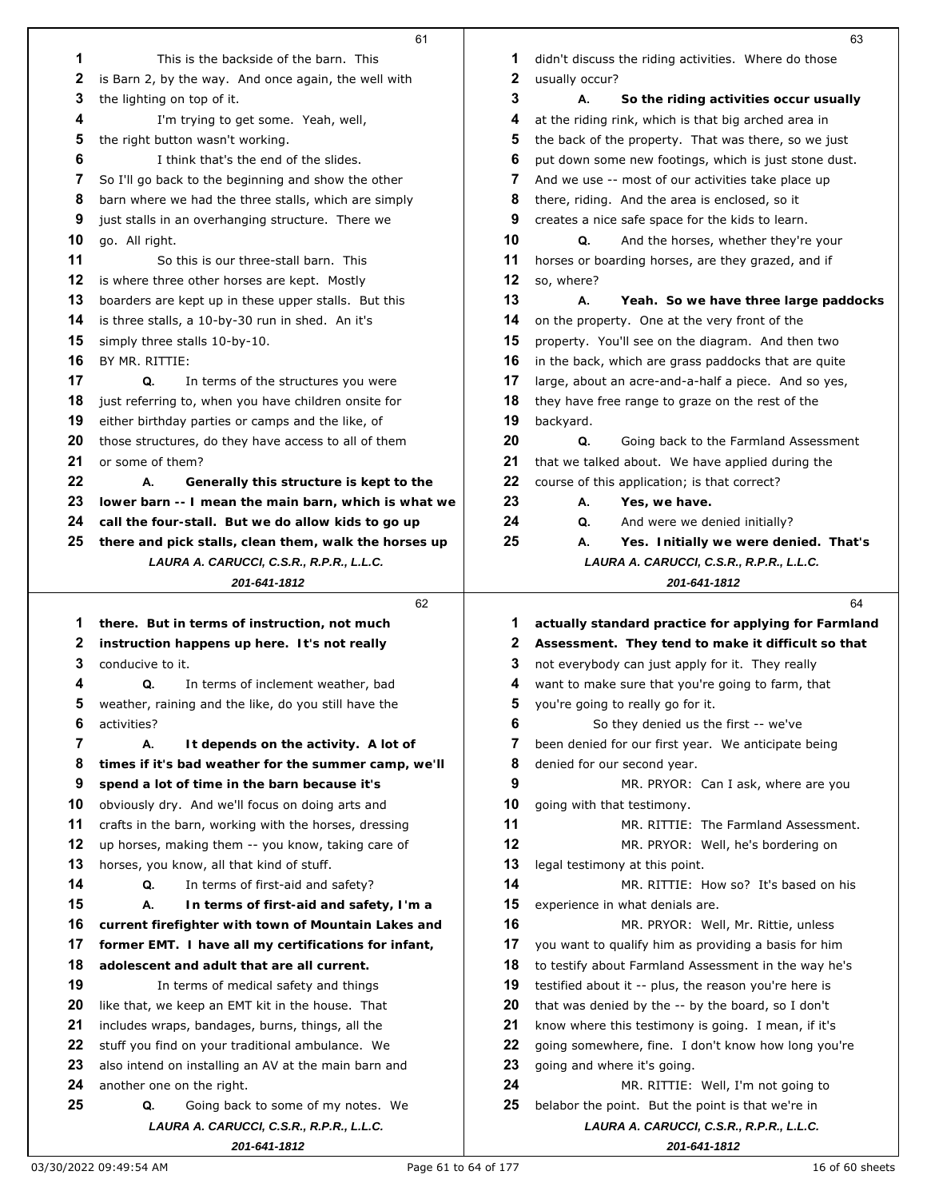This is the backside of the barn. This is Barn 2, by the way. And once again, the well with the lighting on top of it.

I'm trying to get some. Yeah, well, the right button wasn't working.

I think that's the end of the slides. So I'll go back to the beginning and show the other barn where we had the three stalls, which are simply just stalls in an overhanging structure. There we go. All right.

So this is our three-stall barn. This is where three other horses are kept. Mostly boarders are kept up in these upper stalls. But this is three stalls, a 10-by-30 run in shed. An it's simply three stalls 10-by-10.

BY MR. RITTIE:

**Q.** In terms of the structures you were just referring to, when you have children onsite for either birthday parties or camps and the like, of those structures, do they have access to all of them or some of them?

**A. Generally this structure is kept to the lower barn -- I mean the main barn, which is what we call the four-stall. But we do allow kids to go up there and pick stalls, clean them, walk the horses up there. But in terms of instruction, not much instruction happens up here. It's not really** conducive to it.

**Q.** In terms of inclement weather, bad weather, raining and the like, do you still have the activities?

**A. It depends on the activity. A lot of times if it's bad weather for the summer camp, we'll spend a lot of time in the barn because it's** obviously dry. And we'll focus on doing arts and crafts in the barn, working with the horses, dressing up horses, making them -- you know, taking care of horses, you know, all that kind of stuff.

**Q.** In terms of first-aid and safety?

**A. In terms of first-aid and safety, I'm a current firefighter with town of Mountain Lakes and former EMT. I have all my certifications for infant, adolescent and adult that are all current.**

In terms of medical safety and things like that, we keep an EMT kit in the house. That includes wraps, bandages, burns, things, all the stuff you find on your traditional ambulance. We also intend on installing an AV at the main barn and another one on the right.

**Q.** Going back to some of my notes. We didn't discuss the riding activities. Where do those usually occur?

**A. So the riding activities occur usually** at the riding rink, which is that big arched area in the back of the property. That was there, so we just put down some new footings, which is just stone dust. And we use -- most of our activities take place up there, riding. And the area is enclosed, so it creates a nice safe space for the kids to learn.

**Q.** And the horses, whether they're your horses or boarding horses, are they grazed, and if so, where?

**A. Yeah. So we have three large paddocks** on the property. One at the very front of the property. You'll see on the diagram. And then two in the back, which are grass paddocks that are quite large, about an acre-and-a-half a piece. And so yes, they have free range to graze on the rest of the backyard.

**Q.** Going back to the Farmland Assessment that we talked about. We have applied during the course of this application; is that correct?

**A. Yes, we have.**

**Q.** And were we denied initially?

**A. Yes. Initially we were denied. That's actually standard practice for applying for Farmland Assessment. They tend to make it difficult so that** not everybody can just apply for it. They really want to make sure that you're going to farm, that you're going to really go for it.

So they denied us the first -- we've been denied for our first year. We anticipate being denied for our second year.

MR. PRYOR: Can I ask, where are you going with that testimony.

MR. RITTIE: The Farmland Assessment.

MR. PRYOR: Well, he's bordering on legal testimony at this point.

MR. RITTIE: How so? It's based on his experience in what denials are.

MR. PRYOR: Well, Mr. Rittie, unless you want to qualify him as providing a basis for him to testify about Farmland Assessment in the way he's testified about it -- plus, the reason you're here is that was denied by the -- by the board, so I don't know where this testimony is going. I mean, if it's going somewhere, fine. I don't know how long you're going and where it's going.

MR. RITTIE: Well, I'm not going to belabor the point. But the point is that we're in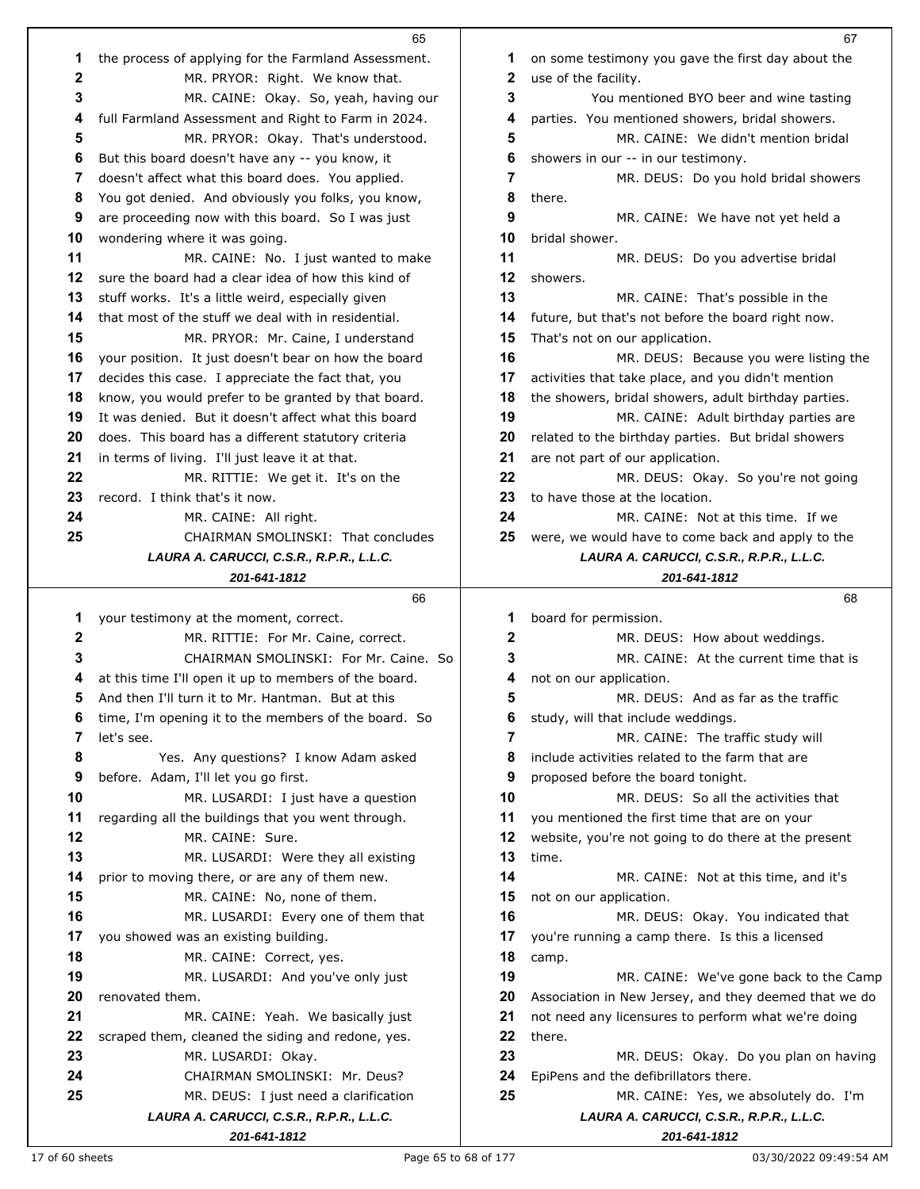the process of applying for the Farmland Assessment.

MR. PRYOR: Right. We know that.

MR. CAINE: Okay. So, yeah, having our full Farmland Assessment and Right to Farm in 2024.

MR. PRYOR: Okay. That's understood. But this board doesn't have any -- you know, it doesn't affect what this board does. You applied. You got denied. And obviously you folks, you know, are proceeding now with this board. So I was just wondering where it was going.

MR. CAINE: No. I just wanted to make sure the board had a clear idea of how this kind of stuff works. It's a little weird, especially given that most of the stuff we deal with in residential.

MR. PRYOR: Mr. Caine, I understand your position. It just doesn't bear on how the board decides this case. I appreciate the fact that, you know, you would prefer to be granted by that board. It was denied. But it doesn't affect what this board does. This board has a different statutory criteria in terms of living. I'll just leave it at that.

MR. RITTIE: We get it. It's on the record. I think that's it now.

MR. CAINE: All right.

CHAIRMAN SMOLINSKI: That concludes your testimony at the moment, correct.

MR. RITTIE: For Mr. Caine, correct.

CHAIRMAN SMOLINSKI: For Mr. Caine. So at this time I'll open it up to members of the board. And then I'll turn it to Mr. Hantman. But at this time, I'm opening it to the members of the board. So let's see.

Yes. Any questions? I know Adam asked before. Adam, I'll let you go first.

MR. LUSARDI: I just have a question regarding all the buildings that you went through.

MR. CAINE: Sure.

MR. LUSARDI: Were they all existing prior to moving there, or are any of them new.

MR. CAINE: No, none of them.

MR. LUSARDI: Every one of them that you showed was an existing building.

MR. CAINE: Correct, yes.

MR. LUSARDI: And you've only just renovated them.

MR. CAINE: Yeah. We basically just scraped them, cleaned the siding and redone, yes.

MR. LUSARDI: Okay.

CHAIRMAN SMOLINSKI: Mr. Deus?

MR. DEUS: I just need a clarification on some testimony you gave the first day about the use of the facility.

You mentioned BYO beer and wine tasting parties. You mentioned showers, bridal showers.

MR. CAINE: We didn't mention bridal showers in our -- in our testimony.

MR. DEUS: Do you hold bridal showers there.

MR. CAINE: We have not yet held a bridal shower.

MR. DEUS: Do you advertise bridal showers.

MR. CAINE: That's possible in the future, but that's not before the board right now. That's not on our application.

MR. DEUS: Because you were listing the activities that take place, and you didn't mention the showers, bridal showers, adult birthday parties.

MR. CAINE: Adult birthday parties are related to the birthday parties. But bridal showers are not part of our application.

MR. DEUS: Okay. So you're not going to have those at the location.

MR. CAINE: Not at this time. If we were, we would have to come back and apply to the board for permission.

MR. DEUS: How about weddings.

MR. CAINE: At the current time that is not on our application.

MR. DEUS: And as far as the traffic study, will that include weddings.

MR. CAINE: The traffic study will include activities related to the farm that are proposed before the board tonight.

MR. DEUS: So all the activities that you mentioned the first time that are on your website, you're not going to do there at the present time.

MR. CAINE: Not at this time, and it's not on our application.

MR. DEUS: Okay. You indicated that you're running a camp there. Is this a licensed camp.

MR. CAINE: We've gone back to the Camp Association in New Jersey, and they deemed that we do not need any licensures to perform what we're doing there.

MR. DEUS: Okay. Do you plan on having EpiPens and the defibrillators there.

MR. CAINE: Yes, we absolutely do. I'm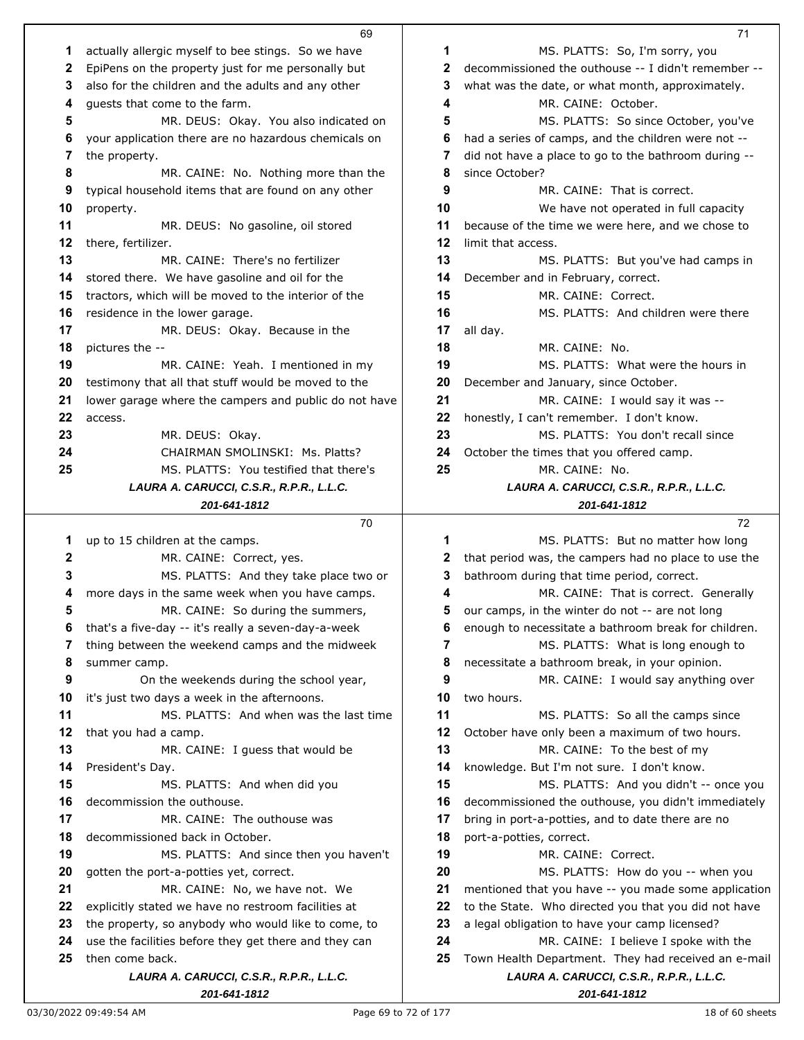actually allergic myself to bee stings. So we have EpiPens on the property just for me personally but also for the children and the adults and any other guests that come to the farm.

MR. DEUS: Okay. You also indicated on your application there are no hazardous chemicals on the property.

MR. CAINE: No. Nothing more than the typical household items that are found on any other property.

MR. DEUS: No gasoline, oil stored there, fertilizer.

MR. CAINE: There's no fertilizer stored there. We have gasoline and oil for the tractors, which will be moved to the interior of the residence in the lower garage.

MR. DEUS: Okay. Because in the pictures the --

MR. CAINE: Yeah. I mentioned in my testimony that all that stuff would be moved to the lower garage where the campers and public do not have access.

MR. DEUS: Okay.

CHAIRMAN SMOLINSKI: Ms. Platts?

MS. PLATTS: You testified that there's up to 15 children at the camps.

MR. CAINE: Correct, yes.

MS. PLATTS: And they take place two or more days in the same week when you have camps.

MR. CAINE: So during the summers, that's a five-day -- it's really a seven-day-a-week thing between the weekend camps and the midweek summer camp.

On the weekends during the school year, it's just two days a week in the afternoons.

MS. PLATTS: And when was the last time that you had a camp.

MR. CAINE: I guess that would be President's Day.

MS. PLATTS: And when did you decommission the outhouse.

MR. CAINE: The outhouse was decommissioned back in October.

MS. PLATTS: And since then you haven't gotten the port-a-potties yet, correct.

MR. CAINE: No, we have not. We explicitly stated we have no restroom facilities at the property, so anybody who would like to come, to use the facilities before they get there and they can then come back.

MS. PLATTS: So, I'm sorry, you decommissioned the outhouse -- I didn't remember -- what was the date, or what month, approximately.

MR. CAINE: October.

MS. PLATTS: So since October, you've had a series of camps, and the children were not -- did not have a place to go to the bathroom during -- since October?

MR. CAINE: That is correct.

We have not operated in full capacity because of the time we were here, and we chose to limit that access.

MS. PLATTS: But you've had camps in December and in February, correct.

MR. CAINE: Correct.

MS. PLATTS: And children were there all day.

MR. CAINE: No.

MS. PLATTS: What were the hours in December and January, since October.

MR. CAINE: I would say it was -- honestly, I can't remember. I don't know.

MS. PLATTS: You don't recall since October the times that you offered camp.

MR. CAINE: No.

MS. PLATTS: But no matter how long that period was, the campers had no place to use the bathroom during that time period, correct.

MR. CAINE: That is correct. Generally our camps, in the winter do not -- are not long enough to necessitate a bathroom break for children.

MS. PLATTS: What is long enough to necessitate a bathroom break, in your opinion.

MR. CAINE: I would say anything over two hours.

MS. PLATTS: So all the camps since October have only been a maximum of two hours.

MR. CAINE: To the best of my knowledge. But I'm not sure. I don't know.

MS. PLATTS: And you didn't -- once you decommissioned the outhouse, you didn't immediately bring in port-a-potties, and to date there are no port-a-potties, correct.

MR. CAINE: Correct.

MS. PLATTS: How do you -- when you mentioned that you have -- you made some application to the State. Who directed you that you did not have a legal obligation to have your camp licensed?

MR. CAINE: I believe I spoke with the Town Health Department. They had received an e-mail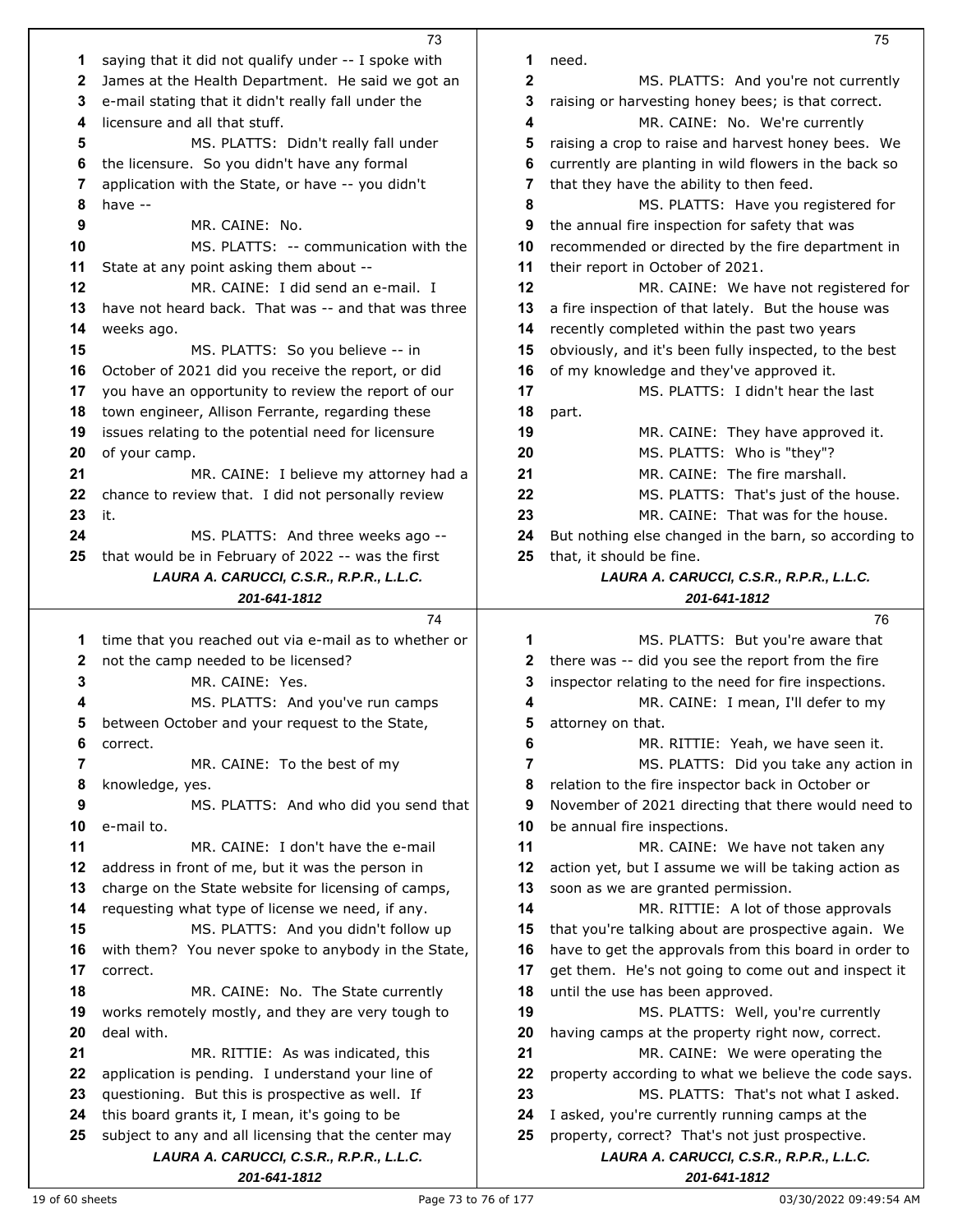saying that it did not qualify under -- I spoke with James at the Health Department. He said we got an e-mail stating that it didn't really fall under the licensure and all that stuff.

MS. PLATTS: Didn't really fall under the licensure. So you didn't have any formal application with the State, or have -- you didn't have --

MR. CAINE: No.

MS. PLATTS: -- communication with the State at any point asking them about --

MR. CAINE: I did send an e-mail. I have not heard back. That was -- and that was three weeks ago.

MS. PLATTS: So you believe -- in October of 2021 did you receive the report, or did you have an opportunity to review the report of our town engineer, Allison Ferrante, regarding these issues relating to the potential need for licensure of your camp.

MR. CAINE: I believe my attorney had a chance to review that. I did not personally review it.

MS. PLATTS: And three weeks ago -- that would be in February of 2022 -- was the first time that you reached out via e-mail as to whether or not the camp needed to be licensed?

MR. CAINE: Yes.

MS. PLATTS: And you've run camps between October and your request to the State, correct.

MR. CAINE: To the best of my knowledge, yes.

MS. PLATTS: And who did you send that e-mail to.

MR. CAINE: I don't have the e-mail address in front of me, but it was the person in charge on the State website for licensing of camps, requesting what type of license we need, if any.

MS. PLATTS: And you didn't follow up with them? You never spoke to anybody in the State, correct.

MR. CAINE: No. The State currently works remotely mostly, and they are very tough to deal with.

MR. RITTIE: As was indicated, this application is pending. I understand your line of questioning. But this is prospective as well. If this board grants it, I mean, it's going to be subject to any and all licensing that the center may need.

MS. PLATTS: And you're not currently raising or harvesting honey bees; is that correct.

MR. CAINE: No. We're currently raising a crop to raise and harvest honey bees. We currently are planting in wild flowers in the back so that they have the ability to then feed.

MS. PLATTS: Have you registered for the annual fire inspection for safety that was recommended or directed by the fire department in their report in October of 2021.

MR. CAINE: We have not registered for a fire inspection of that lately. But the house was recently completed within the past two years obviously, and it's been fully inspected, to the best of my knowledge and they've approved it.

MS. PLATTS: I didn't hear the last part.

MR. CAINE: They have approved it.

MS. PLATTS: Who is "they"?

MR. CAINE: The fire marshall.

MS. PLATTS: That's just of the house.

MR. CAINE: That was for the house. But nothing else changed in the barn, so according to that, it should be fine.

MS. PLATTS: But you're aware that there was -- did you see the report from the fire inspector relating to the need for fire inspections.

MR. CAINE: I mean, I'll defer to my attorney on that.

MR. RITTIE: Yeah, we have seen it.

MS. PLATTS: Did you take any action in relation to the fire inspector back in October or November of 2021 directing that there would need to be annual fire inspections.

MR. CAINE: We have not taken any action yet, but I assume we will be taking action as soon as we are granted permission.

MR. RITTIE: A lot of those approvals that you're talking about are prospective again. We have to get the approvals from this board in order to get them. He's not going to come out and inspect it until the use has been approved.

MS. PLATTS: Well, you're currently having camps at the property right now, correct.

MR. CAINE: We were operating the property according to what we believe the code says.

MS. PLATTS: That's not what I asked. I asked, you're currently running camps at the property, correct? That's not just prospective.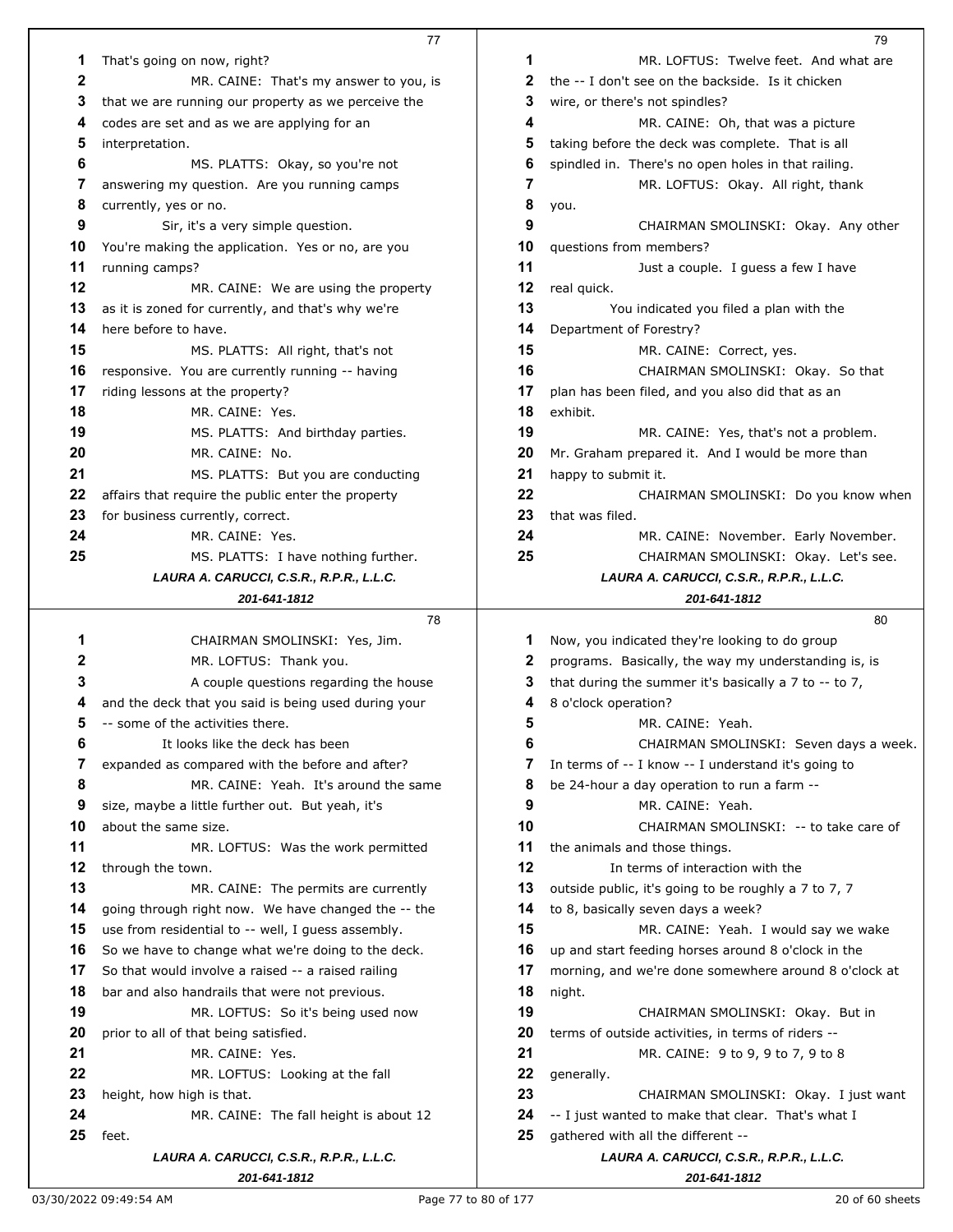That's going on now, right?

MR. CAINE: That's my answer to you, is that we are running our property as we perceive the codes are set and as we are applying for an interpretation.

MS. PLATTS: Okay, so you're not answering my question. Are you running camps currently, yes or no.

Sir, it's a very simple question. You're making the application. Yes or no, are you running camps?

MR. CAINE: We are using the property as it is zoned for currently, and that's why we're here before to have.

MS. PLATTS: All right, that's not responsive. You are currently running -- having riding lessons at the property?

MR. CAINE: Yes.

MS. PLATTS: And birthday parties.

MR. CAINE: No.

MS. PLATTS: But you are conducting affairs that require the public enter the property for business currently, correct.

MR. CAINE: Yes.

MS. PLATTS: I have nothing further.

CHAIRMAN SMOLINSKI: Yes, Jim.

MR. LOFTUS: Thank you.

A couple questions regarding the house and the deck that you said is being used during your -- some of the activities there.

It looks like the deck has been expanded as compared with the before and after?

MR. CAINE: Yeah. It's around the same size, maybe a little further out. But yeah, it's about the same size.

MR. LOFTUS: Was the work permitted through the town.

MR. CAINE: The permits are currently going through right now. We have changed the -- the use from residential to -- well, I guess assembly. So we have to change what we're doing to the deck. So that would involve a raised -- a raised railing bar and also handrails that were not previous.

MR. LOFTUS: So it's being used now prior to all of that being satisfied.

MR. CAINE: Yes.

MR. LOFTUS: Looking at the fall height, how high is that.

MR. CAINE: The fall height is about 12 feet.

MR. LOFTUS: Twelve feet. And what are the -- I don't see on the backside. Is it chicken wire, or there's not spindles?

MR. CAINE: Oh, that was a picture taking before the deck was complete. That is all spindled in. There's no open holes in that railing.

MR. LOFTUS: Okay. All right, thank you.

CHAIRMAN SMOLINSKI: Okay. Any other questions from members?

Just a couple. I guess a few I have real quick.

You indicated you filed a plan with the Department of Forestry?

MR. CAINE: Correct, yes.

CHAIRMAN SMOLINSKI: Okay. So that plan has been filed, and you also did that as an exhibit.

MR. CAINE: Yes, that's not a problem. Mr. Graham prepared it. And I would be more than happy to submit it.

CHAIRMAN SMOLINSKI: Do you know when that was filed.

MR. CAINE: November. Early November.

CHAIRMAN SMOLINSKI: Okay. Let's see. Now, you indicated they're looking to do group programs. Basically, the way my understanding is, is that during the summer it's basically a 7 to -- to 7, 8 o'clock operation?

MR. CAINE: Yeah.

CHAIRMAN SMOLINSKI: Seven days a week. In terms of -- I know -- I understand it's going to be 24-hour a day operation to run a farm --

MR. CAINE: Yeah.

CHAIRMAN SMOLINSKI: -- to take care of the animals and those things.

In terms of interaction with the outside public, it's going to be roughly a 7 to 7, 7 to 8, basically seven days a week?

MR. CAINE: Yeah. I would say we wake up and start feeding horses around 8 o'clock in the morning, and we're done somewhere around 8 o'clock at night.

CHAIRMAN SMOLINSKI: Okay. But in terms of outside activities, in terms of riders --

MR. CAINE: 9 to 9, 9 to 7, 9 to 8 generally.

CHAIRMAN SMOLINSKI: Okay. I just want -- I just wanted to make that clear. That's what I gathered with all the different --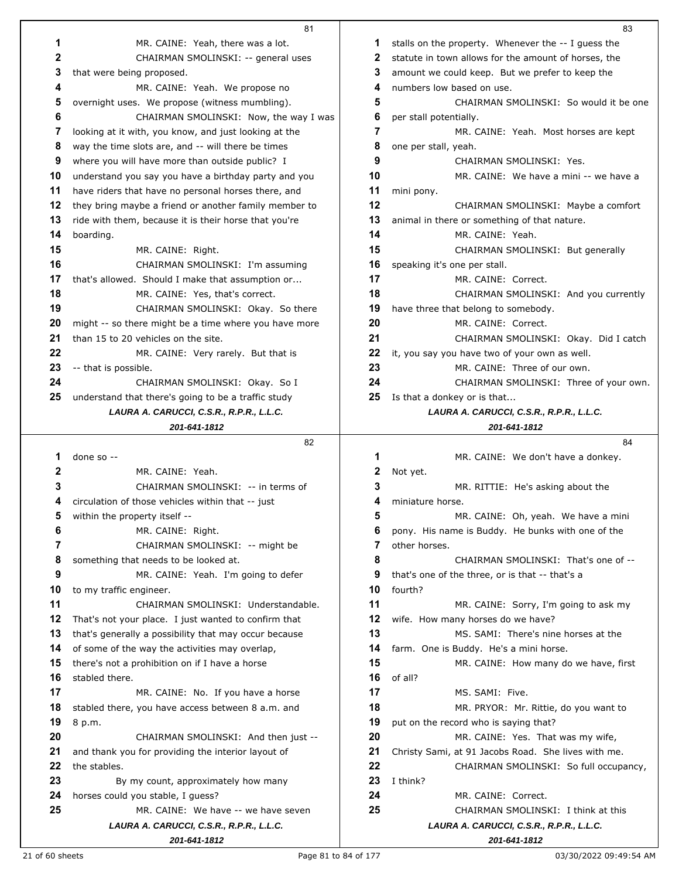MR. CAINE: Yeah, there was a lot.

CHAIRMAN SMOLINSKI: -- general uses that were being proposed.

MR. CAINE: Yeah. We propose no overnight uses. We propose (witness mumbling).

CHAIRMAN SMOLINSKI: Now, the way I was looking at it with, you know, and just looking at the way the time slots are, and -- will there be times where you will have more than outside public? I understand you say you have a birthday party and you have riders that have no personal horses there, and they bring maybe a friend or another family member to ride with them, because it is their horse that you're boarding.

MR. CAINE: Right.

CHAIRMAN SMOLINSKI: I'm assuming that's allowed. Should I make that assumption or...

MR. CAINE: Yes, that's correct.

CHAIRMAN SMOLINSKI: Okay. So there might -- so there might be a time where you have more than 15 to 20 vehicles on the site.

MR. CAINE: Very rarely. But that is -- that is possible.

CHAIRMAN SMOLINSKI: Okay. So I understand that there's going to be a traffic study done so --

MR. CAINE: Yeah.

CHAIRMAN SMOLINSKI: -- in terms of circulation of those vehicles within that -- just within the property itself --

MR. CAINE: Right.

CHAIRMAN SMOLINSKI: -- might be something that needs to be looked at.

MR. CAINE: Yeah. I'm going to defer to my traffic engineer.

CHAIRMAN SMOLINSKI: Understandable. That's not your place. I just wanted to confirm that that's generally a possibility that may occur because of some of the way the activities may overlap, there's not a prohibition on if I have a horse stabled there.

MR. CAINE: No. If you have a horse stabled there, you have access between 8 a.m. and 8 p.m.

CHAIRMAN SMOLINSKI: And then just -- and thank you for providing the interior layout of the stables.

By my count, approximately how many horses could you stable, I guess?

MR. CAINE: We have -- we have seven stalls on the property. Whenever the -- I guess the statute in town allows for the amount of horses, the amount we could keep. But we prefer to keep the numbers low based on use.

CHAIRMAN SMOLINSKI: So would it be one per stall potentially.

MR. CAINE: Yeah. Most horses are kept one per stall, yeah.

CHAIRMAN SMOLINSKI: Yes.

MR. CAINE: We have a mini -- we have a mini pony.

CHAIRMAN SMOLINSKI: Maybe a comfort animal in there or something of that nature.

MR. CAINE: Yeah.

CHAIRMAN SMOLINSKI: But generally speaking it's one per stall.

MR. CAINE: Correct.

CHAIRMAN SMOLINSKI: And you currently have three that belong to somebody.

MR. CAINE: Correct.

CHAIRMAN SMOLINSKI: Okay. Did I catch it, you say you have two of your own as well.

MR. CAINE: Three of our own.

CHAIRMAN SMOLINSKI: Three of your own. Is that a donkey or is that...

MR. CAINE: We don't have a donkey. Not yet.

MR. RITTIE: He's asking about the miniature horse.

MR. CAINE: Oh, yeah. We have a mini pony. His name is Buddy. He bunks with one of the other horses.

CHAIRMAN SMOLINSKI: That's one of -- that's one of the three, or is that -- that's a fourth?

MR. CAINE: Sorry, I'm going to ask my wife. How many horses do we have?

MS. SAMI: There's nine horses at the farm. One is Buddy. He's a mini horse.

MR. CAINE: How many do we have, first of all?

MS. SAMI: Five.

MR. PRYOR: Mr. Rittie, do you want to put on the record who is saying that?

MR. CAINE: Yes. That was my wife, Christy Sami, at 91 Jacobs Road. She lives with me.

CHAIRMAN SMOLINSKI: So full occupancy, I think?

MR. CAINE: Correct.

CHAIRMAN SMOLINSKI: I think at this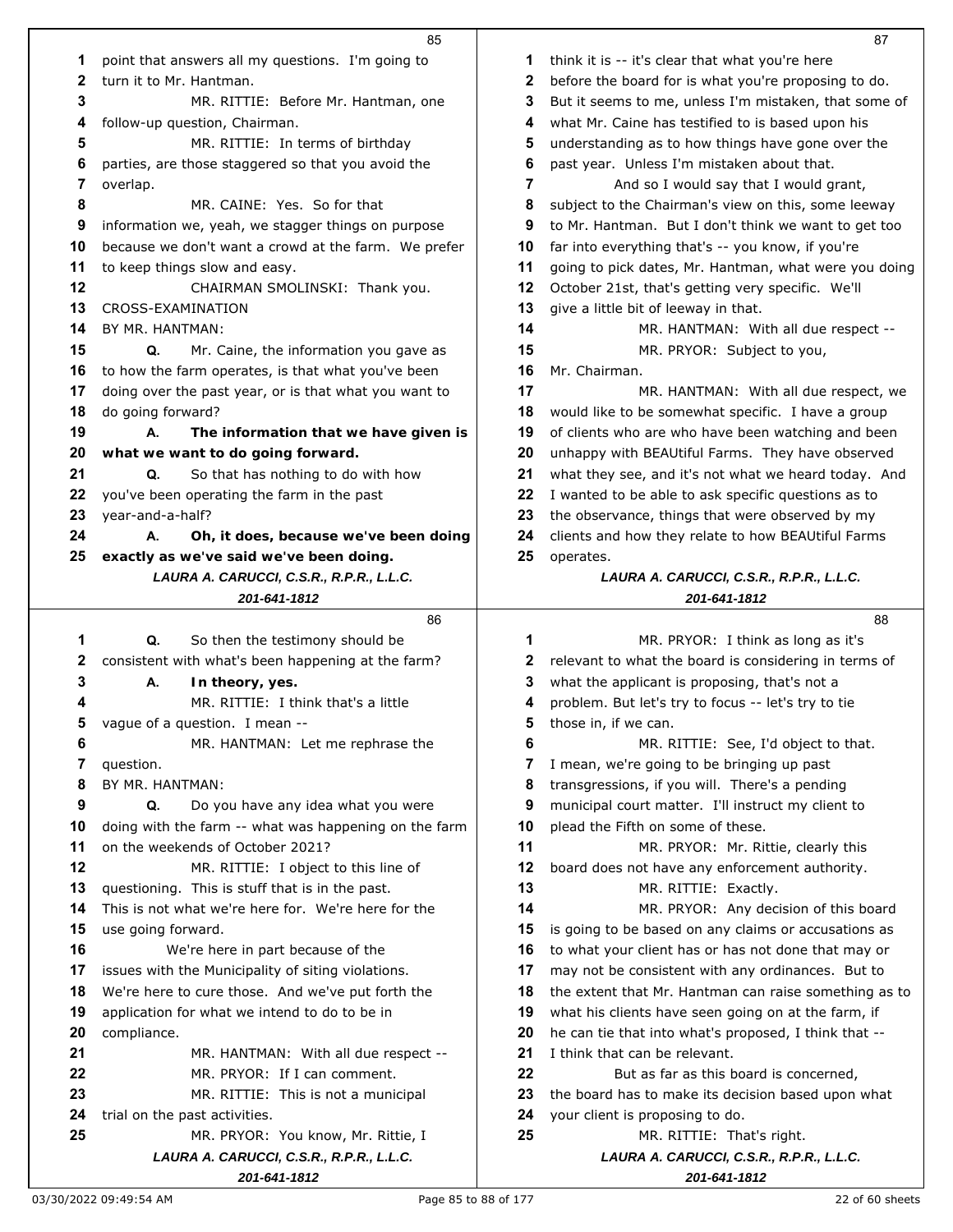point that answers all my questions. I'm going to turn it to Mr. Hantman.

MR. RITTIE: Before Mr. Hantman, one follow-up question, Chairman.

MR. RITTIE: In terms of birthday parties, are those staggered so that you avoid the overlap.

MR. CAINE: Yes. So for that information we, yeah, we stagger things on purpose because we don't want a crowd at the farm. We prefer to keep things slow and easy.

CHAIRMAN SMOLINSKI: Thank you.

CROSS-EXAMINATION

BY MR. HANTMAN:

**Q.** Mr. Caine, the information you gave as to how the farm operates, is that what you've been doing over the past year, or is that what you want to do going forward?

**A. The information that we have given is what we want to do going forward.**

**Q.** So that has nothing to do with how you've been operating the farm in the past year-and-a-half?

**A. Oh, it does, because we've been doing exactly as we've said we've been doing.**

**Q.** So then the testimony should be consistent with what's been happening at the farm?

**A. In theory, yes.**

MR. RITTIE: I think that's a little vague of a question. I mean --

MR. HANTMAN: Let me rephrase the question.

BY MR. HANTMAN:

**Q.** Do you have any idea what you were doing with the farm -- what was happening on the farm on the weekends of October 2021?

MR. RITTIE: I object to this line of questioning. This is stuff that is in the past. This is not what we're here for. We're here for the use going forward.

We're here in part because of the issues with the Municipality of siting violations. We're here to cure those. And we've put forth the application for what we intend to do to be in compliance.

MR. HANTMAN: With all due respect --

MR. PRYOR: If I can comment.

MR. RITTIE: This is not a municipal trial on the past activities.

MR. PRYOR: You know, Mr. Rittie, I think it is -- it's clear that what you're here before the board for is what you're proposing to do. But it seems to me, unless I'm mistaken, that some of what Mr. Caine has testified to is based upon his understanding as to how things have gone over the past year. Unless I'm mistaken about that.

And so I would say that I would grant, subject to the Chairman's view on this, some leeway to Mr. Hantman. But I don't think we want to get too far into everything that's -- you know, if you're going to pick dates, Mr. Hantman, what were you doing October 21st, that's getting very specific. We'll give a little bit of leeway in that.

MR. HANTMAN: With all due respect --

MR. PRYOR: Subject to you, Mr. Chairman.

MR. HANTMAN: With all due respect, we would like to be somewhat specific. I have a group of clients who are who have been watching and been unhappy with BEAUtiful Farms. They have observed what they see, and it's not what we heard today. And I wanted to be able to ask specific questions as to the observance, things that were observed by my clients and how they relate to how BEAUtiful Farms operates.

MR. PRYOR: I think as long as it's relevant to what the board is considering in terms of what the applicant is proposing, that's not a problem. But let's try to focus -- let's try to tie those in, if we can.

MR. RITTIE: See, I'd object to that. I mean, we're going to be bringing up past transgressions, if you will. There's a pending municipal court matter. I'll instruct my client to plead the Fifth on some of these.

MR. PRYOR: Mr. Rittie, clearly this board does not have any enforcement authority.

MR. RITTIE: Exactly.

MR. PRYOR: Any decision of this board is going to be based on any claims or accusations as to what your client has or has not done that may or may not be consistent with any ordinances. But to the extent that Mr. Hantman can raise something as to what his clients have seen going on at the farm, if he can tie that into what's proposed, I think that -- I think that can be relevant.

But as far as this board is concerned, the board has to make its decision based upon what your client is proposing to do.

MR. RITTIE: That's right.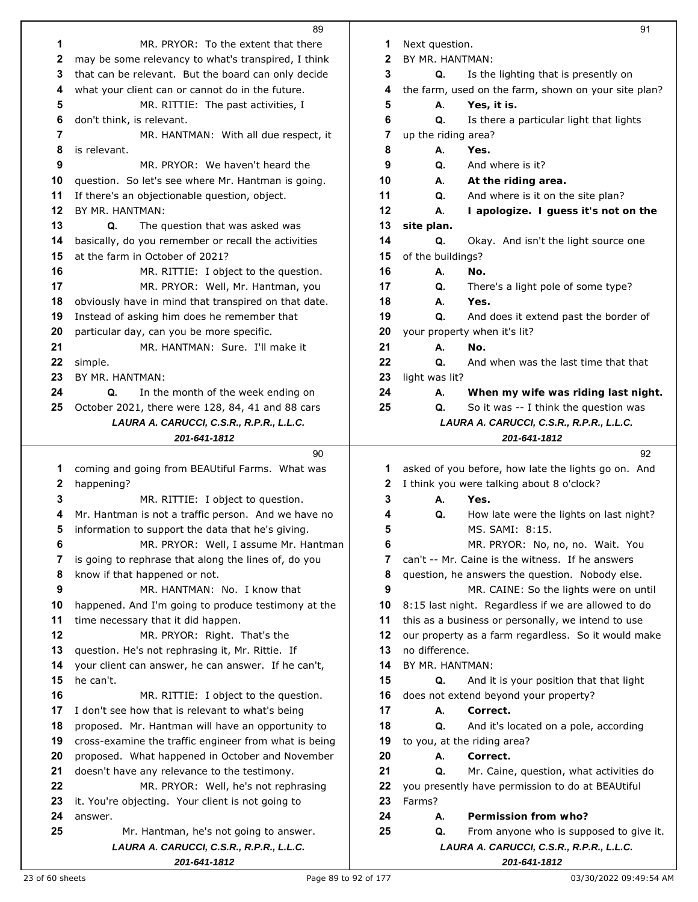MR. PRYOR: To the extent that there may be some relevancy to what's transpired, I think that can be relevant. But the board can only decide what your client can or cannot do in the future.

MR. RITTIE: The past activities, I don't think, is relevant.

MR. HANTMAN: With all due respect, it is relevant.

MR. PRYOR: We haven't heard the question. So let's see where Mr. Hantman is going. If there's an objectionable question, object.

BY MR. HANTMAN:

**Q.** The question that was asked was basically, do you remember or recall the activities at the farm in October of 2021?

MR. RITTIE: I object to the question.

MR. PRYOR: Well, Mr. Hantman, you obviously have in mind that transpired on that date. Instead of asking him does he remember that particular day, can you be more specific.

MR. HANTMAN: Sure. I'll make it simple.

BY MR. HANTMAN:

**Q.** In the month of the week ending on October 2021, there were 128, 84, 41 and 88 cars coming and going from BEAUtiful Farms. What was happening?

MR. RITTIE: I object to question. Mr. Hantman is not a traffic person. And we have no information to support the data that he's giving.

MR. PRYOR: Well, I assume Mr. Hantman is going to rephrase that along the lines of, do you know if that happened or not.

MR. HANTMAN: No. I know that happened. And I'm going to produce testimony at the time necessary that it did happen.

MR. PRYOR: Right. That's the question. He's not rephrasing it, Mr. Rittie. If your client can answer, he can answer. If he can't, he can't.

MR. RITTIE: I object to the question. I don't see how that is relevant to what's being proposed. Mr. Hantman will have an opportunity to cross-examine the traffic engineer from what is being proposed. What happened in October and November doesn't have any relevance to the testimony.

MR. PRYOR: Well, he's not rephrasing it. You're objecting. Your client is not going to answer.

Mr. Hantman, he's not going to answer. Next question.

BY MR. HANTMAN:

**Q.** Is the lighting that is presently on the farm, used on the farm, shown on your site plan?

**A.** **Yes, it is.**

**Q.** Is there a particular light that lights up the riding area?

**A.** **Yes.**

**Q.** And where is it?

**A.** **At the riding area.**

**Q.** And where is it on the site plan?

**A.** **I apologize. I guess it's not on the site plan.**

**Q.** Okay. And isn't the light source one of the buildings?

**A.** **No.**

**Q.** There's a light pole of some type?

**A.** **Yes.**

**Q.** And does it extend past the border of your property when it's lit?

**A.** **No.**

**Q.** And when was the last time that that light was lit?

**A.** **When my wife was riding last night.**

**Q.** So it was -- I think the question was asked of you before, how late the lights go on. And I think you were talking about 8 o'clock?

**A.** **Yes.**

**Q.** How late were the lights on last night?

MS. SAMI: 8:15.

MR. PRYOR: No, no, no. Wait. You can't -- Mr. Caine is the witness. If he answers question, he answers the question. Nobody else.

MR. CAINE: So the lights were on until 8:15 last night. Regardless if we are allowed to do this as a business or personally, we intend to use our property as a farm regardless. So it would make no difference.

BY MR. HANTMAN:

**Q.** And it is your position that that light does not extend beyond your property?

**A.** **Correct.**

**Q.** And it's located on a pole, according to you, at the riding area?

**A.** **Correct.**

**Q.** Mr. Caine, question, what activities do you presently have permission to do at BEAUtiful Farms?

**A.** **Permission from who?**

**Q.** From anyone who is supposed to give it.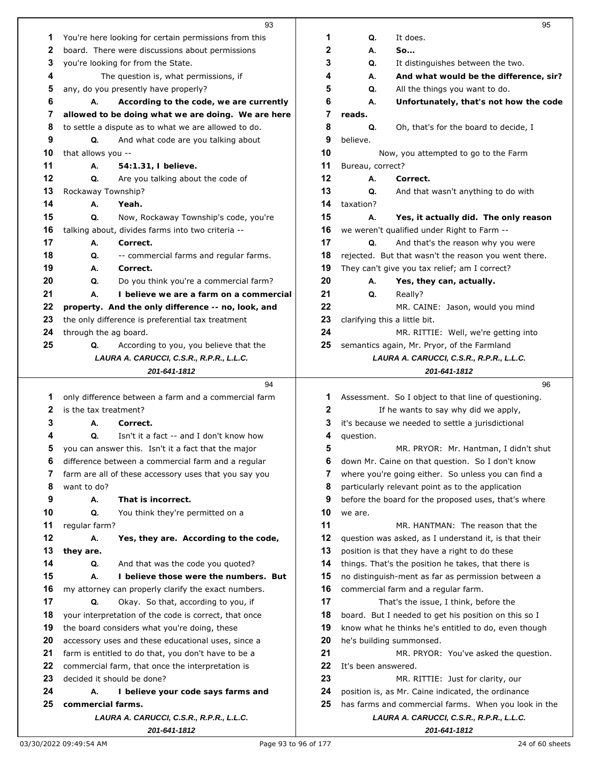93

1 You're here looking for certain permissions from this
2 board. There were discussions about permissions
3 you're looking for from the State.
4 The question is, what permissions, if
5 any, do you presently have properly?
6 A. **According to the code, we are currently**
7 **allowed to be doing what we are doing. We are here**
8 to settle a dispute as to what we are allowed to do.
9 Q. And what code are you talking about
10 that allows you --
11 A. **54:1.31, I believe.**
12 Q. Are you talking about the code of
13 Rockaway Township?
14 A. **Yeah.**
15 Q. Now, Rockaway Township's code, you're
16 talking about, divides farms into two criteria --
17 A. **Correct.**
18 Q. -- commercial farms and regular farms.
19 A. **Correct.**
20 Q. Do you think you're a commercial farm?
21 A. **I believe we are a farm on a commercial**
22 **property. And the only difference -- no, look, and**
23 the only difference is preferential tax treatment
24 through the ag board.
25 Q. According to you, you believe that the

94

1 only difference between a farm and a commercial farm
2 is the tax treatment?
3 A. **Correct.**
4 Q. Isn't it a fact -- and I don't know how
5 you can answer this. Isn't it a fact that the major
6 difference between a commercial farm and a regular
7 farm are all of these accessory uses that you say you
8 want to do?
9 A. **That is incorrect.**
10 Q. You think they're permitted on a
11 regular farm?
12 A. **Yes, they are. According to the code,**
13 **they are.**
14 Q. And that was the code you quoted?
15 A. **I believe those were the numbers. But**
16 my attorney can properly clarify the exact numbers.
17 Q. Okay. So that, according to you, if
18 your interpretation of the code is correct, that once
19 the board considers what you're doing, these
20 accessory uses and these educational uses, since a
21 farm is entitled to do that, you don't have to be a
22 commercial farm, that once the interpretation is
23 decided it should be done?
24 A. **I believe your code says farms and**
25 **commercial farms.**

95

1 Q. It does.
2 A. **So...**
3 Q. It distinguishes between the two.
4 A. **And what would be the difference, sir?**
5 Q. All the things you want to do.
6 A. **Unfortunately, that's not how the code**
7 **reads.**
8 Q. Oh, that's for the board to decide, I
9 believe.
10 Now, you attempted to go to the Farm
11 Bureau, correct?
12 A. **Correct.**
13 Q. And that wasn't anything to do with
14 taxation?
15 A. **Yes, it actually did. The only reason**
16 we weren't qualified under Right to Farm --
17 Q. And that's the reason why you were
18 rejected. But that wasn't the reason you went there.
19 They can't give you tax relief; am I correct?
20 A. **Yes, they can, actually.**
21 Q. Really?
22 MR. CAINE: Jason, would you mind
23 clarifying this a little bit.
24 MR. RITTIE: Well, we're getting into
25 semantics again, Mr. Pryor, of the Farmland

96

1 Assessment. So I object to that line of questioning.
2 If he wants to say why did we apply,
3 it's because we needed to settle a jurisdictional
4 question.
5 MR. PRYOR: Mr. Hantman, I didn't shut
6 down Mr. Caine on that question. So I don't know
7 where you're going either. So unless you can find a
8 particularly relevant point as to the application
9 before the board for the proposed uses, that's where
10 we are.
11 MR. HANTMAN: The reason that the
12 question was asked, as I understand it, is that their
13 position is that they have a right to do these
14 things. That's the position he takes, that there is
15 no distinguish-ment as far as permission between a
16 commercial farm and a regular farm.
17 That's the issue, I think, before the
18 board. But I needed to get his position on this so I
19 know what he thinks he's entitled to do, even though
20 he's building summonsed.
21 MR. PRYOR: You've asked the question.
22 It's been answered.
23 MR. RITTIE: Just for clarity, our
24 position is, as Mr. Caine indicated, the ordinance
25 has farms and commercial farms. When you look in the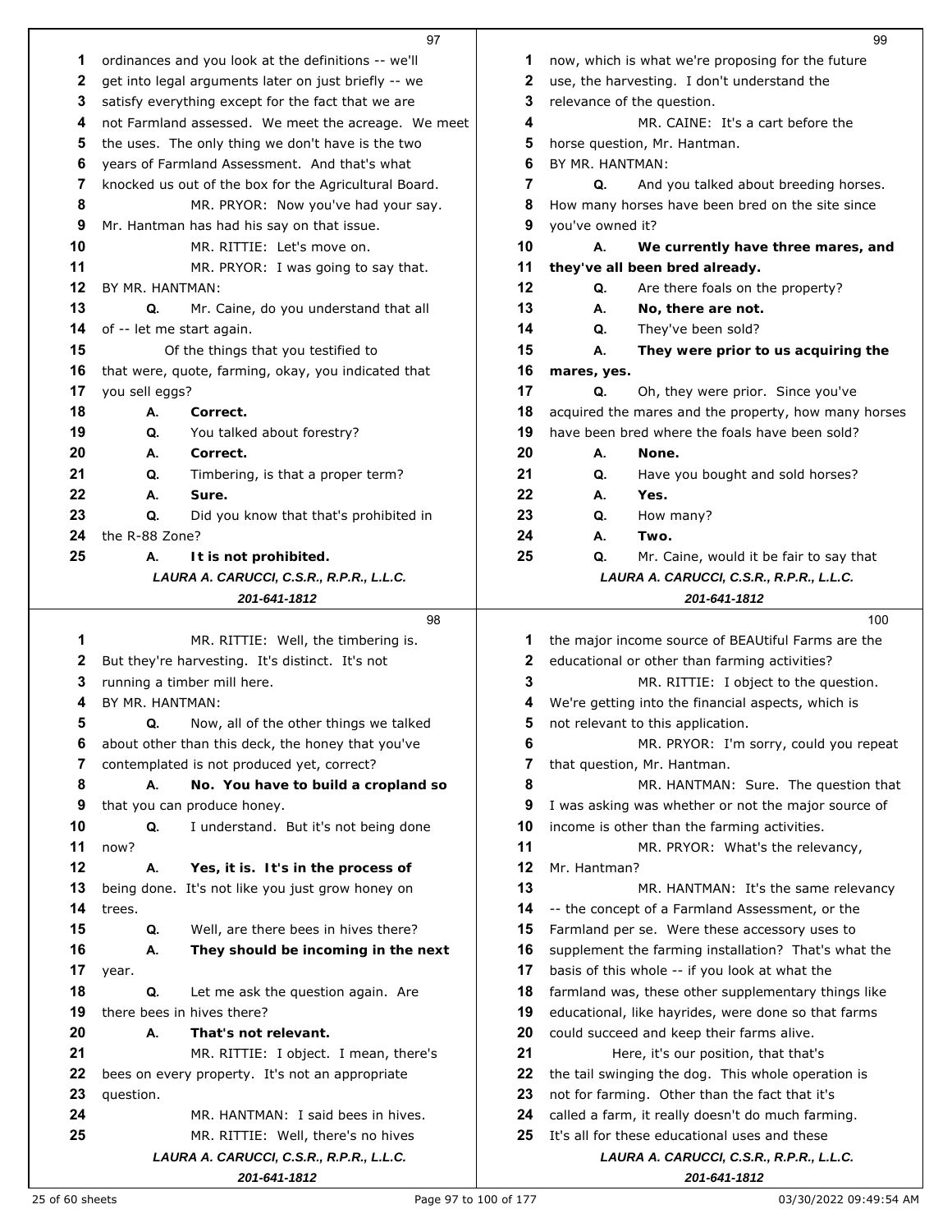ordinances and you look at the definitions -- we'll get into legal arguments later on just briefly -- we satisfy everything except for the fact that we are not Farmland assessed. We meet the acreage. We meet the uses. The only thing we don't have is the two years of Farmland Assessment. And that's what knocked us out of the box for the Agricultural Board.

MR. PRYOR: Now you've had your say. Mr. Hantman has had his say on that issue.

MR. RITTIE: Let's move on.

MR. PRYOR: I was going to say that.

BY MR. HANTMAN:

**Q.** Mr. Caine, do you understand that all of -- let me start again.

Of the things that you testified to that were, quote, farming, okay, you indicated that you sell eggs?

**A. Correct.**

**Q.** You talked about forestry?

**A. Correct.**

**Q.** Timbering, is that a proper term?

**A. Sure.**

**Q.** Did you know that that's prohibited in the R-88 Zone?

**A. It is not prohibited.**

MR. RITTIE: Well, the timbering is. But they're harvesting. It's distinct. It's not running a timber mill here.

BY MR. HANTMAN:

**Q.** Now, all of the other things we talked about other than this deck, the honey that you've contemplated is not produced yet, correct?

**A. No. You have to build a cropland so that you can produce honey.**

**Q.** I understand. But it's not being done now?

**A. Yes, it is. It's in the process of being done. It's not like you just grow honey on trees.**

**Q.** Well, are there bees in hives there?

**A. They should be incoming in the next year.**

**Q.** Let me ask the question again. Are there bees in hives there?

**A. That's not relevant.**

MR. RITTIE: I object. I mean, there's bees on every property. It's not an appropriate question.

MR. HANTMAN: I said bees in hives.

MR. RITTIE: Well, there's no hives now, which is what we're proposing for the future use, the harvesting. I don't understand the relevance of the question.

MR. CAINE: It's a cart before the horse question, Mr. Hantman.

BY MR. HANTMAN:

**Q.** And you talked about breeding horses. How many horses have been bred on the site since you've owned it?

**A. We currently have three mares, and they've all been bred already.**

**Q.** Are there foals on the property?

**A. No, there are not.**

**Q.** They've been sold?

**A. They were prior to us acquiring the mares, yes.**

**Q.** Oh, they were prior. Since you've acquired the mares and the property, how many horses have been bred where the foals have been sold?

**A. None.**

**Q.** Have you bought and sold horses?

**A. Yes.**

**Q.** How many?

**A. Two.**

**Q.** Mr. Caine, would it be fair to say that the major income source of BEAUtiful Farms are the educational or other than farming activities?

MR. RITTIE: I object to the question. We're getting into the financial aspects, which is not relevant to this application.

MR. PRYOR: I'm sorry, could you repeat that question, Mr. Hantman.

MR. HANTMAN: Sure. The question that I was asking was whether or not the major source of income is other than the farming activities.

MR. PRYOR: What's the relevancy, Mr. Hantman?

MR. HANTMAN: It's the same relevancy -- the concept of a Farmland Assessment, or the Farmland per se. Were these accessory uses to supplement the farming installation? That's what the basis of this whole -- if you look at what the farmland was, these other supplementary things like educational, like hayrides, were done so that farms could succeed and keep their farms alive.

Here, it's our position, that that's the tail swinging the dog. This whole operation is not for farming. Other than the fact that it's called a farm, it really doesn't do much farming. It's all for these educational uses and these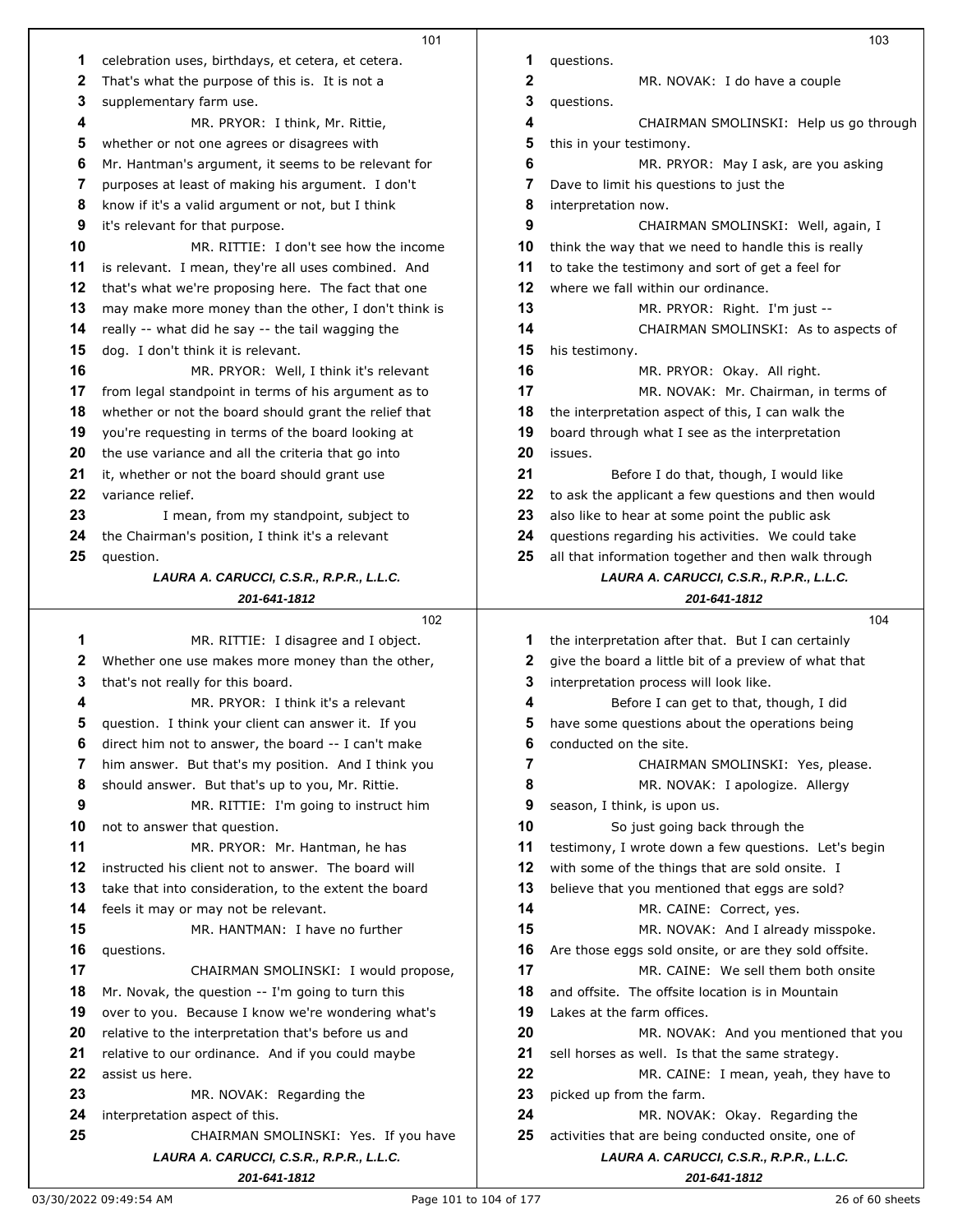celebration uses, birthdays, et cetera, et cetera. That's what the purpose of this is. It is not a supplementary farm use.

MR. PRYOR: I think, Mr. Rittie, whether or not one agrees or disagrees with Mr. Hantman's argument, it seems to be relevant for purposes at least of making his argument. I don't know if it's a valid argument or not, but I think it's relevant for that purpose.

MR. RITTIE: I don't see how the income is relevant. I mean, they're all uses combined. And that's what we're proposing here. The fact that one may make more money than the other, I don't think is really -- what did he say -- the tail wagging the dog. I don't think it is relevant.

MR. PRYOR: Well, I think it's relevant from legal standpoint in terms of his argument as to whether or not the board should grant the relief that you're requesting in terms of the board looking at the use variance and all the criteria that go into it, whether or not the board should grant use variance relief.

I mean, from my standpoint, subject to the Chairman's position, I think it's a relevant question.

MR. RITTIE: I disagree and I object. Whether one use makes more money than the other, that's not really for this board.

MR. PRYOR: I think it's a relevant question. I think your client can answer it. If you direct him not to answer, the board -- I can't make him answer. But that's my position. And I think you should answer. But that's up to you, Mr. Rittie.

MR. RITTIE: I'm going to instruct him not to answer that question.

MR. PRYOR: Mr. Hantman, he has instructed his client not to answer. The board will take that into consideration, to the extent the board feels it may or may not be relevant.

MR. HANTMAN: I have no further questions.

CHAIRMAN SMOLINSKI: I would propose, Mr. Novak, the question -- I'm going to turn this over to you. Because I know we're wondering what's relative to the interpretation that's before us and relative to our ordinance. And if you could maybe assist us here.

MR. NOVAK: Regarding the interpretation aspect of this.

CHAIRMAN SMOLINSKI: Yes. If you have questions.

MR. NOVAK: I do have a couple questions.

CHAIRMAN SMOLINSKI: Help us go through this in your testimony.

MR. PRYOR: May I ask, are you asking Dave to limit his questions to just the interpretation now.

CHAIRMAN SMOLINSKI: Well, again, I think the way that we need to handle this is really to take the testimony and sort of get a feel for where we fall within our ordinance.

MR. PRYOR: Right. I'm just --

CHAIRMAN SMOLINSKI: As to aspects of his testimony.

MR. PRYOR: Okay. All right.

MR. NOVAK: Mr. Chairman, in terms of the interpretation aspect of this, I can walk the board through what I see as the interpretation issues.

Before I do that, though, I would like to ask the applicant a few questions and then would also like to hear at some point the public ask questions regarding his activities. We could take all that information together and then walk through the interpretation after that. But I can certainly give the board a little bit of a preview of what that interpretation process will look like.

Before I can get to that, though, I did have some questions about the operations being conducted on the site.

CHAIRMAN SMOLINSKI: Yes, please.

MR. NOVAK: I apologize. Allergy season, I think, is upon us.

So just going back through the testimony, I wrote down a few questions. Let's begin with some of the things that are sold onsite. I believe that you mentioned that eggs are sold?

MR. CAINE: Correct, yes.

MR. NOVAK: And I already misspoke. Are those eggs sold onsite, or are they sold offsite.

MR. CAINE: We sell them both onsite and offsite. The offsite location is in Mountain Lakes at the farm offices.

MR. NOVAK: And you mentioned that you sell horses as well. Is that the same strategy.

MR. CAINE: I mean, yeah, they have to picked up from the farm.

MR. NOVAK: Okay. Regarding the activities that are being conducted onsite, one of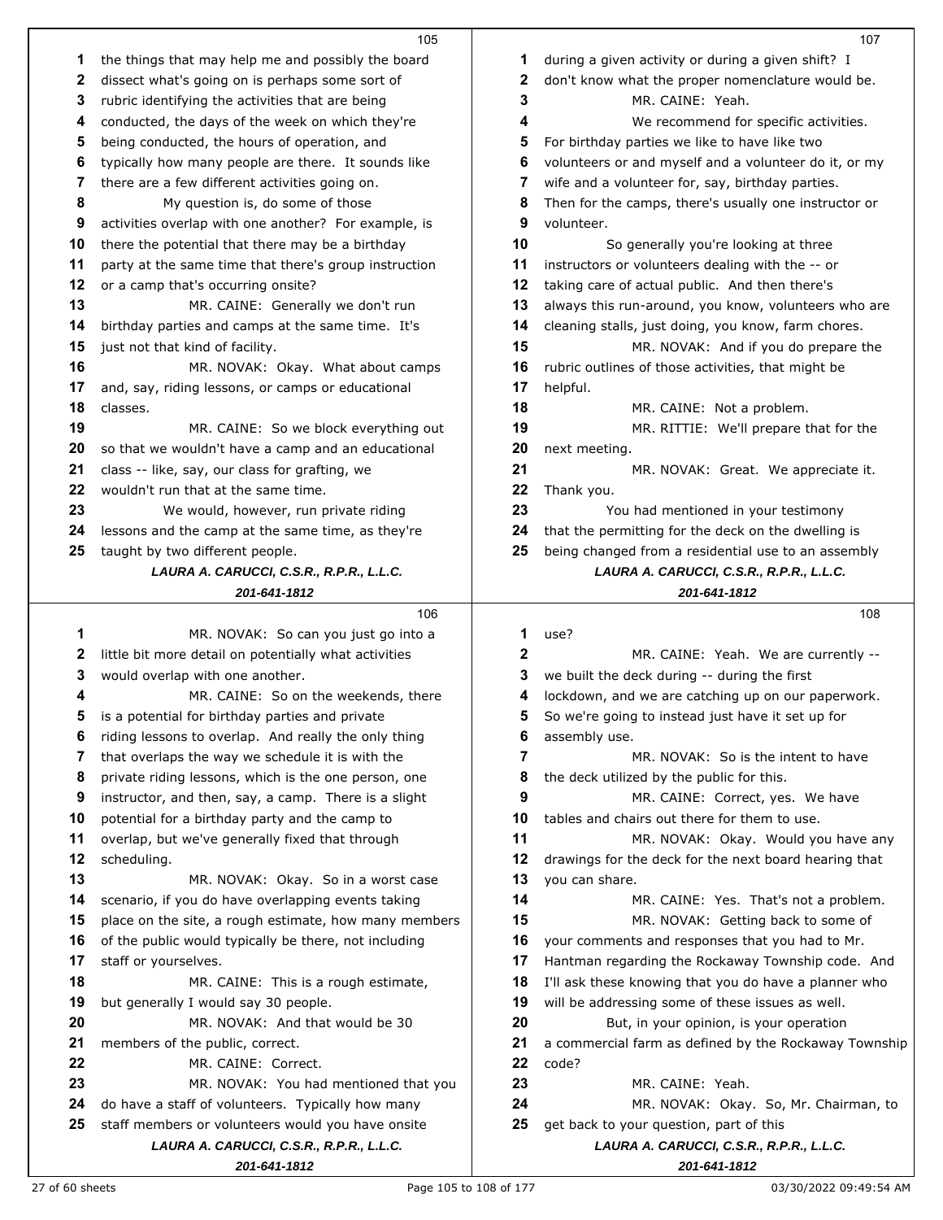the things that may help me and possibly the board dissect what's going on is perhaps some sort of rubric identifying the activities that are being conducted, the days of the week on which they're being conducted, the hours of operation, and typically how many people are there. It sounds like there are a few different activities going on.

My question is, do some of those activities overlap with one another? For example, is there the potential that there may be a birthday party at the same time that there's group instruction or a camp that's occurring onsite?

MR. CAINE: Generally we don't run birthday parties and camps at the same time. It's just not that kind of facility.

MR. NOVAK: Okay. What about camps and, say, riding lessons, or camps or educational classes.

MR. CAINE: So we block everything out so that we wouldn't have a camp and an educational class -- like, say, our class for grafting, we wouldn't run that at the same time.

We would, however, run private riding lessons and the camp at the same time, as they're taught by two different people.

MR. NOVAK: So can you just go into a little bit more detail on potentially what activities would overlap with one another.

MR. CAINE: So on the weekends, there is a potential for birthday parties and private riding lessons to overlap. And really the only thing that overlaps the way we schedule it is with the private riding lessons, which is the one person, one instructor, and then, say, a camp. There is a slight potential for a birthday party and the camp to overlap, but we've generally fixed that through scheduling.

MR. NOVAK: Okay. So in a worst case scenario, if you do have overlapping events taking place on the site, a rough estimate, how many members of the public would typically be there, not including staff or yourselves.

MR. CAINE: This is a rough estimate, but generally I would say 30 people.

MR. NOVAK: And that would be 30 members of the public, correct.

MR. CAINE: Correct.

MR. NOVAK: You had mentioned that you do have a staff of volunteers. Typically how many staff members or volunteers would you have onsite during a given activity or during a given shift? I don't know what the proper nomenclature would be.

MR. CAINE: Yeah.

We recommend for specific activities. For birthday parties we like to have like two volunteers or and myself and a volunteer do it, or my wife and a volunteer for, say, birthday parties. Then for the camps, there's usually one instructor or volunteer.

So generally you're looking at three instructors or volunteers dealing with the -- or taking care of actual public. And then there's always this run-around, you know, volunteers who are cleaning stalls, just doing, you know, farm chores.

MR. NOVAK: And if you do prepare the rubric outlines of those activities, that might be helpful.

MR. CAINE: Not a problem.

MR. RITTIE: We'll prepare that for the next meeting.

MR. NOVAK: Great. We appreciate it. Thank you.

You had mentioned in your testimony that the permitting for the deck on the dwelling is being changed from a residential use to an assembly use?

MR. CAINE: Yeah. We are currently -- we built the deck during -- during the first lockdown, and we are catching up on our paperwork. So we're going to instead just have it set up for assembly use.

MR. NOVAK: So is the intent to have the deck utilized by the public for this.

MR. CAINE: Correct, yes. We have tables and chairs out there for them to use.

MR. NOVAK: Okay. Would you have any drawings for the deck for the next board hearing that you can share.

MR. CAINE: Yes. That's not a problem.

MR. NOVAK: Getting back to some of your comments and responses that you had to Mr. Hantman regarding the Rockaway Township code. And I'll ask these knowing that you do have a planner who will be addressing some of these issues as well.

But, in your opinion, is your operation a commercial farm as defined by the Rockaway Township code?

MR. CAINE: Yeah.

MR. NOVAK: Okay. So, Mr. Chairman, to get back to your question, part of this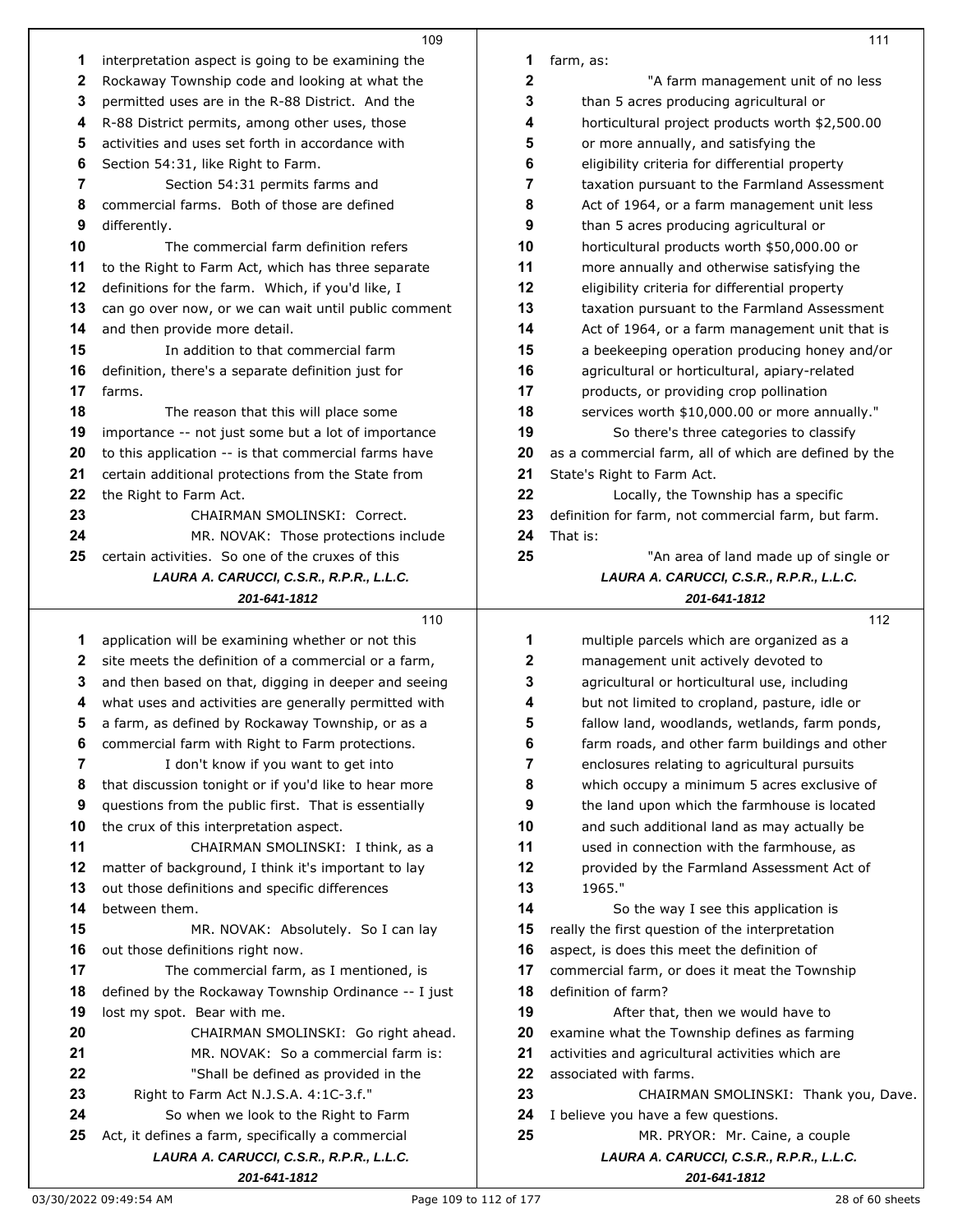interpretation aspect is going to be examining the Rockaway Township code and looking at what the permitted uses are in the R-88 District. And the R-88 District permits, among other uses, those activities and uses set forth in accordance with Section 54:31, like Right to Farm.

Section 54:31 permits farms and commercial farms. Both of those are defined differently.

The commercial farm definition refers to the Right to Farm Act, which has three separate definitions for the farm. Which, if you'd like, I can go over now, or we can wait until public comment and then provide more detail.

In addition to that commercial farm definition, there's a separate definition just for farms.

The reason that this will place some importance -- not just some but a lot of importance to this application -- is that commercial farms have certain additional protections from the State from the Right to Farm Act.

CHAIRMAN SMOLINSKI: Correct.

MR. NOVAK: Those protections include certain activities. So one of the cruxes of this application will be examining whether or not this site meets the definition of a commercial or a farm, and then based on that, digging in deeper and seeing what uses and activities are generally permitted with a farm, as defined by Rockaway Township, or as a commercial farm with Right to Farm protections.

I don't know if you want to get into that discussion tonight or if you'd like to hear more questions from the public first. That is essentially the crux of this interpretation aspect.

CHAIRMAN SMOLINSKI: I think, as a matter of background, I think it's important to lay out those definitions and specific differences between them.

MR. NOVAK: Absolutely. So I can lay out those definitions right now.

The commercial farm, as I mentioned, is defined by the Rockaway Township Ordinance -- I just lost my spot. Bear with me.

CHAIRMAN SMOLINSKI: Go right ahead.

MR. NOVAK: So a commercial farm is:

"Shall be defined as provided in the Right to Farm Act N.J.S.A. 4:1C-3.f."

So when we look to the Right to Farm Act, it defines a farm, specifically a commercial farm, as:

"A farm management unit of no less than 5 acres producing agricultural or horticultural project products worth $2,500.00 or more annually, and satisfying the eligibility criteria for differential property taxation pursuant to the Farmland Assessment Act of 1964, or a farm management unit less than 5 acres producing agricultural or horticultural products worth $50,000.00 or more annually and otherwise satisfying the eligibility criteria for differential property taxation pursuant to the Farmland Assessment Act of 1964, or a farm management unit that is a beekeeping operation producing honey and/or agricultural or horticultural, apiary-related products, or providing crop pollination services worth $10,000.00 or more annually."

So there's three categories to classify as a commercial farm, all of which are defined by the State's Right to Farm Act.

Locally, the Township has a specific definition for farm, not commercial farm, but farm. That is:

"An area of land made up of single or multiple parcels which are organized as a management unit actively devoted to agricultural or horticultural use, including but not limited to cropland, pasture, idle or fallow land, woodlands, wetlands, farm ponds, farm roads, and other farm buildings and other enclosures relating to agricultural pursuits which occupy a minimum 5 acres exclusive of the land upon which the farmhouse is located and such additional land as may actually be used in connection with the farmhouse, as provided by the Farmland Assessment Act of 1965."

So the way I see this application is really the first question of the interpretation aspect, is does this meet the definition of commercial farm, or does it meat the Township definition of farm?

After that, then we would have to examine what the Township defines as farming activities and agricultural activities which are associated with farms.

CHAIRMAN SMOLINSKI: Thank you, Dave. I believe you have a few questions.

MR. PRYOR: Mr. Caine, a couple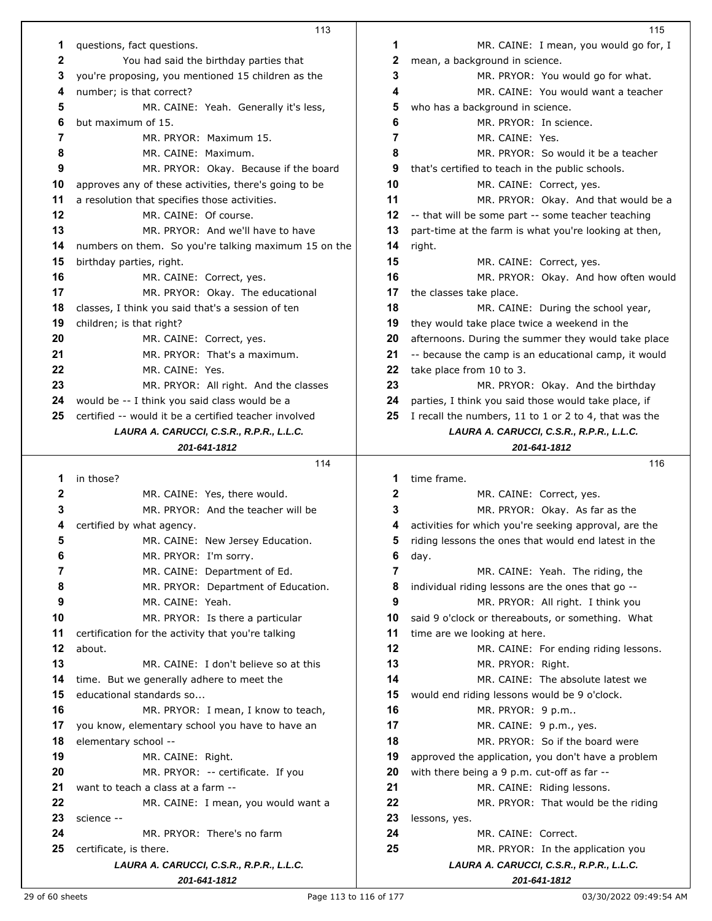questions, fact questions.

You had said the birthday parties that you're proposing, you mentioned 15 children as the number; is that correct?

MR. CAINE: Yeah. Generally it's less, but maximum of 15.

MR. PRYOR: Maximum 15.

MR. CAINE: Maximum.

MR. PRYOR: Okay. Because if the board approves any of these activities, there's going to be a resolution that specifies those activities.

MR. CAINE: Of course.

MR. PRYOR: And we'll have to have numbers on them. So you're talking maximum 15 on the birthday parties, right.

MR. CAINE: Correct, yes.

MR. PRYOR: Okay. The educational classes, I think you said that's a session of ten children; is that right?

MR. CAINE: Correct, yes.

MR. PRYOR: That's a maximum.

MR. CAINE: Yes.

MR. PRYOR: All right. And the classes would be -- I think you said class would be a certified -- would it be a certified teacher involved in those?

MR. CAINE: Yes, there would.

MR. PRYOR: And the teacher will be certified by what agency.

MR. CAINE: New Jersey Education.

MR. PRYOR: I'm sorry.

MR. CAINE: Department of Ed.

MR. PRYOR: Department of Education.

MR. CAINE: Yeah.

MR. PRYOR: Is there a particular certification for the activity that you're talking about.

MR. CAINE: I don't believe so at this time. But we generally adhere to meet the educational standards so...

MR. PRYOR: I mean, I know to teach, you know, elementary school you have to have an elementary school --

MR. CAINE: Right.

MR. PRYOR: -- certificate. If you want to teach a class at a farm --

MR. CAINE: I mean, you would want a science --

MR. PRYOR: There's no farm certificate, is there.

MR. CAINE: I mean, you would go for, I mean, a background in science.

MR. PRYOR: You would go for what.

MR. CAINE: You would want a teacher who has a background in science.

MR. PRYOR: In science.

MR. CAINE: Yes.

MR. PRYOR: So would it be a teacher that's certified to teach in the public schools.

MR. CAINE: Correct, yes.

MR. PRYOR: Okay. And that would be a -- that will be some part -- some teacher teaching part-time at the farm is what you're looking at then, right.

MR. CAINE: Correct, yes.

MR. PRYOR: Okay. And how often would the classes take place.

MR. CAINE: During the school year, they would take place twice a weekend in the afternoons. During the summer they would take place -- because the camp is an educational camp, it would take place from 10 to 3.

MR. PRYOR: Okay. And the birthday parties, I think you said those would take place, if I recall the numbers, 11 to 1 or 2 to 4, that was the time frame.

MR. CAINE: Correct, yes.

MR. PRYOR: Okay. As far as the activities for which you're seeking approval, are the riding lessons the ones that would end latest in the day.

MR. CAINE: Yeah. The riding, the individual riding lessons are the ones that go --

MR. PRYOR: All right. I think you said 9 o'clock or thereabouts, or something. What time are we looking at here.

MR. CAINE: For ending riding lessons.

MR. PRYOR: Right.

MR. CAINE: The absolute latest we would end riding lessons would be 9 o'clock.

MR. PRYOR: 9 p.m..

MR. CAINE: 9 p.m., yes.

MR. PRYOR: So if the board were approved the application, you don't have a problem with there being a 9 p.m. cut-off as far --

MR. CAINE: Riding lessons.

MR. PRYOR: That would be the riding lessons, yes.

MR. CAINE: Correct.

MR. PRYOR: In the application you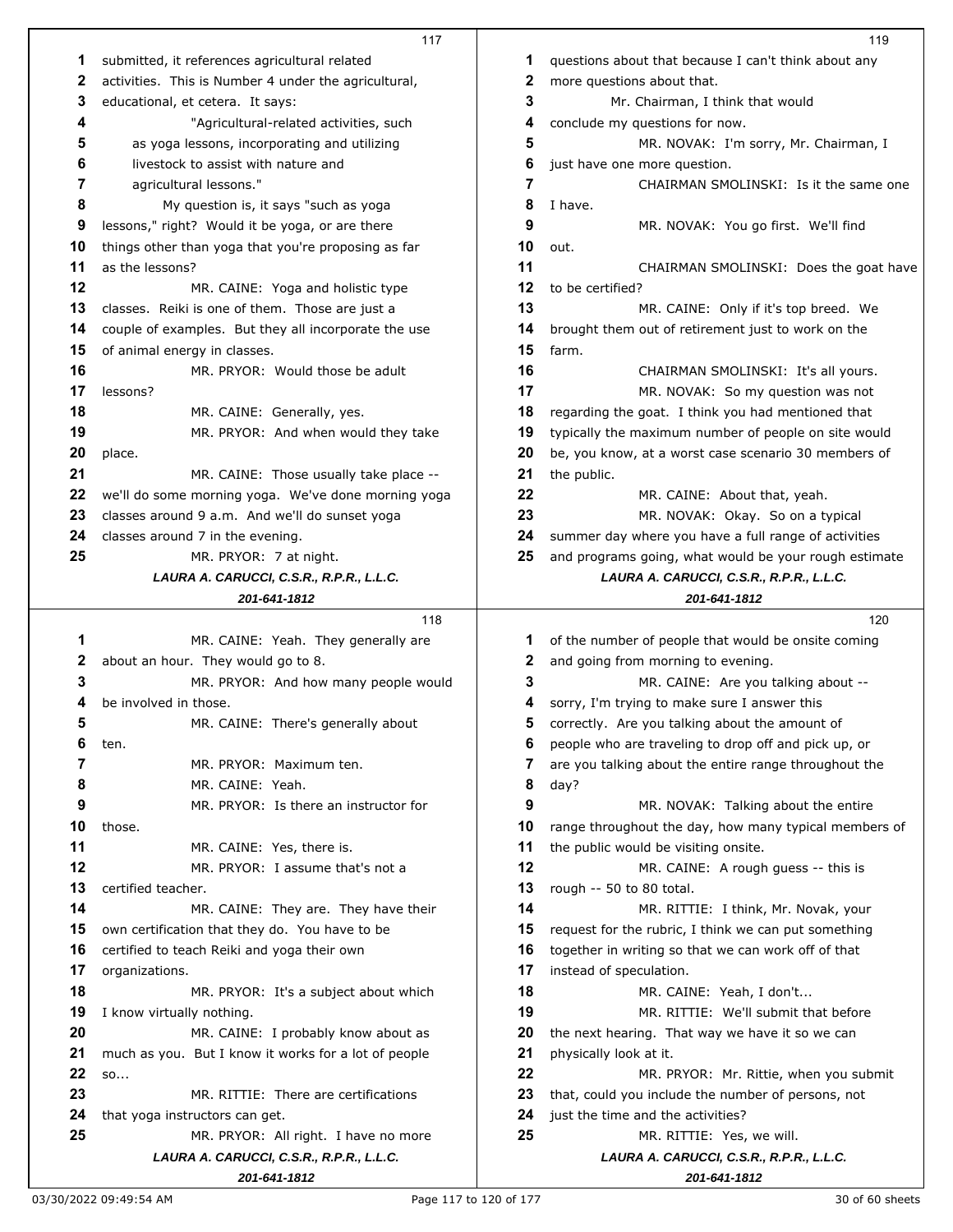submitted, it references agricultural related activities. This is Number 4 under the agricultural, educational, et cetera. It says:

"Agricultural-related activities, such as yoga lessons, incorporating and utilizing livestock to assist with nature and agricultural lessons."

My question is, it says "such as yoga lessons," right? Would it be yoga, or are there things other than yoga that you're proposing as far as the lessons?

MR. CAINE: Yoga and holistic type classes. Reiki is one of them. Those are just a couple of examples. But they all incorporate the use of animal energy in classes.

MR. PRYOR: Would those be adult lessons?

MR. CAINE: Generally, yes.

MR. PRYOR: And when would they take place.

MR. CAINE: Those usually take place -- we'll do some morning yoga. We've done morning yoga classes around 9 a.m. And we'll do sunset yoga classes around 7 in the evening.

MR. PRYOR: 7 at night.

MR. CAINE: Yeah. They generally are about an hour. They would go to 8.

MR. PRYOR: And how many people would be involved in those.

MR. CAINE: There's generally about ten.

MR. PRYOR: Maximum ten.

MR. CAINE: Yeah.

MR. PRYOR: Is there an instructor for those.

MR. CAINE: Yes, there is.

MR. PRYOR: I assume that's not a certified teacher.

MR. CAINE: They are. They have their own certification that they do. You have to be certified to teach Reiki and yoga their own organizations.

MR. PRYOR: It's a subject about which I know virtually nothing.

MR. CAINE: I probably know about as much as you. But I know it works for a lot of people so...

MR. RITTIE: There are certifications that yoga instructors can get.

MR. PRYOR: All right. I have no more questions about that because I can't think about any more questions about that.

Mr. Chairman, I think that would conclude my questions for now.

MR. NOVAK: I'm sorry, Mr. Chairman, I just have one more question.

CHAIRMAN SMOLINSKI: Is it the same one I have.

MR. NOVAK: You go first. We'll find out.

CHAIRMAN SMOLINSKI: Does the goat have to be certified?

MR. CAINE: Only if it's top breed. We brought them out of retirement just to work on the farm.

CHAIRMAN SMOLINSKI: It's all yours.

MR. NOVAK: So my question was not regarding the goat. I think you had mentioned that typically the maximum number of people on site would be, you know, at a worst case scenario 30 members of the public.

MR. CAINE: About that, yeah.

MR. NOVAK: Okay. So on a typical summer day where you have a full range of activities and programs going, what would be your rough estimate of the number of people that would be onsite coming and going from morning to evening.

MR. CAINE: Are you talking about -- sorry, I'm trying to make sure I answer this correctly. Are you talking about the amount of people who are traveling to drop off and pick up, or are you talking about the entire range throughout the day?

MR. NOVAK: Talking about the entire range throughout the day, how many typical members of the public would be visiting onsite.

MR. CAINE: A rough guess -- this is rough -- 50 to 80 total.

MR. RITTIE: I think, Mr. Novak, your request for the rubric, I think we can put something together in writing so that we can work off of that instead of speculation.

MR. CAINE: Yeah, I don't...

MR. RITTIE: We'll submit that before the next hearing. That way we have it so we can physically look at it.

MR. PRYOR: Mr. Rittie, when you submit that, could you include the number of persons, not just the time and the activities?

MR. RITTIE: Yes, we will.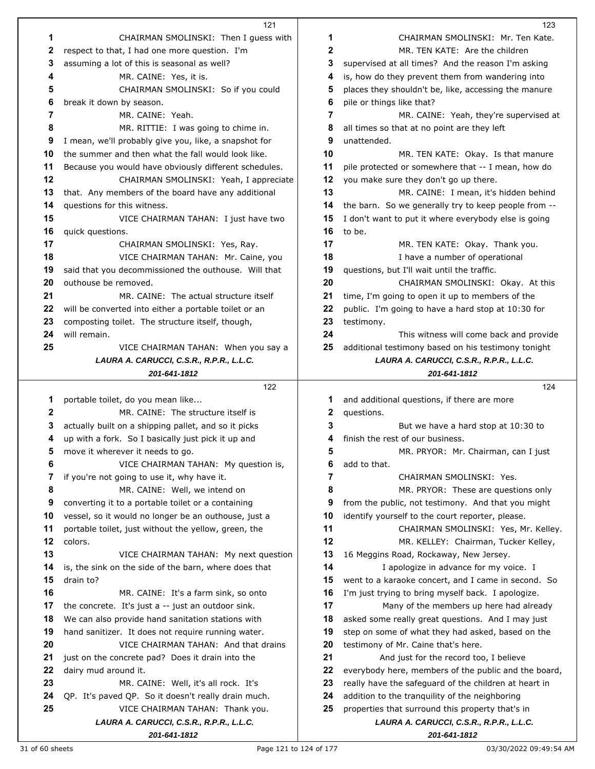CHAIRMAN SMOLINSKI: Then I guess with respect to that, I had one more question. I'm assuming a lot of this is seasonal as well?

MR. CAINE: Yes, it is.

CHAIRMAN SMOLINSKI: So if you could break it down by season.

MR. CAINE: Yeah.

MR. RITTIE: I was going to chime in. I mean, we'll probably give you, like, a snapshot for the summer and then what the fall would look like. Because you would have obviously different schedules.

CHAIRMAN SMOLINSKI: Yeah, I appreciate that. Any members of the board have any additional questions for this witness.

VICE CHAIRMAN TAHAN: I just have two quick questions.

CHAIRMAN SMOLINSKI: Yes, Ray.

VICE CHAIRMAN TAHAN: Mr. Caine, you said that you decommissioned the outhouse. Will that outhouse be removed.

MR. CAINE: The actual structure itself will be converted into either a portable toilet or an composting toilet. The structure itself, though, will remain.

VICE CHAIRMAN TAHAN: When you say a portable toilet, do you mean like...

MR. CAINE: The structure itself is actually built on a shipping pallet, and so it picks up with a fork. So I basically just pick it up and move it wherever it needs to go.

VICE CHAIRMAN TAHAN: My question is, if you're not going to use it, why have it.

MR. CAINE: Well, we intend on converting it to a portable toilet or a containing vessel, so it would no longer be an outhouse, just a portable toilet, just without the yellow, green, the colors.

VICE CHAIRMAN TAHAN: My next question is, the sink on the side of the barn, where does that drain to?

MR. CAINE: It's a farm sink, so onto the concrete. It's just a -- just an outdoor sink. We can also provide hand sanitation stations with hand sanitizer. It does not require running water.

VICE CHAIRMAN TAHAN: And that drains just on the concrete pad? Does it drain into the dairy mud around it.

MR. CAINE: Well, it's all rock. It's QP. It's paved QP. So it doesn't really drain much.

VICE CHAIRMAN TAHAN: Thank you.

CHAIRMAN SMOLINSKI: Mr. Ten Kate.

MR. TEN KATE: Are the children supervised at all times? And the reason I'm asking is, how do they prevent them from wandering into places they shouldn't be, like, accessing the manure pile or things like that?

MR. CAINE: Yeah, they're supervised at all times so that at no point are they left unattended.

MR. TEN KATE: Okay. Is that manure pile protected or somewhere that -- I mean, how do you make sure they don't go up there.

MR. CAINE: I mean, it's hidden behind the barn. So we generally try to keep people from -- I don't want to put it where everybody else is going to be.

MR. TEN KATE: Okay. Thank you.

I have a number of operational questions, but I'll wait until the traffic.

CHAIRMAN SMOLINSKI: Okay. At this time, I'm going to open it up to members of the public. I'm going to have a hard stop at 10:30 for testimony.

This witness will come back and provide additional testimony based on his testimony tonight and additional questions, if there are more questions.

But we have a hard stop at 10:30 to finish the rest of our business.

MR. PRYOR: Mr. Chairman, can I just add to that.

CHAIRMAN SMOLINSKI: Yes.

MR. PRYOR: These are questions only from the public, not testimony. And that you might identify yourself to the court reporter, please.

CHAIRMAN SMOLINSKI: Yes, Mr. Kelley.

MR. KELLEY: Chairman, Tucker Kelley, 16 Meggins Road, Rockaway, New Jersey.

I apologize in advance for my voice. I went to a karaoke concert, and I came in second. So I'm just trying to bring myself back. I apologize.

Many of the members up here had already asked some really great questions. And I may just step on some of what they had asked, based on the testimony of Mr. Caine that's here.

And just for the record too, I believe everybody here, members of the public and the board, really have the safeguard of the children at heart in addition to the tranquility of the neighboring properties that surround this property that's in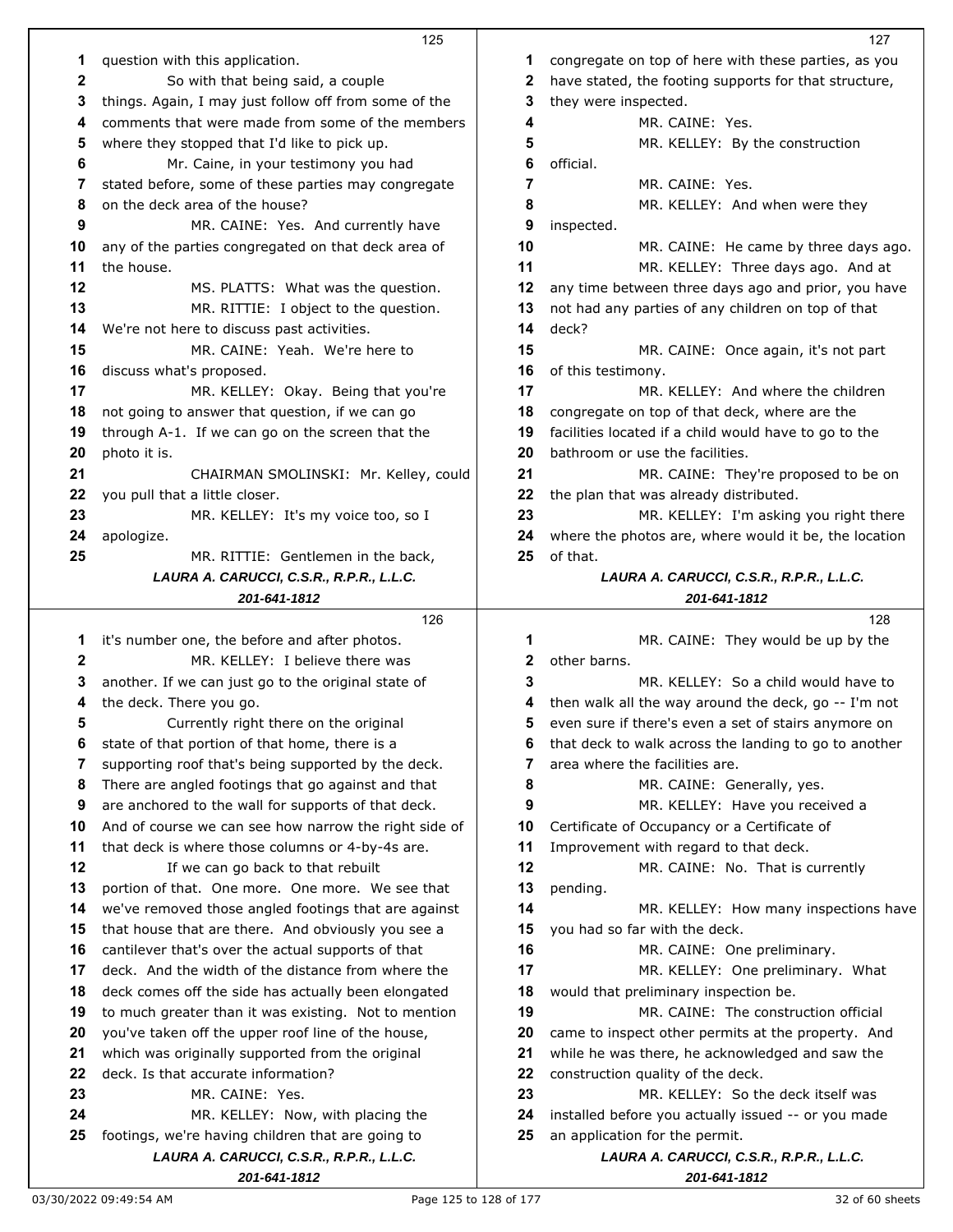question with this application.

So with that being said, a couple things. Again, I may just follow off from some of the comments that were made from some of the members where they stopped that I'd like to pick up.

Mr. Caine, in your testimony you had stated before, some of these parties may congregate on the deck area of the house?

MR. CAINE: Yes. And currently have any of the parties congregated on that deck area of the house.

MS. PLATTS: What was the question.

MR. RITTIE: I object to the question. We're not here to discuss past activities.

MR. CAINE: Yeah. We're here to discuss what's proposed.

MR. KELLEY: Okay. Being that you're not going to answer that question, if we can go through A-1. If we can go on the screen that the photo it is.

CHAIRMAN SMOLINSKI: Mr. Kelley, could you pull that a little closer.

MR. KELLEY: It's my voice too, so I apologize.

MR. RITTIE: Gentlemen in the back, it's number one, the before and after photos.

MR. KELLEY: I believe there was another. If we can just go to the original state of the deck. There you go.

Currently right there on the original state of that portion of that home, there is a supporting roof that's being supported by the deck. There are angled footings that go against and that are anchored to the wall for supports of that deck. And of course we can see how narrow the right side of that deck is where those columns or 4-by-4s are.

If we can go back to that rebuilt portion of that. One more. One more. We see that we've removed those angled footings that are against that house that are there. And obviously you see a cantilever that's over the actual supports of that deck. And the width of the distance from where the deck comes off the side has actually been elongated to much greater than it was existing. Not to mention you've taken off the upper roof line of the house, which was originally supported from the original deck. Is that accurate information?

MR. CAINE: Yes.

MR. KELLEY: Now, with placing the footings, we're having children that are going to congregate on top of here with these parties, as you have stated, the footing supports for that structure, they were inspected.

MR. CAINE: Yes.

MR. KELLEY: By the construction official.

MR. CAINE: Yes.

MR. KELLEY: And when were they inspected.

MR. CAINE: He came by three days ago.

MR. KELLEY: Three days ago. And at any time between three days ago and prior, you have not had any parties of any children on top of that deck?

MR. CAINE: Once again, it's not part of this testimony.

MR. KELLEY: And where the children congregate on top of that deck, where are the facilities located if a child would have to go to the bathroom or use the facilities.

MR. CAINE: They're proposed to be on the plan that was already distributed.

MR. KELLEY: I'm asking you right there where the photos are, where would it be, the location of that.

MR. CAINE: They would be up by the other barns.

MR. KELLEY: So a child would have to then walk all the way around the deck, go -- I'm not even sure if there's even a set of stairs anymore on that deck to walk across the landing to go to another area where the facilities are.

MR. CAINE: Generally, yes.

MR. KELLEY: Have you received a Certificate of Occupancy or a Certificate of Improvement with regard to that deck.

MR. CAINE: No. That is currently pending.

MR. KELLEY: How many inspections have you had so far with the deck.

MR. CAINE: One preliminary.

MR. KELLEY: One preliminary. What would that preliminary inspection be.

MR. CAINE: The construction official came to inspect other permits at the property. And while he was there, he acknowledged and saw the construction quality of the deck.

MR. KELLEY: So the deck itself was installed before you actually issued -- or you made an application for the permit.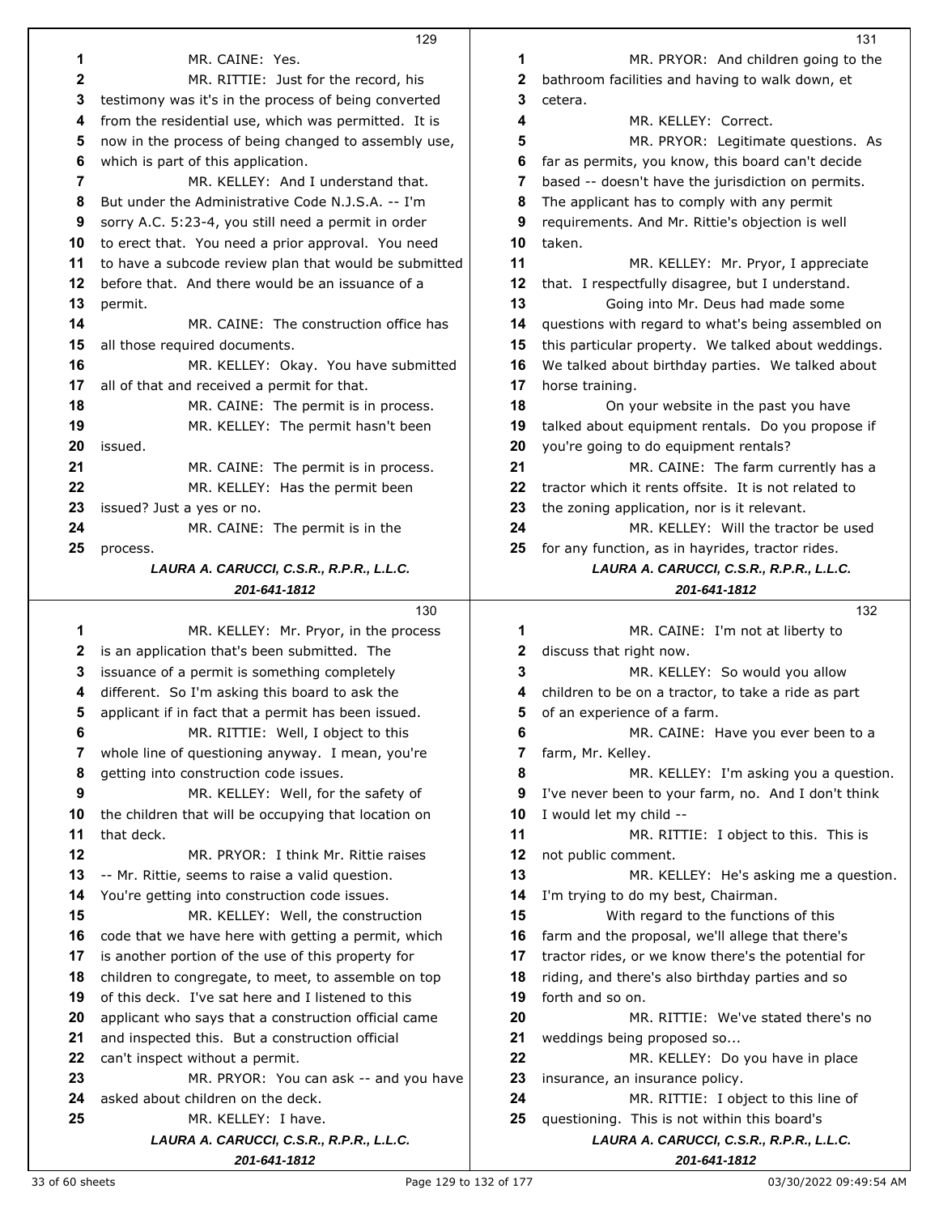MR. CAINE: Yes.

MR. RITTIE: Just for the record, his testimony was it's in the process of being converted from the residential use, which was permitted. It is now in the process of being changed to assembly use, which is part of this application.

MR. KELLEY: And I understand that. But under the Administrative Code N.J.S.A. -- I'm sorry A.C. 5:23-4, you still need a permit in order to erect that. You need a prior approval. You need to have a subcode review plan that would be submitted before that. And there would be an issuance of a permit.

MR. CAINE: The construction office has all those required documents.

MR. KELLEY: Okay. You have submitted all of that and received a permit for that.

MR. CAINE: The permit is in process.

MR. KELLEY: The permit hasn't been issued.

MR. CAINE: The permit is in process.

MR. KELLEY: Has the permit been issued? Just a yes or no.

MR. CAINE: The permit is in the process.

MR. KELLEY: Mr. Pryor, in the process is an application that's been submitted. The issuance of a permit is something completely different. So I'm asking this board to ask the applicant if in fact that a permit has been issued.

MR. RITTIE: Well, I object to this whole line of questioning anyway. I mean, you're getting into construction code issues.

MR. KELLEY: Well, for the safety of the children that will be occupying that location on that deck.

MR. PRYOR: I think Mr. Rittie raises -- Mr. Rittie, seems to raise a valid question. You're getting into construction code issues.

MR. KELLEY: Well, the construction code that we have here with getting a permit, which is another portion of the use of this property for children to congregate, to meet, to assemble on top of this deck. I've sat here and I listened to this applicant who says that a construction official came and inspected this. But a construction official can't inspect without a permit.

MR. PRYOR: You can ask -- and you have asked about children on the deck.

MR. KELLEY: I have.

MR. PRYOR: And children going to the bathroom facilities and having to walk down, et cetera.

MR. KELLEY: Correct.

MR. PRYOR: Legitimate questions. As far as permits, you know, this board can't decide based -- doesn't have the jurisdiction on permits. The applicant has to comply with any permit requirements. And Mr. Rittie's objection is well taken.

MR. KELLEY: Mr. Pryor, I appreciate that. I respectfully disagree, but I understand.

Going into Mr. Deus had made some questions with regard to what's being assembled on this particular property. We talked about weddings. We talked about birthday parties. We talked about horse training.

On your website in the past you have talked about equipment rentals. Do you propose if you're going to do equipment rentals?

MR. CAINE: The farm currently has a tractor which it rents offsite. It is not related to the zoning application, nor is it relevant.

MR. KELLEY: Will the tractor be used for any function, as in hayrides, tractor rides.

MR. CAINE: I'm not at liberty to discuss that right now.

MR. KELLEY: So would you allow children to be on a tractor, to take a ride as part of an experience of a farm.

MR. CAINE: Have you ever been to a farm, Mr. Kelley.

MR. KELLEY: I'm asking you a question. I've never been to your farm, no. And I don't think I would let my child --

MR. RITTIE: I object to this. This is not public comment.

MR. KELLEY: He's asking me a question. I'm trying to do my best, Chairman.

With regard to the functions of this farm and the proposal, we'll allege that there's tractor rides, or we know there's the potential for riding, and there's also birthday parties and so forth and so on.

MR. RITTIE: We've stated there's no weddings being proposed so...

MR. KELLEY: Do you have in place insurance, an insurance policy.

MR. RITTIE: I object to this line of questioning. This is not within this board's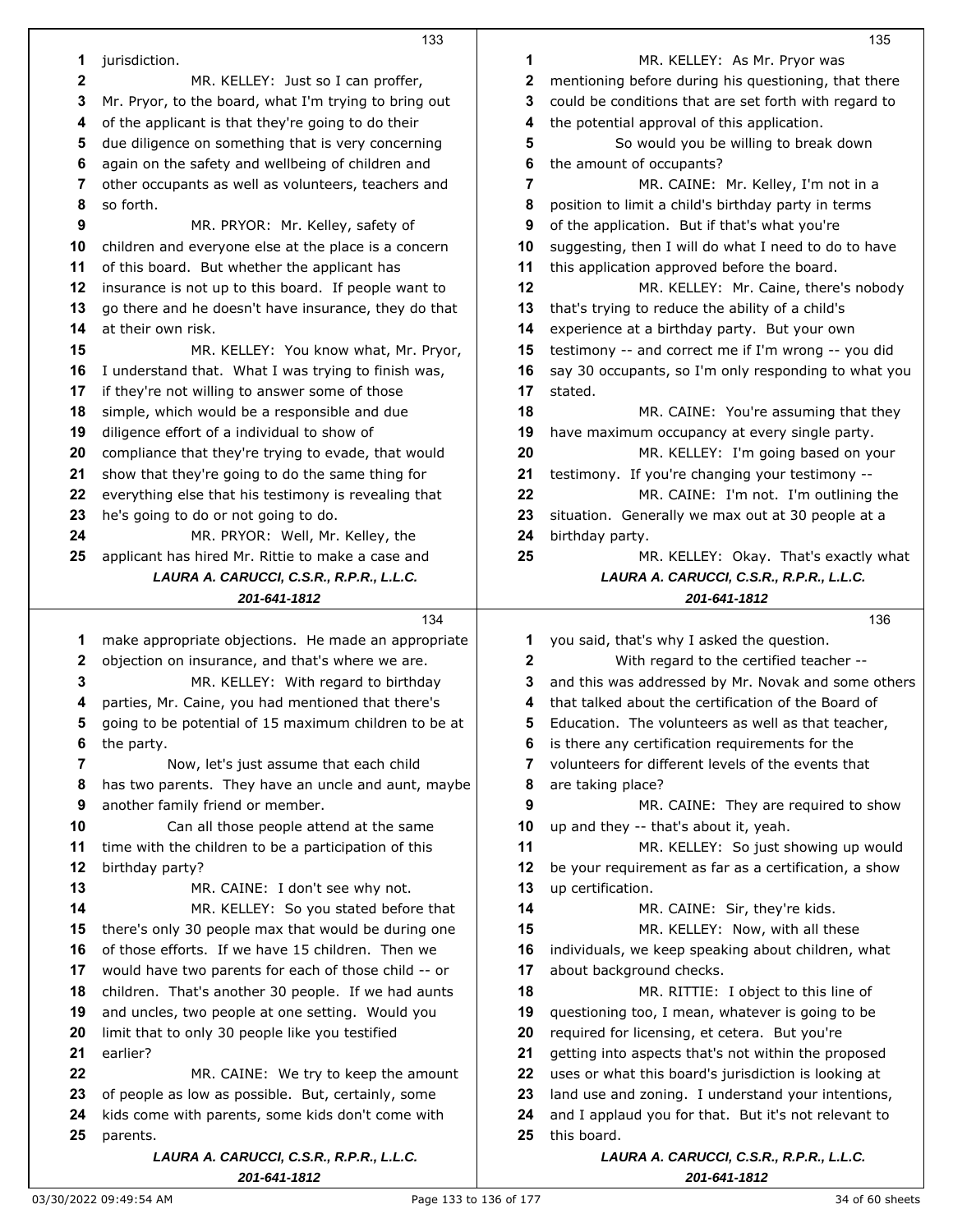jurisdiction.

MR. KELLEY: Just so I can proffer, Mr. Pryor, to the board, what I'm trying to bring out of the applicant is that they're going to do their due diligence on something that is very concerning again on the safety and wellbeing of children and other occupants as well as volunteers, teachers and so forth.

MR. PRYOR: Mr. Kelley, safety of children and everyone else at the place is a concern of this board. But whether the applicant has insurance is not up to this board. If people want to go there and he doesn't have insurance, they do that at their own risk.

MR. KELLEY: You know what, Mr. Pryor, I understand that. What I was trying to finish was, if they're not willing to answer some of those simple, which would be a responsible and due diligence effort of a individual to show of compliance that they're trying to evade, that would show that they're going to do the same thing for everything else that his testimony is revealing that he's going to do or not going to do.

MR. PRYOR: Well, Mr. Kelley, the applicant has hired Mr. Rittie to make a case and make appropriate objections. He made an appropriate objection on insurance, and that's where we are.

MR. KELLEY: With regard to birthday parties, Mr. Caine, you had mentioned that there's going to be potential of 15 maximum children to be at the party.

Now, let's just assume that each child has two parents. They have an uncle and aunt, maybe another family friend or member.

Can all those people attend at the same time with the children to be a participation of this birthday party?

MR. CAINE: I don't see why not.

MR. KELLEY: So you stated before that there's only 30 people max that would be during one of those efforts. If we have 15 children. Then we would have two parents for each of those child -- or children. That's another 30 people. If we had aunts and uncles, two people at one setting. Would you limit that to only 30 people like you testified earlier?

MR. CAINE: We try to keep the amount of people as low as possible. But, certainly, some kids come with parents, some kids don't come with parents.

MR. KELLEY: As Mr. Pryor was mentioning before during his questioning, that there could be conditions that are set forth with regard to the potential approval of this application.

So would you be willing to break down the amount of occupants?

MR. CAINE: Mr. Kelley, I'm not in a position to limit a child's birthday party in terms of the application. But if that's what you're suggesting, then I will do what I need to do to have this application approved before the board.

MR. KELLEY: Mr. Caine, there's nobody that's trying to reduce the ability of a child's experience at a birthday party. But your own testimony -- and correct me if I'm wrong -- you did say 30 occupants, so I'm only responding to what you stated.

MR. CAINE: You're assuming that they have maximum occupancy at every single party.

MR. KELLEY: I'm going based on your testimony. If you're changing your testimony --

MR. CAINE: I'm not. I'm outlining the situation. Generally we max out at 30 people at a birthday party.

MR. KELLEY: Okay. That's exactly what you said, that's why I asked the question.

With regard to the certified teacher -- and this was addressed by Mr. Novak and some others that talked about the certification of the Board of Education. The volunteers as well as that teacher, is there any certification requirements for the volunteers for different levels of the events that are taking place?

MR. CAINE: They are required to show up and they -- that's about it, yeah.

MR. KELLEY: So just showing up would be your requirement as far as a certification, a show up certification.

MR. CAINE: Sir, they're kids.

MR. KELLEY: Now, with all these individuals, we keep speaking about children, what about background checks.

MR. RITTIE: I object to this line of questioning too, I mean, whatever is going to be required for licensing, et cetera. But you're getting into aspects that's not within the proposed uses or what this board's jurisdiction is looking at land use and zoning. I understand your intentions, and I applaud you for that. But it's not relevant to this board.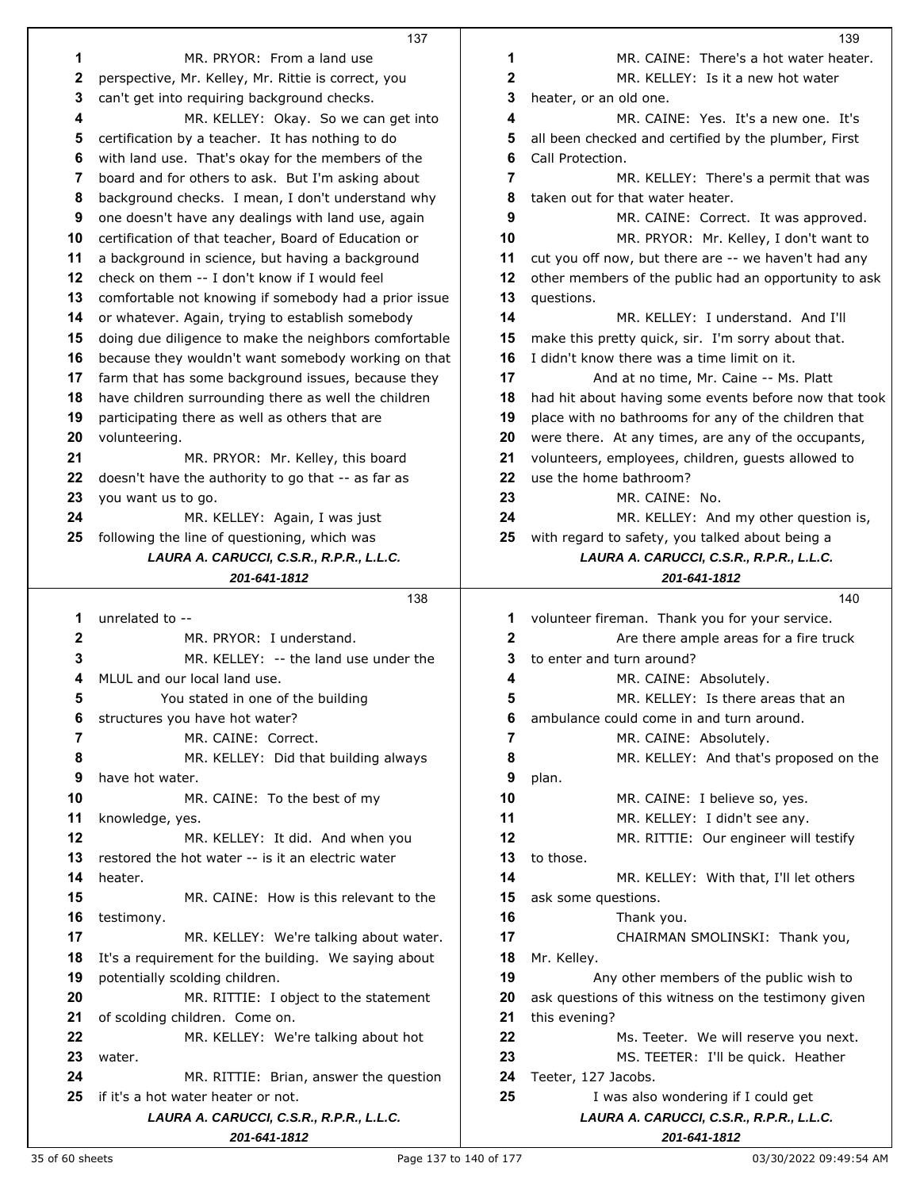137

1 MR. PRYOR: From a land use
2 perspective, Mr. Kelley, Mr. Rittie is correct, you
3 can't get into requiring background checks.
4 MR. KELLEY: Okay. So we can get into
5 certification by a teacher. It has nothing to do
6 with land use. That's okay for the members of the
7 board and for others to ask. But I'm asking about
8 background checks. I mean, I don't understand why
9 one doesn't have any dealings with land use, again
10 certification of that teacher, Board of Education or
11 a background in science, but having a background
12 check on them -- I don't know if I would feel
13 comfortable not knowing if somebody had a prior issue
14 or whatever. Again, trying to establish somebody
15 doing due diligence to make the neighbors comfortable
16 because they wouldn't want somebody working on that
17 farm that has some background issues, because they
18 have children surrounding there as well the children
19 participating there as well as others that are
20 volunteering.
21 MR. PRYOR: Mr. Kelley, this board
22 doesn't have the authority to go that -- as far as
23 you want us to go.
24 MR. KELLEY: Again, I was just
25 following the line of questioning, which was

138

1 unrelated to --
2 MR. PRYOR: I understand.
3 MR. KELLEY: -- the land use under the
4 MLUL and our local land use.
5 You stated in one of the building
6 structures you have hot water?
7 MR. CAINE: Correct.
8 MR. KELLEY: Did that building always
9 have hot water.
10 MR. CAINE: To the best of my
11 knowledge, yes.
12 MR. KELLEY: It did. And when you
13 restored the hot water -- is it an electric water
14 heater.
15 MR. CAINE: How is this relevant to the
16 testimony.
17 MR. KELLEY: We're talking about water.
18 It's a requirement for the building. We saying about
19 potentially scolding children.
20 MR. RITTIE: I object to the statement
21 of scolding children. Come on.
22 MR. KELLEY: We're talking about hot
23 water.
24 MR. RITTIE: Brian, answer the question
25 if it's a hot water heater or not.

139

1 MR. CAINE: There's a hot water heater.
2 MR. KELLEY: Is it a new hot water
3 heater, or an old one.
4 MR. CAINE: Yes. It's a new one. It's
5 all been checked and certified by the plumber, First
6 Call Protection.
7 MR. KELLEY: There's a permit that was
8 taken out for that water heater.
9 MR. CAINE: Correct. It was approved.
10 MR. PRYOR: Mr. Kelley, I don't want to
11 cut you off now, but there are -- we haven't had any
12 other members of the public had an opportunity to ask
13 questions.
14 MR. KELLEY: I understand. And I'll
15 make this pretty quick, sir. I'm sorry about that.
16 I didn't know there was a time limit on it.
17 And at no time, Mr. Caine -- Ms. Platt
18 had hit about having some events before now that took
19 place with no bathrooms for any of the children that
20 were there. At any times, are any of the occupants,
21 volunteers, employees, children, guests allowed to
22 use the home bathroom?
23 MR. CAINE: No.
24 MR. KELLEY: And my other question is,
25 with regard to safety, you talked about being a

140

1 volunteer fireman. Thank you for your service.
2 Are there ample areas for a fire truck
3 to enter and turn around?
4 MR. CAINE: Absolutely.
5 MR. KELLEY: Is there areas that an
6 ambulance could come in and turn around.
7 MR. CAINE: Absolutely.
8 MR. KELLEY: And that's proposed on the
9 plan.
10 MR. CAINE: I believe so, yes.
11 MR. KELLEY: I didn't see any.
12 MR. RITTIE: Our engineer will testify
13 to those.
14 MR. KELLEY: With that, I'll let others
15 ask some questions.
16 Thank you.
17 CHAIRMAN SMOLINSKI: Thank you,
18 Mr. Kelley.
19 Any other members of the public wish to
20 ask questions of this witness on the testimony given
21 this evening?
22 Ms. Teeter. We will reserve you next.
23 MS. TEETER: I'll be quick. Heather
24 Teeter, 127 Jacobs.
25 I was also wondering if I could get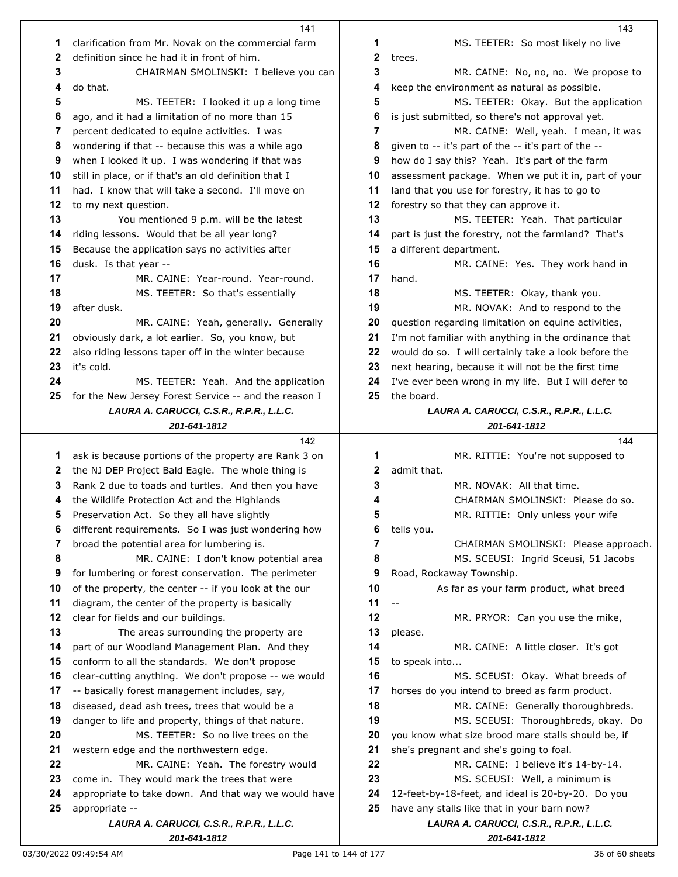clarification from Mr. Novak on the commercial farm definition since he had it in front of him.

CHAIRMAN SMOLINSKI: I believe you can do that.

MS. TEETER: I looked it up a long time ago, and it had a limitation of no more than 15 percent dedicated to equine activities. I was wondering if that -- because this was a while ago when I looked it up. I was wondering if that was still in place, or if that's an old definition that I had. I know that will take a second. I'll move on to my next question.

You mentioned 9 p.m. will be the latest riding lessons. Would that be all year long? Because the application says no activities after dusk. Is that year --

MR. CAINE: Year-round. Year-round.

MS. TEETER: So that's essentially after dusk.

MR. CAINE: Yeah, generally. Generally obviously dark, a lot earlier. So, you know, but also riding lessons taper off in the winter because it's cold.

MS. TEETER: Yeah. And the application for the New Jersey Forest Service -- and the reason I ask is because portions of the property are Rank 3 on the NJ DEP Project Bald Eagle. The whole thing is Rank 2 due to toads and turtles. And then you have the Wildlife Protection Act and the Highlands Preservation Act. So they all have slightly different requirements. So I was just wondering how broad the potential area for lumbering is.

MR. CAINE: I don't know potential area for lumbering or forest conservation. The perimeter of the property, the center -- if you look at the our diagram, the center of the property is basically clear for fields and our buildings.

The areas surrounding the property are part of our Woodland Management Plan. And they conform to all the standards. We don't propose clear-cutting anything. We don't propose -- we would -- basically forest management includes, say, diseased, dead ash trees, trees that would be a danger to life and property, things of that nature.

MS. TEETER: So no live trees on the western edge and the northwestern edge.

MR. CAINE: Yeah. The forestry would come in. They would mark the trees that were appropriate to take down. And that way we would have appropriate --

MS. TEETER: So most likely no live trees.

MR. CAINE: No, no, no. We propose to keep the environment as natural as possible.

MS. TEETER: Okay. But the application is just submitted, so there's not approval yet.

MR. CAINE: Well, yeah. I mean, it was given to -- it's part of the -- it's part of the -- how do I say this? Yeah. It's part of the farm assessment package. When we put it in, part of your land that you use for forestry, it has to go to forestry so that they can approve it.

MS. TEETER: Yeah. That particular part is just the forestry, not the farmland? That's a different department.

MR. CAINE: Yes. They work hand in hand.

MS. TEETER: Okay, thank you.

MR. NOVAK: And to respond to the question regarding limitation on equine activities, I'm not familiar with anything in the ordinance that would do so. I will certainly take a look before the next hearing, because it will not be the first time I've ever been wrong in my life. But I will defer to the board.

MR. RITTIE: You're not supposed to admit that.

MR. NOVAK: All that time.

CHAIRMAN SMOLINSKI: Please do so.

MR. RITTIE: Only unless your wife tells you.

CHAIRMAN SMOLINSKI: Please approach.

MS. SCEUSI: Ingrid Sceusi, 51 Jacobs Road, Rockaway Township.

As far as your farm product, what breed --

MR. PRYOR: Can you use the mike, please.

MR. CAINE: A little closer. It's got to speak into...

MS. SCEUSI: Okay. What breeds of horses do you intend to breed as farm product.

MR. CAINE: Generally thoroughbreds.

MS. SCEUSI: Thoroughbreds, okay. Do you know what size brood mare stalls should be, if she's pregnant and she's going to foal.

MR. CAINE: I believe it's 14-by-14.

MS. SCEUSI: Well, a minimum is 12-feet-by-18-feet, and ideal is 20-by-20. Do you have any stalls like that in your barn now?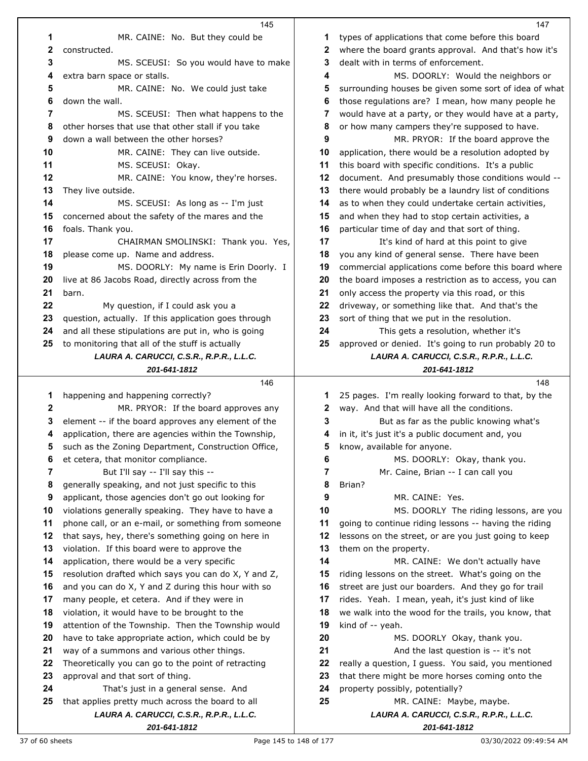MR. CAINE: No. But they could be constructed.

MS. SCEUSI: So you would have to make extra barn space or stalls.

MR. CAINE: No. We could just take down the wall.

MS. SCEUSI: Then what happens to the other horses that use that other stall if you take down a wall between the other horses?

MR. CAINE: They can live outside.

MS. SCEUSI: Okay.

MR. CAINE: You know, they're horses. They live outside.

MS. SCEUSI: As long as -- I'm just concerned about the safety of the mares and the foals. Thank you.

CHAIRMAN SMOLINSKI: Thank you. Yes, please come up. Name and address.

MS. DOORLY: My name is Erin Doorly. I live at 86 Jacobs Road, directly across from the barn.

My question, if I could ask you a question, actually. If this application goes through and all these stipulations are put in, who is going to monitoring that all of the stuff is actually happening and happening correctly?

MR. PRYOR: If the board approves any element -- if the board approves any element of the application, there are agencies within the Township, such as the Zoning Department, Construction Office, et cetera, that monitor compliance.

But I'll say -- I'll say this -- generally speaking, and not just specific to this applicant, those agencies don't go out looking for violations generally speaking. They have to have a phone call, or an e-mail, or something from someone that says, hey, there's something going on here in violation. If this board were to approve the application, there would be a very specific resolution drafted which says you can do X, Y and Z, and you can do X, Y and Z during this hour with so many people, et cetera. And if they were in violation, it would have to be brought to the attention of the Township. Then the Township would have to take appropriate action, which could be by way of a summons and various other things. Theoretically you can go to the point of retracting approval and that sort of thing.

That's just in a general sense. And that applies pretty much across the board to all types of applications that come before this board where the board grants approval. And that's how it's dealt with in terms of enforcement.

MS. DOORLY: Would the neighbors or surrounding houses be given some sort of idea of what those regulations are? I mean, how many people he would have at a party, or they would have at a party, or how many campers they're supposed to have.

MR. PRYOR: If the board approve the application, there would be a resolution adopted by this board with specific conditions. It's a public document. And presumably those conditions would -- there would probably be a laundry list of conditions as to when they could undertake certain activities, and when they had to stop certain activities, a particular time of day and that sort of thing.

It's kind of hard at this point to give you any kind of general sense. There have been commercial applications come before this board where the board imposes a restriction as to access, you can only access the property via this road, or this driveway, or something like that. And that's the sort of thing that we put in the resolution.

This gets a resolution, whether it's approved or denied. It's going to run probably 20 to 25 pages. I'm really looking forward to that, by the way. And that will have all the conditions.

But as far as the public knowing what's in it, it's just it's a public document and, you know, available for anyone.

MS. DOORLY: Okay, thank you.

Mr. Caine, Brian -- I can call you Brian?

MR. CAINE: Yes.

MS. DOORLY The riding lessons, are you going to continue riding lessons -- having the riding lessons on the street, or are you just going to keep them on the property.

MR. CAINE: We don't actually have riding lessons on the street. What's going on the street are just our boarders. And they go for trail rides. Yeah. I mean, yeah, it's just kind of like we walk into the wood for the trails, you know, that kind of -- yeah.

MS. DOORLY Okay, thank you.

And the last question is -- it's not really a question, I guess. You said, you mentioned that there might be more horses coming onto the property possibly, potentially?

MR. CAINE: Maybe, maybe.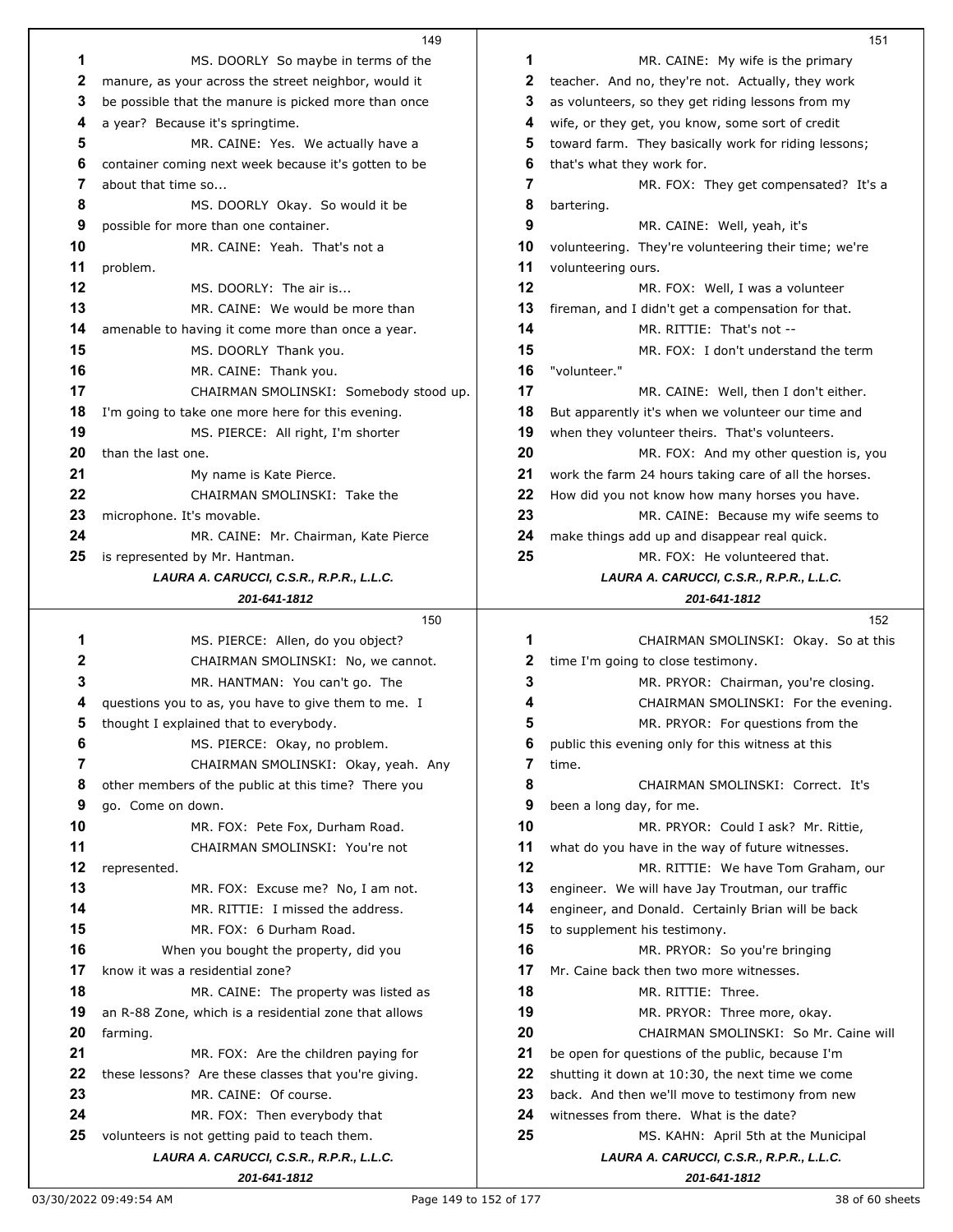MS. DOORLY So maybe in terms of the manure, as your across the street neighbor, would it be possible that the manure is picked more than once a year? Because it's springtime.

MR. CAINE: Yes. We actually have a container coming next week because it's gotten to be about that time so...

MS. DOORLY Okay. So would it be possible for more than one container.

MR. CAINE: Yeah. That's not a problem.

MS. DOORLY: The air is...

MR. CAINE: We would be more than amenable to having it come more than once a year.

MS. DOORLY Thank you.

MR. CAINE: Thank you.

CHAIRMAN SMOLINSKI: Somebody stood up. I'm going to take one more here for this evening.

MS. PIERCE: All right, I'm shorter than the last one.

My name is Kate Pierce.

CHAIRMAN SMOLINSKI: Take the microphone. It's movable.

MR. CAINE: Mr. Chairman, Kate Pierce is represented by Mr. Hantman.

MS. PIERCE: Allen, do you object?

CHAIRMAN SMOLINSKI: No, we cannot.

MR. HANTMAN: You can't go. The questions you to as, you have to give them to me. I thought I explained that to everybody.

MS. PIERCE: Okay, no problem.

CHAIRMAN SMOLINSKI: Okay, yeah. Any other members of the public at this time? There you go. Come on down.

MR. FOX: Pete Fox, Durham Road.

CHAIRMAN SMOLINSKI: You're not represented.

MR. FOX: Excuse me? No, I am not.

MR. RITTIE: I missed the address.

MR. FOX: 6 Durham Road.

When you bought the property, did you know it was a residential zone?

MR. CAINE: The property was listed as an R-88 Zone, which is a residential zone that allows farming.

MR. FOX: Are the children paying for these lessons? Are these classes that you're giving.

MR. CAINE: Of course.

MR. FOX: Then everybody that volunteers is not getting paid to teach them.

MR. CAINE: My wife is the primary teacher. And no, they're not. Actually, they work as volunteers, so they get riding lessons from my wife, or they get, you know, some sort of credit toward farm. They basically work for riding lessons; that's what they work for.

MR. FOX: They get compensated? It's a bartering.

MR. CAINE: Well, yeah, it's volunteering. They're volunteering their time; we're volunteering ours.

MR. FOX: Well, I was a volunteer fireman, and I didn't get a compensation for that.

MR. RITTIE: That's not --

MR. FOX: I don't understand the term "volunteer."

MR. CAINE: Well, then I don't either. But apparently it's when we volunteer our time and when they volunteer theirs. That's volunteers.

MR. FOX: And my other question is, you work the farm 24 hours taking care of all the horses. How did you not know how many horses you have.

MR. CAINE: Because my wife seems to make things add up and disappear real quick.

MR. FOX: He volunteered that.

CHAIRMAN SMOLINSKI: Okay. So at this time I'm going to close testimony.

MR. PRYOR: Chairman, you're closing.

CHAIRMAN SMOLINSKI: For the evening.

MR. PRYOR: For questions from the public this evening only for this witness at this time.

CHAIRMAN SMOLINSKI: Correct. It's been a long day, for me.

MR. PRYOR: Could I ask? Mr. Rittie, what do you have in the way of future witnesses.

MR. RITTIE: We have Tom Graham, our engineer. We will have Jay Troutman, our traffic engineer, and Donald. Certainly Brian will be back to supplement his testimony.

MR. PRYOR: So you're bringing Mr. Caine back then two more witnesses.

MR. RITTIE: Three.

MR. PRYOR: Three more, okay.

CHAIRMAN SMOLINSKI: So Mr. Caine will be open for questions of the public, because I'm shutting it down at 10:30, the next time we come back. And then we'll move to testimony from new witnesses from there. What is the date?

MS. KAHN: April 5th at the Municipal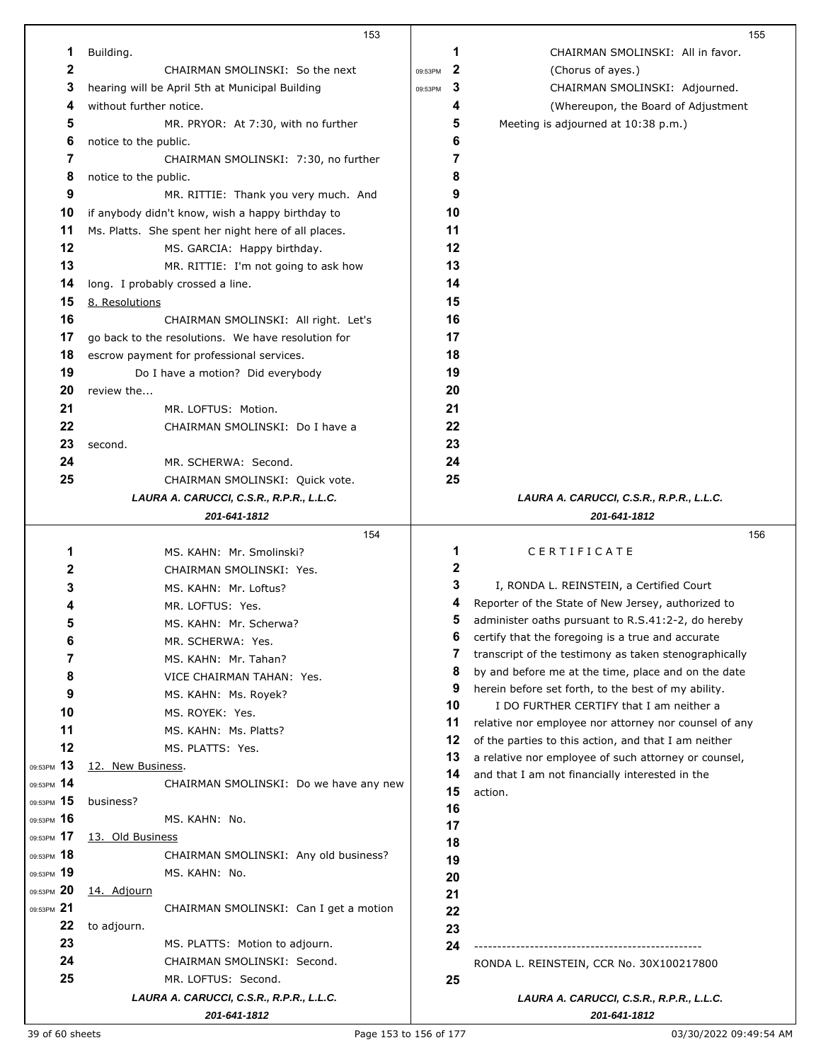Building.

CHAIRMAN SMOLINSKI: So the next hearing will be April 5th at Municipal Building without further notice.

MR. PRYOR: At 7:30, with no further notice to the public.

CHAIRMAN SMOLINSKI: 7:30, no further notice to the public.

MR. RITTIE: Thank you very much. And if anybody didn't know, wish a happy birthday to Ms. Platts. She spent her night here of all places.

MS. GARCIA: Happy birthday.

MR. RITTIE: I'm not going to ask how long. I probably crossed a line.

8. Resolutions

CHAIRMAN SMOLINSKI: All right. Let's go back to the resolutions. We have resolution for escrow payment for professional services.

Do I have a motion? Did everybody review the...

MR. LOFTUS: Motion.

CHAIRMAN SMOLINSKI: Do I have a second.

MR. SCHERWA: Second.

CHAIRMAN SMOLINSKI: Quick vote.

MS. KAHN: Mr. Smolinski?

CHAIRMAN SMOLINSKI: Yes.

MS. KAHN: Mr. Loftus?

MR. LOFTUS: Yes.

MS. KAHN: Mr. Scherwa?

MR. SCHERWA: Yes.

MS. KAHN: Mr. Tahan?

VICE CHAIRMAN TAHAN: Yes.

MS. KAHN: Ms. Royek?

MS. ROYEK: Yes.

MS. KAHN: Ms. Platts?

MS. PLATTS: Yes.

12. New Business.

CHAIRMAN SMOLINSKI: Do we have any new business?

MS. KAHN: No.

13. Old Business

CHAIRMAN SMOLINSKI: Any old business?

MS. KAHN: No.

14. Adjourn

CHAIRMAN SMOLINSKI: Can I get a motion to adjourn.

MS. PLATTS: Motion to adjourn.

CHAIRMAN SMOLINSKI: Second.

MR. LOFTUS: Second.

CHAIRMAN SMOLINSKI: All in favor.

(Chorus of ayes.)

CHAIRMAN SMOLINSKI: Adjourned.

(Whereupon, the Board of Adjustment Meeting is adjourned at 10:38 p.m.)

C E R T I F I C A T E

I, RONDA L. REINSTEIN, a Certified Court Reporter of the State of New Jersey, authorized to administer oaths pursuant to R.S.41:2-2, do hereby certify that the foregoing is a true and accurate transcript of the testimony as taken stenographically by and before me at the time, place and on the date herein before set forth, to the best of my ability.

I DO FURTHER CERTIFY that I am neither a relative nor employee nor attorney nor counsel of any of the parties to this action, and that I am neither a relative nor employee of such attorney or counsel, and that I am not financially interested in the action.

------------------------------------------------

RONDA L. REINSTEIN, CCR No. 30X100217800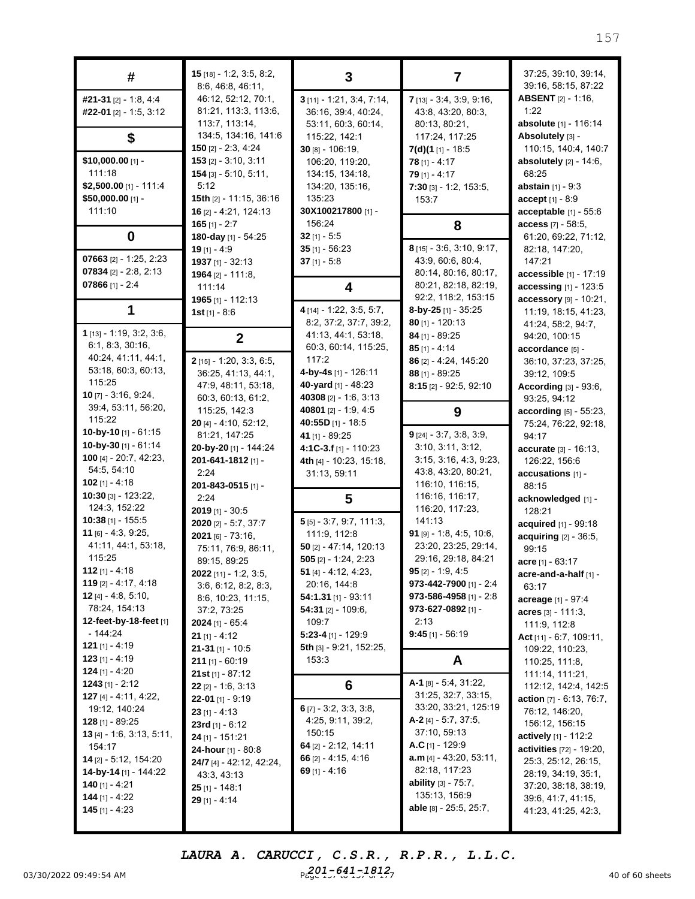## #

**#21-31** [2] - 1:8, 4:4
**#22-01** [2] - 1:5, 3:12

## $

**$10,000.00** [1] - 111:18
**$2,500.00** [1] - 111:4
**$50,000.00** [1] - 111:10

## 0

**07663** [2] - 1:25, 2:23
**07834** [2] - 2:8, 2:13
**07866** [1] - 2:4

## 1

**1** [13] - 1:19, 3:2, 3:6, 6:1, 8:3, 30:16, 40:24, 41:11, 44:1, 53:18, 60:3, 60:13, 115:25
**10** [7] - 3:16, 9:24, 39:4, 53:11, 56:20, 115:22
**10-by-10** [1] - 61:15
**10-by-30** [1] - 61:14
**100** [4] - 20:7, 42:23, 54:5, 54:10
**102** [1] - 4:18
**10:30** [3] - 123:22, 124:3, 152:22
**10:38** [1] - 155:5
**11** [6] - 4:3, 9:25, 41:11, 44:1, 53:18, 115:25
**112** [1] - 4:18
**119** [2] - 4:17, 4:18
**12** [4] - 4:8, 5:10, 78:24, 154:13
**12-feet-by-18-feet** [1] - 144:24
**121** [1] - 4:19
**123** [1] - 4:19
**124** [1] - 4:20
**1243** [1] - 2:12
**127** [4] - 4:11, 4:22, 19:12, 140:24
**128** [1] - 89:25
**13** [4] - 1:6, 3:13, 5:11, 154:17
**14** [2] - 5:12, 154:20
**14-by-14** [1] - 144:22
**140** [1] - 4:21
**144** [1] - 4:22
**145** [1] - 4:23
**15** [18] - 1:2, 3:5, 8:2, 8:6, 46:8, 46:11, 46:12, 52:12, 70:1, 81:21, 113:3, 113:6, 113:7, 113:14, 134:5, 134:16, 141:6
**150** [2] - 2:3, 4:24
**153** [2] - 3:10, 3:11
**154** [3] - 5:10, 5:11, 5:12
**15th** [2] - 11:15, 36:16
**16** [2] - 4:21, 124:13
**165** [1] - 2:7
**180-day** [1] - 54:25
**19** [1] - 4:9
**1937** [1] - 32:13
**1964** [2] - 111:8, 111:14
**1965** [1] - 112:13
**1st** [1] - 8:6

## 2

**2** [15] - 1:20, 3:3, 6:5, 36:25, 41:13, 44:1, 47:9, 48:11, 53:18, 60:3, 60:13, 61:2, 115:25, 142:3
**20** [4] - 4:10, 52:12, 81:21, 147:25
**20-by-20** [1] - 144:24
**201-641-1812** [1] - 2:24
**201-843-0515** [1] - 2:24
**2019** [1] - 30:5
**2020** [2] - 5:7, 37:7
**2021** [6] - 73:16, 75:11, 76:9, 86:11, 89:15, 89:25
**2022** [11] - 1:2, 3:5, 3:6, 6:12, 8:2, 8:3, 8:6, 10:23, 11:15, 37:2, 73:25
**2024** [1] - 65:4
**21** [1] - 4:12
**21-31** [1] - 10:5
**211** [1] - 60:19
**21st** [1] - 87:12
**22** [2] - 1:6, 3:13
**22-01** [1] - 9:19
**23** [1] - 4:13
**23rd** [1] - 6:12
**24** [1] - 151:21
**24-hour** [1] - 80:8
**24/7** [4] - 42:12, 42:24, 43:3, 43:13
**25** [1] - 148:1
**29** [1] - 4:14

## 3

**3** [11] - 1:21, 3:4, 7:14, 36:16, 39:4, 40:24, 53:11, 60:3, 60:14, 115:22, 142:1
**30** [8] - 106:19, 106:20, 119:20, 134:15, 134:18, 134:20, 135:16, 135:23
**30X100217800** [1] - 156:24
**32** [1] - 5:5
**35** [1] - 56:23
**37** [1] - 5:8

## 4

**4** [14] - 1:22, 3:5, 5:7, 8:2, 37:2, 37:7, 39:2, 41:13, 44:1, 53:18, 60:3, 60:14, 115:25, 117:2
**4-by-4s** [1] - 126:11
**40-yard** [1] - 48:23
**40308** [2] - 1:6, 3:13
**40801** [2] - 1:9, 4:5
**40:55D** [1] - 18:5
**41** [1] - 89:25
**4:1C-3.f** [1] - 110:23
**4th** [4] - 10:23, 15:18, 31:13, 59:11

## 5

**5** [5] - 3:7, 9:7, 111:3, 111:9, 112:8
**50** [2] - 47:14, 120:13
**505** [2] - 1:24, 2:23
**51** [4] - 4:12, 4:23, 20:16, 144:8
**54:1.31** [1] - 93:11
**54:31** [2] - 109:6, 109:7
**5:23-4** [1] - 129:9
**5th** [3] - 9:21, 152:25, 153:3

## 6

**6** [7] - 3:2, 3:3, 3:8, 4:25, 9:11, 39:2, 150:15
**64** [2] - 2:12, 14:11
**66** [2] - 4:15, 4:16
**69** [1] - 4:16

## 7

**7** [13] - 3:4, 3:9, 9:16, 43:8, 43:20, 80:3, 80:13, 80:21, 117:24, 117:25
**7(d)(1** [1] - 18:5
**78** [1] - 4:17
**79** [1] - 4:17
**7:30** [3] - 1:2, 153:5, 153:7

## 8

**8** [15] - 3:6, 3:10, 9:17, 43:9, 60:6, 80:4, 80:14, 80:16, 80:17, 80:21, 82:18, 82:19, 92:2, 118:2, 153:15
**8-by-25** [1] - 35:25
**80** [1] - 120:13
**84** [1] - 89:25
**85** [1] - 4:14
**86** [2] - 4:24, 145:20
**88** [1] - 89:25
**8:15** [2] - 92:5, 92:10

## 9

**9** [24] - 3:7, 3:8, 3:9, 3:10, 3:11, 3:12, 3:15, 3:16, 4:3, 9:23, 43:8, 43:20, 80:21, 116:10, 116:15, 116:16, 116:17, 116:20, 117:23, 141:13
**91** [9] - 1:8, 4:5, 10:6, 23:20, 23:25, 29:14, 29:16, 29:18, 84:21
**95** [2] - 1:9, 4:5
**973-442-7900** [1] - 2:4
**973-586-4958** [1] - 2:8
**973-627-0892** [1] - 2:13
**9:45** [1] - 56:19

## A

**A-1** [8] - 5:4, 31:22, 31:25, 32:7, 33:15, 33:20, 33:21, 125:19
**A-2** [4] - 5:7, 37:5, 37:10, 59:13
**A.C** [1] - 129:9
**a.m** [4] - 43:20, 53:11, 82:18, 117:23
**ability** [3] - 75:7, 135:13, 156:9
**able** [8] - 25:5, 25:7, 37:25, 39:10, 39:14, 39:16, 58:15, 87:22
**ABSENT** [2] - 1:16, 1:22
**absolute** [1] - 116:14
**Absolutely** [3] - 110:15, 140:4, 140:7
**absolutely** [2] - 14:6, 68:25
**abstain** [1] - 9:3
**accept** [1] - 8:9
**acceptable** [1] - 55:6
**access** [7] - 58:5, 61:20, 69:22, 71:12, 82:18, 147:20, 147:21
**accessible** [1] - 17:19
**accessing** [1] - 123:5
**accessory** [9] - 10:21, 11:19, 18:15, 41:23, 41:24, 58:2, 94:7, 94:20, 100:15
**accordance** [5] - 36:10, 37:23, 37:25, 39:12, 109:5
**According** [3] - 93:6, 93:25, 94:12
**according** [5] - 55:23, 75:24, 76:22, 92:18, 94:17
**accurate** [3] - 16:13, 126:22, 156:6
**accusations** [1] - 88:15
**acknowledged** [1] - 128:21
**acquired** [1] - 99:18
**acquiring** [2] - 36:5, 99:15
**acre** [1] - 63:17
**acre-and-a-half** [1] - 63:17
**acreage** [1] - 97:4
**acres** [3] - 111:3, 111:9, 112:8
**Act** [11] - 6:7, 109:11, 109:22, 110:23, 110:25, 111:8, 111:14, 111:21, 112:12, 142:4, 142:5
**action** [7] - 6:13, 76:7, 76:12, 146:20, 156:12, 156:15
**actively** [1] - 112:2
**activities** [72] - 19:20, 25:3, 25:12, 26:15, 28:19, 34:19, 35:1, 37:20, 38:18, 38:19, 39:6, 41:7, 41:15, 41:23, 41:25, 42:3,

LAURA A. CARUCCI, C.S.R., R.P.R., L.L.C.
201-641-1812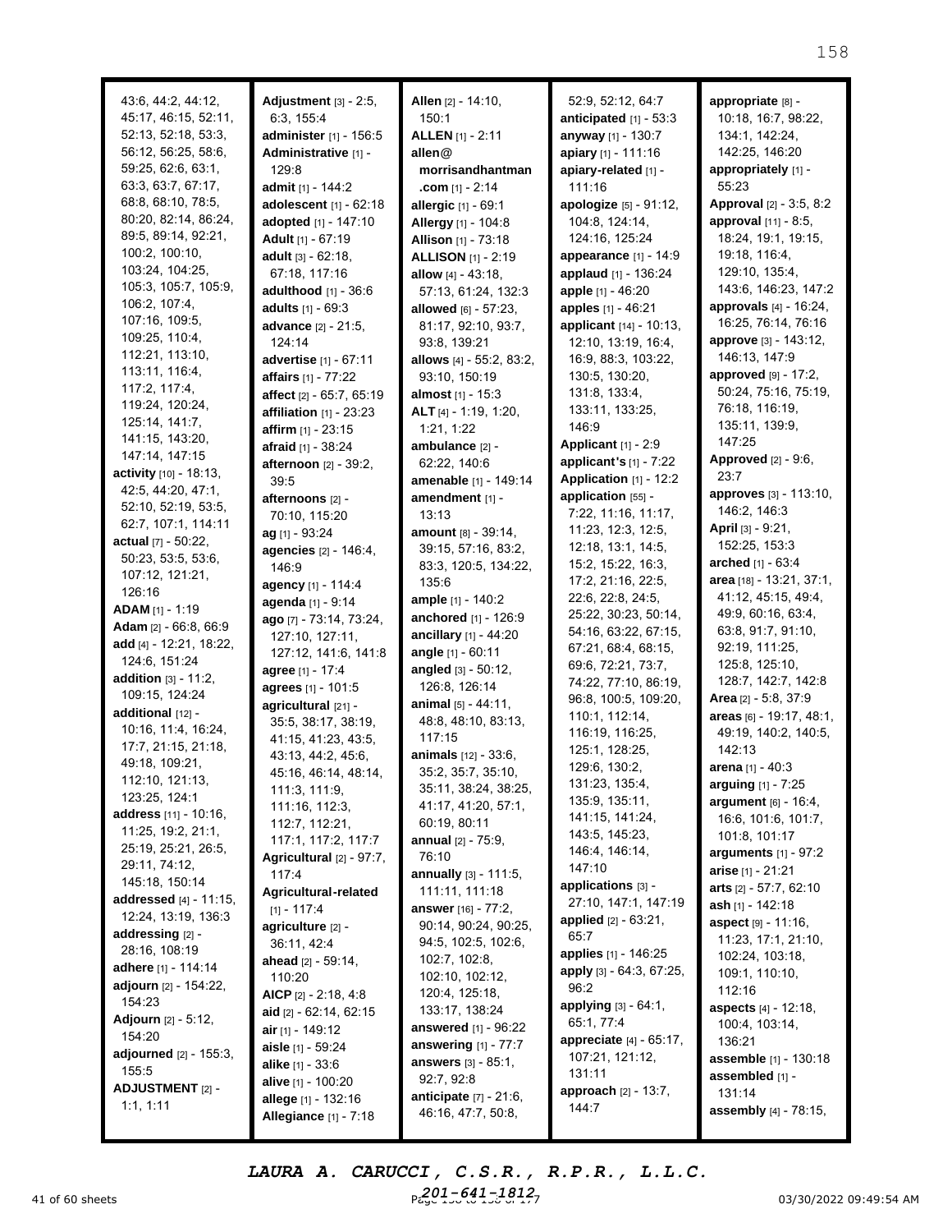43:6, 44:2, 44:12, 45:17, 46:15, 52:11, 52:13, 52:18, 53:3, 56:12, 56:25, 58:6, 59:25, 62:6, 63:1, 63:3, 63:7, 67:17, 68:8, 68:10, 78:5, 80:20, 82:14, 86:24, 89:5, 89:14, 92:21, 100:2, 100:10, 103:24, 104:25, 105:3, 105:7, 105:9, 106:2, 107:4, 107:16, 109:5, 109:25, 110:4, 112:21, 113:10, 113:11, 116:4, 117:2, 117:4, 119:24, 120:24, 125:14, 141:7, 141:15, 143:20, 147:14, 147:15

**activity** [10] - 18:13, 42:5, 44:20, 47:1, 52:10, 52:19, 53:5, 62:7, 107:1, 114:11

**actual** [7] - 50:22, 50:23, 53:5, 53:6, 107:12, 121:21, 126:16

**ADAM** [1] - 1:19

**Adam** [2] - 66:8, 66:9

**add** [4] - 12:21, 18:22, 124:6, 151:24

**addition** [3] - 11:2, 109:15, 124:24

**additional** [12] - 10:16, 11:4, 16:24, 17:7, 21:15, 21:18, 49:18, 109:21, 112:10, 121:13, 123:25, 124:1

**address** [11] - 10:16, 11:25, 19:2, 21:1, 25:19, 25:21, 26:5, 29:11, 74:12, 145:18, 150:14

**addressed** [4] - 11:15, 12:24, 13:19, 136:3

**addressing** [2] - 28:16, 108:19

**adhere** [1] - 114:14

**adjourn** [2] - 154:22, 154:23

**Adjourn** [2] - 5:12, 154:20

**adjourned** [2] - 155:3, 155:5

**ADJUSTMENT** [2] - 1:1, 1:11

**Adjustment** [3] - 2:5, 6:3, 155:4

**administer** [1] - 156:5

**Administrative** [1] - 129:8

**admit** [1] - 144:2

**adolescent** [1] - 62:18

**adopted** [1] - 147:10

**Adult** [1] - 67:19

**adult** [3] - 62:18, 67:18, 117:16

**adulthood** [1] - 36:6

**adults** [1] - 69:3

**advance** [2] - 21:5, 124:14

**advertise** [1] - 67:11

**affairs** [1] - 77:22

**affect** [2] - 65:7, 65:19

**affiliation** [1] - 23:23

**affirm** [1] - 23:15

**afraid** [1] - 38:24

**afternoon** [2] - 39:2, 39:5

**afternoons** [2] - 70:10, 115:20

**ag** [1] - 93:24

**agencies** [2] - 146:4, 146:9

**agency** [1] - 114:4

**agenda** [1] - 9:14

**ago** [7] - 73:14, 73:24, 127:10, 127:11, 127:12, 141:6, 141:8

**agree** [1] - 17:4

**agrees** [1] - 101:5

**agricultural** [21] - 35:5, 38:17, 38:19, 41:15, 41:23, 43:5, 43:13, 44:2, 45:6, 45:16, 46:14, 48:14, 111:3, 111:9, 111:16, 112:3, 112:7, 112:21, 117:1, 117:2, 117:7

**Agricultural** [2] - 97:7, 117:4

**Agricultural-related** [1] - 117:4

**agriculture** [2] - 36:11, 42:4

**ahead** [2] - 59:14, 110:20

**AICP** [2] - 2:18, 4:8

**aid** [2] - 62:14, 62:15

**air** [1] - 149:12

**aisle** [1] - 59:24

**alike** [1] - 33:6

**alive** [1] - 100:20

**allege** [1] - 132:16

**Allegiance** [1] - 7:18

**Allen** [2] - 14:10, 150:1

**ALLEN** [1] - 2:11

**allen@morrisandhantman.com** [1] - 2:14

**allergic** [1] - 69:1

**Allergy** [1] - 104:8

**Allison** [1] - 73:18

**ALLISON** [1] - 2:19

**allow** [4] - 43:18, 57:13, 61:24, 132:3

**allowed** [6] - 57:23, 81:17, 92:10, 93:7, 93:8, 139:21

**allows** [4] - 55:2, 83:2, 93:10, 150:19

**almost** [1] - 15:3

**ALT** [4] - 1:19, 1:20, 1:21, 1:22

**ambulance** [2] - 62:22, 140:6

**amenable** [1] - 149:14

**amendment** [1] - 13:13

**amount** [8] - 39:14, 39:15, 57:16, 83:2, 83:3, 120:5, 134:22, 135:6

**ample** [1] - 140:2

**anchored** [1] - 126:9

**ancillary** [1] - 44:20

**angle** [1] - 60:11

**angled** [3] - 50:12, 126:8, 126:14

**animal** [5] - 44:11, 48:8, 48:10, 83:13, 117:15

**animals** [12] - 33:6, 35:2, 35:7, 35:10, 35:11, 38:24, 38:25, 41:17, 41:20, 57:1, 60:19, 80:11

**annual** [2] - 75:9, 76:10

**annually** [3] - 111:5, 111:11, 111:18

**answer** [16] - 77:2, 90:14, 90:24, 90:25, 94:5, 102:5, 102:6, 102:7, 102:8, 102:10, 102:12, 120:4, 125:18, 133:17, 138:24

**answered** [1] - 96:22

**answering** [1] - 77:7

**answers** [3] - 85:1, 92:7, 92:8

**anticipate** [7] - 21:6, 46:16, 47:7, 50:8, 52:9, 52:12, 64:7

**anticipated** [1] - 53:3

**anyway** [1] - 130:7

**apiary** [1] - 111:16

**apiary-related** [1] - 111:16

**apologize** [5] - 91:12, 104:8, 124:14, 124:16, 125:24

**appearance** [1] - 14:9

**applaud** [1] - 136:24

**apple** [1] - 46:20

**apples** [1] - 46:21

**applicant** [14] - 10:13, 12:10, 13:19, 16:4, 16:9, 88:3, 103:22, 130:5, 130:20, 131:8, 133:4, 133:11, 133:25, 146:9

**Applicant** [1] - 2:9

**applicant's** [1] - 7:22

**Application** [1] - 12:2

**application** [55] - 7:22, 11:16, 11:17, 11:23, 12:3, 12:5, 12:18, 13:1, 14:5, 15:2, 15:22, 16:3, 17:2, 21:16, 22:5, 22:6, 22:8, 24:5, 25:22, 30:23, 50:14, 54:16, 63:22, 67:15, 67:21, 68:4, 68:15, 69:6, 72:21, 73:7, 74:22, 77:10, 86:19, 96:8, 100:5, 109:20, 110:1, 112:14, 116:19, 116:25, 125:1, 128:25, 129:6, 130:2, 131:23, 135:4, 135:9, 135:11, 141:15, 141:24, 143:5, 145:23, 146:4, 146:14, 147:10

**applications** [3] - 27:10, 147:1, 147:19

**applied** [2] - 63:21, 65:7

**applies** [1] - 146:25

**apply** [3] - 64:3, 67:25, 96:2

**applying** [3] - 64:1, 65:1, 77:4

**appreciate** [4] - 65:17, 107:21, 121:12, 131:11

**approach** [2] - 13:7, 144:7

**appropriate** [8] - 10:18, 16:7, 98:22, 134:1, 142:24, 142:25, 146:20

**appropriately** [1] - 55:23

**Approval** [2] - 3:5, 8:2

**approval** [11] - 8:5, 18:24, 19:1, 19:15, 19:18, 116:4, 129:10, 135:4, 143:6, 146:23, 147:2

**approvals** [4] - 16:24, 16:25, 76:14, 76:16

**approve** [3] - 143:12, 146:13, 147:9

**approved** [9] - 17:2, 50:24, 75:16, 75:19, 76:18, 116:19, 135:11, 139:9, 147:25

**Approved** [2] - 9:6, 23:7

**approves** [3] - 113:10, 146:2, 146:3

**April** [3] - 9:21, 152:25, 153:3

**arched** [1] - 63:4

**area** [18] - 13:21, 37:1, 41:12, 45:15, 49:4, 49:9, 60:16, 63:4, 63:8, 91:7, 91:10, 92:19, 111:25, 125:8, 125:10, 128:7, 142:7, 142:8

**Area** [2] - 5:8, 37:9

**areas** [6] - 19:17, 48:1, 49:19, 140:2, 140:5, 142:13

**arena** [1] - 40:3

**arguing** [1] - 7:25

**argument** [6] - 16:4, 16:6, 101:6, 101:7, 101:8, 101:17

**arguments** [1] - 97:2

**arise** [1] - 21:21

**arts** [2] - 57:7, 62:10

**ash** [1] - 142:18

**aspect** [9] - 11:16, 11:23, 17:1, 21:10, 102:24, 103:18, 109:1, 110:10, 112:16

**aspects** [4] - 12:18, 100:4, 103:14, 136:21

**assemble** [1] - 130:18

**assembled** [1] - 131:14

**assembly** [4] - 78:15,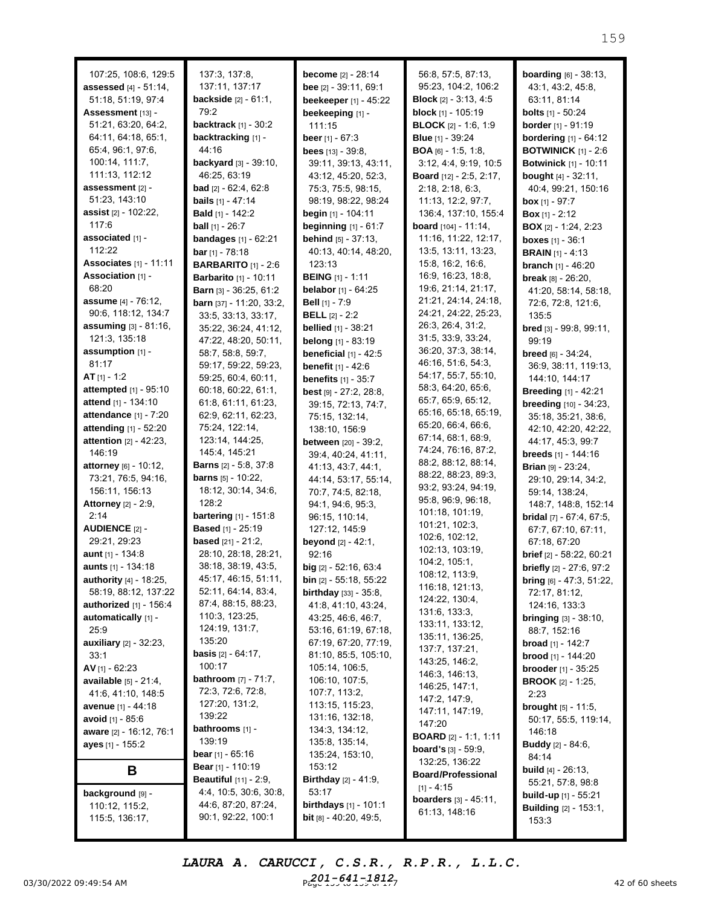107:25, 108:6, 129:5
**assessed** [4] - 51:14, 51:18, 51:19, 97:4
**Assessment** [13] - 51:21, 63:20, 64:2, 64:11, 64:18, 65:1, 65:4, 96:1, 97:6, 100:14, 111:7, 111:13, 112:12
**assessment** [2] - 51:23, 143:10
**assist** [2] - 102:22, 117:6
**associated** [1] - 112:22
**Associates** [1] - 11:11
**Association** [1] - 68:20
**assume** [4] - 76:12, 90:6, 118:12, 134:7
**assuming** [3] - 81:16, 121:3, 135:18
**assumption** [1] - 81:17
**AT** [1] - 1:2
**attempted** [1] - 95:10
**attend** [1] - 134:10
**attendance** [1] - 7:20
**attending** [1] - 52:20
**attention** [2] - 42:23, 146:19
**attorney** [6] - 10:12, 73:21, 76:5, 94:16, 156:11, 156:13
**Attorney** [2] - 2:9, 2:14
**AUDIENCE** [2] - 29:21, 29:23
**aunt** [1] - 134:8
**aunts** [1] - 134:18
**authority** [4] - 18:25, 58:19, 88:12, 137:22
**authorized** [1] - 156:4
**automatically** [1] - 25:9
**auxiliary** [2] - 32:23, 33:1
**AV** [1] - 62:23
**available** [5] - 21:4, 41:6, 41:10, 148:5
**avenue** [1] - 44:18
**avoid** [1] - 85:6
**aware** [2] - 16:12, 76:1
**ayes** [1] - 155:2

## B

**background** [9] - 110:12, 115:2, 115:5, 136:17, 137:3, 137:8, 137:11, 137:17
**backside** [2] - 61:1, 79:2
**backtrack** [1] - 30:2
**backtracking** [1] - 44:16
**backyard** [3] - 39:10, 46:25, 63:19
**bad** [2] - 62:4, 62:8
**bails** [1] - 47:14
**Bald** [1] - 142:2
**ball** [1] - 26:7
**bandages** [1] - 62:21
**bar** [1] - 78:18
**BARBARITO** [1] - 2:6
**Barbarito** [1] - 10:11
**Barn** [3] - 36:25, 61:2
**barn** [37] - 11:20, 33:2, 33:5, 33:13, 33:17, 35:22, 36:24, 41:12, 47:22, 48:20, 50:11, 58:7, 58:8, 59:7, 59:17, 59:22, 59:23, 59:25, 60:4, 60:11, 60:18, 60:22, 61:1, 61:8, 61:11, 61:23, 62:9, 62:11, 62:23, 75:24, 122:14, 123:14, 144:25, 145:4, 145:21
**Barns** [2] - 5:8, 37:8
**barns** [5] - 10:22, 18:12, 30:14, 34:6, 128:2
**bartering** [1] - 151:8
**Based** [1] - 25:19
**based** [21] - 21:2, 28:10, 28:18, 28:21, 38:18, 38:19, 43:5, 45:17, 46:15, 51:11, 52:11, 64:14, 83:4, 87:4, 88:15, 88:23, 110:3, 123:25, 124:19, 131:7, 135:20
**basis** [2] - 64:17, 100:17
**bathroom** [7] - 71:7, 72:3, 72:6, 72:8, 127:20, 131:2, 139:22
**bathrooms** [1] - 139:19
**bear** [1] - 65:16
**Bear** [1] - 110:19
**Beautiful** [11] - 2:9, 4:4, 10:5, 30:6, 30:8, 44:6, 87:20, 87:24, 90:1, 92:22, 100:1
**become** [2] - 28:14
**bee** [2] - 39:11, 69:1
**beekeeper** [1] - 45:22
**beekeeping** [1] - 111:15
**beer** [1] - 67:3
**bees** [13] - 39:8, 39:11, 39:13, 43:11, 43:12, 45:20, 52:3, 75:3, 75:5, 98:15, 98:19, 98:22, 98:24
**begin** [1] - 104:11
**beginning** [1] - 61:7
**behind** [5] - 37:13, 40:13, 40:14, 48:20, 123:13
**BEING** [1] - 1:11
**belabor** [1] - 64:25
**Bell** [1] - 7:9
**BELL** [2] - 2:2
**bellied** [1] - 38:21
**belong** [1] - 83:19
**beneficial** [1] - 42:5
**benefit** [1] - 42:6
**benefits** [1] - 35:7
**best** [9] - 27:2, 28:8, 39:15, 72:13, 74:7, 75:15, 132:14, 138:10, 156:9
**between** [20] - 39:2, 39:4, 40:24, 41:11, 41:13, 43:7, 44:1, 44:14, 53:17, 55:14, 70:7, 74:5, 82:18, 94:1, 94:6, 95:3, 96:15, 110:14, 127:12, 145:9
**beyond** [2] - 42:1, 92:16
**big** [2] - 52:16, 63:4
**bin** [2] - 55:18, 55:22
**birthday** [33] - 35:8, 41:8, 41:10, 43:24, 43:25, 46:6, 46:7, 53:16, 61:19, 67:18, 67:19, 67:20, 77:19, 81:10, 85:5, 105:10, 105:14, 106:5, 106:10, 107:5, 107:7, 113:2, 113:15, 115:23, 131:16, 132:18, 134:3, 134:12, 135:8, 135:14, 135:24, 153:10, 153:12
**Birthday** [2] - 41:9, 53:17
**birthdays** [1] - 101:1
**bit** [8] - 40:20, 49:5, 56:8, 57:5, 87:13, 95:23, 104:2, 106:2
**Block** [2] - 3:13, 4:5
**block** [1] - 105:19
**BLOCK** [2] - 1:6, 1:9
**Blue** [1] - 39:24
**BOA** [6] - 1:5, 1:8, 3:12, 4:4, 9:19, 10:5
**Board** [12] - 2:5, 2:17, 2:18, 2:18, 6:3, 11:13, 12:2, 97:7, 136:4, 137:10, 155:4
**board** [104] - 11:14, 11:16, 11:22, 12:17, 13:5, 13:11, 13:23, 15:8, 16:2, 16:6, 16:9, 16:23, 18:8, 19:6, 21:14, 21:17, 21:21, 24:14, 24:18, 24:21, 24:22, 25:23, 26:3, 26:4, 31:2, 31:5, 33:9, 33:24, 36:20, 37:3, 38:14, 46:16, 51:6, 54:3, 54:17, 55:7, 55:10, 58:3, 64:20, 65:6, 65:7, 65:9, 65:12, 65:16, 65:18, 65:19, 65:20, 66:4, 66:6, 67:14, 68:1, 68:9, 74:24, 76:16, 87:2, 88:2, 88:12, 88:14, 88:22, 88:23, 89:3, 93:2, 93:24, 94:19, 95:8, 96:9, 96:18, 101:18, 101:19, 101:21, 102:3, 102:6, 102:12, 102:13, 103:19, 104:2, 105:1, 108:12, 113:9, 116:18, 121:13, 124:22, 130:4, 131:6, 133:3, 133:11, 133:12, 135:11, 136:25, 137:7, 137:21, 143:25, 146:2, 146:3, 146:13, 146:25, 147:1, 147:2, 147:9, 147:11, 147:19, 147:20
**BOARD** [2] - 1:1, 1:11
**board's** [3] - 59:9, 132:25, 136:22
**Board/Professional** [1] - 4:15
**boarders** [3] - 45:11, 61:13, 148:16
**boarding** [6] - 38:13, 43:1, 43:2, 45:8, 63:11, 81:14
**bolts** [1] - 50:24
**border** [1] - 91:19
**bordering** [1] - 64:12
**BOTWINICK** [1] - 2:6
**Botwinick** [1] - 10:11
**bought** [4] - 32:11, 40:4, 99:21, 150:16
**box** [1] - 97:7
**Box** [1] - 2:12
**BOX** [2] - 1:24, 2:23
**boxes** [1] - 36:1
**BRAIN** [1] - 4:13
**branch** [1] - 46:20
**break** [8] - 26:20, 41:20, 58:14, 58:18, 72:6, 72:8, 121:6, 135:5
**bred** [3] - 99:8, 99:11, 99:19
**breed** [6] - 34:24, 36:9, 38:11, 119:13, 144:10, 144:17
**Breeding** [1] - 42:21
**breeding** [10] - 34:23, 35:18, 35:21, 38:6, 42:10, 42:20, 42:22, 44:17, 45:3, 99:7
**breeds** [1] - 144:16
**Brian** [9] - 23:24, 29:10, 29:14, 34:2, 59:14, 138:24, 148:7, 148:8, 152:14
**bridal** [7] - 67:4, 67:5, 67:7, 67:10, 67:11, 67:18, 67:20
**brief** [2] - 58:22, 60:21
**briefly** [2] - 27:6, 97:2
**bring** [6] - 47:3, 51:22, 72:17, 81:12, 124:16, 133:3
**bringing** [3] - 38:10, 88:7, 152:16
**broad** [1] - 142:7
**brood** [1] - 144:20
**brooder** [1] - 35:25
**BROOK** [2] - 1:25, 2:23
**brought** [5] - 11:5, 50:17, 55:5, 119:14, 146:18
**Buddy** [2] - 84:6, 84:14
**build** [4] - 26:13, 55:21, 57:8, 98:8
**build-up** [1] - 55:21
**Building** [2] - 153:1, 153:3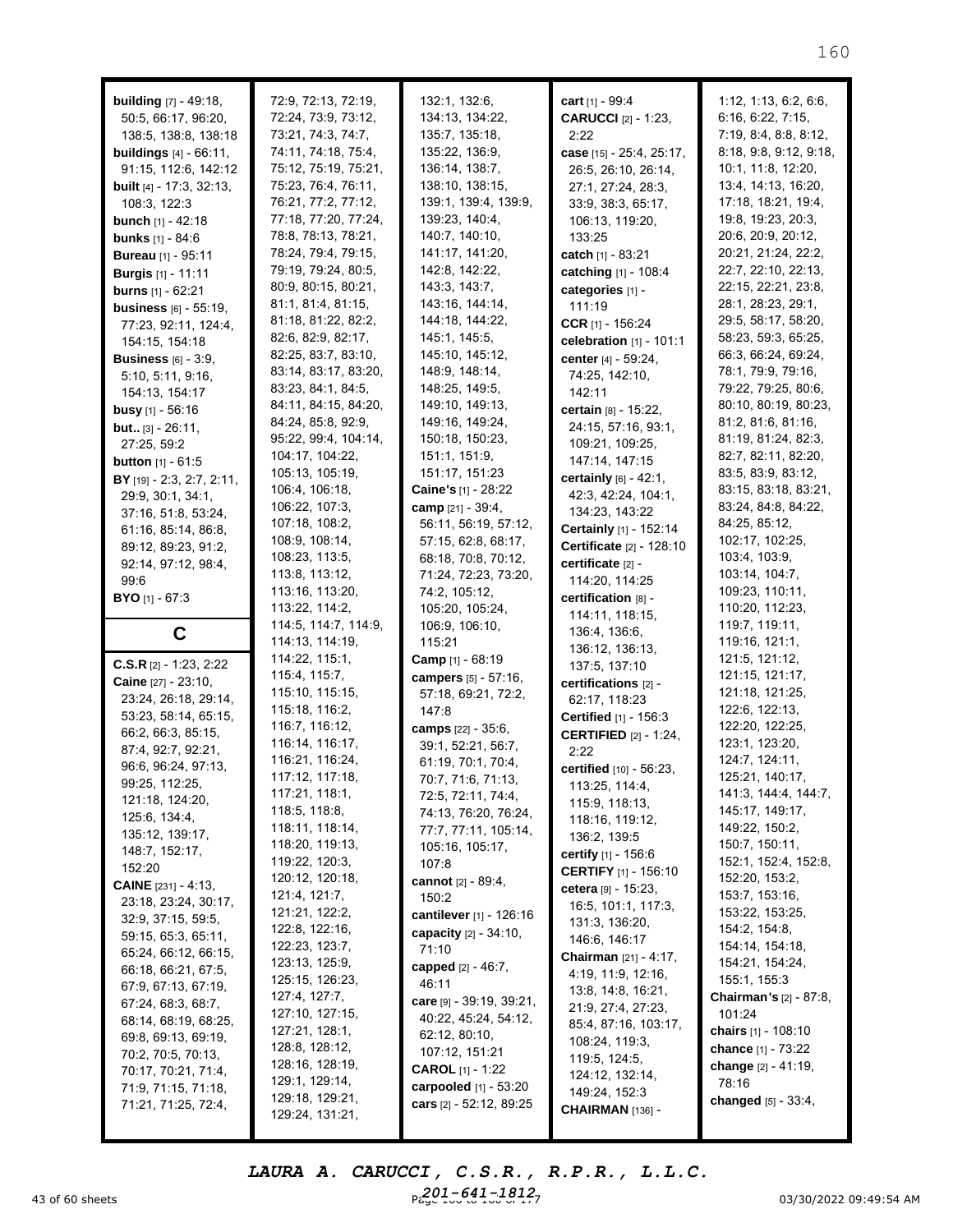**building** [7] - 49:18, 50:5, 66:17, 96:20, 138:5, 138:8, 138:18
**buildings** [4] - 66:11, 91:15, 112:6, 142:12
**built** [4] - 17:3, 32:13, 108:3, 122:3
**bunch** [1] - 42:18
**bunks** [1] - 84:6
**Bureau** [1] - 95:11
**Burgis** [1] - 11:11
**burns** [1] - 62:21
**business** [6] - 55:19, 77:23, 92:11, 124:4, 154:15, 154:18
**Business** [6] - 3:9, 5:10, 5:11, 9:16, 154:13, 154:17
**busy** [1] - 56:16
**but..** [3] - 26:11, 27:25, 59:2
**button** [1] - 61:5
**BY** [19] - 2:3, 2:7, 2:11, 29:9, 30:1, 34:1, 37:16, 51:8, 53:24, 61:16, 85:14, 86:8, 89:12, 89:23, 91:2, 92:14, 97:12, 98:4, 99:6
**BYO** [1] - 67:3

## C

**C.S.R** [2] - 1:23, 2:22
**Caine** [27] - 23:10, 23:24, 26:18, 29:14, 53:23, 58:14, 65:15, 66:2, 66:3, 85:15, 87:4, 92:7, 92:21, 96:6, 96:24, 97:13, 99:25, 112:25, 121:18, 124:20, 125:6, 134:4, 135:12, 139:17, 148:7, 152:17, 152:20
**CAINE** [231] - 4:13, 23:18, 23:24, 30:17, 32:9, 37:15, 59:5, 59:15, 65:3, 65:11, 65:24, 66:12, 66:15, 66:18, 66:21, 67:5, 67:9, 67:13, 67:19, 67:24, 68:3, 68:7, 68:14, 68:19, 68:25, 69:8, 69:13, 69:19, 70:2, 70:5, 70:13, 70:17, 70:21, 71:4, 71:9, 71:15, 71:18, 71:21, 71:25, 72:4, 72:9, 72:13, 72:19, 72:24, 73:9, 73:12, 73:21, 74:3, 74:7, 74:11, 74:18, 75:4, 75:12, 75:19, 75:21, 75:23, 76:4, 76:11, 76:21, 77:2, 77:12, 77:18, 77:20, 77:24, 78:8, 78:13, 78:21, 78:24, 79:4, 79:15, 79:19, 79:24, 80:5, 80:9, 80:15, 80:21, 81:1, 81:4, 81:15, 81:18, 81:22, 82:2, 82:6, 82:9, 82:17, 82:25, 83:7, 83:10, 83:14, 83:17, 83:20, 83:23, 84:1, 84:5, 84:11, 84:15, 84:20, 84:24, 85:8, 92:9, 95:22, 99:4, 104:14, 104:17, 104:22, 105:13, 105:19, 106:4, 106:18, 106:22, 107:3, 107:18, 108:2, 108:9, 108:14, 108:23, 113:5, 113:8, 113:12, 113:16, 113:20, 113:22, 114:2, 114:5, 114:7, 114:9, 114:13, 114:19, 114:22, 115:1, 115:4, 115:7, 115:10, 115:15, 115:18, 116:2, 116:7, 116:12, 116:14, 116:17, 116:21, 116:24, 117:12, 117:18, 117:21, 118:1, 118:5, 118:8, 118:11, 118:14, 118:20, 119:13, 119:22, 120:3, 120:12, 120:18, 121:4, 121:7, 121:21, 122:2, 122:8, 122:16, 122:23, 123:7, 123:13, 125:9, 125:15, 126:23, 127:4, 127:7, 127:10, 127:15, 127:21, 128:1, 128:8, 128:12, 128:16, 128:19, 129:1, 129:14, 129:18, 129:21, 129:24, 131:21, 132:1, 132:6, 134:13, 134:22, 135:7, 135:18, 135:22, 136:9, 136:14, 138:7, 138:10, 138:15, 139:1, 139:4, 139:9, 139:23, 140:4, 140:7, 140:10, 141:17, 141:20, 142:8, 142:22, 143:3, 143:7, 143:16, 144:14, 144:18, 144:22, 145:1, 145:5, 145:10, 145:12, 148:9, 148:14, 148:25, 149:5, 149:10, 149:13, 149:16, 149:24, 150:18, 150:23, 151:1, 151:9, 151:17, 151:23
**Caine's** [1] - 28:22
**camp** [21] - 39:4, 56:11, 56:19, 57:12, 57:15, 62:8, 68:17, 68:18, 70:8, 70:12, 71:24, 72:23, 73:20, 74:2, 105:12, 105:20, 105:24, 106:9, 106:10, 115:21
**Camp** [1] - 68:19
**campers** [5] - 57:16, 57:18, 69:21, 72:2, 147:8
**camps** [22] - 35:6, 39:1, 52:21, 56:7, 61:19, 70:1, 70:4, 70:7, 71:6, 71:13, 72:5, 72:11, 74:4, 74:13, 76:20, 76:24, 77:7, 77:11, 105:14, 105:16, 105:17, 107:8
**cannot** [2] - 89:4, 150:2
**cantilever** [1] - 126:16
**capacity** [2] - 34:10, 71:10
**capped** [2] - 46:7, 46:11
**care** [9] - 39:19, 39:21, 40:22, 45:24, 54:12, 62:12, 80:10, 107:12, 151:21
**CAROL** [1] - 1:22
**carpooled** [1] - 53:20
**cars** [2] - 52:12, 89:25
**cart** [1] - 99:4
**CARUCCI** [2] - 1:23, 2:22
**case** [15] - 25:4, 25:17, 26:5, 26:10, 26:14, 27:1, 27:24, 28:3, 33:9, 38:3, 65:17, 106:13, 119:20, 133:25
**catch** [1] - 83:21
**catching** [1] - 108:4
**categories** [1] - 111:19
**CCR** [1] - 156:24
**celebration** [1] - 101:1
**center** [4] - 59:24, 74:25, 142:10, 142:11
**certain** [8] - 15:22, 24:15, 57:16, 93:1, 109:21, 109:25, 147:14, 147:15
**certainly** [6] - 42:1, 42:3, 42:24, 104:1, 134:23, 143:22
**Certainly** [1] - 152:14
**Certificate** [2] - 128:10
**certificate** [2] - 114:20, 114:25
**certification** [8] - 114:11, 118:15, 136:4, 136:6, 136:12, 136:13, 137:5, 137:10
**certifications** [2] - 62:17, 118:23
**Certified** [1] - 156:3
**CERTIFIED** [2] - 1:24, 2:22
**certified** [10] - 56:23, 113:25, 114:4, 115:9, 118:13, 118:16, 119:12, 136:2, 139:5
**certify** [1] - 156:6
**CERTIFY** [1] - 156:10
**cetera** [9] - 15:23, 16:5, 101:1, 117:3, 131:3, 136:20, 146:6, 146:17
**Chairman** [21] - 4:17, 4:19, 11:9, 12:16, 13:8, 14:8, 16:21, 21:9, 27:4, 27:23, 85:4, 87:16, 103:17, 108:24, 119:3, 119:5, 124:5, 124:12, 132:14, 149:24, 152:3
**CHAIRMAN** [136] - 1:12, 1:13, 6:2, 6:6, 6:16, 6:22, 7:15, 7:19, 8:4, 8:8, 8:12, 8:18, 9:8, 9:12, 9:18, 10:1, 11:8, 12:20, 13:4, 14:13, 16:20, 17:18, 18:21, 19:4, 19:8, 19:23, 20:3, 20:6, 20:9, 20:12, 20:21, 21:24, 22:2, 22:7, 22:10, 22:13, 22:15, 22:21, 23:8, 28:1, 28:23, 29:1, 29:5, 58:17, 58:20, 58:23, 59:3, 65:25, 66:3, 66:24, 69:24, 78:1, 79:9, 79:16, 79:22, 79:25, 80:6, 80:10, 80:19, 80:23, 81:2, 81:6, 81:16, 81:19, 81:24, 82:3, 82:7, 82:11, 82:20, 83:5, 83:9, 83:12, 83:15, 83:18, 83:21, 83:24, 84:8, 84:22, 84:25, 85:12, 102:17, 102:25, 103:4, 103:9, 103:14, 104:7, 109:23, 110:11, 110:20, 112:23, 119:7, 119:11, 119:16, 121:1, 121:5, 121:12, 121:15, 121:17, 121:18, 121:25, 122:6, 122:13, 122:20, 122:25, 123:1, 123:20, 124:7, 124:11, 125:21, 140:17, 141:3, 144:4, 144:7, 145:17, 149:17, 149:22, 150:2, 150:7, 150:11, 152:1, 152:4, 152:8, 152:20, 153:2, 153:7, 153:16, 153:22, 153:25, 154:2, 154:8, 154:14, 154:18, 154:21, 154:24, 155:1, 155:3
**Chairman's** [2] - 87:8, 101:24
**chairs** [1] - 108:10
**chance** [1] - 73:22
**change** [2] - 41:19, 78:16
**changed** [5] - 33:4,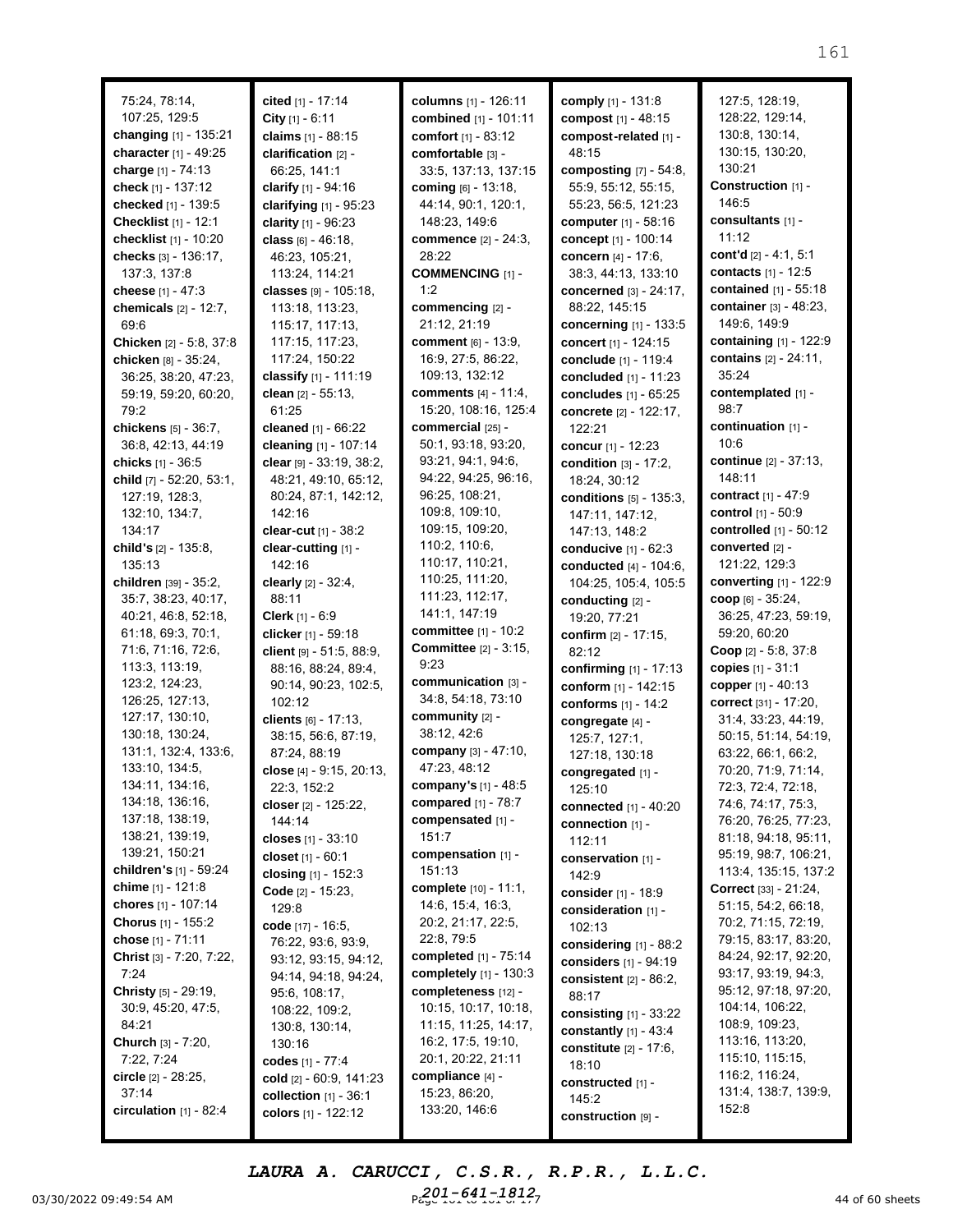75:24, 78:14, 107:25, 129:5
**changing** [1] - 135:21
**character** [1] - 49:25
**charge** [1] - 74:13
**check** [1] - 137:12
**checked** [1] - 139:5
**Checklist** [1] - 12:1
**checklist** [1] - 10:20
**checks** [3] - 136:17, 137:3, 137:8
**cheese** [1] - 47:3
**chemicals** [2] - 12:7, 69:6
**Chicken** [2] - 5:8, 37:8
**chicken** [8] - 35:24, 36:25, 38:20, 47:23, 59:19, 59:20, 60:20, 79:2
**chickens** [5] - 36:7, 36:8, 42:13, 44:19
**chicks** [1] - 36:5
**child** [7] - 52:20, 53:1, 127:19, 128:3, 132:10, 134:7, 134:17
**child's** [2] - 135:8, 135:13
**children** [39] - 35:2, 35:7, 38:23, 40:17, 40:21, 46:8, 52:18, 61:18, 69:3, 70:1, 71:6, 71:16, 72:6, 113:3, 113:19, 123:2, 124:23, 126:25, 127:13, 127:17, 130:10, 130:18, 130:24, 131:1, 132:4, 133:6, 133:10, 134:5, 134:11, 134:16, 134:18, 136:16, 137:18, 138:19, 138:21, 139:19, 139:21, 150:21
**children's** [1] - 59:24
**chime** [1] - 121:8
**chores** [1] - 107:14
**Chorus** [1] - 155:2
**chose** [1] - 71:11
**Christ** [3] - 7:20, 7:22, 7:24
**Christy** [5] - 29:19, 30:9, 45:20, 47:5, 84:21
**Church** [3] - 7:20, 7:22, 7:24
**circle** [2] - 28:25, 37:14
**circulation** [1] - 82:4
**cited** [1] - 17:14
**City** [1] - 6:11
**claims** [1] - 88:15
**clarification** [2] - 66:25, 141:1
**clarify** [1] - 94:16
**clarifying** [1] - 95:23
**clarity** [1] - 96:23
**class** [6] - 46:18, 46:23, 105:21, 113:24, 114:21
**classes** [9] - 105:18, 113:18, 113:23, 115:17, 117:13, 117:15, 117:23, 117:24, 150:22
**classify** [1] - 111:19
**clean** [2] - 55:13, 61:25
**cleaned** [1] - 66:22
**cleaning** [1] - 107:14
**clear** [9] - 33:19, 38:2, 48:21, 49:10, 65:12, 80:24, 87:1, 142:12, 142:16
**clear-cut** [1] - 38:2
**clear-cutting** [1] - 142:16
**clearly** [2] - 32:4, 88:11
**Clerk** [1] - 6:9
**clicker** [1] - 59:18
**client** [9] - 51:5, 88:9, 88:16, 88:24, 89:4, 90:14, 90:23, 102:5, 102:12
**clients** [6] - 17:13, 38:15, 56:6, 87:19, 87:24, 88:19
**close** [4] - 9:15, 20:13, 22:3, 152:2
**closer** [2] - 125:22, 144:14
**closes** [1] - 33:10
**closet** [1] - 60:1
**closing** [1] - 152:3
**Code** [2] - 15:23, 129:8
**code** [17] - 16:5, 76:22, 93:6, 93:9, 93:12, 93:15, 94:12, 94:14, 94:18, 94:24, 95:6, 108:17, 108:22, 109:2, 130:8, 130:14, 130:16
**codes** [1] - 77:4
**cold** [2] - 60:9, 141:23
**collection** [1] - 36:1
**colors** [1] - 122:12
**columns** [1] - 126:11
**combined** [1] - 101:11
**comfort** [1] - 83:12
**comfortable** [3] - 33:5, 137:13, 137:15
**coming** [6] - 13:18, 44:14, 90:1, 120:1, 148:23, 149:6
**commence** [2] - 24:3, 28:22
**COMMENCING** [1] - 1:2
**commencing** [2] - 21:12, 21:19
**comment** [6] - 13:9, 16:9, 27:5, 86:22, 109:13, 132:12
**comments** [4] - 11:4, 15:20, 108:16, 125:4
**commercial** [25] - 50:1, 93:18, 93:20, 93:21, 94:1, 94:6, 94:22, 94:25, 96:16, 96:25, 108:21, 109:8, 109:10, 109:15, 109:20, 110:2, 110:6, 110:17, 110:21, 110:25, 111:20, 111:23, 112:17, 141:1, 147:19
**committee** [1] - 10:2
**Committee** [2] - 3:15, 9:23
**communication** [3] - 34:8, 54:18, 73:10
**community** [2] - 38:12, 42:6
**company** [3] - 47:10, 47:23, 48:12
**company's** [1] - 48:5
**compared** [1] - 78:7
**compensated** [1] - 151:7
**compensation** [1] - 151:13
**complete** [10] - 11:1, 14:6, 15:4, 16:3, 20:2, 21:17, 22:5, 22:8, 79:5
**completed** [1] - 75:14
**completely** [1] - 130:3
**completeness** [12] - 10:15, 10:17, 10:18, 11:15, 11:25, 14:17, 16:2, 17:5, 19:10, 20:1, 20:22, 21:11
**compliance** [4] - 15:23, 86:20, 133:20, 146:6
**comply** [1] - 131:8
**compost** [1] - 48:15
**compost-related** [1] - 48:15
**composting** [7] - 54:8, 55:9, 55:12, 55:15, 55:23, 56:5, 121:23
**computer** [1] - 58:16
**concept** [1] - 100:14
**concern** [4] - 17:6, 38:3, 44:13, 133:10
**concerned** [3] - 24:17, 88:22, 145:15
**concerning** [1] - 133:5
**concert** [1] - 124:15
**conclude** [1] - 119:4
**concluded** [1] - 11:23
**concludes** [1] - 65:25
**concrete** [2] - 122:17, 122:21
**concur** [1] - 12:23
**condition** [3] - 17:2, 18:24, 30:12
**conditions** [5] - 135:3, 147:11, 147:12, 147:13, 148:2
**conducive** [1] - 62:3
**conducted** [4] - 104:6, 104:25, 105:4, 105:5
**conducting** [2] - 19:20, 77:21
**confirm** [2] - 17:15, 82:12
**confirming** [1] - 17:13
**conform** [1] - 142:15
**conforms** [1] - 14:2
**congregate** [4] - 125:7, 127:1, 127:18, 130:18
**congregated** [1] - 125:10
**connected** [1] - 40:20
**connection** [1] - 112:11
**conservation** [1] - 142:9
**consider** [1] - 18:9
**consideration** [1] - 102:13
**considering** [1] - 88:2
**considers** [1] - 94:19
**consistent** [2] - 86:2, 88:17
**consisting** [1] - 33:22
**constantly** [1] - 43:4
**constitute** [2] - 17:6, 18:10
**constructed** [1] - 145:2
**construction** [9] - 127:5, 128:19, 128:22, 129:14, 130:8, 130:14, 130:15, 130:20, 130:21
**Construction** [1] - 146:5
**consultants** [1] - 11:12
**cont'd** [2] - 4:1, 5:1
**contacts** [1] - 12:5
**contained** [1] - 55:18
**container** [3] - 48:23, 149:6, 149:9
**containing** [1] - 122:9
**contains** [2] - 24:11, 35:24
**contemplated** [1] - 98:7
**continuation** [1] - 10:6
**continue** [2] - 37:13, 148:11
**contract** [1] - 47:9
**control** [1] - 50:9
**controlled** [1] - 50:12
**converted** [2] - 121:22, 129:3
**converting** [1] - 122:9
**coop** [6] - 35:24, 36:25, 47:23, 59:19, 59:20, 60:20
**Coop** [2] - 5:8, 37:8
**copies** [1] - 31:1
**copper** [1] - 40:13
**correct** [31] - 17:20, 31:4, 33:23, 44:19, 50:15, 51:14, 54:19, 63:22, 66:1, 66:2, 70:20, 71:9, 71:14, 72:3, 72:4, 72:18, 74:6, 74:17, 75:3, 76:20, 76:25, 77:23, 81:18, 94:18, 95:11, 95:19, 98:7, 106:21, 113:4, 135:15, 137:2
**Correct** [33] - 21:24, 51:15, 54:2, 66:18, 70:2, 71:15, 72:19, 79:15, 83:17, 83:20, 84:24, 92:17, 92:20, 93:17, 93:19, 94:3, 95:12, 97:18, 97:20, 104:14, 106:22, 108:9, 109:23, 113:16, 113:20, 115:10, 115:15, 116:2, 116:24, 131:4, 138:7, 139:9, 152:8

LAURA A. CARUCCI, C.S.R., R.P.R., L.L.C.
201-641-1812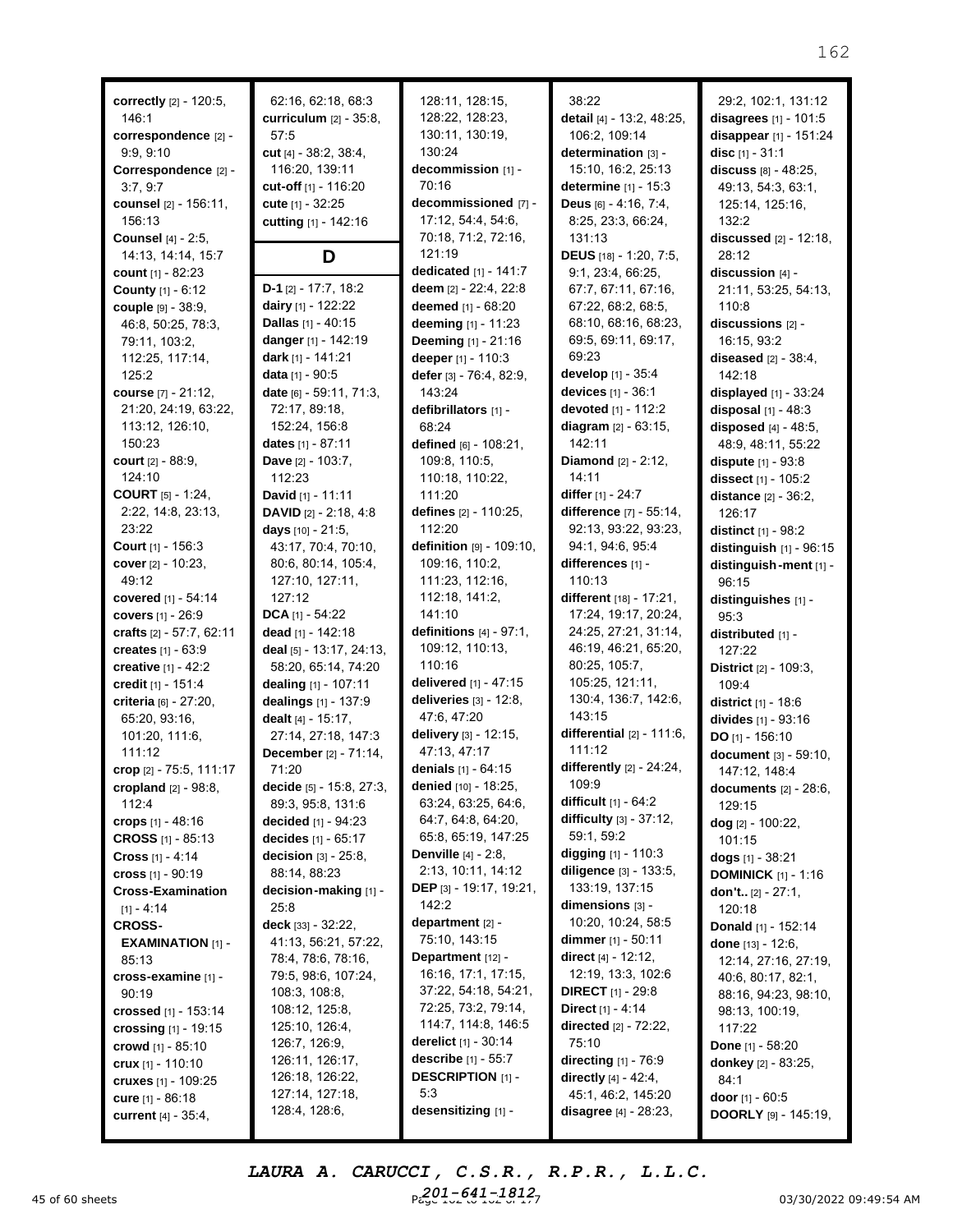**correctly** [2] - 120:5, 146:1
**correspondence** [2] - 9:9, 9:10
**Correspondence** [2] - 3:7, 9:7
**counsel** [2] - 156:11, 156:13
**Counsel** [4] - 2:5, 14:13, 14:14, 15:7
**count** [1] - 82:23
**County** [1] - 6:12
**couple** [9] - 38:9, 46:8, 50:25, 78:3, 79:11, 103:2, 112:25, 117:14, 125:2
**course** [7] - 21:12, 21:20, 24:19, 63:22, 113:12, 126:10, 150:23
**court** [2] - 88:9, 124:10
**COURT** [5] - 1:24, 2:22, 14:8, 23:13, 23:22
**Court** [1] - 156:3
**cover** [2] - 10:23, 49:12
**covered** [1] - 54:14
**covers** [1] - 26:9
**crafts** [2] - 57:7, 62:11
**creates** [1] - 63:9
**creative** [1] - 42:2
**credit** [1] - 151:4
**criteria** [6] - 27:20, 65:20, 93:16, 101:20, 111:6, 111:12
**crop** [2] - 75:5, 111:17
**cropland** [2] - 98:8, 112:4
**crops** [1] - 48:16
**CROSS** [1] - 85:13
**Cross** [1] - 4:14
**cross** [1] - 90:19
**Cross-Examination** [1] - 4:14
**CROSS-EXAMINATION** [1] - 85:13
**cross-examine** [1] - 90:19
**crossed** [1] - 153:14
**crossing** [1] - 19:15
**crowd** [1] - 85:10
**crux** [1] - 110:10
**cruxes** [1] - 109:25
**cure** [1] - 86:18
**current** [4] - 35:4, 62:16, 62:18, 68:3
**curriculum** [2] - 35:8, 57:5
**cut** [4] - 38:2, 38:4, 116:20, 139:11
**cut-off** [1] - 116:20
**cute** [1] - 32:25
**cutting** [1] - 142:16

## D

**D-1** [2] - 17:7, 18:2
**dairy** [1] - 122:22
**Dallas** [1] - 40:15
**danger** [1] - 142:19
**dark** [1] - 141:21
**data** [1] - 90:5
**date** [6] - 59:11, 71:3, 72:17, 89:18, 152:24, 156:8
**dates** [1] - 87:11
**Dave** [2] - 103:7, 112:23
**David** [1] - 11:11
**DAVID** [2] - 2:18, 4:8
**days** [10] - 21:5, 43:17, 70:4, 70:10, 80:6, 80:14, 105:4, 127:10, 127:11, 127:12
**DCA** [1] - 54:22
**dead** [1] - 142:18
**deal** [5] - 13:17, 24:13, 58:20, 65:14, 74:20
**dealing** [1] - 107:11
**dealings** [1] - 137:9
**dealt** [4] - 15:17, 27:14, 27:18, 147:3
**December** [2] - 71:14, 71:20
**decide** [5] - 15:8, 27:3, 89:3, 95:8, 131:6
**decided** [1] - 94:23
**decides** [1] - 65:17
**decision** [3] - 25:8, 88:14, 88:23
**decision-making** [1] - 25:8
**deck** [33] - 32:22, 41:13, 56:21, 57:22, 78:4, 78:6, 78:16, 79:5, 98:6, 107:24, 108:3, 108:8, 108:12, 125:8, 125:10, 126:4, 126:7, 126:9, 126:11, 126:17, 126:18, 126:22, 127:14, 127:18, 128:4, 128:6, 128:11, 128:15, 128:22, 128:23, 130:11, 130:19, 130:24
**decommission** [1] - 70:16
**decommissioned** [7] - 17:12, 54:4, 54:6, 70:18, 71:2, 72:16, 121:19
**dedicated** [1] - 141:7
**deem** [2] - 22:4, 22:8
**deemed** [1] - 68:20
**deeming** [1] - 11:23
**Deeming** [1] - 21:16
**deeper** [1] - 110:3
**defer** [3] - 76:4, 82:9, 143:24
**defibrillators** [1] - 68:24
**defined** [6] - 108:21, 109:8, 110:5, 110:18, 110:22, 111:20
**defines** [2] - 110:25, 112:20
**definition** [9] - 109:10, 109:16, 110:2, 111:23, 112:16, 112:18, 141:2, 141:10
**definitions** [4] - 97:1, 109:12, 110:13, 110:16
**delivered** [1] - 47:15
**deliveries** [3] - 12:8, 47:6, 47:20
**delivery** [3] - 12:15, 47:13, 47:17
**denials** [1] - 64:15
**denied** [10] - 18:25, 63:24, 63:25, 64:6, 64:7, 64:8, 64:20, 65:8, 65:19, 147:25
**Denville** [4] - 2:8, 2:13, 10:11, 14:12
**DEP** [3] - 19:17, 19:21, 142:2
**department** [2] - 75:10, 143:15
**Department** [12] - 16:16, 17:1, 17:15, 37:22, 54:18, 54:21, 72:25, 73:2, 79:14, 114:7, 114:8, 146:5
**derelict** [1] - 30:14
**describe** [1] - 55:7
**DESCRIPTION** [1] - 5:3
**desensitizing** [1] - 38:22
**detail** [4] - 13:2, 48:25, 106:2, 109:14
**determination** [3] - 15:10, 16:2, 25:13
**determine** [1] - 15:3
**Deus** [6] - 4:16, 7:4, 8:25, 23:3, 66:24, 131:13
**DEUS** [18] - 1:20, 7:5, 9:1, 23:4, 66:25, 67:7, 67:11, 67:16, 67:22, 68:2, 68:5, 68:10, 68:16, 68:23, 69:5, 69:11, 69:17, 69:23
**develop** [1] - 35:4
**devices** [1] - 36:1
**devoted** [1] - 112:2
**diagram** [2] - 63:15, 142:11
**Diamond** [2] - 2:12, 14:11
**differ** [1] - 24:7
**difference** [7] - 55:14, 92:13, 93:22, 93:23, 94:1, 94:6, 95:4
**differences** [1] - 110:13
**different** [18] - 17:21, 17:24, 19:17, 20:24, 24:25, 27:21, 31:14, 46:19, 46:21, 65:20, 80:25, 105:7, 105:25, 121:11, 130:4, 136:7, 142:6, 143:15
**differential** [2] - 111:6, 111:12
**differently** [2] - 24:24, 109:9
**difficult** [1] - 64:2
**difficulty** [3] - 37:12, 59:1, 59:2
**digging** [1] - 110:3
**diligence** [3] - 133:5, 133:19, 137:15
**dimensions** [3] - 10:20, 10:24, 58:5
**dimmer** [1] - 50:11
**direct** [4] - 12:12, 12:19, 13:3, 102:6
**DIRECT** [1] - 29:8
**Direct** [1] - 4:14
**directed** [2] - 72:22, 75:10
**directing** [1] - 76:9
**directly** [4] - 42:4, 45:1, 46:2, 145:20
**disagree** [4] - 28:23, 29:2, 102:1, 131:12
**disagrees** [1] - 101:5
**disappear** [1] - 151:24
**disc** [1] - 31:1
**discuss** [8] - 48:25, 49:13, 54:3, 63:1, 125:14, 125:16, 132:2
**discussed** [2] - 12:18, 28:12
**discussion** [4] - 21:11, 53:25, 54:13, 110:8
**discussions** [2] - 16:15, 93:2
**diseased** [2] - 38:4, 142:18
**displayed** [1] - 33:24
**disposal** [1] - 48:3
**disposed** [4] - 48:5, 48:9, 48:11, 55:22
**dispute** [1] - 93:8
**dissect** [1] - 105:2
**distance** [2] - 36:2, 126:17
**distinct** [1] - 98:2
**distinguish** [1] - 96:15
**distinguish-ment** [1] - 96:15
**distinguishes** [1] - 95:3
**distributed** [1] - 127:22
**District** [2] - 109:3, 109:4
**district** [1] - 18:6
**divides** [1] - 93:16
**DO** [1] - 156:10
**document** [3] - 59:10, 147:12, 148:4
**documents** [2] - 28:6, 129:15
**dog** [2] - 100:22, 101:15
**dogs** [1] - 38:21
**DOMINICK** [1] - 1:16
**don't..** [2] - 27:1, 120:18
**Donald** [1] - 152:14
**done** [13] - 12:6, 12:14, 27:16, 27:19, 40:6, 80:17, 82:1, 88:16, 94:23, 98:10, 98:13, 100:19, 117:22
**Done** [1] - 58:20
**donkey** [2] - 83:25, 84:1
**door** [1] - 60:5
**DOORLY** [9] - 145:19,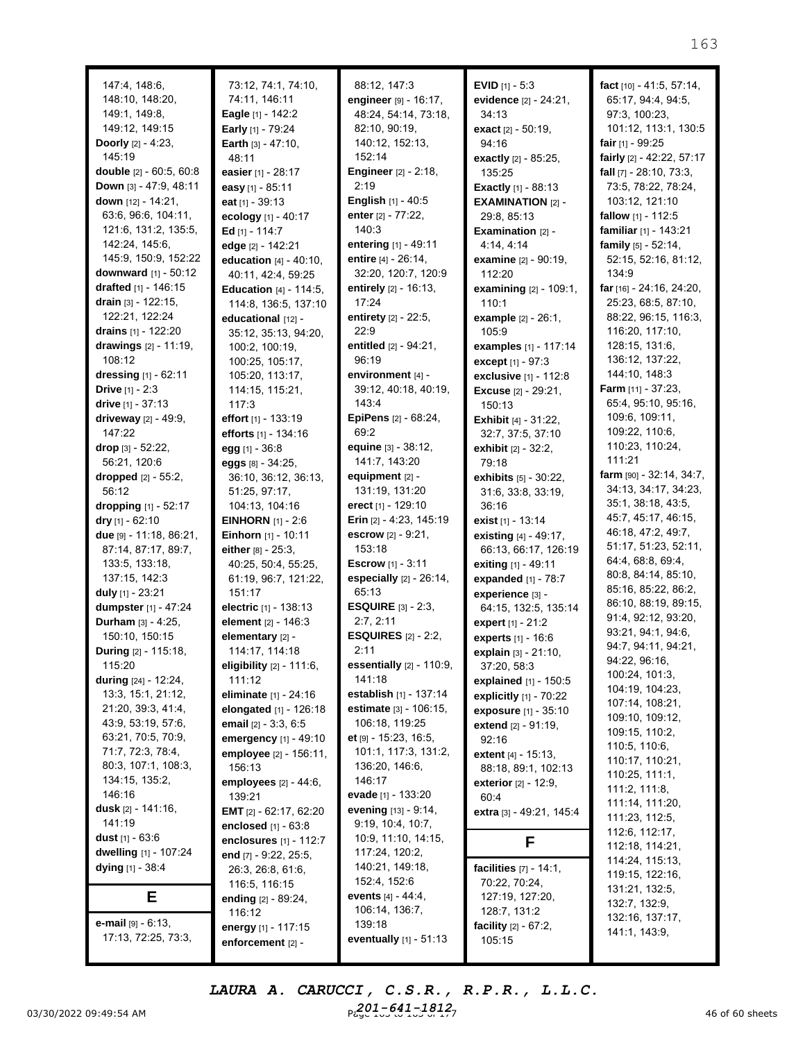147:4, 148:6, 148:10, 148:20, 149:1, 149:8, 149:12, 149:15
**Doorly** [2] - 4:23, 145:19
**double** [2] - 60:5, 60:8
**Down** [3] - 47:9, 48:11
**down** [12] - 14:21, 63:6, 96:6, 104:11, 121:6, 131:2, 135:5, 142:24, 145:6, 145:9, 150:9, 152:22
**downward** [1] - 50:12
**drafted** [1] - 146:15
**drain** [3] - 122:15, 122:21, 122:24
**drains** [1] - 122:20
**drawings** [2] - 11:19, 108:12
**dressing** [1] - 62:11
**Drive** [1] - 2:3
**drive** [1] - 37:13
**driveway** [2] - 49:9, 147:22
**drop** [3] - 52:22, 56:21, 120:6
**dropped** [2] - 55:2, 56:12
**dropping** [1] - 52:17
**dry** [1] - 62:10
**due** [9] - 11:18, 86:21, 87:14, 87:17, 89:7, 133:5, 133:18, 137:15, 142:3
**duly** [1] - 23:21
**dumpster** [1] - 47:24
**Durham** [3] - 4:25, 150:10, 150:15
**During** [2] - 115:18, 115:20
**during** [24] - 12:24, 13:3, 15:1, 21:12, 21:20, 39:3, 41:4, 43:9, 53:19, 57:6, 63:21, 70:5, 70:9, 71:7, 72:3, 78:4, 80:3, 107:1, 108:3, 134:15, 135:2, 146:16
**dusk** [2] - 141:16, 141:19
**dust** [1] - 63:6
**dwelling** [1] - 107:24
**dying** [1] - 38:4

## E

**e-mail** [9] - 6:13, 17:13, 72:25, 73:3, 73:12, 74:1, 74:10, 74:11, 146:11
**Eagle** [1] - 142:2
**Early** [1] - 79:24
**Earth** [3] - 47:10, 48:11
**easier** [1] - 28:17
**easy** [1] - 85:11
**eat** [1] - 39:13
**ecology** [1] - 40:17
**Ed** [1] - 114:7
**edge** [2] - 142:21
**education** [4] - 40:10, 40:11, 42:4, 59:25
**Education** [4] - 114:5, 114:8, 136:5, 137:10
**educational** [12] - 35:12, 35:13, 94:20, 100:2, 100:19, 100:25, 105:17, 105:20, 113:17, 114:15, 115:21, 117:3
**effort** [1] - 133:19
**efforts** [1] - 134:16
**egg** [1] - 36:8
**eggs** [8] - 34:25, 36:10, 36:12, 36:13, 51:25, 97:17, 104:13, 104:16
**EINHORN** [1] - 2:6
**Einhorn** [1] - 10:11
**either** [8] - 25:3, 40:25, 50:4, 55:25, 61:19, 96:7, 121:22, 151:17
**electric** [1] - 138:13
**element** [2] - 146:3
**elementary** [2] - 114:17, 114:18
**eligibility** [2] - 111:6, 111:12
**eliminate** [1] - 24:16
**elongated** [1] - 126:18
**email** [2] - 3:3, 6:5
**emergency** [1] - 49:10
**employee** [2] - 156:11, 156:13
**employees** [2] - 44:6, 139:21
**EMT** [2] - 62:17, 62:20
**enclosed** [1] - 63:8
**enclosures** [1] - 112:7
**end** [7] - 9:22, 25:5, 26:3, 26:8, 61:6, 116:5, 116:15
**ending** [2] - 89:24, 116:12
**energy** [1] - 117:15
**enforcement** [2] - 88:12, 147:3
**engineer** [9] - 16:17, 48:24, 54:14, 73:18, 82:10, 90:19, 140:12, 152:13, 152:14
**Engineer** [2] - 2:18, 2:19
**English** [1] - 40:5
**enter** [2] - 77:22, 140:3
**entering** [1] - 49:11
**entire** [4] - 26:14, 32:20, 120:7, 120:9
**entirely** [2] - 16:13, 17:24
**entirety** [2] - 22:5, 22:9
**entitled** [2] - 94:21, 96:19
**environment** [4] - 39:12, 40:18, 40:19, 143:4
**EpiPens** [2] - 68:24, 69:2
**equine** [3] - 38:12, 141:7, 143:20
**equipment** [2] - 131:19, 131:20
**erect** [1] - 129:10
**Erin** [2] - 4:23, 145:19
**escrow** [2] - 9:21, 153:18
**Escrow** [1] - 3:11
**especially** [2] - 26:14, 65:13
**ESQUIRE** [3] - 2:3, 2:7, 2:11
**ESQUIRES** [2] - 2:2, 2:11
**essentially** [2] - 110:9, 141:18
**establish** [1] - 137:14
**estimate** [3] - 106:15, 106:18, 119:25
**et** [9] - 15:23, 16:5, 101:1, 117:3, 131:2, 136:20, 146:6, 146:17
**evade** [1] - 133:20
**evening** [13] - 9:14, 9:19, 10:4, 10:7, 10:9, 11:10, 14:15, 117:24, 120:2, 140:21, 149:18, 152:4, 152:6
**events** [4] - 44:4, 106:14, 136:7, 139:18
**eventually** [1] - 51:13
**EVID** [1] - 5:3
**evidence** [2] - 24:21, 34:13
**exact** [2] - 50:19, 94:16
**exactly** [2] - 85:25, 135:25
**Exactly** [1] - 88:13
**EXAMINATION** [2] - 29:8, 85:13
**Examination** [2] - 4:14, 4:14
**examine** [2] - 90:19, 112:20
**examining** [2] - 109:1, 110:1
**example** [2] - 26:1, 105:9
**examples** [1] - 117:14
**except** [1] - 97:3
**exclusive** [1] - 112:8
**Excuse** [2] - 29:21, 150:13
**Exhibit** [4] - 31:22, 32:7, 37:5, 37:10
**exhibit** [2] - 32:2, 79:18
**exhibits** [5] - 30:22, 31:6, 33:8, 33:19, 36:16
**exist** [1] - 13:14
**existing** [4] - 49:17, 66:13, 66:17, 126:19
**exiting** [1] - 49:11
**expanded** [1] - 78:7
**experience** [3] - 64:15, 132:5, 135:14
**expert** [1] - 21:2
**experts** [1] - 16:6
**explain** [3] - 21:10, 37:20, 58:3
**explained** [1] - 150:5
**explicitly** [1] - 70:22
**exposure** [1] - 35:10
**extend** [2] - 91:19, 92:16
**extent** [4] - 15:13, 88:18, 89:1, 102:13
**exterior** [2] - 12:9, 60:4
**extra** [3] - 49:21, 145:4

## F

**facilities** [7] - 14:1, 70:22, 70:24, 127:19, 127:20, 128:7, 131:2
**facility** [2] - 67:2, 105:15
**fact** [10] - 41:5, 57:14, 65:17, 94:4, 94:5, 97:3, 100:23, 101:12, 113:1, 130:5
**fair** [1] - 99:25
**fairly** [2] - 42:22, 57:17
**fall** [7] - 28:10, 73:3, 73:5, 78:22, 78:24, 103:12, 121:10
**fallow** [1] - 112:5
**familiar** [1] - 143:21
**family** [5] - 52:14, 52:15, 52:16, 81:12, 134:9
**far** [16] - 24:16, 24:20, 25:23, 68:5, 87:10, 88:22, 96:15, 116:3, 116:20, 117:10, 128:15, 131:6, 136:12, 137:22, 144:10, 148:3
**Farm** [11] - 37:23, 65:4, 95:10, 95:16, 109:6, 109:11, 109:22, 110:6, 110:23, 110:24, 111:21
**farm** [90] - 32:14, 34:7, 34:13, 34:17, 34:23, 35:1, 38:18, 43:5, 45:7, 45:17, 46:15, 46:18, 47:2, 49:7, 51:17, 51:23, 52:11, 64:4, 68:8, 69:4, 80:8, 84:14, 85:10, 85:16, 85:22, 86:2, 86:10, 88:19, 89:15, 91:4, 92:12, 93:20, 93:21, 94:1, 94:6, 94:7, 94:11, 94:21, 94:22, 96:16, 100:24, 101:3, 104:19, 104:23, 107:14, 108:21, 109:10, 109:12, 109:15, 110:2, 110:5, 110:6, 110:17, 110:21, 110:25, 111:1, 111:2, 111:8, 111:14, 111:20, 111:23, 112:5, 112:6, 112:17, 112:18, 114:21, 114:24, 115:13, 119:15, 122:16, 131:21, 132:5, 132:7, 132:9, 132:16, 137:17, 141:1, 143:9,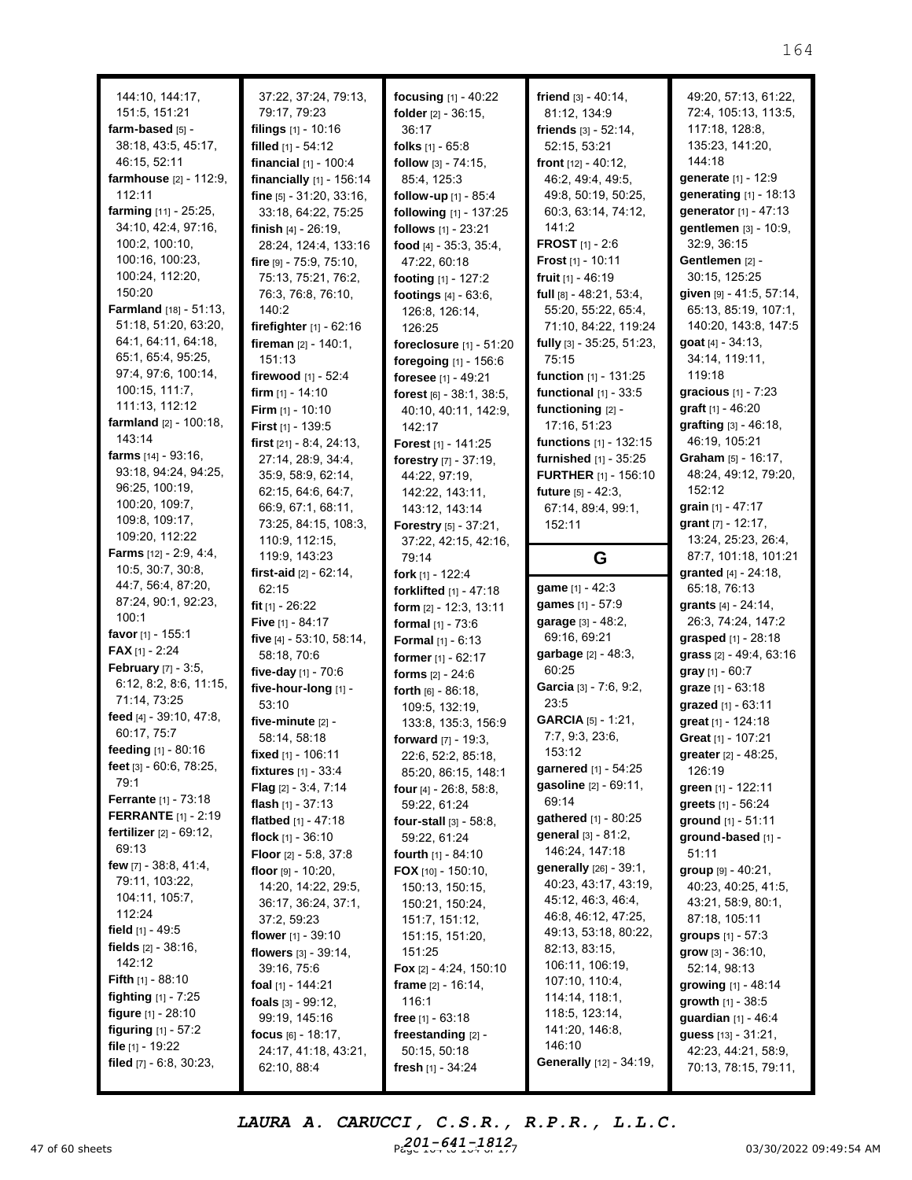144:10, 144:17, 151:5, 151:21
**farm-based** [5] - 38:18, 43:5, 45:17, 46:15, 52:11
**farmhouse** [2] - 112:9, 112:11
**farming** [11] - 25:25, 34:10, 42:4, 97:16, 100:2, 100:10, 100:16, 100:23, 100:24, 112:20, 150:20
**Farmland** [18] - 51:13, 51:18, 51:20, 63:20, 64:1, 64:11, 64:18, 65:1, 65:4, 95:25, 97:4, 97:6, 100:14, 100:15, 111:7, 111:13, 112:12
**farmland** [2] - 100:18, 143:14
**farms** [14] - 93:16, 93:18, 94:24, 94:25, 96:25, 100:19, 100:20, 109:7, 109:8, 109:17, 109:20, 112:22
**Farms** [12] - 2:9, 4:4, 10:5, 30:7, 30:8, 44:7, 56:4, 87:20, 87:24, 90:1, 92:23, 100:1
**favor** [1] - 155:1
**FAX** [1] - 2:24
**February** [7] - 3:5, 6:12, 8:2, 8:6, 11:15, 71:14, 73:25
**feed** [4] - 39:10, 47:8, 60:17, 75:7
**feeding** [1] - 80:16
**feet** [3] - 60:6, 78:25, 79:1
**Ferrante** [1] - 73:18
**FERRANTE** [1] - 2:19
**fertilizer** [2] - 69:12, 69:13
**few** [7] - 38:8, 41:4, 79:11, 103:22, 104:11, 105:7, 112:24
**field** [1] - 49:5
**fields** [2] - 38:16, 142:12
**Fifth** [1] - 88:10
**fighting** [1] - 7:25
**figure** [1] - 28:10
**figuring** [1] - 57:2
**file** [1] - 19:22
**filed** [7] - 6:8, 30:23, 37:22, 37:24, 79:13, 79:17, 79:23
**filings** [1] - 10:16
**filled** [1] - 54:12
**financial** [1] - 100:4
**financially** [1] - 156:14
**fine** [5] - 31:20, 33:16, 33:18, 64:22, 75:25
**finish** [4] - 26:19, 28:24, 124:4, 133:16
**fire** [9] - 75:9, 75:10, 75:13, 75:21, 76:2, 76:3, 76:8, 76:10, 140:2
**firefighter** [1] - 62:16
**fireman** [2] - 140:1, 151:13
**firewood** [1] - 52:4
**firm** [1] - 14:10
**Firm** [1] - 10:10
**First** [1] - 139:5
**first** [21] - 8:4, 24:13, 27:14, 28:9, 34:4, 35:9, 58:9, 62:14, 62:15, 64:6, 64:7, 66:9, 67:1, 68:11, 73:25, 84:15, 108:3, 110:9, 112:15, 119:9, 143:23
**first-aid** [2] - 62:14, 62:15
**fit** [1] - 26:22
**Five** [1] - 84:17
**five** [4] - 53:10, 58:14, 58:18, 70:6
**five-day** [1] - 70:6
**five-hour-long** [1] - 53:10
**five-minute** [2] - 58:14, 58:18
**fixed** [1] - 106:11
**fixtures** [1] - 33:4
**Flag** [2] - 3:4, 7:14
**flash** [1] - 37:13
**flatbed** [1] - 47:18
**flock** [1] - 36:10
**Floor** [2] - 5:8, 37:8
**floor** [9] - 10:20, 14:20, 14:22, 29:5, 36:17, 36:24, 37:1, 37:2, 59:23
**flower** [1] - 39:10
**flowers** [3] - 39:14, 39:16, 75:6
**foal** [1] - 144:21
**foals** [3] - 99:12, 99:19, 145:16
**focus** [6] - 18:17, 24:17, 41:18, 43:21, 62:10, 88:4
**focusing** [1] - 40:22
**folder** [2] - 36:15, 36:17
**folks** [1] - 65:8
**follow** [3] - 74:15, 85:4, 125:3
**follow-up** [1] - 85:4
**following** [1] - 137:25
**follows** [1] - 23:21
**food** [4] - 35:3, 35:4, 47:22, 60:18
**footing** [1] - 127:2
**footings** [4] - 63:6, 126:8, 126:14, 126:25
**foreclosure** [1] - 51:20
**foregoing** [1] - 156:6
**foresee** [1] - 49:21
**forest** [6] - 38:1, 38:5, 40:10, 40:11, 142:9, 142:17
**Forest** [1] - 141:25
**forestry** [7] - 37:19, 44:22, 97:19, 142:22, 143:11, 143:12, 143:14
**Forestry** [5] - 37:21, 37:22, 42:15, 42:16, 79:14
**fork** [1] - 122:4
**forklifted** [1] - 47:18
**form** [2] - 12:3, 13:11
**formal** [1] - 73:6
**Formal** [1] - 6:13
**former** [1] - 62:17
**forms** [2] - 24:6
**forth** [6] - 86:18, 109:5, 132:19, 133:8, 135:3, 156:9
**forward** [7] - 19:3, 22:6, 52:2, 85:18, 85:20, 86:15, 148:1
**four** [4] - 26:8, 58:8, 59:22, 61:24
**four-stall** [3] - 58:8, 59:22, 61:24
**fourth** [1] - 84:10
**FOX** [10] - 150:10, 150:13, 150:15, 150:21, 150:24, 151:7, 151:12, 151:15, 151:20, 151:25
**Fox** [2] - 4:24, 150:10
**frame** [2] - 16:14, 116:1
**free** [1] - 63:18
**freestanding** [2] - 50:15, 50:18
**fresh** [1] - 34:24
**friend** [3] - 40:14, 81:12, 134:9
**friends** [3] - 52:14, 52:15, 53:21
**front** [12] - 40:12, 46:2, 49:4, 49:5, 49:8, 50:19, 50:25, 60:3, 63:14, 74:12, 141:2
**FROST** [1] - 2:6
**Frost** [1] - 10:11
**fruit** [1] - 46:19
**full** [8] - 48:21, 53:4, 55:20, 55:22, 65:4, 71:10, 84:22, 119:24
**fully** [3] - 35:25, 51:23, 75:15
**function** [1] - 131:25
**functional** [1] - 33:5
**functioning** [2] - 17:16, 51:23
**functions** [1] - 132:15
**furnished** [1] - 35:25
**FURTHER** [1] - 156:10
**future** [5] - 42:3, 67:14, 89:4, 99:1, 152:11

## G

**game** [1] - 42:3
**games** [1] - 57:9
**garage** [3] - 48:2, 69:16, 69:21
**garbage** [2] - 48:3, 60:25
**Garcia** [3] - 7:6, 9:2, 23:5
**GARCIA** [5] - 1:21, 7:7, 9:3, 23:6, 153:12
**garnered** [1] - 54:25
**gasoline** [2] - 69:11, 69:14
**gathered** [1] - 80:25
**general** [3] - 81:2, 146:24, 147:18
**generally** [26] - 39:1, 40:23, 43:17, 43:19, 45:12, 46:3, 46:4, 46:8, 46:12, 47:25, 49:13, 53:18, 80:22, 82:13, 83:15, 106:11, 106:19, 107:10, 110:4, 114:14, 118:1, 118:5, 123:14, 141:20, 146:8, 146:10
**Generally** [12] - 34:19, 49:20, 57:13, 61:22, 72:4, 105:13, 113:5, 117:18, 128:8, 135:23, 141:20, 144:18
**generate** [1] - 12:9
**generating** [1] - 18:13
**generator** [1] - 47:13
**gentlemen** [3] - 10:9, 32:9, 36:15
**Gentlemen** [2] - 30:15, 125:25
**given** [9] - 41:5, 57:14, 65:13, 85:19, 107:1, 140:20, 143:8, 147:5
**goat** [4] - 34:13, 34:14, 119:11, 119:18
**gracious** [1] - 7:23
**graft** [1] - 46:20
**grafting** [3] - 46:18, 46:19, 105:21
**Graham** [5] - 16:17, 48:24, 49:12, 79:20, 152:12
**grain** [1] - 47:17
**grant** [7] - 12:17, 13:24, 25:23, 26:4, 87:7, 101:18, 101:21
**granted** [4] - 24:18, 65:18, 76:13
**grants** [4] - 24:14, 26:3, 74:24, 147:2
**grasped** [1] - 28:18
**grass** [2] - 49:4, 63:16
**gray** [1] - 60:7
**graze** [1] - 63:18
**grazed** [1] - 63:11
**great** [1] - 124:18
**Great** [1] - 107:21
**greater** [2] - 48:25, 126:19
**green** [1] - 122:11
**greets** [1] - 56:24
**ground** [1] - 51:11
**ground-based** [1] - 51:11
**group** [9] - 40:21, 40:23, 40:25, 41:5, 43:21, 58:9, 80:1, 87:18, 105:11
**groups** [1] - 57:3
**grow** [3] - 36:10, 52:14, 98:13
**growing** [1] - 48:14
**growth** [1] - 38:5
**guardian** [1] - 46:4
**guess** [13] - 31:21, 42:23, 44:21, 58:9, 70:13, 78:15, 79:11,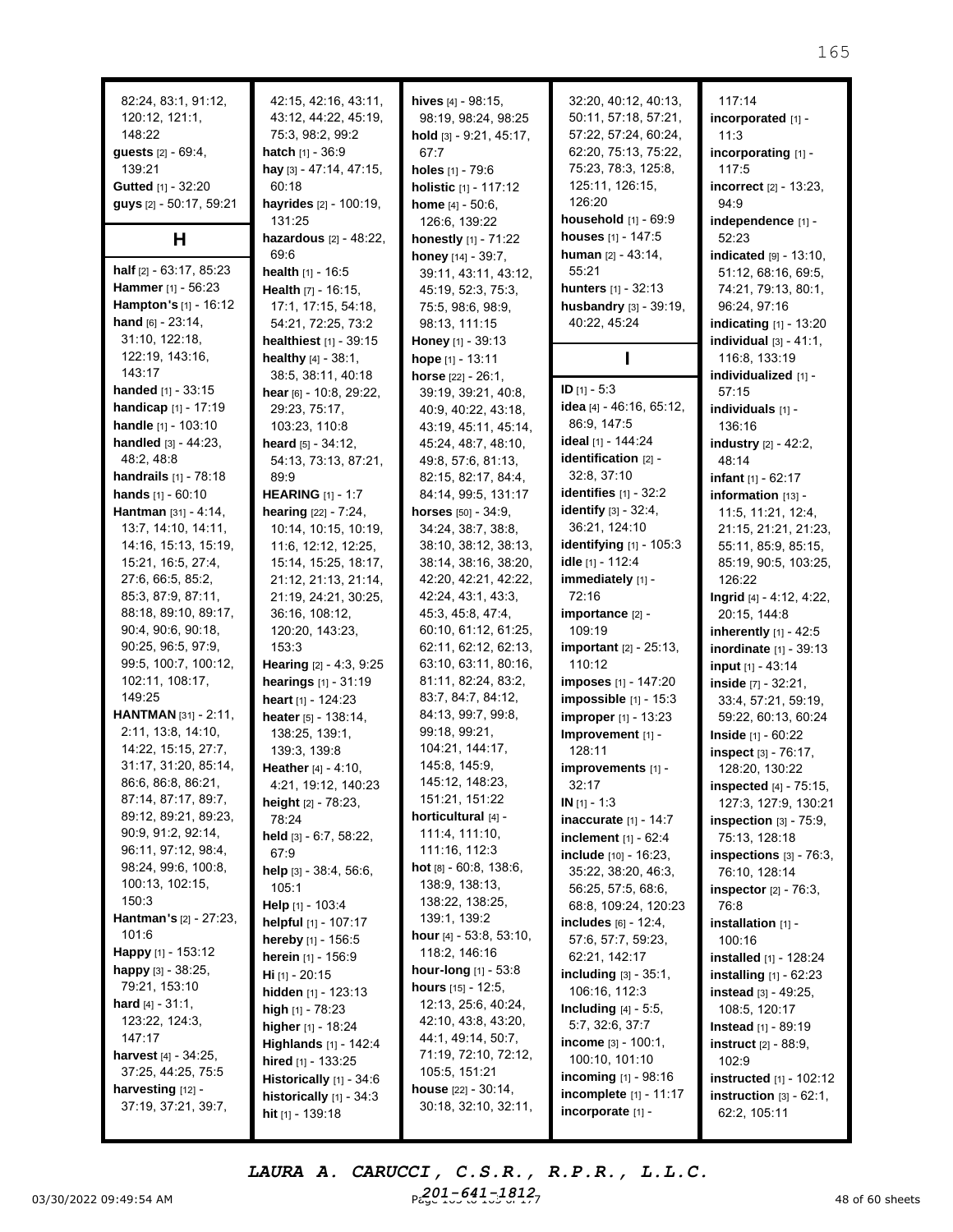82:24, 83:1, 91:12, 120:12, 121:1, 148:22
**guests** [2] - 69:4, 139:21
**Gutted** [1] - 32:20
**guys** [2] - 50:17, 59:21

## H

**half** [2] - 63:17, 85:23
**Hammer** [1] - 56:23
**Hampton's** [1] - 16:12
**hand** [6] - 23:14, 31:10, 122:18, 122:19, 143:16, 143:17
**handed** [1] - 33:15
**handicap** [1] - 17:19
**handle** [1] - 103:10
**handled** [3] - 44:23, 48:2, 48:8
**handrails** [1] - 78:18
**hands** [1] - 60:10
**Hantman** [31] - 4:14, 13:7, 14:10, 14:11, 14:16, 15:13, 15:19, 15:21, 16:5, 27:4, 27:6, 66:5, 85:2, 85:3, 87:9, 87:11, 88:18, 89:10, 89:17, 90:4, 90:6, 90:18, 90:25, 96:5, 97:9, 99:5, 100:7, 100:12, 102:11, 108:17, 149:25
**HANTMAN** [31] - 2:11, 2:11, 13:8, 14:10, 14:22, 15:15, 27:7, 31:17, 31:20, 85:14, 86:6, 86:8, 86:21, 87:14, 87:17, 89:7, 89:12, 89:21, 89:23, 90:9, 91:2, 92:14, 96:11, 97:12, 98:4, 98:24, 99:6, 100:8, 100:13, 102:15, 150:3
**Hantman's** [2] - 27:23, 101:6
**Happy** [1] - 153:12
**happy** [3] - 38:25, 79:21, 153:10
**hard** [4] - 31:1, 123:22, 124:3, 147:17
**harvest** [4] - 34:25, 37:25, 44:25, 75:5
**harvesting** [12] - 37:19, 37:21, 39:7, 42:15, 42:16, 43:11, 43:12, 44:22, 45:19, 75:3, 98:2, 99:2
**hatch** [1] - 36:9
**hay** [3] - 47:14, 47:15, 60:18
**hayrides** [2] - 100:19, 131:25
**hazardous** [2] - 48:22, 69:6
**health** [1] - 16:5
**Health** [7] - 16:15, 17:1, 17:15, 54:18, 54:21, 72:25, 73:2
**healthiest** [1] - 39:15
**healthy** [4] - 38:1, 38:5, 38:11, 40:18
**hear** [6] - 10:8, 29:22, 29:23, 75:17, 103:23, 110:8
**heard** [5] - 34:12, 54:13, 73:13, 87:21, 89:9
**HEARING** [1] - 1:7
**hearing** [22] - 7:24, 10:14, 10:15, 10:19, 11:6, 12:12, 12:25, 15:14, 15:25, 18:17, 21:12, 21:13, 21:14, 21:19, 24:21, 30:25, 36:16, 108:12, 120:20, 143:23, 153:3
**Hearing** [2] - 4:3, 9:25
**hearings** [1] - 31:19
**heart** [1] - 124:23
**heater** [5] - 138:14, 138:25, 139:1, 139:3, 139:8
**Heather** [4] - 4:10, 4:21, 19:12, 140:23
**height** [2] - 78:23, 78:24
**held** [3] - 6:7, 58:22, 67:9
**help** [3] - 38:4, 56:6, 105:1
**Help** [1] - 103:4
**helpful** [1] - 107:17
**hereby** [1] - 156:5
**herein** [1] - 156:9
**Hi** [1] - 20:15
**hidden** [1] - 123:13
**high** [1] - 78:23
**higher** [1] - 18:24
**Highlands** [1] - 142:4
**hired** [1] - 133:25
**Historically** [1] - 34:6
**historically** [1] - 34:3
**hit** [1] - 139:18
**hives** [4] - 98:15, 98:19, 98:24, 98:25
**hold** [3] - 9:21, 45:17, 67:7
**holes** [1] - 79:6
**holistic** [1] - 117:12
**home** [4] - 50:6, 126:6, 139:22
**honestly** [1] - 71:22
**honey** [14] - 39:7, 39:11, 43:11, 43:12, 45:19, 52:3, 75:3, 75:5, 98:6, 98:9, 98:13, 111:15
**Honey** [1] - 39:13
**hope** [1] - 13:11
**horse** [22] - 26:1, 39:19, 39:21, 40:8, 40:9, 40:22, 43:18, 43:19, 45:11, 45:14, 45:24, 48:7, 48:10, 49:8, 57:6, 81:13, 82:15, 82:17, 84:4, 84:14, 99:5, 131:17
**horses** [50] - 34:9, 34:24, 38:7, 38:8, 38:10, 38:12, 38:13, 38:14, 38:16, 38:20, 42:20, 42:21, 42:22, 42:24, 43:1, 43:3, 45:3, 45:8, 47:4, 60:10, 61:12, 61:25, 62:11, 62:12, 62:13, 63:10, 63:11, 80:16, 81:11, 82:24, 83:2, 83:7, 84:7, 84:12, 84:13, 99:7, 99:8, 99:18, 99:21, 104:21, 144:17, 145:8, 145:9, 145:12, 148:23, 151:21, 151:22
**horticultural** [4] - 111:4, 111:10, 111:16, 112:3
**hot** [8] - 60:8, 138:6, 138:9, 138:13, 138:22, 138:25, 139:1, 139:2
**hour** [4] - 53:8, 53:10, 118:2, 146:16
**hour-long** [1] - 53:8
**hours** [15] - 12:5, 12:13, 25:6, 40:24, 42:10, 43:8, 43:20, 44:1, 49:14, 50:7, 71:19, 72:10, 72:12, 105:5, 151:21
**house** [22] - 30:14, 30:18, 32:10, 32:11, 32:20, 40:12, 40:13, 50:11, 57:18, 57:21, 57:22, 57:24, 60:24, 62:20, 75:13, 75:22, 75:23, 78:3, 125:8, 125:11, 126:15, 126:20
**household** [1] - 69:9
**houses** [1] - 147:5
**human** [2] - 43:14, 55:21
**hunters** [1] - 32:13
**husbandry** [3] - 39:19, 40:22, 45:24

## I

**ID** [1] - 5:3
**idea** [4] - 46:16, 65:12, 86:9, 147:5
**ideal** [1] - 144:24
**identification** [2] - 32:8, 37:10
**identifies** [1] - 32:2
**identify** [3] - 32:4, 36:21, 124:10
**identifying** [1] - 105:3
**idle** [1] - 112:4
**immediately** [1] - 72:16
**importance** [2] - 109:19
**important** [2] - 25:13, 110:12
**imposes** [1] - 147:20
**impossible** [1] - 15:3
**improper** [1] - 13:23
**Improvement** [1] - 128:11
**improvements** [1] - 32:17
**IN** [1] - 1:3
**inaccurate** [1] - 14:7
**inclement** [1] - 62:4
**include** [10] - 16:23, 35:22, 38:20, 46:3, 56:25, 57:5, 68:6, 68:8, 109:24, 120:23
**includes** [6] - 12:4, 57:6, 57:7, 59:23, 62:21, 142:17
**including** [3] - 35:1, 106:16, 112:3
**Including** [4] - 5:5, 5:7, 32:6, 37:7
**income** [3] - 100:1, 100:10, 101:10
**incoming** [1] - 98:16
**incomplete** [1] - 11:17
**incorporate** [1] - 117:14
**incorporated** [1] - 11:3
**incorporating** [1] - 117:5
**incorrect** [2] - 13:23, 94:9
**independence** [1] - 52:23
**indicated** [9] - 13:10, 51:12, 68:16, 69:5, 74:21, 79:13, 80:1, 96:24, 97:16
**indicating** [1] - 13:20
**individual** [3] - 41:1, 116:8, 133:19
**individualized** [1] - 57:15
**individuals** [1] - 136:16
**industry** [2] - 42:2, 48:14
**infant** [1] - 62:17
**information** [13] - 11:5, 11:21, 12:4, 21:15, 21:21, 21:23, 55:11, 85:9, 85:15, 85:19, 90:5, 103:25, 126:22
**Ingrid** [4] - 4:12, 4:22, 20:15, 144:8
**inherently** [1] - 42:5
**inordinate** [1] - 39:13
**input** [1] - 43:14
**inside** [7] - 32:21, 33:4, 57:21, 59:19, 59:22, 60:13, 60:24
**Inside** [1] - 60:22
**inspect** [3] - 76:17, 128:20, 130:22
**inspected** [4] - 75:15, 127:3, 127:9, 130:21
**inspection** [3] - 75:9, 75:13, 128:18
**inspections** [3] - 76:3, 76:10, 128:14
**inspector** [2] - 76:3, 76:8
**installation** [1] - 100:16
**installed** [1] - 128:24
**installing** [1] - 62:23
**instead** [3] - 49:25, 108:5, 120:17
**Instead** [1] - 89:19
**instruct** [2] - 88:9, 102:9
**instructed** [1] - 102:12
**instruction** [3] - 62:1, 62:2, 105:11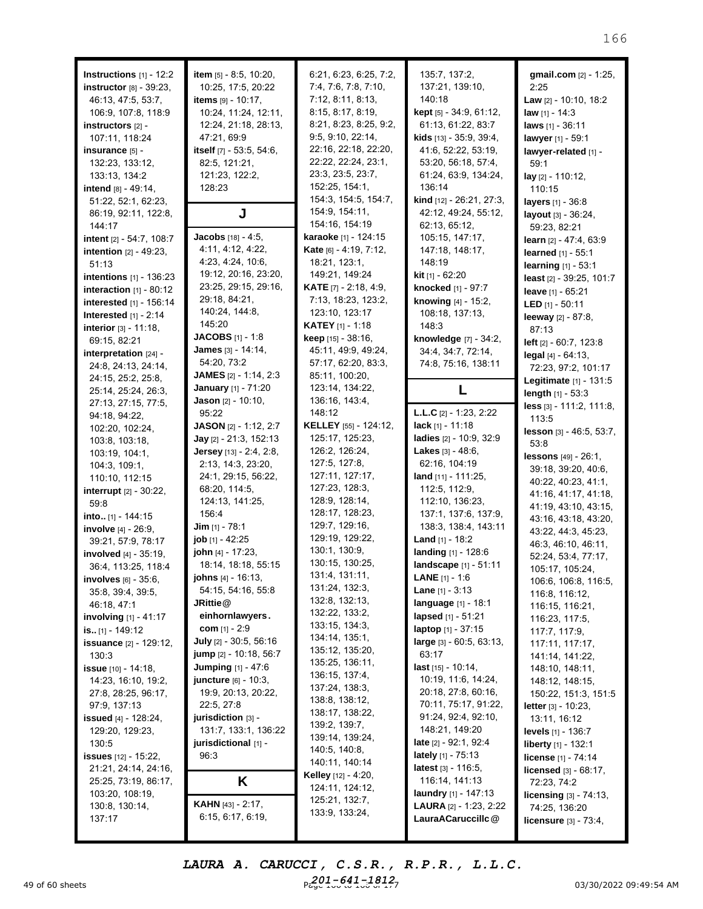**Instructions** [1] - 12:2
**instructor** [8] - 39:23, 46:13, 47:5, 53:7, 106:9, 107:8, 118:9
**instructors** [2] - 107:11, 118:24
**insurance** [5] - 132:23, 133:12, 133:13, 134:2
**intend** [8] - 49:14, 51:22, 52:1, 62:23, 86:19, 92:11, 122:8, 144:17
**intent** [2] - 54:7, 108:7
**intention** [2] - 49:23, 51:13
**intentions** [1] - 136:23
**interaction** [1] - 80:12
**interested** [1] - 156:14
**Interested** [1] - 2:14
**interior** [3] - 11:18, 69:15, 82:21
**interpretation** [24] - 24:8, 24:13, 24:14, 24:15, 25:2, 25:8, 25:14, 25:24, 26:3, 27:13, 27:15, 77:5, 94:18, 94:22, 102:20, 102:24, 103:8, 103:18, 103:19, 104:1, 104:3, 109:1, 110:10, 112:15
**interrupt** [2] - 30:22, 59:8
**into..** [1] - 144:15
**involve** [4] - 26:9, 39:21, 57:9, 78:17
**involved** [4] - 35:19, 36:4, 113:25, 118:4
**involves** [6] - 35:6, 35:8, 39:4, 39:5, 46:18, 47:1
**involving** [1] - 41:17
**is..** [1] - 149:12
**issuance** [2] - 129:12, 130:3
**issue** [10] - 14:18, 14:23, 16:10, 19:2, 27:8, 28:25, 96:17, 97:9, 137:13
**issued** [4] - 128:24, 129:20, 129:23, 130:5
**issues** [12] - 15:22, 21:21, 24:14, 24:16, 25:25, 73:19, 86:17, 103:20, 108:19, 130:8, 130:14, 137:17
**item** [5] - 8:5, 10:20, 10:25, 17:5, 20:22
**items** [9] - 10:17, 10:24, 11:24, 12:11, 12:24, 21:18, 28:13, 47:21, 69:9
**itself** [7] - 53:5, 54:6, 82:5, 121:21, 121:23, 122:2, 128:23

## J

**Jacobs** [18] - 4:5, 4:11, 4:12, 4:22, 4:23, 4:24, 10:6, 19:12, 20:16, 23:20, 23:25, 29:15, 29:16, 29:18, 84:21, 140:24, 144:8, 145:20
**JACOBS** [1] - 1:8
**James** [3] - 14:14, 54:20, 73:2
**JAMES** [2] - 1:14, 2:3
**January** [1] - 71:20
**Jason** [2] - 10:10, 95:22
**JASON** [2] - 1:12, 2:7
**Jay** [2] - 21:3, 152:13
**Jersey** [13] - 2:4, 2:8, 2:13, 14:3, 23:20, 24:1, 29:15, 56:22, 68:20, 114:5, 124:13, 141:25, 156:4
**Jim** [1] - 78:1
**job** [1] - 42:25
**john** [4] - 17:23, 18:14, 18:18, 55:15
**johns** [4] - 16:13, 54:15, 54:16, 55:8
**JRittie@einhornlawyers.com** [1] - 2:9
**July** [2] - 30:5, 56:16
**jump** [2] - 10:18, 56:7
**Jumping** [1] - 47:6
**juncture** [6] - 10:3, 19:9, 20:13, 20:22, 22:5, 27:8
**jurisdiction** [3] - 131:7, 133:1, 136:22
**jurisdictional** [1] - 96:3

## K

**KAHN** [43] - 2:17, 6:15, 6:17, 6:19, 6:21, 6:23, 6:25, 7:2, 7:4, 7:6, 7:8, 7:10, 7:12, 8:11, 8:13, 8:15, 8:17, 8:19, 8:21, 8:23, 8:25, 9:2, 9:5, 9:10, 22:14, 22:16, 22:18, 22:20, 22:22, 22:24, 23:1, 23:3, 23:5, 23:7, 152:25, 154:1, 154:3, 154:5, 154:7, 154:9, 154:11, 154:16, 154:19
**karaoke** [1] - 124:15
**Kate** [6] - 4:19, 7:12, 18:21, 123:1, 149:21, 149:24
**KATE** [7] - 2:18, 4:9, 7:13, 18:23, 123:2, 123:10, 123:17
**KATEY** [1] - 1:18
**keep** [15] - 38:16, 45:11, 49:9, 49:24, 57:17, 62:20, 83:3, 85:11, 100:20, 123:14, 134:22, 136:16, 143:4, 148:12
**KELLEY** [55] - 124:12, 125:17, 125:23, 126:2, 126:24, 127:5, 127:8, 127:11, 127:17, 127:23, 128:3, 128:9, 128:14, 128:17, 128:23, 129:7, 129:16, 129:19, 129:22, 130:1, 130:9, 130:15, 130:25, 131:4, 131:11, 131:24, 132:3, 132:8, 132:13, 132:22, 133:2, 133:15, 134:3, 134:14, 135:1, 135:12, 135:20, 135:25, 136:11, 136:15, 137:4, 137:24, 138:3, 138:8, 138:12, 138:17, 138:22, 139:2, 139:7, 139:14, 139:24, 140:5, 140:8, 140:11, 140:14
**Kelley** [12] - 4:20, 124:11, 124:12, 125:21, 132:7, 133:9, 133:24, 135:7, 137:2, 137:21, 139:10, 140:18
**kept** [5] - 34:9, 61:12, 61:13, 61:22, 83:7
**kids** [13] - 35:9, 39:4, 41:6, 52:22, 53:19, 53:20, 56:18, 57:4, 61:24, 63:9, 134:24, 136:14
**kind** [12] - 26:21, 27:3, 42:12, 49:24, 55:12, 62:13, 65:12, 105:15, 147:17, 147:18, 148:17, 148:19
**kit** [1] - 62:20
**knocked** [1] - 97:7
**knowing** [4] - 15:2, 108:18, 137:13, 148:3
**knowledge** [7] - 34:2, 34:4, 34:7, 72:14, 74:8, 75:16, 138:11

## L

**L.L.C** [2] - 1:23, 2:22
**lack** [1] - 11:18
**ladies** [2] - 10:9, 32:9
**Lakes** [3] - 48:6, 62:16, 104:19
**land** [11] - 111:25, 112:5, 112:9, 112:10, 136:23, 137:1, 137:6, 137:9, 138:3, 138:4, 143:11
**Land** [1] - 18:2
**landing** [1] - 128:6
**landscape** [1] - 51:11
**LANE** [1] - 1:6
**Lane** [1] - 3:13
**language** [1] - 18:1
**lapsed** [1] - 51:21
**laptop** [1] - 37:15
**large** [3] - 60:5, 63:13, 63:17
**last** [15] - 10:14, 10:19, 11:6, 14:24, 20:18, 27:8, 60:16, 70:11, 75:17, 91:22, 91:24, 92:4, 92:10, 148:21, 149:20
**late** [2] - 92:1, 92:4
**lately** [1] - 75:13
**latest** [3] - 116:5, 116:14, 141:13
**laundry** [1] - 147:13
**LAURA** [2] - 1:23, 2:22
**LauraACaruccillc@gmail.com** [2] - 1:25, 2:25
**Law** [2] - 10:10, 18:2
**law** [1] - 14:3
**laws** [1] - 36:11
**lawyer** [1] - 59:1
**lawyer-related** [1] - 59:1
**lay** [2] - 110:12, 110:15
**layers** [1] - 36:8
**layout** [3] - 36:24, 59:23, 82:21
**learn** [2] - 47:4, 63:9
**learned** [1] - 55:1
**learning** [1] - 53:1
**least** [2] - 39:25, 101:7
**leave** [1] - 65:21
**LED** [1] - 50:11
**leeway** [2] - 87:8, 87:13
**left** [2] - 60:7, 123:8
**legal** [4] - 64:13, 72:23, 97:2, 101:17
**Legitimate** [1] - 131:5
**length** [1] - 53:3
**less** [3] - 111:2, 111:8, 113:5
**lesson** [3] - 46:5, 53:7, 53:8
**lessons** [49] - 26:1, 39:18, 39:20, 40:6, 40:22, 40:23, 41:1, 41:16, 41:17, 41:18, 41:19, 43:10, 43:15, 43:16, 43:18, 43:20, 43:22, 44:3, 45:23, 46:3, 46:10, 46:11, 52:24, 53:4, 77:17, 105:17, 105:24, 106:6, 106:8, 116:5, 116:8, 116:12, 116:15, 116:21, 116:23, 117:5, 117:7, 117:9, 117:11, 117:17, 141:14, 141:22, 148:10, 148:11, 148:12, 148:15, 150:22, 151:3, 151:5
**letter** [3] - 10:23, 13:11, 16:12
**levels** [1] - 136:7
**liberty** [1] - 132:1
**license** [1] - 74:14
**licensed** [3] - 68:17, 72:23, 74:2
**licensing** [3] - 74:13, 74:25, 136:20
**licensure** [3] - 73:4,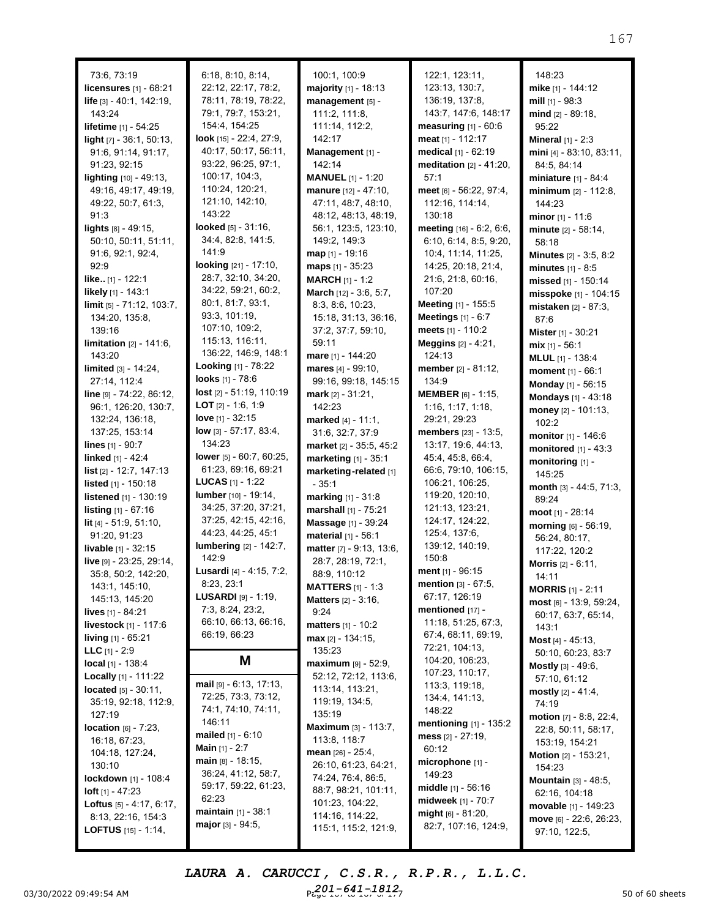73:6, 73:19
**licensures** [1] - 68:21
**life** [3] - 40:1, 142:19, 143:24
**lifetime** [1] - 54:25
**light** [7] - 36:1, 50:13, 91:6, 91:14, 91:17, 91:23, 92:15
**lighting** [10] - 49:13, 49:16, 49:17, 49:19, 49:22, 50:7, 61:3, 91:3
**lights** [8] - 49:15, 50:10, 50:11, 51:11, 91:6, 92:1, 92:4, 92:9
**like..** [1] - 122:1
**likely** [1] - 143:1
**limit** [5] - 71:12, 103:7, 134:20, 135:8, 139:16
**limitation** [2] - 141:6, 143:20
**limited** [3] - 14:24, 27:14, 112:4
**line** [9] - 74:22, 86:12, 96:1, 126:20, 130:7, 132:24, 136:18, 137:25, 153:14
**lines** [1] - 90:7
**linked** [1] - 42:4
**list** [2] - 12:7, 147:13
**listed** [1] - 150:18
**listened** [1] - 130:19
**listing** [1] - 67:16
**lit** [4] - 51:9, 51:10, 91:20, 91:23
**livable** [1] - 32:15
**live** [9] - 23:25, 29:14, 35:8, 50:2, 142:20, 143:1, 145:10, 145:13, 145:20
**lives** [1] - 84:21
**livestock** [1] - 117:6
**living** [1] - 65:21
**LLC** [1] - 2:9
**local** [1] - 138:4
**Locally** [1] - 111:22
**located** [5] - 30:11, 35:19, 92:18, 112:9, 127:19
**location** [6] - 7:23, 16:18, 67:23, 104:18, 127:24, 130:10
**lockdown** [1] - 108:4
**loft** [1] - 47:23
**Loftus** [5] - 4:17, 6:17, 8:13, 22:16, 154:3
**LOFTUS** [15] - 1:14, 6:18, 8:10, 8:14, 22:12, 22:17, 78:2, 78:11, 78:19, 78:22, 79:1, 79:7, 153:21, 154:4, 154:25
**look** [15] - 22:4, 27:9, 40:17, 50:17, 56:11, 93:22, 96:25, 97:1, 100:17, 104:3, 110:24, 120:21, 121:10, 142:10, 143:22
**looked** [5] - 31:16, 34:4, 82:8, 141:5, 141:9
**looking** [21] - 17:10, 28:7, 32:10, 34:20, 34:22, 59:21, 60:2, 80:1, 81:7, 93:1, 93:3, 101:19, 107:10, 109:2, 115:13, 116:11, 136:22, 146:9, 148:1
**Looking** [1] - 78:22
**looks** [1] - 78:6
**lost** [2] - 51:19, 110:19
**LOT** [2] - 1:6, 1:9
**love** [1] - 32:15
**low** [3] - 57:17, 83:4, 134:23
**lower** [5] - 60:7, 60:25, 61:23, 69:16, 69:21
**LUCAS** [1] - 1:22
**lumber** [10] - 19:14, 34:25, 37:20, 37:21, 37:25, 42:15, 42:16, 44:23, 44:25, 45:1
**lumbering** [2] - 142:7, 142:9
**Lusardi** [4] - 4:15, 7:2, 8:23, 23:1
**LUSARDI** [9] - 1:19, 7:3, 8:24, 23:2, 66:10, 66:13, 66:16, 66:19, 66:23

## M

**mail** [9] - 6:13, 17:13, 72:25, 73:3, 73:12, 74:1, 74:10, 74:11, 146:11
**mailed** [1] - 6:10
**Main** [1] - 2:7
**main** [8] - 18:15, 36:24, 41:12, 58:7, 59:17, 59:22, 61:23, 62:23
**maintain** [1] - 38:1
**major** [3] - 94:5, 100:1, 100:9
**majority** [1] - 18:13
**management** [5] - 111:2, 111:8, 111:14, 112:2, 142:17
**Management** [1] - 142:14
**MANUEL** [1] - 1:20
**manure** [12] - 47:10, 47:11, 48:7, 48:10, 48:12, 48:13, 48:19, 56:1, 123:5, 123:10, 149:2, 149:3
**map** [1] - 19:16
**maps** [1] - 35:23
**MARCH** [1] - 1:2
**March** [12] - 3:6, 5:7, 8:3, 8:6, 10:23, 15:18, 31:13, 36:16, 37:2, 37:7, 59:10, 59:11
**mare** [1] - 144:20
**mares** [4] - 99:10, 99:16, 99:18, 145:15
**mark** [2] - 31:21, 142:23
**marked** [4] - 11:1, 31:6, 32:7, 37:9
**market** [2] - 35:5, 45:2
**marketing** [1] - 35:1
**marketing-related** [1] - 35:1
**marking** [1] - 31:8
**marshall** [1] - 75:21
**Massage** [1] - 39:24
**material** [1] - 56:1
**matter** [7] - 9:13, 13:6, 28:7, 28:19, 72:1, 88:9, 110:12
**MATTERS** [1] - 1:3
**Matters** [2] - 3:16, 9:24
**matters** [1] - 10:2
**max** [2] - 134:15, 135:23
**maximum** [9] - 52:9, 52:12, 72:12, 113:6, 113:14, 113:21, 119:19, 134:5, 135:19
**Maximum** [3] - 113:7, 113:8, 118:7
**mean** [26] - 25:4, 26:10, 61:23, 64:21, 74:24, 76:4, 86:5, 88:7, 98:21, 101:11, 101:23, 104:22, 114:16, 114:22, 115:1, 115:2, 121:9, 122:1, 123:11, 123:13, 130:7, 136:19, 137:8, 143:7, 147:6, 148:17
**measuring** [1] - 60:6
**meat** [1] - 112:17
**medical** [1] - 62:19
**meditation** [2] - 41:20, 57:1
**meet** [6] - 56:22, 97:4, 112:16, 114:14, 130:18
**meeting** [16] - 6:2, 6:6, 6:10, 6:14, 8:5, 9:20, 10:4, 11:14, 11:25, 14:25, 20:18, 21:4, 21:6, 21:8, 60:16, 107:20
**Meeting** [1] - 155:5
**Meetings** [1] - 6:7
**meets** [1] - 110:2
**Meggins** [2] - 4:21, 124:13
**member** [2] - 81:12, 134:9
**MEMBER** [6] - 1:15, 1:16, 1:17, 1:18, 29:21, 29:23
**members** [23] - 13:5, 13:17, 19:6, 44:13, 45:4, 45:8, 66:4, 66:6, 79:10, 106:15, 106:21, 106:25, 119:20, 120:10, 121:13, 123:21, 124:17, 124:22, 125:4, 137:6, 139:12, 140:19, 150:8
**ment** [1] - 96:15
**mention** [3] - 67:5, 67:17, 126:19
**mentioned** [17] - 11:18, 51:25, 67:3, 67:4, 68:11, 69:19, 72:21, 104:13, 104:20, 106:23, 107:23, 110:17, 113:3, 119:18, 134:4, 141:13, 148:22
**mentioning** [1] - 135:2
**mess** [2] - 27:19, 60:12
**microphone** [1] - 149:23
**middle** [1] - 56:16
**midweek** [1] - 70:7
**might** [6] - 81:20, 82:7, 107:16, 124:9, 148:23
**mike** [1] - 144:12
**mill** [1] - 98:3
**mind** [2] - 89:18, 95:22
**Mineral** [1] - 2:3
**mini** [4] - 83:10, 83:11, 84:5, 84:14
**miniature** [1] - 84:4
**minimum** [2] - 112:8, 144:23
**minor** [1] - 11:6
**minute** [2] - 58:14, 58:18
**Minutes** [2] - 3:5, 8:2
**minutes** [1] - 8:5
**missed** [1] - 150:14
**misspoke** [1] - 104:15
**mistaken** [2] - 87:3, 87:6
**Mister** [1] - 30:21
**mix** [1] - 56:1
**MLUL** [1] - 138:4
**moment** [1] - 66:1
**Monday** [1] - 56:15
**Mondays** [1] - 43:18
**money** [2] - 101:13, 102:2
**monitor** [1] - 146:6
**monitored** [1] - 43:3
**monitoring** [1] - 145:25
**month** [3] - 44:5, 71:3, 89:24
**moot** [1] - 28:14
**morning** [6] - 56:19, 56:24, 80:17, 117:22, 120:2
**Morris** [2] - 6:11, 14:11
**MORRIS** [1] - 2:11
**most** [6] - 13:9, 59:24, 60:17, 63:7, 65:14, 143:1
**Most** [4] - 45:13, 50:10, 60:23, 83:7
**Mostly** [3] - 49:6, 57:10, 61:12
**mostly** [2] - 41:4, 74:19
**motion** [7] - 8:8, 22:4, 22:8, 50:11, 58:17, 153:19, 154:21
**Motion** [2] - 153:21, 154:23
**Mountain** [3] - 48:5, 62:16, 104:18
**movable** [1] - 149:23
**move** [6] - 22:6, 26:23, 97:10, 122:5,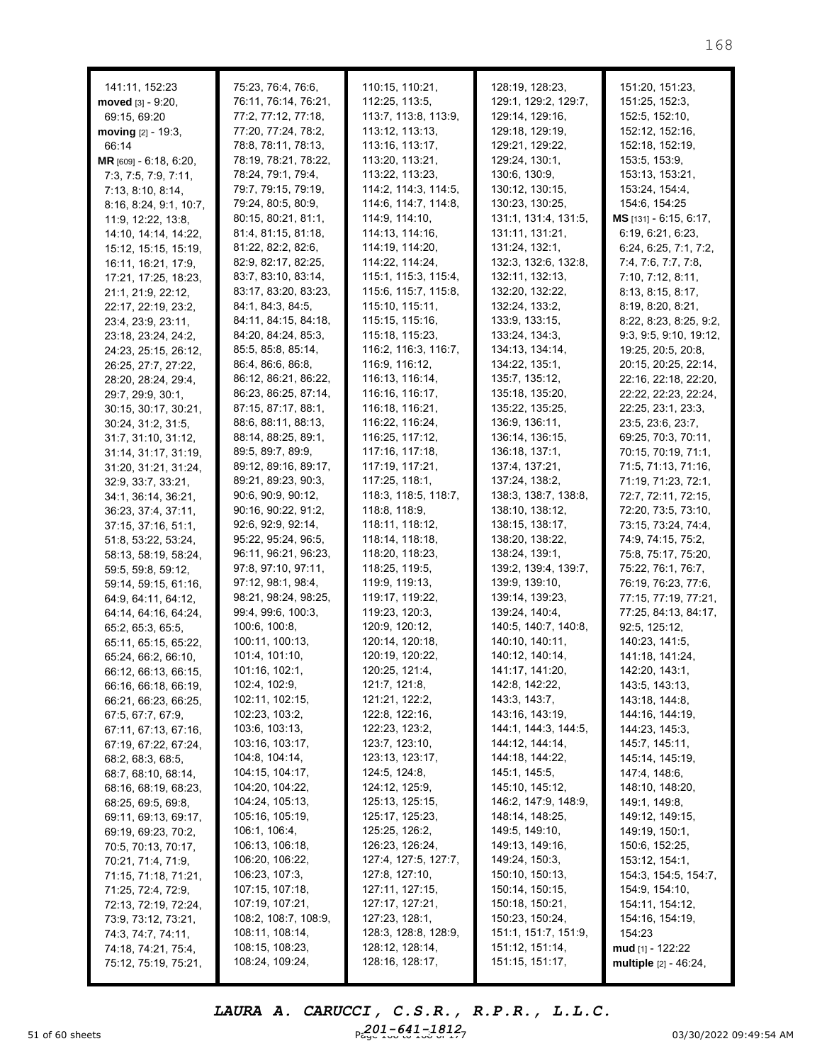141:11, 152:23
**moved** [3] - 9:20, 69:15, 69:20
**moving** [2] - 19:3, 66:14
**MR** [609] - 6:18, 6:20, 7:3, 7:5, 7:9, 7:11, 7:13, 8:10, 8:14, 8:16, 8:24, 9:1, 10:7, 11:9, 12:22, 13:8, 14:10, 14:14, 14:22, 15:12, 15:15, 15:19, 16:11, 16:21, 17:9, 17:21, 17:25, 18:23, 21:1, 21:9, 22:12, 22:17, 22:19, 23:2, 23:4, 23:9, 23:11, 23:18, 23:24, 24:2, 24:23, 25:15, 26:12, 26:25, 27:7, 27:22, 28:20, 28:24, 29:4, 29:7, 29:9, 30:1, 30:15, 30:17, 30:21, 30:24, 31:2, 31:5, 31:7, 31:10, 31:12, 31:14, 31:17, 31:19, 31:20, 31:21, 31:24, 32:9, 33:7, 33:21, 34:1, 36:14, 36:21, 36:23, 37:4, 37:11, 37:15, 37:16, 51:1, 51:8, 53:22, 53:24, 58:13, 58:19, 58:24, 59:5, 59:8, 59:12, 59:14, 59:15, 61:16, 64:9, 64:11, 64:12, 64:14, 64:16, 64:24, 65:2, 65:3, 65:5, 65:11, 65:15, 65:22, 65:24, 66:2, 66:10, 66:12, 66:13, 66:15, 66:16, 66:18, 66:19, 66:21, 66:23, 66:25, 67:5, 67:7, 67:9, 67:11, 67:13, 67:16, 67:19, 67:22, 67:24, 68:2, 68:3, 68:5, 68:7, 68:10, 68:14, 68:16, 68:19, 68:23, 68:25, 69:5, 69:8, 69:11, 69:13, 69:17, 69:19, 69:23, 70:2, 70:5, 70:13, 70:17, 70:21, 71:4, 71:9, 71:15, 71:18, 71:21, 71:25, 72:4, 72:9, 72:13, 72:19, 72:24, 73:9, 73:12, 73:21, 74:3, 74:7, 74:11, 74:18, 74:21, 75:4, 75:12, 75:19, 75:21, 75:23, 76:4, 76:6, 76:11, 76:14, 76:21, 77:2, 77:12, 77:18, 77:20, 77:24, 78:2, 78:8, 78:11, 78:13, 78:19, 78:21, 78:22, 78:24, 79:1, 79:4, 79:7, 79:15, 79:19, 79:24, 80:5, 80:9, 80:15, 80:21, 81:1, 81:4, 81:15, 81:18, 81:22, 82:2, 82:6, 82:9, 82:17, 82:25, 83:7, 83:10, 83:14, 83:17, 83:20, 83:23, 84:1, 84:3, 84:5, 84:11, 84:15, 84:18, 84:20, 84:24, 85:3, 85:5, 85:8, 85:14, 86:4, 86:6, 86:8, 86:12, 86:21, 86:22, 86:23, 86:25, 87:14, 87:15, 87:17, 88:1, 88:6, 88:11, 88:13, 88:14, 88:25, 89:1, 89:5, 89:7, 89:9, 89:12, 89:16, 89:17, 89:21, 89:23, 90:3, 90:6, 90:9, 90:12, 90:16, 90:22, 91:2, 92:6, 92:9, 92:14, 95:22, 95:24, 96:5, 96:11, 96:21, 96:23, 97:8, 97:10, 97:11, 97:12, 98:1, 98:4, 98:21, 98:24, 98:25, 99:4, 99:6, 100:3, 100:6, 100:8, 100:11, 100:13, 101:4, 101:10, 101:16, 102:1, 102:4, 102:9, 102:11, 102:15, 102:23, 103:2, 103:6, 103:13, 103:16, 103:17, 104:8, 104:14, 104:15, 104:17, 104:20, 104:22, 104:24, 105:13, 105:16, 105:19, 106:1, 106:4, 106:13, 106:18, 106:20, 106:22, 106:23, 107:3, 107:15, 107:18, 107:19, 107:21, 108:2, 108:7, 108:9, 108:11, 108:14, 108:15, 108:23, 108:24, 109:24, 110:15, 110:21, 112:25, 113:5, 113:7, 113:8, 113:9, 113:12, 113:13, 113:16, 113:17, 113:20, 113:21, 113:22, 113:23, 114:2, 114:3, 114:5, 114:6, 114:7, 114:8, 114:9, 114:10, 114:13, 114:16, 114:19, 114:20, 114:22, 114:24, 115:1, 115:3, 115:4, 115:6, 115:7, 115:8, 115:10, 115:11, 115:15, 115:16, 115:18, 115:23, 116:2, 116:3, 116:7, 116:9, 116:12, 116:13, 116:14, 116:16, 116:17, 116:18, 116:21, 116:22, 116:24, 116:25, 117:12, 117:16, 117:18, 117:19, 117:21, 117:25, 118:1, 118:3, 118:5, 118:7, 118:8, 118:9, 118:11, 118:12, 118:14, 118:18, 118:20, 118:23, 118:25, 119:5, 119:9, 119:13, 119:17, 119:22, 119:23, 120:3, 120:9, 120:12, 120:14, 120:18, 120:19, 120:22, 120:25, 121:4, 121:7, 121:8, 121:21, 122:2, 122:8, 122:16, 122:23, 123:2, 123:7, 123:10, 123:13, 123:17, 124:5, 124:8, 124:12, 125:9, 125:13, 125:15, 125:17, 125:23, 125:25, 126:2, 126:23, 126:24, 127:4, 127:5, 127:7, 127:8, 127:10, 127:11, 127:15, 127:17, 127:21, 127:23, 128:1, 128:3, 128:8, 128:9, 128:12, 128:14, 128:16, 128:17, 128:19, 128:23, 129:1, 129:2, 129:7, 129:14, 129:16, 129:18, 129:19, 129:21, 129:22, 129:24, 130:1, 130:6, 130:9, 130:12, 130:15, 130:23, 130:25, 131:1, 131:4, 131:5, 131:11, 131:21, 131:24, 132:1, 132:3, 132:6, 132:8, 132:11, 132:13, 132:20, 132:22, 132:24, 133:2, 133:9, 133:15, 133:24, 134:3, 134:13, 134:14, 134:22, 135:1, 135:7, 135:12, 135:18, 135:20, 135:22, 135:25, 136:9, 136:11, 136:14, 136:15, 136:18, 137:1, 137:4, 137:21, 137:24, 138:2, 138:3, 138:7, 138:8, 138:10, 138:12, 138:15, 138:17, 138:20, 138:22, 138:24, 139:1, 139:2, 139:4, 139:7, 139:9, 139:10, 139:14, 139:23, 139:24, 140:4, 140:5, 140:7, 140:8, 140:10, 140:11, 140:12, 140:14, 141:17, 141:20, 142:8, 142:22, 143:3, 143:7, 143:16, 143:19, 144:1, 144:3, 144:5, 144:12, 144:14, 144:18, 144:22, 145:1, 145:5, 145:10, 145:12, 146:2, 147:9, 148:9, 148:14, 148:25, 149:5, 149:10, 149:13, 149:16, 149:24, 150:3, 150:10, 150:13, 150:14, 150:15, 150:18, 150:21, 150:23, 150:24, 151:1, 151:7, 151:9, 151:12, 151:14, 151:15, 151:17, 151:20, 151:23, 151:25, 152:3, 152:5, 152:10, 152:12, 152:16, 152:18, 152:19, 153:5, 153:9, 153:13, 153:21, 153:24, 154:4, 154:6, 154:25
**MS** [131] - 6:15, 6:17, 6:19, 6:21, 6:23, 6:24, 6:25, 7:1, 7:2, 7:4, 7:6, 7:7, 7:8, 7:10, 7:12, 8:11, 8:13, 8:15, 8:17, 8:19, 8:20, 8:21, 8:22, 8:23, 8:25, 9:2, 9:3, 9:5, 9:10, 19:12, 19:25, 20:5, 20:8, 20:15, 20:25, 22:14, 22:16, 22:18, 22:20, 22:22, 22:23, 22:24, 22:25, 23:1, 23:3, 23:5, 23:6, 23:7, 69:25, 70:3, 70:11, 70:15, 70:19, 71:1, 71:5, 71:13, 71:16, 71:19, 71:23, 72:1, 72:7, 72:11, 72:15, 72:20, 73:5, 73:10, 73:15, 73:24, 74:4, 74:9, 74:15, 75:2, 75:8, 75:17, 75:20, 75:22, 76:1, 76:7, 76:19, 76:23, 77:6, 77:15, 77:19, 77:21, 77:25, 84:13, 84:17, 92:5, 125:12, 140:23, 141:5, 141:18, 141:24, 142:20, 143:1, 143:5, 143:13, 143:18, 144:8, 144:16, 144:19, 144:23, 145:3, 145:7, 145:11, 145:14, 145:19, 147:4, 148:6, 148:10, 148:20, 149:1, 149:8, 149:12, 149:15, 149:19, 150:1, 150:6, 152:25, 153:12, 154:1, 154:3, 154:5, 154:7, 154:9, 154:10, 154:11, 154:12, 154:16, 154:19, 154:23
**mud** [1] - 122:22
**multiple** [2] - 46:24,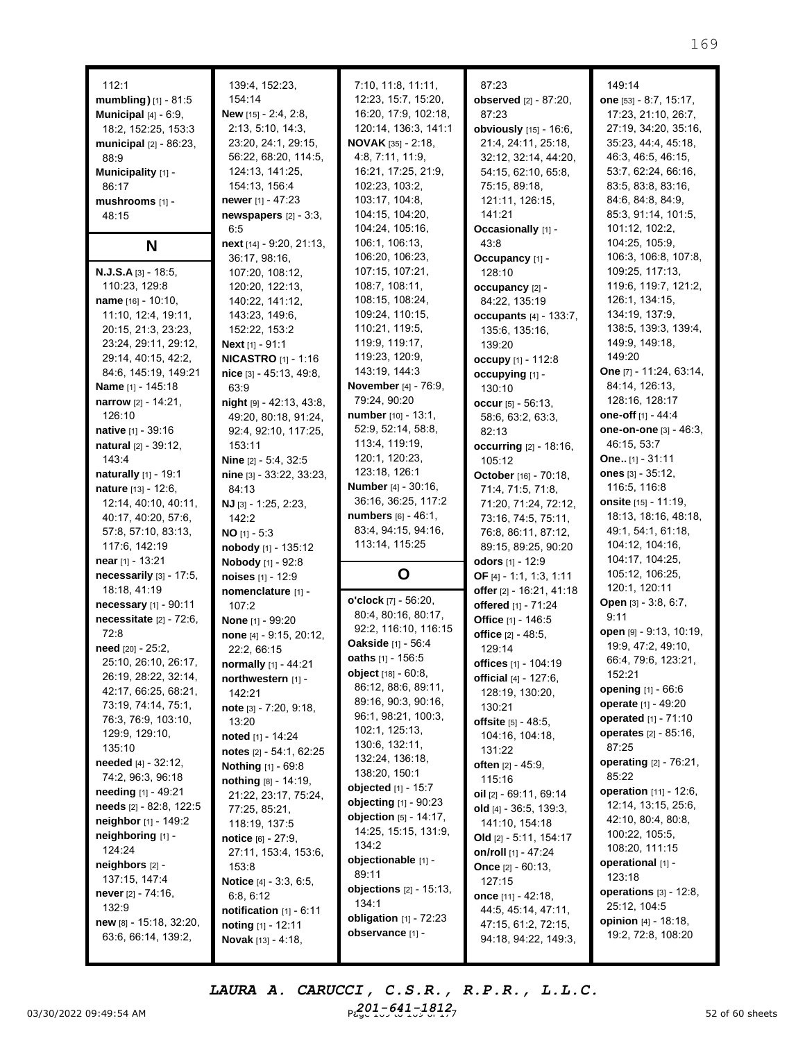112:1
**mumbling)** [1] - 81:5
**Municipal** [4] - 6:9, 18:2, 152:25, 153:3
**municipal** [2] - 86:23, 88:9
**Municipality** [1] - 86:17
**mushrooms** [1] - 48:15

## N

**N.J.S.A** [3] - 18:5, 110:23, 129:8
**name** [16] - 10:10, 11:10, 12:4, 19:11, 20:15, 21:3, 23:23, 23:24, 29:11, 29:12, 29:14, 40:15, 42:2, 84:6, 145:19, 149:21
**Name** [1] - 145:18
**narrow** [2] - 14:21, 126:10
**native** [1] - 39:16
**natural** [2] - 39:12, 143:4
**naturally** [1] - 19:1
**nature** [13] - 12:6, 12:14, 40:10, 40:11, 40:17, 40:20, 57:6, 57:8, 57:10, 83:13, 117:6, 142:19
**near** [1] - 13:21
**necessarily** [3] - 17:5, 18:18, 41:19
**necessary** [1] - 90:11
**necessitate** [2] - 72:6, 72:8
**need** [20] - 25:2, 25:10, 26:10, 26:17, 26:19, 28:22, 32:14, 42:17, 66:25, 68:21, 73:19, 74:14, 75:1, 76:3, 76:9, 103:10, 129:9, 129:10, 135:10
**needed** [4] - 32:12, 74:2, 96:3, 96:18
**needing** [1] - 49:21
**needs** [2] - 82:8, 122:5
**neighbor** [1] - 149:2
**neighboring** [1] - 124:24
**neighbors** [2] - 137:15, 147:4
**never** [2] - 74:16, 132:9
**new** [8] - 15:18, 32:20, 63:6, 66:14, 139:2, 139:4, 152:23, 154:14
**New** [15] - 2:4, 2:8, 2:13, 5:10, 14:3, 23:20, 24:1, 29:15, 56:22, 68:20, 114:5, 124:13, 141:25, 154:13, 156:4
**newer** [1] - 47:23
**newspapers** [2] - 3:3, 6:5
**next** [14] - 9:20, 21:13, 36:17, 98:16, 107:20, 108:12, 120:20, 122:13, 140:22, 141:12, 143:23, 149:6, 152:22, 153:2
**Next** [1] - 91:1
**NICASTRO** [1] - 1:16
**nice** [3] - 45:13, 49:8, 63:9
**night** [9] - 42:13, 43:8, 49:20, 80:18, 91:24, 92:4, 92:10, 117:25, 153:11
**Nine** [2] - 5:4, 32:5
**nine** [3] - 33:22, 33:23, 84:13
**NJ** [3] - 1:25, 2:23, 142:2
**NO** [1] - 5:3
**nobody** [1] - 135:12
**Nobody** [1] - 92:8
**noises** [1] - 12:9
**nomenclature** [1] - 107:2
**None** [1] - 99:20
**none** [4] - 9:15, 20:12, 22:2, 66:15
**normally** [1] - 44:21
**northwestern** [1] - 142:21
**note** [3] - 7:20, 9:18, 13:20
**noted** [1] - 14:24
**notes** [2] - 54:1, 62:25
**Nothing** [1] - 69:8
**nothing** [8] - 14:19, 21:22, 23:17, 75:24, 77:25, 85:21, 118:19, 137:5
**notice** [6] - 27:9, 27:11, 153:4, 153:6, 153:8
**Notice** [4] - 3:3, 6:5, 6:8, 6:12
**notification** [1] - 6:11
**noting** [1] - 12:11
**Novak** [13] - 4:18, 7:10, 11:8, 11:11, 12:23, 15:7, 15:20, 16:20, 17:9, 102:18, 120:14, 136:3, 141:1
**NOVAK** [35] - 2:18, 4:8, 7:11, 11:9, 16:21, 17:25, 21:9, 102:23, 103:2, 103:17, 104:8, 104:15, 104:20, 104:24, 105:16, 106:1, 106:13, 106:20, 106:23, 107:15, 107:21, 108:7, 108:11, 108:15, 108:24, 109:24, 110:15, 110:21, 119:5, 119:9, 119:17, 119:23, 120:9, 143:19, 144:3
**November** [4] - 76:9, 79:24, 90:20
**number** [10] - 13:1, 52:9, 52:14, 58:8, 113:4, 119:19, 120:1, 120:23, 123:18, 126:1
**Number** [4] - 30:16, 36:16, 36:25, 117:2
**numbers** [6] - 46:1, 83:4, 94:15, 94:16, 113:14, 115:25

## O

**o'clock** [7] - 56:20, 80:4, 80:16, 80:17, 92:2, 116:10, 116:15
**Oakside** [1] - 56:4
**oaths** [1] - 156:5
**object** [18] - 60:8, 86:12, 88:6, 89:11, 89:16, 90:3, 90:16, 96:1, 98:21, 100:3, 102:1, 125:13, 130:6, 132:11, 132:24, 136:18, 138:20, 150:1
**objected** [1] - 15:7
**objecting** [1] - 90:23
**objection** [5] - 14:17, 14:25, 15:15, 131:9, 134:2
**objectionable** [1] - 89:11
**objections** [2] - 15:13, 134:1
**obligation** [1] - 72:23
**observance** [1] - 87:23
**observed** [2] - 87:20, 87:23
**obviously** [15] - 16:6, 21:4, 24:11, 25:18, 32:12, 32:14, 44:20, 54:15, 62:10, 65:8, 75:15, 89:18, 121:11, 126:15, 141:21
**Occasionally** [1] - 43:8
**Occupancy** [1] - 128:10
**occupancy** [2] - 84:22, 135:19
**occupants** [4] - 133:7, 135:6, 135:16, 139:20
**occupy** [1] - 112:8
**occupying** [1] - 130:10
**occur** [5] - 56:13, 58:6, 63:2, 63:3, 82:13
**occurring** [2] - 18:16, 105:12
**October** [16] - 70:18, 71:4, 71:5, 71:8, 71:20, 71:24, 72:12, 73:16, 74:5, 75:11, 76:8, 86:11, 87:12, 89:15, 89:25, 90:20
**odors** [1] - 12:9
**OF** [4] - 1:1, 1:3, 1:11
**offer** [2] - 16:21, 41:18
**offered** [1] - 71:24
**Office** [1] - 146:5
**office** [2] - 48:5, 129:14
**offices** [1] - 104:19
**official** [4] - 127:6, 128:19, 130:20, 130:21
**offsite** [5] - 48:5, 104:16, 104:18, 131:22
**often** [2] - 45:9, 115:16
**oil** [2] - 69:11, 69:14
**old** [4] - 36:5, 139:3, 141:10, 154:18
**Old** [2] - 5:11, 154:17
**on/roll** [1] - 47:24
**Once** [2] - 60:13, 127:15
**once** [11] - 42:18, 44:5, 45:14, 47:11, 47:15, 61:2, 72:15, 94:18, 94:22, 149:3, 149:14
**one** [53] - 8:7, 15:17, 17:23, 21:10, 26:7, 27:19, 34:20, 35:16, 35:23, 44:4, 45:18, 46:3, 46:5, 46:15, 53:7, 62:24, 66:16, 83:5, 83:8, 83:16, 84:6, 84:8, 84:9, 85:3, 91:14, 101:5, 101:12, 102:2, 104:25, 105:9, 106:3, 106:8, 107:8, 109:25, 117:13, 119:6, 119:7, 121:2, 126:1, 134:15, 134:19, 137:9, 138:5, 139:3, 139:4, 149:9, 149:18, 149:20
**One** [7] - 11:24, 63:14, 84:14, 126:13, 128:16, 128:17
**one-off** [1] - 44:4
**one-on-one** [3] - 46:3, 46:15, 53:7
**One..** [1] - 31:11
**ones** [3] - 35:12, 116:5, 116:8
**onsite** [15] - 11:19, 18:13, 18:16, 48:18, 49:1, 54:1, 61:18, 104:12, 104:16, 104:17, 104:25, 105:12, 106:25, 120:1, 120:11
**Open** [3] - 3:8, 6:7, 9:11
**open** [9] - 9:13, 10:19, 19:9, 47:2, 49:10, 66:4, 79:6, 123:21, 152:21
**opening** [1] - 66:6
**operate** [1] - 49:20
**operated** [1] - 71:10
**operates** [2] - 85:16, 87:25
**operating** [2] - 76:21, 85:22
**operation** [11] - 12:6, 12:14, 13:15, 25:6, 42:10, 80:4, 80:8, 100:22, 105:5, 108:20, 111:15
**operational** [1] - 123:18
**operations** [3] - 12:8, 25:12, 104:5
**opinion** [4] - 18:18, 19:2, 72:8, 108:20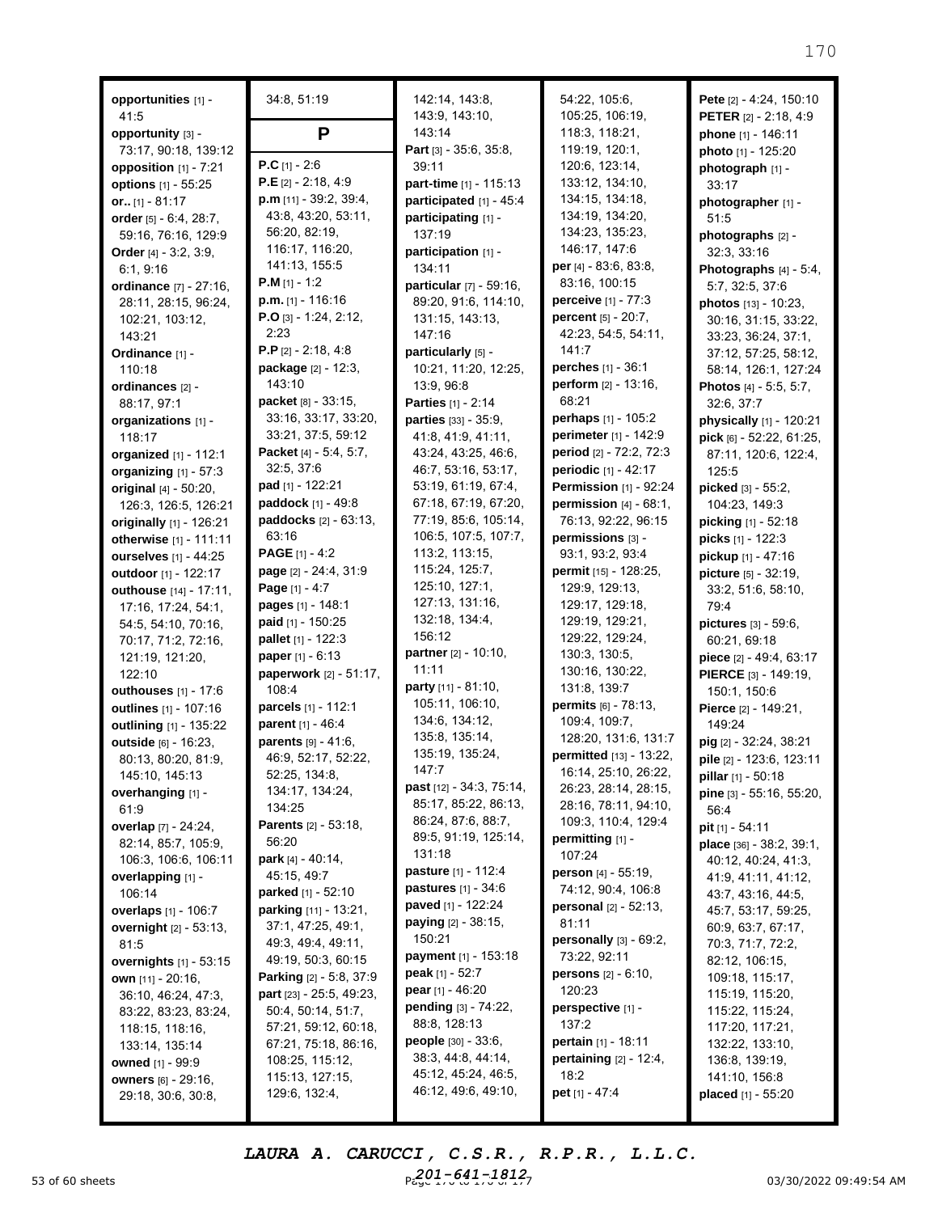**opportunities** [1] - 41:5
**opportunity** [3] - 73:17, 90:18, 139:12
**opposition** [1] - 7:21
**options** [1] - 55:25
**or..** [1] - 81:17
**order** [5] - 6:4, 28:7, 59:16, 76:16, 129:9
**Order** [4] - 3:2, 3:9, 6:1, 9:16
**ordinance** [7] - 27:16, 28:11, 28:15, 96:24, 102:21, 103:12, 143:21
**Ordinance** [1] - 110:18
**ordinances** [2] - 88:17, 97:1
**organizations** [1] - 118:17
**organized** [1] - 112:1
**organizing** [1] - 57:3
**original** [4] - 50:20, 126:3, 126:5, 126:21
**originally** [1] - 126:21
**otherwise** [1] - 111:11
**ourselves** [1] - 44:25
**outdoor** [1] - 122:17
**outhouse** [14] - 17:11, 17:16, 17:24, 54:1, 54:5, 54:10, 70:16, 70:17, 71:2, 72:16, 121:19, 121:20, 122:10
**outhouses** [1] - 17:6
**outlines** [1] - 107:16
**outlining** [1] - 135:22
**outside** [6] - 16:23, 80:13, 80:20, 81:9, 145:10, 145:13
**overhanging** [1] - 61:9
**overlap** [7] - 24:24, 82:14, 85:7, 105:9, 106:3, 106:6, 106:11
**overlapping** [1] - 106:14
**overlaps** [1] - 106:7
**overnight** [2] - 53:13, 81:5
**overnights** [1] - 53:15
**own** [11] - 20:16, 36:10, 46:24, 47:3, 83:22, 83:23, 83:24, 118:15, 118:16, 133:14, 135:14
**owned** [1] - 99:9
**owners** [6] - 29:16, 29:18, 30:6, 30:8, 34:8, 51:19

## P

**P.C** [1] - 2:6
**P.E** [2] - 2:18, 4:9
**p.m** [11] - 39:2, 39:4, 43:8, 43:20, 53:11, 56:20, 82:19, 116:17, 116:20, 141:13, 155:5
**P.M** [1] - 1:2
**p.m.** [1] - 116:16
**P.O** [3] - 1:24, 2:12, 2:23
**P.P** [2] - 2:18, 4:8
**package** [2] - 12:3, 143:10
**packet** [8] - 33:15, 33:16, 33:17, 33:20, 33:21, 37:5, 59:12
**Packet** [4] - 5:4, 5:7, 32:5, 37:6
**pad** [1] - 122:21
**paddock** [1] - 49:8
**paddocks** [2] - 63:13, 63:16
**PAGE** [1] - 4:2
**page** [2] - 24:4, 31:9
**Page** [1] - 4:7
**pages** [1] - 148:1
**paid** [1] - 150:25
**pallet** [1] - 122:3
**paper** [1] - 6:13
**paperwork** [2] - 51:17, 108:4
**parcels** [1] - 112:1
**parent** [1] - 46:4
**parents** [9] - 41:6, 46:9, 52:17, 52:22, 52:25, 134:8, 134:17, 134:24, 134:25
**Parents** [2] - 53:18, 56:20
**park** [4] - 40:14, 45:15, 49:7
**parked** [1] - 52:10
**parking** [11] - 13:21, 37:1, 47:25, 49:1, 49:3, 49:4, 49:11, 49:19, 50:3, 60:15
**Parking** [2] - 5:8, 37:9
**part** [23] - 25:5, 49:23, 50:4, 50:14, 51:7, 57:21, 59:12, 60:18, 67:21, 75:18, 86:16, 108:25, 115:12, 115:13, 127:15, 129:6, 132:4, 142:14, 143:8, 143:9, 143:10, 143:14
**Part** [3] - 35:6, 35:8, 39:11
**part-time** [1] - 115:13
**participated** [1] - 45:4
**participating** [1] - 137:19
**participation** [1] - 134:11
**particular** [7] - 59:16, 89:20, 91:6, 114:10, 131:15, 143:13, 147:16
**particularly** [5] - 10:21, 11:20, 12:25, 13:9, 96:8
**Parties** [1] - 2:14
**parties** [33] - 35:9, 41:8, 41:9, 41:11, 43:24, 43:25, 46:6, 46:7, 53:16, 53:17, 53:19, 61:19, 67:4, 67:18, 67:19, 67:20, 77:19, 85:6, 105:14, 106:5, 107:5, 107:7, 113:2, 113:15, 115:24, 125:7, 125:10, 127:1, 127:13, 131:16, 132:18, 134:4, 156:12
**partner** [2] - 10:10, 11:11
**party** [11] - 81:10, 105:11, 106:10, 134:6, 134:12, 135:8, 135:14, 135:19, 135:24, 147:7
**past** [12] - 34:3, 75:14, 85:17, 85:22, 86:13, 86:24, 87:6, 88:7, 89:5, 91:19, 125:14, 131:18
**pasture** [1] - 112:4
**pastures** [1] - 34:6
**paved** [1] - 122:24
**paying** [2] - 38:15, 150:21
**payment** [1] - 153:18
**peak** [1] - 52:7
**pear** [1] - 46:20
**pending** [3] - 74:22, 88:8, 128:13
**people** [30] - 33:6, 38:3, 44:8, 44:14, 45:12, 45:24, 46:5, 46:12, 49:6, 49:10, 54:22, 105:6, 105:25, 106:19, 118:3, 118:21, 119:19, 120:1, 120:6, 123:14, 133:12, 134:10, 134:15, 134:18, 134:19, 134:20, 134:23, 135:23, 146:17, 147:6
**per** [4] - 83:6, 83:8, 83:16, 100:15
**perceive** [1] - 77:3
**percent** [5] - 20:7, 42:23, 54:5, 54:11, 141:7
**perches** [1] - 36:1
**perform** [2] - 13:16, 68:21
**perhaps** [1] - 105:2
**perimeter** [1] - 142:9
**period** [2] - 72:2, 72:3
**periodic** [1] - 42:17
**Permission** [1] - 92:24
**permission** [4] - 68:1, 76:13, 92:22, 96:15
**permissions** [3] - 93:1, 93:2, 93:4
**permit** [15] - 128:25, 129:9, 129:13, 129:17, 129:18, 129:19, 129:21, 129:22, 129:24, 130:3, 130:5, 130:16, 130:22, 131:8, 139:7
**permits** [6] - 78:13, 109:4, 109:7, 128:20, 131:6, 131:7
**permitted** [13] - 13:22, 16:14, 25:10, 26:22, 26:23, 28:14, 28:15, 28:16, 78:11, 94:10, 109:3, 110:4, 129:4
**permitting** [1] - 107:24
**person** [4] - 55:19, 74:12, 90:4, 106:8
**personal** [2] - 52:13, 81:11
**personally** [3] - 69:2, 73:22, 92:11
**persons** [2] - 6:10, 120:23
**perspective** [1] - 137:2
**pertain** [1] - 18:11
**pertaining** [2] - 12:4, 18:2
**pet** [1] - 47:4
**Pete** [2] - 4:24, 150:10
**PETER** [2] - 2:18, 4:9
**phone** [1] - 146:11
**photo** [1] - 125:20
**photograph** [1] - 33:17
**photographer** [1] - 51:5
**photographs** [2] - 32:3, 33:16
**Photographs** [4] - 5:4, 5:7, 32:5, 37:6
**photos** [13] - 10:23, 30:16, 31:15, 33:22, 33:23, 36:24, 37:1, 37:12, 57:25, 58:12, 58:14, 126:1, 127:24
**Photos** [4] - 5:5, 5:7, 32:6, 37:7
**physically** [1] - 120:21
**pick** [6] - 52:22, 61:25, 87:11, 120:6, 122:4, 125:5
**picked** [3] - 55:2, 104:23, 149:3
**picking** [1] - 52:18
**picks** [1] - 122:3
**pickup** [1] - 47:16
**picture** [5] - 32:19, 33:2, 51:6, 58:10, 79:4
**pictures** [3] - 59:6, 60:21, 69:18
**piece** [2] - 49:4, 63:17
**PIERCE** [3] - 149:19, 150:1, 150:6
**Pierce** [2] - 149:21, 149:24
**pig** [2] - 32:24, 38:21
**pile** [2] - 123:6, 123:11
**pillar** [1] - 50:18
**pine** [3] - 55:16, 55:20, 56:4
**pit** [1] - 54:11
**place** [36] - 38:2, 39:1, 40:12, 40:24, 41:3, 41:9, 41:11, 41:12, 43:7, 43:16, 44:5, 45:7, 53:17, 59:25, 60:9, 63:7, 67:17, 70:3, 71:7, 72:2, 82:12, 106:15, 109:18, 115:17, 115:19, 115:20, 115:22, 115:24, 117:20, 117:21, 132:22, 133:10, 136:8, 139:19, 141:10, 156:8
**placed** [1] - 55:20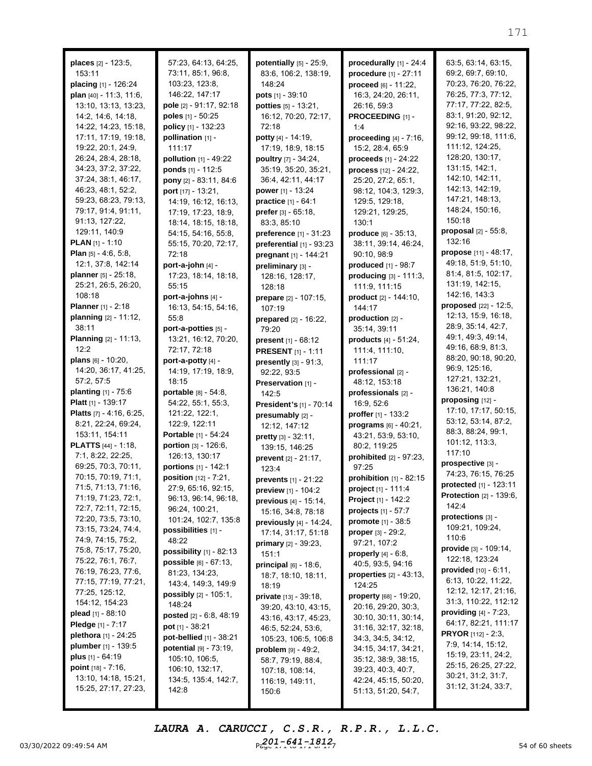**places** [2] - 123:5, 153:11
**placing** [1] - 126:24
**plan** [40] - 11:3, 11:6, 13:10, 13:13, 13:23, 14:2, 14:6, 14:18, 14:22, 14:23, 15:18, 17:11, 17:19, 19:18, 19:22, 20:1, 24:9, 26:24, 28:4, 28:18, 34:23, 37:2, 37:22, 37:24, 38:1, 46:17, 46:23, 48:1, 52:2, 59:23, 68:23, 79:13, 79:17, 91:4, 91:11, 91:13, 127:22, 129:11, 140:9
**PLAN** [1] - 1:10
**Plan** [5] - 4:6, 5:8, 12:1, 37:8, 142:14
**planner** [5] - 25:18, 25:21, 26:5, 26:20, 108:18
**Planner** [1] - 2:18
**planning** [2] - 11:12, 38:11
**Planning** [2] - 11:13, 12:2
**plans** [6] - 10:20, 14:20, 36:17, 41:25, 57:2, 57:5
**planting** [1] - 75:6
**Platt** [1] - 139:17
**Platts** [7] - 4:16, 6:25, 8:21, 22:24, 69:24, 153:11, 154:11
**PLATTS** [44] - 1:18, 7:1, 8:22, 22:25, 69:25, 70:3, 70:11, 70:15, 70:19, 71:1, 71:5, 71:13, 71:16, 71:19, 71:23, 72:1, 72:7, 72:11, 72:15, 72:20, 73:5, 73:10, 73:15, 73:24, 74:4, 74:9, 74:15, 75:2, 75:8, 75:17, 75:20, 75:22, 76:1, 76:7, 76:19, 76:23, 77:6, 77:15, 77:19, 77:21, 77:25, 125:12, 154:12, 154:23
**plead** [1] - 88:10
**Pledge** [1] - 7:17
**plethora** [1] - 24:25
**plumber** [1] - 139:5
**plus** [1] - 64:19
**point** [18] - 7:16, 13:10, 14:18, 15:21, 15:25, 27:17, 27:23, 57:23, 64:13, 64:25, 73:11, 85:1, 96:8, 103:23, 123:8, 146:22, 147:17
**pole** [2] - 91:17, 92:18
**poles** [1] - 50:25
**policy** [1] - 132:23
**pollination** [1] - 111:17
**pollution** [1] - 49:22
**ponds** [1] - 112:5
**pony** [2] - 83:11, 84:6
**port** [17] - 13:21, 14:19, 16:12, 16:13, 17:19, 17:23, 18:9, 18:14, 18:15, 18:18, 54:15, 54:16, 55:8, 55:15, 70:20, 72:17, 72:18
**port-a-john** [4] - 17:23, 18:14, 18:18, 55:15
**port-a-johns** [4] - 16:13, 54:15, 54:16, 55:8
**port-a-potties** [5] - 13:21, 16:12, 70:20, 72:17, 72:18
**port-a-potty** [4] - 14:19, 17:19, 18:9, 18:15
**portable** [8] - 54:8, 54:22, 55:1, 55:3, 121:22, 122:1, 122:9, 122:11
**Portable** [1] - 54:24
**portion** [3] - 126:6, 126:13, 130:17
**portions** [1] - 142:1
**position** [12] - 7:21, 27:9, 65:16, 92:15, 96:13, 96:14, 96:18, 96:24, 100:21, 101:24, 102:7, 135:8
**possibilities** [1] - 48:22
**possibility** [1] - 82:13
**possible** [6] - 67:13, 81:23, 134:23, 143:4, 149:3, 149:9
**possibly** [2] - 105:1, 148:24
**posted** [2] - 6:8, 48:19
**pot** [1] - 38:21
**pot-bellied** [1] - 38:21
**potential** [9] - 73:19, 105:10, 106:5, 106:10, 132:17, 134:5, 135:4, 142:7, 142:8
**potentially** [5] - 25:9, 83:6, 106:2, 138:19, 148:24
**pots** [1] - 39:10
**potties** [5] - 13:21, 16:12, 70:20, 72:17, 72:18
**potty** [4] - 14:19, 17:19, 18:9, 18:15
**poultry** [7] - 34:24, 35:19, 35:20, 35:21, 36:4, 42:11, 44:17
**power** [1] - 13:24
**practice** [1] - 64:1
**prefer** [3] - 65:18, 83:3, 85:10
**preference** [1] - 31:23
**preferential** [1] - 93:23
**pregnant** [1] - 144:21
**preliminary** [3] - 128:16, 128:17, 128:18
**prepare** [2] - 107:15, 107:19
**prepared** [2] - 16:22, 79:20
**present** [1] - 68:12
**PRESENT** [1] - 1:11
**presently** [3] - 91:3, 92:22, 93:5
**Preservation** [1] - 142:5
**President's** [1] - 70:14
**presumably** [2] - 12:12, 147:12
**pretty** [3] - 32:11, 139:15, 146:25
**prevent** [2] - 21:17, 123:4
**prevents** [1] - 21:22
**preview** [1] - 104:2
**previous** [4] - 15:14, 15:16, 34:8, 78:18
**previously** [4] - 14:24, 17:14, 31:17, 51:18
**primary** [2] - 39:23, 151:1
**principal** [6] - 18:6, 18:7, 18:10, 18:11, 18:19
**private** [13] - 39:18, 39:20, 43:10, 43:15, 43:16, 43:17, 45:23, 46:5, 52:24, 53:6, 105:23, 106:5, 106:8
**problem** [9] - 49:2, 58:7, 79:19, 88:4, 107:18, 108:14, 116:19, 149:11, 150:6
**procedurally** [1] - 24:4
**procedure** [1] - 27:11
**proceed** [6] - 11:22, 16:3, 24:20, 26:11, 26:16, 59:3
**PROCEEDING** [1] - 1:4
**proceeding** [4] - 7:16, 15:2, 28:4, 65:9
**proceeds** [1] - 24:22
**process** [12] - 24:22, 25:20, 27:2, 65:1, 98:12, 104:3, 129:3, 129:5, 129:18, 129:21, 129:25, 130:1
**produce** [6] - 35:13, 38:11, 39:14, 46:24, 90:10, 98:9
**produced** [1] - 98:7
**producing** [3] - 111:3, 111:9, 111:15
**product** [2] - 144:10, 144:17
**production** [2] - 35:14, 39:11
**products** [4] - 51:24, 111:4, 111:10, 111:17
**professional** [2] - 48:12, 153:18
**professionals** [2] - 16:9, 52:6
**proffer** [1] - 133:2
**programs** [6] - 40:21, 43:21, 53:9, 53:10, 80:2, 119:25
**prohibited** [2] - 97:23, 97:25
**prohibition** [1] - 82:15
**project** [1] - 111:4
**Project** [1] - 142:2
**projects** [1] - 57:7
**promote** [1] - 38:5
**proper** [3] - 29:2, 97:21, 107:2
**properly** [4] - 6:8, 40:5, 93:5, 94:16
**properties** [2] - 43:13, 124:25
**property** [68] - 19:20, 20:16, 29:20, 30:3, 30:10, 30:11, 30:14, 31:16, 32:17, 32:18, 34:3, 34:5, 34:12, 34:15, 34:17, 34:21, 35:12, 38:9, 38:15, 39:23, 40:3, 40:7, 42:24, 45:15, 50:20, 51:13, 51:20, 54:7, 63:5, 63:14, 63:15, 69:2, 69:7, 69:10, 70:23, 76:20, 76:22, 76:25, 77:3, 77:12, 77:17, 77:22, 82:5, 83:1, 91:20, 92:12, 92:16, 93:22, 98:22, 99:12, 99:18, 111:6, 111:12, 124:25, 128:20, 130:17, 131:15, 142:1, 142:10, 142:11, 142:13, 142:19, 147:21, 148:13, 148:24, 150:16, 150:18
**proposal** [2] - 55:8, 132:16
**propose** [11] - 48:17, 49:18, 51:9, 51:10, 81:4, 81:5, 102:17, 131:19, 142:15, 142:16, 143:3
**proposed** [22] - 12:5, 12:13, 15:9, 16:18, 28:9, 35:14, 42:7, 49:1, 49:3, 49:14, 49:16, 68:9, 81:3, 88:20, 90:18, 90:20, 96:9, 125:16, 127:21, 132:21, 136:21, 140:8
**proposing** [12] - 17:10, 17:17, 50:15, 53:12, 53:14, 87:2, 88:3, 88:24, 99:1, 101:12, 113:3, 117:10
**prospective** [3] - 74:23, 76:15, 76:25
**protected** [1] - 123:11
**Protection** [2] - 139:6, 142:4
**protections** [3] - 109:21, 109:24, 110:6
**provide** [3] - 109:14, 122:18, 123:24
**provided** [10] - 6:11, 6:13, 10:22, 11:22, 12:12, 12:17, 21:16, 31:3, 110:22, 112:12
**providing** [4] - 7:23, 64:17, 82:21, 111:17
**PRYOR** [112] - 2:3, 7:9, 14:14, 15:12, 15:19, 23:11, 24:2, 25:15, 26:25, 27:22, 30:21, 31:2, 31:7, 31:12, 31:24, 33:7,

LAURA A. CARUCCI, C.S.R., R.P.R., L.L.C.
201-641-1812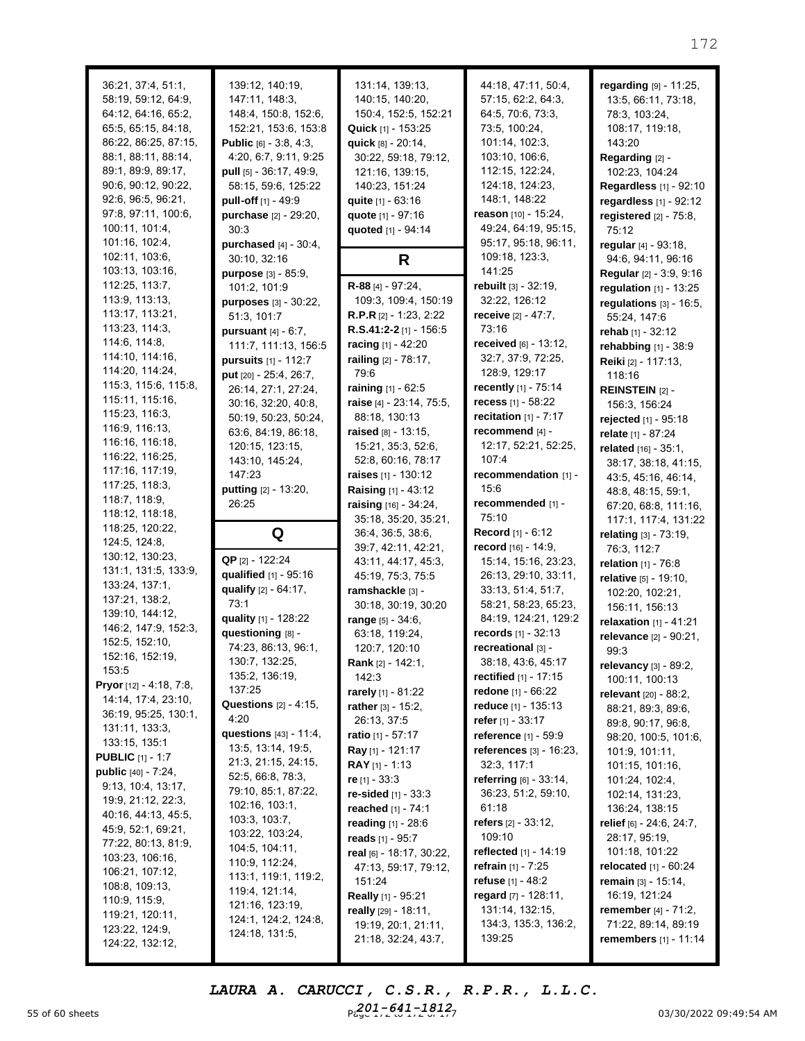36:21, 37:4, 51:1, 58:19, 59:12, 64:9, 64:12, 64:16, 65:2, 65:5, 65:15, 84:18, 86:22, 86:25, 87:15, 88:1, 88:11, 88:14, 89:1, 89:9, 89:17, 90:6, 90:12, 90:22, 92:6, 96:5, 96:21, 97:8, 97:11, 100:6, 100:11, 101:4, 101:16, 102:4, 102:11, 103:6, 103:13, 103:16, 112:25, 113:7, 113:9, 113:13, 113:17, 113:21, 113:23, 114:3, 114:6, 114:8, 114:10, 114:16, 114:20, 114:24, 115:3, 115:6, 115:8, 115:11, 115:16, 115:23, 116:3, 116:9, 116:13, 116:16, 116:18, 116:22, 116:25, 117:16, 117:19, 117:25, 118:3, 118:7, 118:9, 118:12, 118:18, 118:25, 120:22, 124:5, 124:8, 130:12, 130:23, 131:1, 131:5, 133:9, 133:24, 137:1, 137:21, 138:2, 139:10, 144:12, 146:2, 147:9, 152:3, 152:5, 152:10, 152:16, 152:19, 153:5

**Pryor** [12] - 4:18, 7:8, 14:14, 17:4, 23:10, 36:19, 95:25, 130:1, 131:11, 133:3, 133:15, 135:1

**PUBLIC** [1] - 1:7

**public** [40] - 7:24, 9:13, 10:4, 13:17, 19:9, 21:12, 22:3, 40:16, 44:13, 45:5, 45:9, 52:1, 69:21, 77:22, 80:13, 81:9, 103:23, 106:16, 106:21, 107:12, 108:8, 109:13, 110:9, 115:9, 119:21, 120:11, 123:22, 124:9, 124:22, 132:12, 139:12, 140:19, 147:11, 148:3, 148:4, 150:8, 152:6, 152:21, 153:6, 153:8

**Public** [6] - 3:8, 4:3, 4:20, 6:7, 9:11, 9:25

**pull** [5] - 36:17, 49:9, 58:15, 59:6, 125:22

**pull-off** [1] - 49:9

**purchase** [2] - 29:20, 30:3

**purchased** [4] - 30:4, 30:10, 32:16

**purpose** [3] - 85:9, 101:2, 101:9

**purposes** [3] - 30:22, 51:3, 101:7

**pursuant** [4] - 6:7, 111:7, 111:13, 156:5

**pursuits** [1] - 112:7

**put** [20] - 25:4, 26:7, 26:14, 27:1, 27:24, 30:16, 32:20, 40:8, 50:19, 50:23, 50:24, 63:6, 84:19, 86:18, 120:15, 123:15, 143:10, 145:24, 147:23

**putting** [2] - 13:20, 26:25

## Q

**QP** [2] - 122:24

**qualified** [1] - 95:16

**qualify** [2] - 64:17, 73:1

**quality** [1] - 128:22

**questioning** [8] - 74:23, 86:13, 96:1, 130:7, 132:25, 135:2, 136:19, 137:25

**Questions** [2] - 4:15, 4:20

**questions** [43] - 11:4, 13:5, 13:14, 19:5, 21:3, 21:15, 24:15, 52:5, 66:8, 78:3, 79:10, 85:1, 87:22, 102:16, 103:1, 103:3, 103:7, 103:22, 103:24, 104:5, 104:11, 110:9, 112:24, 113:1, 119:1, 119:2, 119:4, 121:14, 121:16, 123:19, 124:1, 124:2, 124:8, 124:18, 131:5, 131:14, 139:13, 140:15, 140:20, 150:4, 152:5, 152:21

**Quick** [1] - 153:25

**quick** [8] - 20:14, 30:22, 59:18, 79:12, 121:16, 139:15, 140:23, 151:24

**quite** [1] - 63:16

**quote** [1] - 97:16

**quoted** [1] - 94:14

## R

**R-88** [4] - 97:24, 109:3, 109:4, 150:19

**R.P.R** [2] - 1:23, 2:22

**R.S.41:2-2** [1] - 156:5

**racing** [1] - 42:20

**railing** [2] - 78:17, 79:6

**raining** [1] - 62:5

**raise** [4] - 23:14, 75:5, 88:18, 130:13

**raised** [8] - 13:15, 15:21, 35:3, 52:6, 52:8, 60:16, 78:17

**raises** [1] - 130:12

**Raising** [1] - 43:12

**raising** [16] - 34:24, 35:18, 35:20, 35:21, 36:4, 36:5, 38:6, 39:7, 42:11, 42:21, 43:11, 44:17, 45:3, 45:19, 75:3, 75:5

**ramshackle** [3] - 30:18, 30:19, 30:20

**range** [5] - 34:6, 63:18, 119:24, 120:7, 120:10

**Rank** [2] - 142:1, 142:3

**rarely** [1] - 81:22

**rather** [3] - 15:2, 26:13, 37:5

**ratio** [1] - 57:17

**Ray** [1] - 121:17

**RAY** [1] - 1:13

**re** [1] - 33:3

**re-sided** [1] - 33:3

**reached** [1] - 74:1

**reading** [1] - 28:6

**reads** [1] - 95:7

**real** [6] - 18:17, 30:22, 47:13, 59:17, 79:12, 151:24

**Really** [1] - 95:21

**really** [29] - 18:11, 19:19, 20:1, 21:11, 21:18, 32:24, 43:7, 44:18, 47:11, 50:4, 57:15, 62:2, 64:3, 64:5, 70:6, 73:3, 73:5, 100:24, 101:14, 102:3, 103:10, 106:6, 112:15, 122:24, 124:18, 124:23, 148:1, 148:22

**reason** [10] - 15:24, 49:24, 64:19, 95:15, 95:17, 95:18, 96:11, 109:18, 123:3, 141:25

**rebuilt** [3] - 32:19, 32:22, 126:12

**receive** [2] - 47:7, 73:16

**received** [6] - 13:12, 32:7, 37:9, 72:25, 128:9, 129:17

**recently** [1] - 75:14

**recess** [1] - 58:22

**recitation** [1] - 7:17

**recommend** [4] - 12:17, 52:21, 52:25, 107:4

**recommendation** [1] - 15:6

**recommended** [1] - 75:10

**Record** [1] - 6:12

**record** [16] - 14:9, 15:14, 15:16, 23:23, 26:13, 29:10, 33:11, 33:13, 51:4, 51:7, 58:21, 58:23, 65:23, 84:19, 124:21, 129:2

**records** [1] - 32:13

**recreational** [3] - 38:18, 43:6, 45:17

**rectified** [1] - 17:15

**redone** [1] - 66:22

**reduce** [1] - 135:13

**refer** [1] - 33:17

**reference** [1] - 59:9

**references** [3] - 16:23, 32:3, 117:1

**referring** [6] - 33:14, 36:23, 51:2, 59:10, 61:18

**refers** [2] - 33:12, 109:10

**reflected** [1] - 14:19

**refrain** [1] - 7:25

**refuse** [1] - 48:2

**regard** [7] - 128:11, 131:14, 132:15, 134:3, 135:3, 136:2, 139:25

**regarding** [9] - 11:25, 13:5, 66:11, 73:18, 78:3, 103:24, 108:17, 119:18, 143:20

**Regarding** [2] - 102:23, 104:24

**Regardless** [1] - 92:10

**regardless** [1] - 92:12

**registered** [2] - 75:8, 75:12

**regular** [4] - 93:18, 94:6, 94:11, 96:16

**Regular** [2] - 3:9, 9:16

**regulation** [1] - 13:25

**regulations** [3] - 16:5, 55:24, 147:6

**rehab** [1] - 32:12

**rehabbing** [1] - 38:9

**Reiki** [2] - 117:13, 118:16

**REINSTEIN** [2] - 156:3, 156:24

**rejected** [1] - 95:18

**relate** [1] - 87:24

**related** [16] - 35:1, 38:17, 38:18, 41:15, 43:5, 45:16, 46:14, 48:8, 48:15, 59:1, 67:20, 68:8, 111:16, 117:1, 117:4, 131:22

**relating** [3] - 73:19, 76:3, 112:7

**relation** [1] - 76:8

**relative** [5] - 19:10, 102:20, 102:21, 156:11, 156:13

**relaxation** [1] - 41:21

**relevance** [2] - 90:21, 99:3

**relevancy** [3] - 89:2, 100:11, 100:13

**relevant** [20] - 88:2, 88:21, 89:3, 89:6, 89:8, 90:17, 96:8, 98:20, 100:5, 101:6, 101:9, 101:11, 101:15, 101:16, 101:24, 102:4, 102:14, 131:23, 136:24, 138:15

**relief** [6] - 24:6, 24:7, 28:17, 95:19, 101:18, 101:22

**relocated** [1] - 60:24

**remain** [3] - 15:14, 16:19, 121:24

**remember** [4] - 71:2, 71:22, 89:14, 89:19

**remembers** [1] - 11:14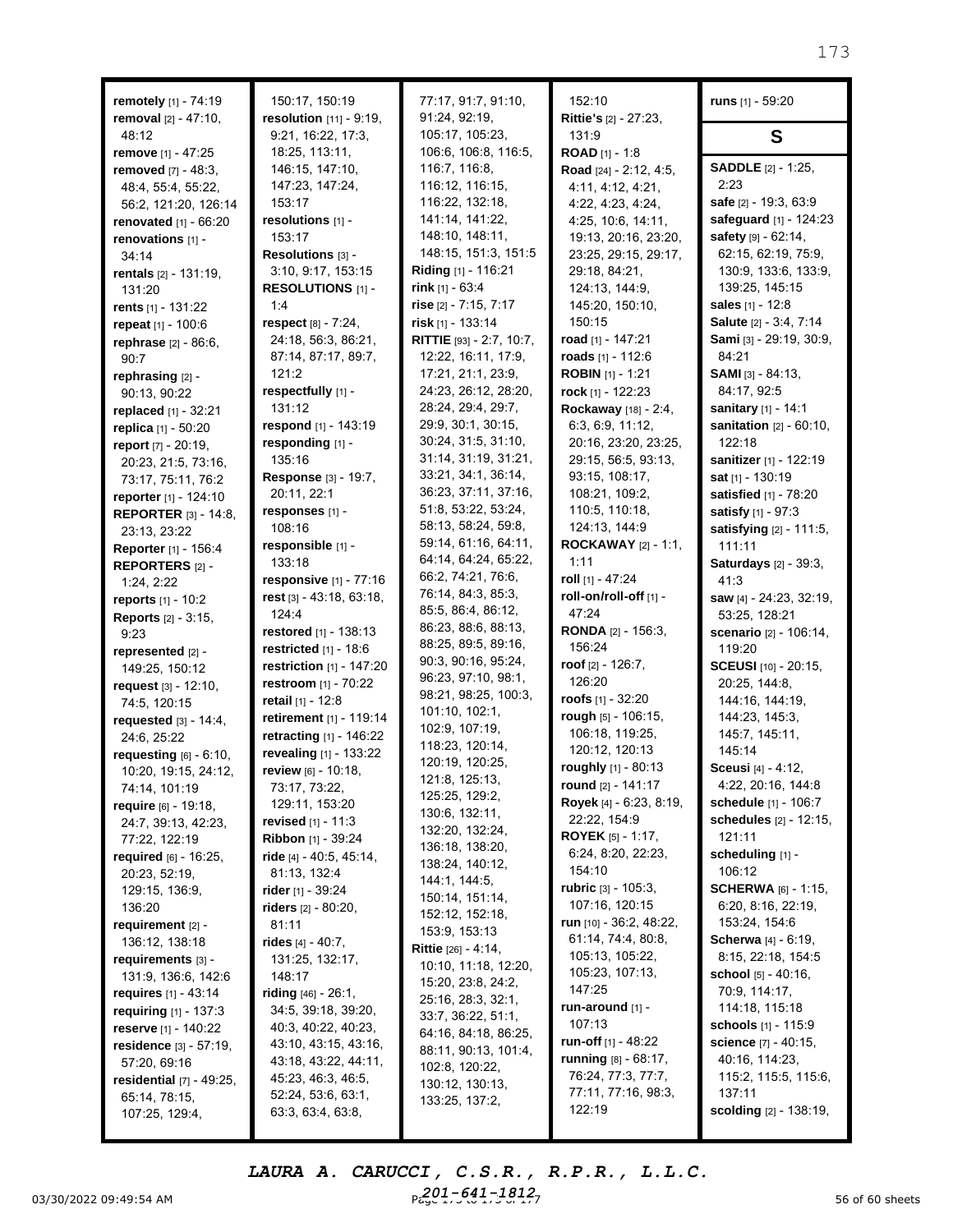**remotely** [1] - 74:19
**removal** [2] - 47:10, 48:12
**remove** [1] - 47:25
**removed** [7] - 48:3, 48:4, 55:4, 55:22, 56:2, 121:20, 126:14
**renovated** [1] - 66:20
**renovations** [1] - 34:14
**rentals** [2] - 131:19, 131:20
**rents** [1] - 131:22
**repeat** [1] - 100:6
**rephrase** [2] - 86:6, 90:7
**rephrasing** [2] - 90:13, 90:22
**replaced** [1] - 32:21
**replica** [1] - 50:20
**report** [7] - 20:19, 20:23, 21:5, 73:16, 73:17, 75:11, 76:2
**reporter** [1] - 124:10
**REPORTER** [3] - 14:8, 23:13, 23:22
**Reporter** [1] - 156:4
**REPORTERS** [2] - 1:24, 2:22
**reports** [1] - 10:2
**Reports** [2] - 3:15, 9:23
**represented** [2] - 149:25, 150:12
**request** [3] - 12:10, 74:5, 120:15
**requested** [3] - 14:4, 24:6, 25:22
**requesting** [6] - 6:10, 10:20, 19:15, 24:12, 74:14, 101:19
**require** [6] - 19:18, 24:7, 39:13, 42:23, 77:22, 122:19
**required** [6] - 16:25, 20:23, 52:19, 129:15, 136:9, 136:20
**requirement** [2] - 136:12, 138:18
**requirements** [3] - 131:9, 136:6, 142:6
**requires** [1] - 43:14
**requiring** [1] - 137:3
**reserve** [1] - 140:22
**residence** [3] - 57:19, 57:20, 69:16
**residential** [7] - 49:25, 65:14, 78:15, 107:25, 129:4, 150:17, 150:19
**resolution** [11] - 9:19, 9:21, 16:22, 17:3, 18:25, 113:11, 146:15, 147:10, 147:23, 147:24, 153:17
**resolutions** [1] - 153:17
**Resolutions** [3] - 3:10, 9:17, 153:15
**RESOLUTIONS** [1] - 1:4
**respect** [8] - 7:24, 24:18, 56:3, 86:21, 87:14, 87:17, 89:7, 121:2
**respectfully** [1] - 131:12
**respond** [1] - 143:19
**responding** [1] - 135:16
**Response** [3] - 19:7, 20:11, 22:1
**responses** [1] - 108:16
**responsible** [1] - 133:18
**responsive** [1] - 77:16
**rest** [3] - 43:18, 63:18, 124:4
**restored** [1] - 138:13
**restricted** [1] - 18:6
**restriction** [1] - 147:20
**restroom** [1] - 70:22
**retail** [1] - 12:8
**retirement** [1] - 119:14
**retracting** [1] - 146:22
**revealing** [1] - 133:22
**review** [6] - 10:18, 73:17, 73:22, 129:11, 153:20
**revised** [1] - 11:3
**Ribbon** [1] - 39:24
**ride** [4] - 40:5, 45:14, 81:13, 132:4
**rider** [1] - 39:24
**riders** [2] - 80:20, 81:11
**rides** [4] - 40:7, 131:25, 132:17, 148:17
**riding** [46] - 26:1, 34:5, 39:18, 39:20, 40:3, 40:22, 40:23, 43:10, 43:15, 43:16, 43:18, 43:22, 44:11, 45:23, 46:3, 46:5, 52:24, 53:6, 63:1, 63:3, 63:4, 63:8, 77:17, 91:7, 91:10, 91:24, 92:19, 105:17, 105:23, 106:6, 106:8, 116:5, 116:7, 116:8, 116:12, 116:15, 116:22, 132:18, 141:14, 141:22, 148:10, 148:11, 148:15, 151:3, 151:5
**Riding** [1] - 116:21
**rink** [1] - 63:4
**rise** [2] - 7:15, 7:17
**risk** [1] - 133:14
**RITTIE** [93] - 2:7, 10:7, 12:22, 16:11, 17:9, 17:21, 21:1, 23:9, 24:23, 26:12, 28:20, 28:24, 29:4, 29:7, 29:9, 30:1, 30:15, 30:24, 31:5, 31:10, 31:14, 31:19, 31:21, 33:21, 34:1, 36:14, 36:23, 37:11, 37:16, 51:8, 53:22, 53:24, 58:13, 58:24, 59:8, 59:14, 61:16, 64:11, 64:14, 64:24, 65:22, 66:2, 74:21, 76:6, 76:14, 84:3, 85:3, 85:5, 86:4, 86:12, 86:23, 88:6, 88:13, 88:25, 89:5, 89:16, 90:3, 90:16, 95:24, 96:23, 97:10, 98:1, 98:21, 98:25, 100:3, 101:10, 102:1, 102:9, 107:19, 118:23, 120:14, 120:19, 120:25, 121:8, 125:13, 125:25, 129:2, 130:6, 132:11, 132:20, 132:24, 136:18, 138:20, 138:24, 140:12, 144:1, 144:5, 150:14, 151:14, 152:12, 152:18, 153:9, 153:13
**Rittie** [26] - 4:14, 10:10, 11:18, 12:20, 15:20, 23:8, 24:2, 25:16, 28:3, 32:1, 33:7, 36:22, 51:1, 64:16, 84:18, 86:25, 88:11, 90:13, 101:4, 102:8, 120:22, 130:12, 130:13, 133:25, 137:2, 152:10
**Rittie's** [2] - 27:23, 131:9
**ROAD** [1] - 1:8
**Road** [24] - 2:12, 4:5, 4:11, 4:12, 4:21, 4:22, 4:23, 4:24, 4:25, 10:6, 14:11, 19:13, 20:16, 23:20, 23:25, 29:15, 29:17, 29:18, 84:21, 124:13, 144:9, 145:20, 150:10, 150:15
**road** [1] - 147:21
**roads** [1] - 112:6
**ROBIN** [1] - 1:21
**rock** [1] - 122:23
**Rockaway** [18] - 2:4, 6:3, 6:9, 11:12, 20:16, 23:20, 23:25, 29:15, 56:5, 93:13, 93:15, 108:17, 108:21, 109:2, 110:5, 110:18, 124:13, 144:9
**ROCKAWAY** [2] - 1:1, 1:11
**roll** [1] - 47:24
**roll-on/roll-off** [1] - 47:24
**RONDA** [2] - 156:3, 156:24
**roof** [2] - 126:7, 126:20
**roofs** [1] - 32:20
**rough** [5] - 106:15, 106:18, 119:25, 120:12, 120:13
**roughly** [1] - 80:13
**round** [2] - 141:17
**Royek** [4] - 6:23, 8:19, 22:22, 154:9
**ROYEK** [5] - 1:17, 6:24, 8:20, 22:23, 154:10
**rubric** [3] - 105:3, 107:16, 120:15
**run** [10] - 36:2, 48:22, 61:14, 74:4, 80:8, 105:13, 105:22, 105:23, 107:13, 147:25
**run-around** [1] - 107:13
**run-off** [1] - 48:22
**running** [8] - 68:17, 76:24, 77:3, 77:7, 77:11, 77:16, 98:3, 122:19
**runs** [1] - 59:20

## S

**SADDLE** [2] - 1:25, 2:23
**safe** [2] - 19:3, 63:9
**safeguard** [1] - 124:23
**safety** [9] - 62:14, 62:15, 62:19, 75:9, 130:9, 133:6, 133:9, 139:25, 145:15
**sales** [1] - 12:8
**Salute** [2] - 3:4, 7:14
**Sami** [3] - 29:19, 30:9, 84:21
**SAMI** [3] - 84:13, 84:17, 92:5
**sanitary** [1] - 14:1
**sanitation** [2] - 60:10, 122:18
**sanitizer** [1] - 122:19
**sat** [1] - 130:19
**satisfied** [1] - 78:20
**satisfy** [1] - 97:3
**satisfying** [2] - 111:5, 111:11
**Saturdays** [2] - 39:3, 41:3
**saw** [4] - 24:23, 32:19, 53:25, 128:21
**scenario** [2] - 106:14, 119:20
**SCEUSI** [10] - 20:15, 20:25, 144:8, 144:16, 144:19, 144:23, 145:3, 145:7, 145:11, 145:14
**Sceusi** [4] - 4:12, 4:22, 20:16, 144:8
**schedule** [1] - 106:7
**schedules** [2] - 12:15, 121:11
**scheduling** [1] - 106:12
**SCHERWA** [6] - 1:15, 6:20, 8:16, 22:19, 153:24, 154:6
**Scherwa** [4] - 6:19, 8:15, 22:18, 154:5
**school** [5] - 40:16, 70:9, 114:17, 114:18, 115:18
**schools** [1] - 115:9
**science** [7] - 40:15, 40:16, 114:23, 115:2, 115:5, 115:6, 137:11
**scolding** [2] - 138:19,

LAURA A. CARUCCI, C.S.R., R.P.R., L.L.C.
201-641-1812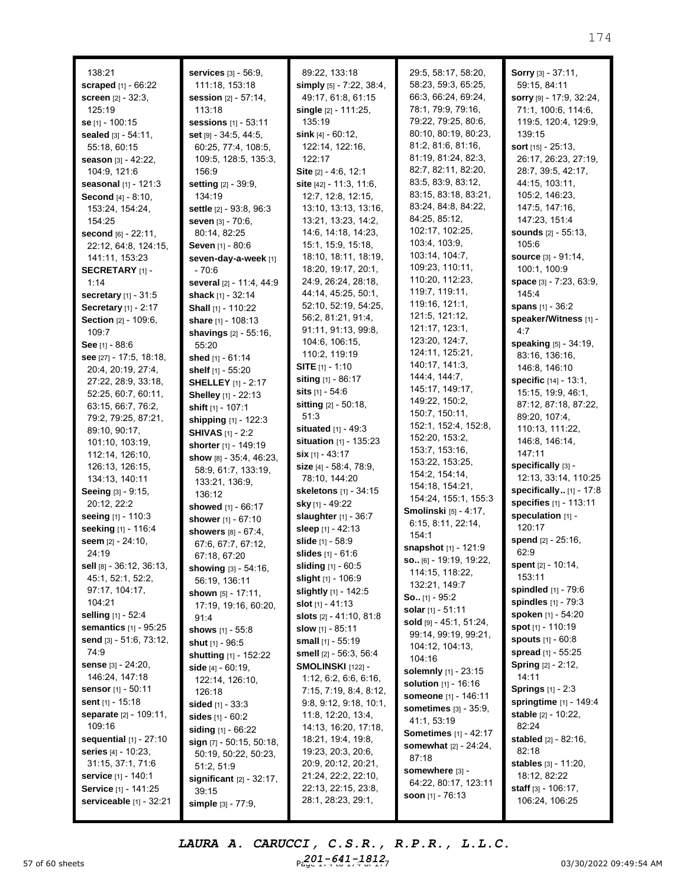138:21
**scraped** [1] - 66:22
**screen** [2] - 32:3, 125:19
**se** [1] - 100:15
**sealed** [3] - 54:11, 55:18, 60:15
**season** [3] - 42:22, 104:9, 121:6
**seasonal** [1] - 121:3
**Second** [4] - 8:10, 153:24, 154:24, 154:25
**second** [6] - 22:11, 22:12, 64:8, 124:15, 141:11, 153:23
**SECRETARY** [1] - 1:14
**secretary** [1] - 31:5
**Secretary** [1] - 2:17
**Section** [2] - 109:6, 109:7
**See** [1] - 88:6
**see** [27] - 17:5, 18:18, 20:4, 20:19, 27:4, 27:22, 28:9, 33:18, 52:25, 60:7, 60:11, 63:15, 66:7, 76:2, 79:2, 79:25, 87:21, 89:10, 90:17, 101:10, 103:19, 112:14, 126:10, 126:13, 126:15, 134:13, 140:11
**Seeing** [3] - 9:15, 20:12, 22:2
**seeing** [1] - 110:3
**seeking** [1] - 116:4
**seem** [2] - 24:10, 24:19
**sell** [8] - 36:12, 36:13, 45:1, 52:1, 52:2, 97:17, 104:17, 104:21
**selling** [1] - 52:4
**semantics** [1] - 95:25
**send** [3] - 51:6, 73:12, 74:9
**sense** [3] - 24:20, 146:24, 147:18
**sensor** [1] - 50:11
**sent** [1] - 15:18
**separate** [2] - 109:11, 109:16
**sequential** [1] - 27:10
**series** [4] - 10:23, 31:15, 37:1, 71:6
**service** [1] - 140:1
**Service** [1] - 141:25
**serviceable** [1] - 32:21
**services** [3] - 56:9, 111:18, 153:18
**session** [2] - 57:14, 113:18
**sessions** [1] - 53:11
**set** [9] - 34:5, 44:5, 60:25, 77:4, 108:5, 109:5, 128:5, 135:3, 156:9
**setting** [2] - 39:9, 134:19
**settle** [2] - 93:8, 96:3
**seven** [3] - 70:6, 80:14, 82:25
**Seven** [1] - 80:6
**seven-day-a-week** [1] - 70:6
**several** [2] - 11:4, 44:9
**shack** [1] - 32:14
**Shall** [1] - 110:22
**share** [1] - 108:13
**shavings** [2] - 55:16, 55:20
**shed** [1] - 61:14
**shelf** [1] - 55:20
**SHELLEY** [1] - 2:17
**Shelley** [1] - 22:13
**shift** [1] - 107:1
**shipping** [1] - 122:3
**SHIVAS** [1] - 2:2
**shorter** [1] - 149:19
**show** [8] - 35:4, 46:23, 58:9, 61:7, 133:19, 133:21, 136:9, 136:12
**showed** [1] - 66:17
**shower** [1] - 67:10
**showers** [8] - 67:4, 67:6, 67:7, 67:12, 67:18, 67:20
**showing** [3] - 54:16, 56:19, 136:11
**shown** [5] - 17:11, 17:19, 19:16, 60:20, 91:4
**shows** [1] - 55:8
**shut** [1] - 96:5
**shutting** [1] - 152:22
**side** [4] - 60:19, 122:14, 126:10, 126:18
**sided** [1] - 33:3
**sides** [1] - 60:2
**siding** [1] - 66:22
**sign** [7] - 50:15, 50:18, 50:19, 50:22, 50:23, 51:2, 51:9
**significant** [2] - 32:17, 39:15
**simple** [3] - 77:9, 89:22, 133:18
**simply** [5] - 7:22, 38:4, 49:17, 61:8, 61:15
**single** [2] - 111:25, 135:19
**sink** [4] - 60:12, 122:14, 122:16, 122:17
**Site** [2] - 4:6, 12:1
**site** [42] - 11:3, 11:6, 12:7, 12:8, 12:15, 13:10, 13:13, 13:16, 13:21, 13:23, 14:2, 14:6, 14:18, 14:23, 15:1, 15:9, 15:18, 18:10, 18:11, 18:19, 18:20, 19:17, 20:1, 24:9, 26:24, 28:18, 44:14, 45:25, 50:1, 52:10, 52:19, 54:25, 56:2, 81:21, 91:4, 91:11, 91:13, 99:8, 104:6, 106:15, 110:2, 119:19
**SITE** [1] - 1:10
**siting** [1] - 86:17
**sits** [1] - 54:6
**sitting** [2] - 50:18, 51:3
**situated** [1] - 49:3
**situation** [1] - 135:23
**six** [1] - 43:17
**size** [4] - 58:4, 78:9, 78:10, 144:20
**skeletons** [1] - 34:15
**sky** [1] - 49:22
**slaughter** [1] - 36:7
**sleep** [1] - 42:13
**slide** [1] - 58:9
**slides** [1] - 61:6
**sliding** [1] - 60:5
**slight** [1] - 106:9
**slightly** [1] - 142:5
**slot** [1] - 41:13
**slots** [2] - 41:10, 81:8
**slow** [1] - 85:11
**small** [1] - 55:19
**smell** [2] - 56:3, 56:4
**SMOLINSKI** [122] - 1:12, 6:2, 6:6, 6:16, 7:15, 7:19, 8:4, 8:12, 9:8, 9:12, 9:18, 10:1, 11:8, 12:20, 13:4, 14:13, 16:20, 17:18, 18:21, 19:4, 19:8, 19:23, 20:3, 20:6, 20:9, 20:12, 20:21, 21:24, 22:2, 22:10, 22:13, 22:15, 23:8, 28:1, 28:23, 29:1, 29:5, 58:17, 58:20, 58:23, 59:3, 65:25, 66:3, 66:24, 69:24, 78:1, 79:9, 79:16, 79:22, 79:25, 80:6, 80:10, 80:19, 80:23, 81:2, 81:6, 81:16, 81:19, 81:24, 82:3, 82:7, 82:11, 82:20, 83:5, 83:9, 83:12, 83:15, 83:18, 83:21, 83:24, 84:8, 84:22, 84:25, 85:12, 102:17, 102:25, 103:4, 103:9, 103:14, 104:7, 109:23, 110:11, 110:20, 112:23, 119:7, 119:11, 119:16, 121:1, 121:5, 121:12, 121:17, 123:1, 123:20, 124:7, 124:11, 125:21, 140:17, 141:3, 144:4, 144:7, 145:17, 149:17, 149:22, 150:2, 150:7, 150:11, 152:1, 152:4, 152:8, 152:20, 153:2, 153:7, 153:16, 153:22, 153:25, 154:2, 154:14, 154:18, 154:21, 154:24, 155:1, 155:3
**Smolinski** [5] - 4:17, 6:15, 8:11, 22:14, 154:1
**snapshot** [1] - 121:9
**so..** [6] - 19:19, 19:22, 114:15, 118:22, 132:21, 149:7
**So..** [1] - 95:2
**solar** [1] - 51:11
**sold** [9] - 45:1, 51:24, 99:14, 99:19, 99:21, 104:12, 104:13, 104:16
**solemnly** [1] - 23:15
**solution** [1] - 16:16
**someone** [1] - 146:11
**sometimes** [3] - 35:9, 41:1, 53:19
**Sometimes** [1] - 42:17
**somewhat** [2] - 24:24, 87:18
**somewhere** [3] - 64:22, 80:17, 123:11
**soon** [1] - 76:13
**Sorry** [3] - 37:11, 59:15, 84:11
**sorry** [9] - 17:9, 32:24, 71:1, 100:6, 114:6, 119:5, 120:4, 129:9, 139:15
**sort** [15] - 25:13, 26:17, 26:23, 27:19, 28:7, 39:5, 42:17, 44:15, 103:11, 105:2, 146:23, 147:5, 147:16, 147:23, 151:4
**sounds** [2] - 55:13, 105:6
**source** [3] - 91:14, 100:1, 100:9
**space** [3] - 7:23, 63:9, 145:4
**spans** [1] - 36:2
**speaker/Witness** [1] - 4:7
**speaking** [5] - 34:19, 83:16, 136:16, 146:8, 146:10
**specific** [14] - 13:1, 15:15, 19:9, 46:1, 87:12, 87:18, 87:22, 89:20, 107:4, 110:13, 111:22, 146:8, 146:14, 147:11
**specifically** [3] - 12:13, 33:14, 110:25
**specifically..** [1] - 17:8
**specifies** [1] - 113:11
**speculation** [1] - 120:17
**spend** [2] - 25:16, 62:9
**spent** [2] - 10:14, 153:11
**spindled** [1] - 79:6
**spindles** [1] - 79:3
**spoken** [1] - 54:20
**spot** [1] - 110:19
**spouts** [1] - 60:8
**spread** [1] - 55:25
**Spring** [2] - 2:12, 14:11
**Springs** [1] - 2:3
**springtime** [1] - 149:4
**stable** [2] - 10:22, 82:24
**stabled** [2] - 82:16, 82:18
**stables** [3] - 11:20, 18:12, 82:22
**staff** [3] - 106:17, 106:24, 106:25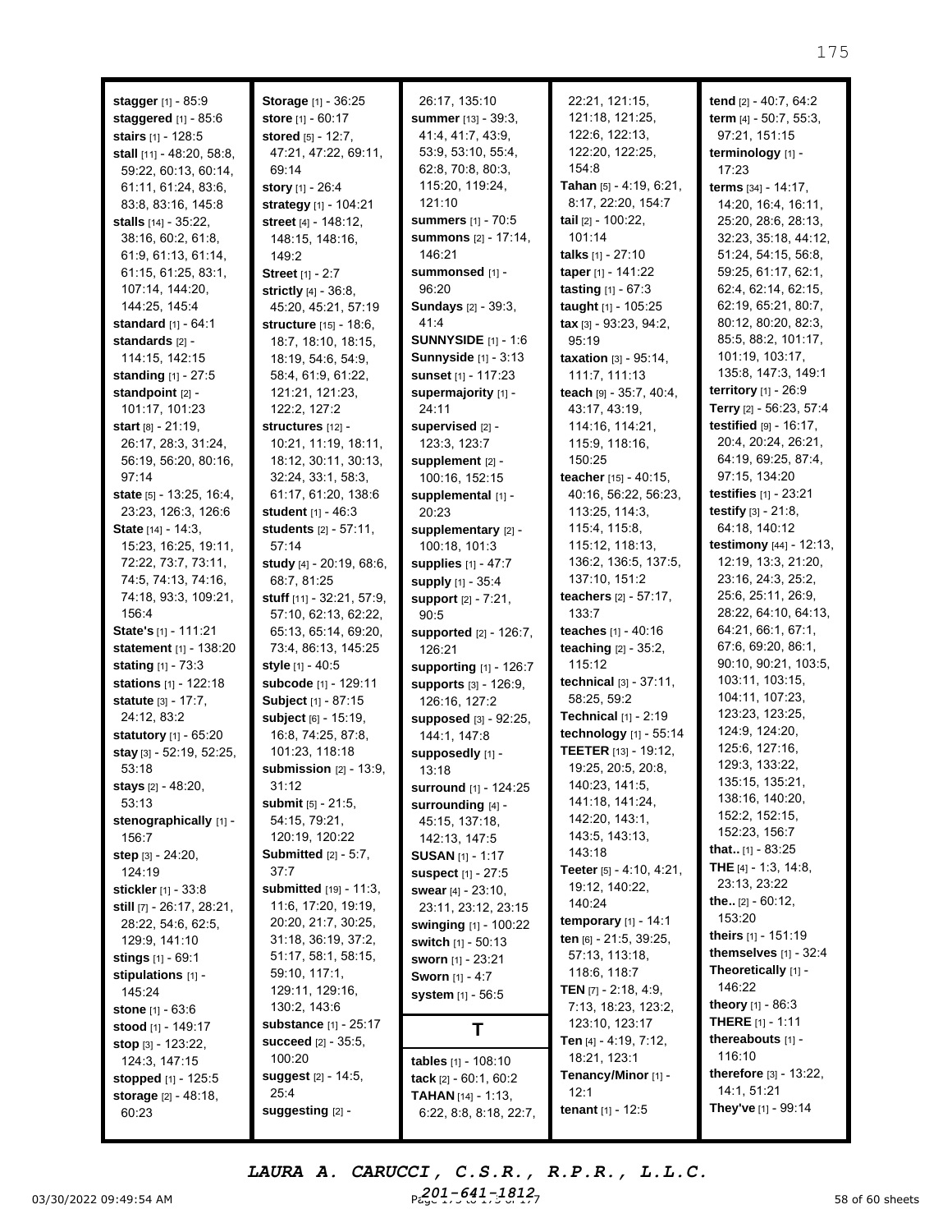**stagger** [1] - 85:9
**staggered** [1] - 85:6
**stairs** [1] - 128:5
**stall** [11] - 48:20, 58:8, 59:22, 60:13, 60:14, 61:11, 61:24, 83:6, 83:8, 83:16, 145:8
**stalls** [14] - 35:22, 38:16, 60:2, 61:8, 61:9, 61:13, 61:14, 61:15, 61:25, 83:1, 107:14, 144:20, 144:25, 145:4
**standard** [1] - 64:1
**standards** [2] - 114:15, 142:15
**standing** [1] - 27:5
**standpoint** [2] - 101:17, 101:23
**start** [8] - 21:19, 26:17, 28:3, 31:24, 56:19, 56:20, 80:16, 97:14
**state** [5] - 13:25, 16:4, 23:23, 126:3, 126:6
**State** [14] - 14:3, 15:23, 16:25, 19:11, 72:22, 73:7, 73:11, 74:5, 74:13, 74:16, 74:18, 93:3, 109:21, 156:4
**State's** [1] - 111:21
**statement** [1] - 138:20
**stating** [1] - 73:3
**stations** [1] - 122:18
**statute** [3] - 17:7, 24:12, 83:2
**statutory** [1] - 65:20
**stay** [3] - 52:19, 52:25, 53:18
**stays** [2] - 48:20, 53:13
**stenographically** [1] - 156:7
**step** [3] - 24:20, 124:19
**stickler** [1] - 33:8
**still** [7] - 26:17, 28:21, 28:22, 54:6, 62:5, 129:9, 141:10
**stings** [1] - 69:1
**stipulations** [1] - 145:24
**stone** [1] - 63:6
**stood** [1] - 149:17
**stop** [3] - 123:22, 124:3, 147:15
**stopped** [1] - 125:5
**storage** [2] - 48:18, 60:23
**Storage** [1] - 36:25
**store** [1] - 60:17
**stored** [5] - 12:7, 47:21, 47:22, 69:11, 69:14
**story** [1] - 26:4
**strategy** [1] - 104:21
**street** [4] - 148:12, 148:15, 148:16, 149:2
**Street** [1] - 2:7
**strictly** [4] - 36:8, 45:20, 45:21, 57:19
**structure** [15] - 18:6, 18:7, 18:10, 18:15, 18:19, 54:6, 54:9, 58:4, 61:9, 61:22, 121:21, 121:23, 122:2, 127:2
**structures** [12] - 10:21, 11:19, 18:11, 18:12, 30:11, 30:13, 32:24, 33:1, 58:3, 61:17, 61:20, 138:6
**student** [1] - 46:3
**students** [2] - 57:11, 57:14
**study** [4] - 20:19, 68:6, 68:7, 81:25
**stuff** [11] - 32:21, 57:9, 57:10, 62:13, 62:22, 65:13, 65:14, 69:20, 73:4, 86:13, 145:25
**style** [1] - 40:5
**subcode** [1] - 129:11
**Subject** [1] - 87:15
**subject** [6] - 15:19, 16:8, 74:25, 87:8, 101:23, 118:18
**submission** [2] - 13:9, 31:12
**submit** [5] - 21:5, 54:15, 79:21, 120:19, 120:22
**Submitted** [2] - 5:7, 37:7
**submitted** [19] - 11:3, 11:6, 17:20, 19:19, 20:20, 21:7, 30:25, 31:18, 36:19, 37:2, 51:17, 58:1, 58:15, 59:10, 117:1, 129:11, 129:16, 130:2, 143:6
**substance** [1] - 25:17
**succeed** [2] - 35:5, 100:20
**suggest** [2] - 14:5, 25:4
**suggesting** [2] - 26:17, 135:10
**summer** [13] - 39:3, 41:4, 41:7, 43:9, 53:9, 53:10, 55:4, 62:8, 70:8, 80:3, 115:20, 119:24, 121:10
**summers** [1] - 70:5
**summons** [2] - 17:14, 146:21
**summonsed** [1] - 96:20
**Sundays** [2] - 39:3, 41:4
**SUNNYSIDE** [1] - 1:6
**Sunnyside** [1] - 3:13
**sunset** [1] - 117:23
**supermajority** [1] - 24:11
**supervised** [2] - 123:3, 123:7
**supplement** [2] - 100:16, 152:15
**supplemental** [1] - 20:23
**supplementary** [2] - 100:18, 101:3
**supplies** [1] - 47:7
**supply** [1] - 35:4
**support** [2] - 7:21, 90:5
**supported** [2] - 126:7, 126:21
**supporting** [1] - 126:7
**supports** [3] - 126:9, 126:16, 127:2
**supposed** [3] - 92:25, 144:1, 147:8
**supposedly** [1] - 13:18
**surround** [1] - 124:25
**surrounding** [4] - 45:15, 137:18, 142:13, 147:5
**SUSAN** [1] - 1:17
**suspect** [1] - 27:5
**swear** [4] - 23:10, 23:11, 23:12, 23:15
**swinging** [1] - 100:22
**switch** [1] - 50:13
**sworn** [1] - 23:21
**Sworn** [1] - 4:7
**system** [1] - 56:5

## T

**tables** [1] - 108:10
**tack** [2] - 60:1, 60:2
**TAHAN** [14] - 1:13, 6:22, 8:8, 8:18, 22:7, 22:21, 121:15, 121:18, 121:25, 122:6, 122:13, 122:20, 122:25, 154:8
**Tahan** [5] - 4:19, 6:21, 8:17, 22:20, 154:7
**tail** [2] - 100:22, 101:14
**talks** [1] - 27:10
**taper** [1] - 141:22
**tasting** [1] - 67:3
**taught** [1] - 105:25
**tax** [3] - 93:23, 94:2, 95:19
**taxation** [3] - 95:14, 111:7, 111:13
**teach** [9] - 35:7, 40:4, 43:17, 43:19, 114:16, 114:21, 115:9, 118:16, 150:25
**teacher** [15] - 40:15, 40:16, 56:22, 56:23, 113:25, 114:3, 115:4, 115:8, 115:12, 118:13, 136:2, 136:5, 137:5, 137:10, 151:2
**teachers** [2] - 57:17, 133:7
**teaches** [1] - 40:16
**teaching** [2] - 35:2, 115:12
**technical** [3] - 37:11, 58:25, 59:2
**Technical** [1] - 2:19
**technology** [1] - 55:14
**TEETER** [13] - 19:12, 19:25, 20:5, 20:8, 140:23, 141:5, 141:18, 141:24, 142:20, 143:1, 143:5, 143:13, 143:18
**Teeter** [5] - 4:10, 4:21, 19:12, 140:22, 140:24
**temporary** [1] - 14:1
**ten** [6] - 21:5, 39:25, 57:13, 113:18, 118:6, 118:7
**TEN** [7] - 2:18, 4:9, 7:13, 18:23, 123:2, 123:10, 123:17
**Ten** [4] - 4:19, 7:12, 18:21, 123:1
**Tenancy/Minor** [1] - 12:1
**tenant** [1] - 12:5
**tend** [2] - 40:7, 64:2
**term** [4] - 50:7, 55:3, 97:21, 151:15
**terminology** [1] - 17:23
**terms** [34] - 14:17, 14:20, 16:4, 16:11, 25:20, 28:6, 28:13, 32:23, 35:18, 44:12, 51:24, 54:15, 56:8, 59:25, 61:17, 62:1, 62:4, 62:14, 62:15, 62:19, 65:21, 80:7, 80:12, 80:20, 82:3, 85:5, 88:2, 101:17, 101:19, 103:17, 135:8, 147:3, 149:1
**territory** [1] - 26:9
**Terry** [2] - 56:23, 57:4
**testified** [9] - 16:17, 20:4, 20:24, 26:21, 64:19, 69:25, 87:4, 97:15, 134:20
**testifies** [1] - 23:21
**testify** [3] - 21:8, 64:18, 140:12
**testimony** [44] - 12:13, 12:19, 13:3, 21:20, 23:16, 24:3, 25:2, 25:6, 25:11, 26:9, 28:22, 64:10, 64:13, 64:21, 66:1, 67:1, 67:6, 69:20, 86:1, 90:10, 90:21, 103:5, 103:11, 103:15, 104:11, 107:23, 123:23, 123:25, 124:9, 124:20, 125:6, 127:16, 129:3, 133:22, 135:15, 135:21, 138:16, 140:20, 152:2, 152:15, 152:23, 156:7
**that..** [1] - 83:25
**THE** [4] - 1:3, 14:8, 23:13, 23:22
**the..** [2] - 60:12, 153:20
**theirs** [1] - 151:19
**themselves** [1] - 32:4
**Theoretically** [1] - 146:22
**theory** [1] - 86:3
**THERE** [1] - 1:11
**thereabouts** [1] - 116:10
**therefore** [3] - 13:22, 14:1, 51:21
**They've** [1] - 99:14

LAURA A. CARUCCI, C.S.R., R.P.R., L.L.C.
201-641-1812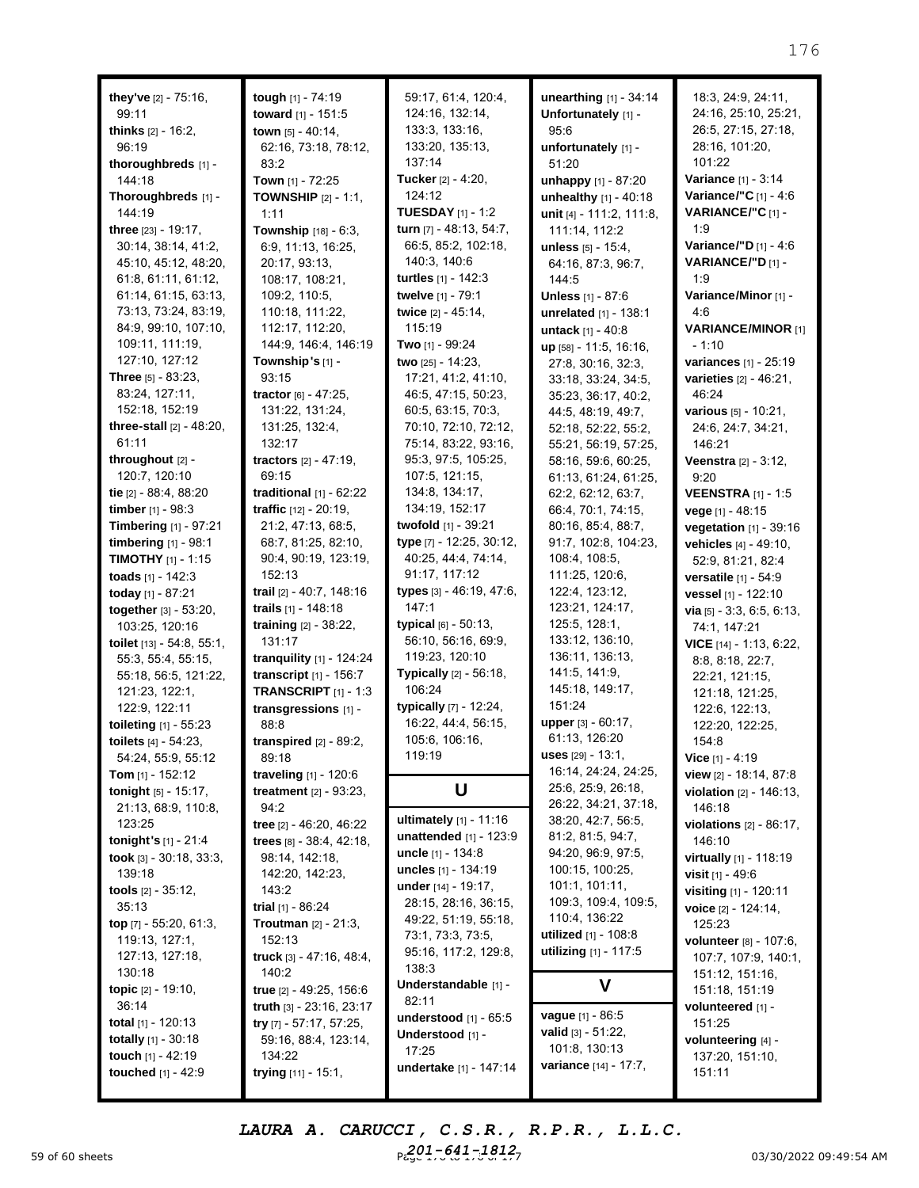**they've** [2] - 75:16, 99:11
**thinks** [2] - 16:2, 96:19
**thoroughbreds** [1] - 144:18
**Thoroughbreds** [1] - 144:19
**three** [23] - 19:17, 30:14, 38:14, 41:2, 45:10, 45:12, 48:20, 61:8, 61:11, 61:12, 61:14, 61:15, 63:13, 73:13, 73:24, 83:19, 84:9, 99:10, 107:10, 109:11, 111:19, 127:10, 127:12
**Three** [5] - 83:23, 83:24, 127:11, 152:18, 152:19
**three-stall** [2] - 48:20, 61:11
**throughout** [2] - 120:7, 120:10
**tie** [2] - 88:4, 88:20
**timber** [1] - 98:3
**Timbering** [1] - 97:21
**timbering** [1] - 98:1
**TIMOTHY** [1] - 1:15
**toads** [1] - 142:3
**today** [1] - 87:21
**together** [3] - 53:20, 103:25, 120:16
**toilet** [13] - 54:8, 55:1, 55:3, 55:4, 55:15, 55:18, 56:5, 121:22, 121:23, 122:1, 122:9, 122:11
**toileting** [1] - 55:23
**toilets** [4] - 54:23, 54:24, 55:9, 55:12
**Tom** [1] - 152:12
**tonight** [5] - 15:17, 21:13, 68:9, 110:8, 123:25
**tonight's** [1] - 21:4
**took** [3] - 30:18, 33:3, 139:18
**tools** [2] - 35:12, 35:13
**top** [7] - 55:20, 61:3, 119:13, 127:1, 127:13, 127:18, 130:18
**topic** [2] - 19:10, 36:14
**total** [1] - 120:13
**totally** [1] - 30:18
**touch** [1] - 42:19
**touched** [1] - 42:9
**tough** [1] - 74:19
**toward** [1] - 151:5
**town** [5] - 40:14, 62:16, 73:18, 78:12, 83:2
**Town** [1] - 72:25
**TOWNSHIP** [2] - 1:1, 1:11
**Township** [18] - 6:3, 6:9, 11:13, 16:25, 20:17, 93:13, 108:17, 108:21, 109:2, 110:5, 110:18, 111:22, 112:17, 112:20, 144:9, 146:4, 146:19
**Township's** [1] - 93:15
**tractor** [6] - 47:25, 131:22, 131:24, 131:25, 132:4, 132:17
**tractors** [2] - 47:19, 69:15
**traditional** [1] - 62:22
**traffic** [12] - 20:19, 21:2, 47:13, 68:5, 68:7, 81:25, 82:10, 90:4, 90:19, 123:19, 152:13
**trail** [2] - 40:7, 148:16
**trails** [1] - 148:18
**training** [2] - 38:22, 131:17
**tranquility** [1] - 124:24
**transcript** [1] - 156:7
**TRANSCRIPT** [1] - 1:3
**transgressions** [1] - 88:8
**transpired** [2] - 89:2, 89:18
**traveling** [1] - 120:6
**treatment** [2] - 93:23, 94:2
**tree** [2] - 46:20, 46:22
**trees** [8] - 38:4, 42:18, 98:14, 142:18, 142:20, 142:23, 143:2
**trial** [1] - 86:24
**Troutman** [2] - 21:3, 152:13
**truck** [3] - 47:16, 48:4, 140:2
**true** [2] - 49:25, 156:6
**truth** [3] - 23:16, 23:17
**try** [7] - 57:17, 57:25, 59:16, 88:4, 123:14, 134:22
**trying** [11] - 15:1, 59:17, 61:4, 120:4, 124:16, 132:14, 133:3, 133:16, 133:20, 135:13, 137:14
**Tucker** [2] - 4:20, 124:12
**TUESDAY** [1] - 1:2
**turn** [7] - 48:13, 54:7, 66:5, 85:2, 102:18, 140:3, 140:6
**turtles** [1] - 142:3
**twelve** [1] - 79:1
**twice** [2] - 45:14, 115:19
**Two** [1] - 99:24
**two** [25] - 14:23, 17:21, 41:2, 41:10, 46:5, 47:15, 50:23, 60:5, 63:15, 70:3, 70:10, 72:10, 72:12, 75:14, 83:22, 93:16, 95:3, 97:5, 105:25, 107:5, 121:15, 134:8, 134:17, 134:19, 152:17
**twofold** [1] - 39:21
**type** [7] - 12:25, 30:12, 40:25, 44:4, 74:14, 91:17, 117:12
**types** [3] - 46:19, 47:6, 147:1
**typical** [6] - 50:13, 56:10, 56:16, 69:9, 119:23, 120:10
**Typically** [2] - 56:18, 106:24
**typically** [7] - 12:24, 16:22, 44:4, 56:15, 105:6, 106:16, 119:19

## U

**ultimately** [1] - 11:16
**unattended** [1] - 123:9
**uncle** [1] - 134:8
**uncles** [1] - 134:19
**under** [14] - 19:17, 28:15, 28:16, 36:15, 49:22, 51:19, 55:18, 73:1, 73:3, 73:5, 95:16, 117:2, 129:8, 138:3
**Understandable** [1] - 82:11
**understood** [1] - 65:5
**Understood** [1] - 17:25
**undertake** [1] - 147:14
**unearthing** [1] - 34:14
**Unfortunately** [1] - 95:6
**unfortunately** [1] - 51:20
**unhappy** [1] - 87:20
**unhealthy** [1] - 40:18
**unit** [4] - 111:2, 111:8, 111:14, 112:2
**unless** [5] - 15:4, 64:16, 87:3, 96:7, 144:5
**Unless** [1] - 87:6
**unrelated** [1] - 138:1
**untack** [1] - 40:8
**up** [58] - 11:5, 16:16, 27:8, 30:16, 32:3, 33:18, 33:24, 34:5, 35:23, 36:17, 40:2, 44:5, 48:19, 49:7, 52:18, 52:22, 55:2, 55:21, 56:19, 57:25, 58:16, 59:6, 60:25, 61:13, 61:24, 61:25, 62:2, 62:12, 63:7, 66:4, 70:1, 74:15, 80:16, 85:4, 88:7, 91:7, 102:8, 104:23, 108:4, 108:5, 111:25, 120:6, 122:4, 123:12, 123:21, 124:17, 125:5, 128:1, 133:12, 136:10, 136:11, 136:13, 141:5, 141:9, 145:18, 149:17, 151:24
**upper** [3] - 60:17, 61:13, 126:20
**uses** [29] - 13:1, 16:14, 24:24, 24:25, 25:6, 25:9, 26:18, 26:22, 34:21, 37:18, 38:20, 42:7, 56:5, 81:2, 81:5, 94:7, 94:20, 96:9, 97:5, 100:15, 100:25, 101:1, 101:11, 109:3, 109:4, 109:5, 110:4, 136:22
**utilized** [1] - 108:8
**utilizing** [1] - 117:5

## V

**vague** [1] - 86:5
**valid** [3] - 51:22, 101:8, 130:13
**variance** [14] - 17:7, 18:3, 24:9, 24:11, 24:16, 25:10, 25:21, 26:5, 27:15, 27:18, 28:16, 101:20, 101:22
**Variance** [1] - 3:14
**Variance/"C** [1] - 4:6
**VARIANCE/"C** [1] - 1:9
**Variance/"D** [1] - 4:6
**VARIANCE/"D** [1] - 1:9
**Variance/Minor** [1] - 4:6
**VARIANCE/MINOR** [1] - 1:10
**variances** [1] - 25:19
**varieties** [2] - 46:21, 46:24
**various** [5] - 10:21, 24:6, 24:7, 34:21, 146:21
**Veenstra** [2] - 3:12, 9:20
**VEENSTRA** [1] - 1:5
**vege** [1] - 48:15
**vegetation** [1] - 39:16
**vehicles** [4] - 49:10, 52:9, 81:21, 82:4
**versatile** [1] - 54:9
**vessel** [1] - 122:10
**via** [5] - 3:3, 6:5, 6:13, 74:1, 147:21
**VICE** [14] - 1:13, 6:22, 8:8, 8:18, 22:7, 22:21, 121:15, 121:18, 121:25, 122:6, 122:13, 122:20, 122:25, 154:8
**Vice** [1] - 4:19
**view** [2] - 18:14, 87:8
**violation** [2] - 146:13, 146:18
**violations** [2] - 86:17, 146:10
**virtually** [1] - 118:19
**visit** [1] - 49:6
**visiting** [1] - 120:11
**voice** [2] - 124:14, 125:23
**volunteer** [8] - 107:6, 107:7, 107:9, 140:1, 151:12, 151:16, 151:18, 151:19
**volunteered** [1] - 151:25
**volunteering** [4] - 137:20, 151:10, 151:11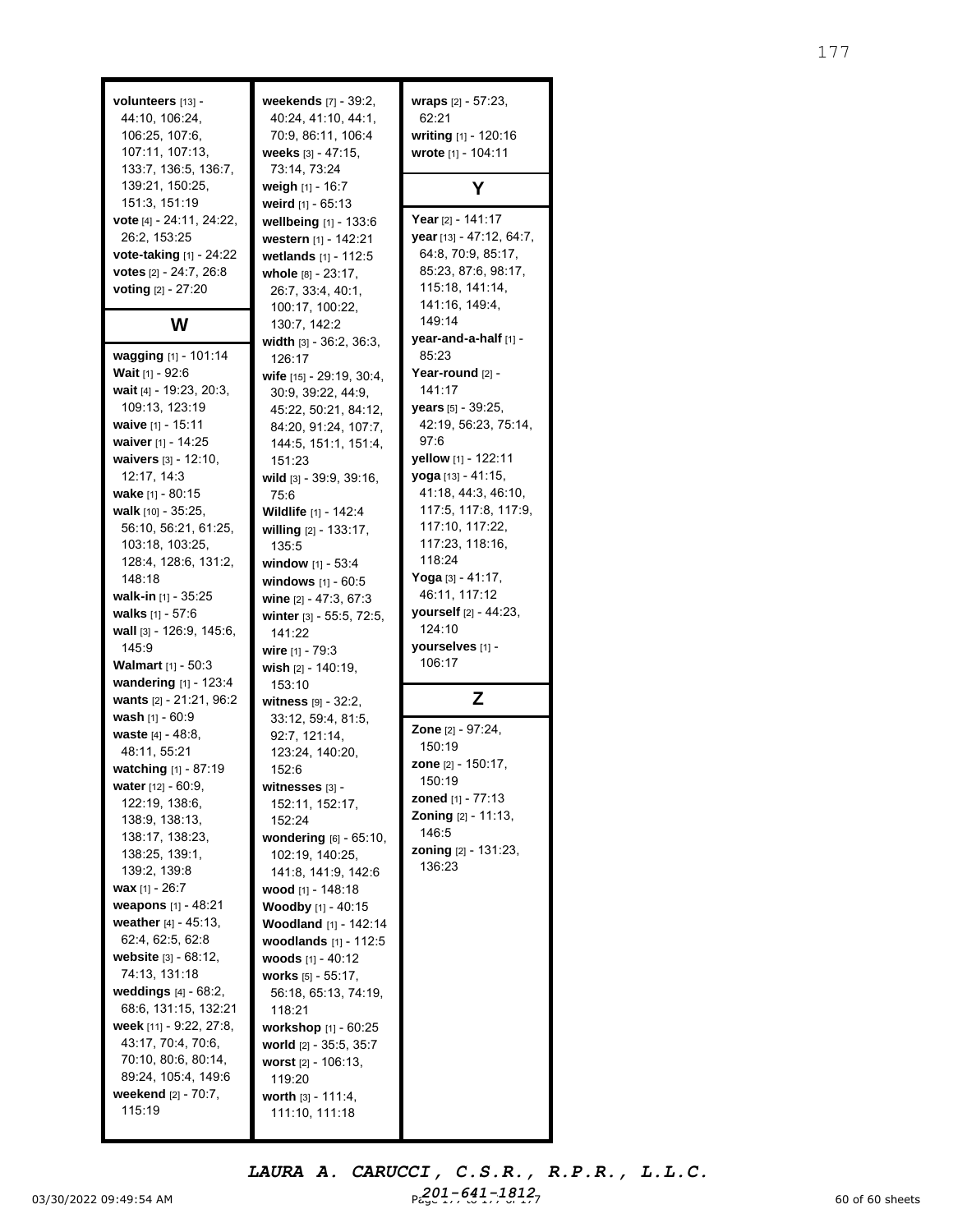**volunteers** [13] - 44:10, 106:24, 106:25, 107:6, 107:11, 107:13, 133:7, 136:5, 136:7, 139:21, 150:25, 151:3, 151:19
**vote** [4] - 24:11, 24:22, 26:2, 153:25
**vote-taking** [1] - 24:22
**votes** [2] - 24:7, 26:8
**voting** [2] - 27:20

## W

**wagging** [1] - 101:14
**Wait** [1] - 92:6
**wait** [4] - 19:23, 20:3, 109:13, 123:19
**waive** [1] - 15:11
**waiver** [1] - 14:25
**waivers** [3] - 12:10, 12:17, 14:3
**wake** [1] - 80:15
**walk** [10] - 35:25, 56:10, 56:21, 61:25, 103:18, 103:25, 128:4, 128:6, 131:2, 148:18
**walk-in** [1] - 35:25
**walks** [1] - 57:6
**wall** [3] - 126:9, 145:6, 145:9
**Walmart** [1] - 50:3
**wandering** [1] - 123:4
**wants** [2] - 21:21, 96:2
**wash** [1] - 60:9
**waste** [4] - 48:8, 48:11, 55:21
**watching** [1] - 87:19
**water** [12] - 60:9, 122:19, 138:6, 138:9, 138:13, 138:17, 138:23, 138:25, 139:1, 139:2, 139:8
**wax** [1] - 26:7
**weapons** [1] - 48:21
**weather** [4] - 45:13, 62:4, 62:5, 62:8
**website** [3] - 68:12, 74:13, 131:18
**weddings** [4] - 68:2, 68:6, 131:15, 132:21
**week** [11] - 9:22, 27:8, 43:17, 70:4, 70:6, 70:10, 80:6, 80:14, 89:24, 105:4, 149:6
**weekend** [2] - 70:7, 115:19
**weekends** [7] - 39:2, 40:24, 41:10, 44:1, 70:9, 86:11, 106:4
**weeks** [3] - 47:15, 73:14, 73:24
**weigh** [1] - 16:7
**weird** [1] - 65:13
**wellbeing** [1] - 133:6
**western** [1] - 142:21
**wetlands** [1] - 112:5
**whole** [8] - 23:17, 26:7, 33:4, 40:1, 100:17, 100:22, 130:7, 142:2
**width** [3] - 36:2, 36:3, 126:17
**wife** [15] - 29:19, 30:4, 30:9, 39:22, 44:9, 45:22, 50:21, 84:12, 84:20, 91:24, 107:7, 144:5, 151:1, 151:4, 151:23
**wild** [3] - 39:9, 39:16, 75:6
**Wildlife** [1] - 142:4
**willing** [2] - 133:17, 135:5
**window** [1] - 53:4
**windows** [1] - 60:5
**wine** [2] - 47:3, 67:3
**winter** [3] - 55:5, 72:5, 141:22
**wire** [1] - 79:3
**wish** [2] - 140:19, 153:10
**witness** [9] - 32:2, 33:12, 59:4, 81:5, 92:7, 121:14, 123:24, 140:20, 152:6
**witnesses** [3] - 152:11, 152:17, 152:24
**wondering** [6] - 65:10, 102:19, 140:25, 141:8, 141:9, 142:6
**wood** [1] - 148:18
**Woodby** [1] - 40:15
**Woodland** [1] - 142:14
**woodlands** [1] - 112:5
**woods** [1] - 40:12
**works** [5] - 55:17, 56:18, 65:13, 74:19, 118:21
**workshop** [1] - 60:25
**world** [2] - 35:5, 35:7
**worst** [2] - 106:13, 119:20
**worth** [3] - 111:4, 111:10, 111:18
**wraps** [2] - 57:23, 62:21
**writing** [1] - 120:16
**wrote** [1] - 104:11

## Y

**Year** [2] - 141:17
**year** [13] - 47:12, 64:7, 64:8, 70:9, 85:17, 85:23, 87:6, 98:17, 115:18, 141:14, 141:16, 149:4, 149:14
**year-and-a-half** [1] - 85:23
**Year-round** [2] - 141:17
**years** [5] - 39:25, 42:19, 56:23, 75:14, 97:6
**yellow** [1] - 122:11
**yoga** [13] - 41:15, 41:18, 44:3, 46:10, 117:5, 117:8, 117:9, 117:10, 117:22, 117:23, 118:16, 118:24
**Yoga** [3] - 41:17, 46:11, 117:12
**yourself** [2] - 44:23, 124:10
**yourselves** [1] - 106:17

## Z

**Zone** [2] - 97:24, 150:19
**zone** [2] - 150:17, 150:19
**zoned** [1] - 77:13
**Zoning** [2] - 11:13, 146:5
**zoning** [2] - 131:23, 136:23